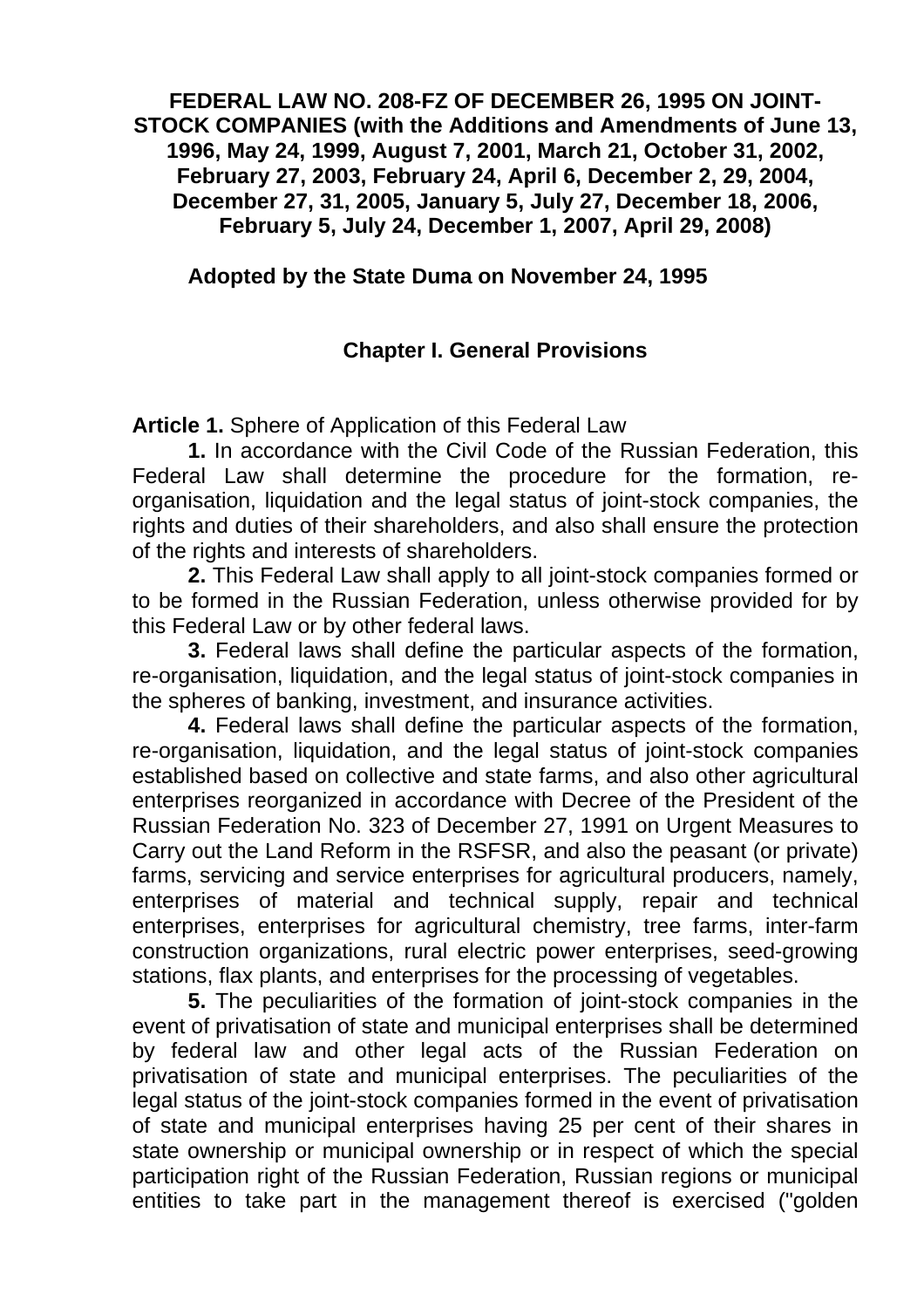# FEDERAL LAW NO. 208-FZ OF DECEMBER 26, 1995 ON JOINT-STOCK COMPANIES (with the Additions and Amendments of June 13, 1996, May 24, 1999, August 7, 2001, March 21, October 31, 2002, February 27, 2003, February 24, April 6, December 2, 29, 2004, December 27, 31, 2005, January 5, July 27, December 18, 2006, February 5, July 24, December 1, 2007, April 29, 2008)

**Adopted by the State Duma on November 24, 1995**

## Chapter I. General Provisions

**Article 1.** Sphere of Application of this Federal Law

**1.** In accordance with the Civil Code of the Russian Federation, this Federal Law shall determine the procedure for the formation, re-organisation, liquidation and the legal status of joint-stock companies, the rights and duties of their shareholders, and also shall ensure the protection of the rights and interests of shareholders.

**2.** This Federal Law shall apply to all joint-stock companies formed or to be formed in the Russian Federation, unless otherwise provided for by this Federal Law or by other federal laws.

**3.** Federal laws shall define the particular aspects of the formation, re-organisation, liquidation, and the legal status of joint-stock companies in the spheres of banking, investment, and insurance activities.

**4.** Federal laws shall define the particular aspects of the formation, re-organisation, liquidation, and the legal status of joint-stock companies established based on collective and state farms, and also other agricultural enterprises reorganized in accordance with Decree of the President of the Russian Federation No. 323 of December 27, 1991 on Urgent Measures to Carry out the Land Reform in the RSFSR, and also the peasant (or private) farms, servicing and service enterprises for agricultural producers, namely, enterprises of material and technical supply, repair and technical enterprises, enterprises for agricultural chemistry, tree farms, inter-farm construction organizations, rural electric power enterprises, seed-growing stations, flax plants, and enterprises for the processing of vegetables.

**5.** The peculiarities of the formation of joint-stock companies in the event of privatisation of state and municipal enterprises shall be determined by federal law and other legal acts of the Russian Federation on privatisation of state and municipal enterprises. The peculiarities of the legal status of the joint-stock companies formed in the event of privatisation of state and municipal enterprises having 25 per cent of their shares in state ownership or municipal ownership or in respect of which the special participation right of the Russian Federation, Russian regions or municipal entities to take part in the management thereof is exercised ("golden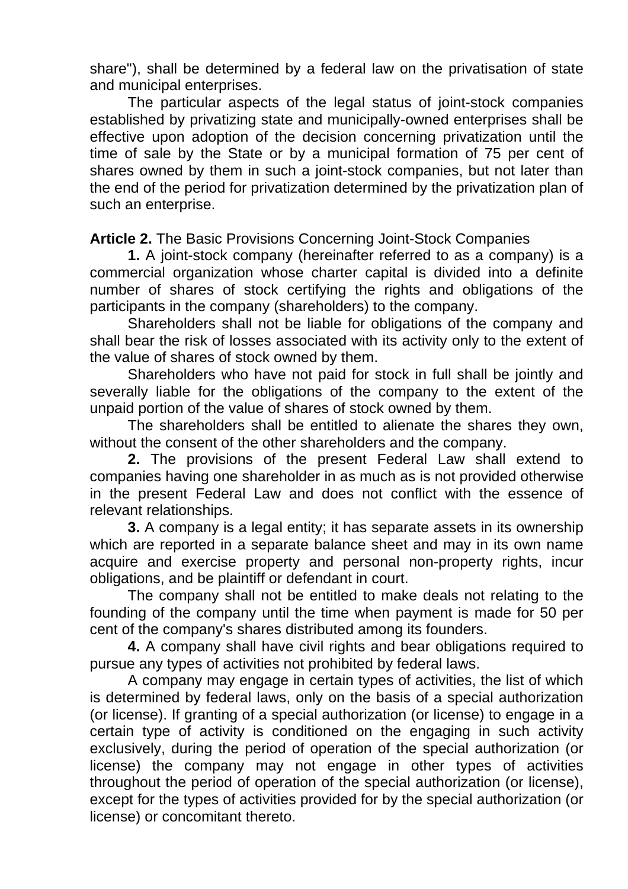share"), shall be determined by a federal law on the privatisation of state and municipal enterprises.

The particular aspects of the legal status of joint-stock companies established by privatizing state and municipally-owned enterprises shall be effective upon adoption of the decision concerning privatization until the time of sale by the State or by a municipal formation of 75 per cent of shares owned by them in such a joint-stock companies, but not later than the end of the period for privatization determined by the privatization plan of such an enterprise.

**Article 2.** The Basic Provisions Concerning Joint-Stock Companies

**1.** A joint-stock company (hereinafter referred to as a company) is a commercial organization whose charter capital is divided into a definite number of shares of stock certifying the rights and obligations of the participants in the company (shareholders) to the company.

Shareholders shall not be liable for obligations of the company and shall bear the risk of losses associated with its activity only to the extent of the value of shares of stock owned by them.

Shareholders who have not paid for stock in full shall be jointly and severally liable for the obligations of the company to the extent of the unpaid portion of the value of shares of stock owned by them.

The shareholders shall be entitled to alienate the shares they own, without the consent of the other shareholders and the company.

**2.** The provisions of the present Federal Law shall extend to companies having one shareholder in as much as is not provided otherwise in the present Federal Law and does not conflict with the essence of relevant relationships.

**3.** A company is a legal entity; it has separate assets in its ownership which are reported in a separate balance sheet and may in its own name acquire and exercise property and personal non-property rights, incur obligations, and be plaintiff or defendant in court.

The company shall not be entitled to make deals not relating to the founding of the company until the time when payment is made for 50 per cent of the company's shares distributed among its founders.

**4.** A company shall have civil rights and bear obligations required to pursue any types of activities not prohibited by federal laws.

A company may engage in certain types of activities, the list of which is determined by federal laws, only on the basis of a special authorization (or license). If granting of a special authorization (or license) to engage in a certain type of activity is conditioned on the engaging in such activity exclusively, during the period of operation of the special authorization (or license) the company may not engage in other types of activities throughout the period of operation of the special authorization (or license), except for the types of activities provided for by the special authorization (or license) or concomitant thereto.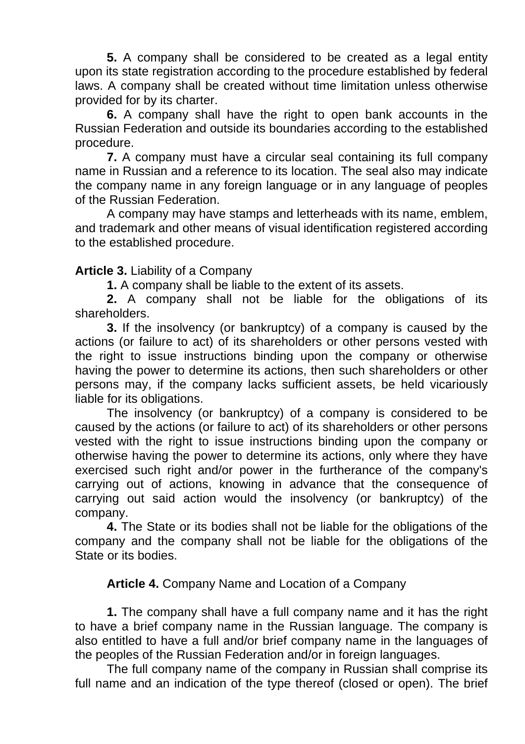**5.** A company shall be considered to be created as a legal entity upon its state registration according to the procedure established by federal laws. A company shall be created without time limitation unless otherwise provided for by its charter.

**6.** A company shall have the right to open bank accounts in the Russian Federation and outside its boundaries according to the established procedure.

**7.** A company must have a circular seal containing its full company name in Russian and a reference to its location. The seal also may indicate the company name in any foreign language or in any language of peoples of the Russian Federation.

A company may have stamps and letterheads with its name, emblem, and trademark and other means of visual identification registered according to the established procedure.

**Article 3.** Liability of a Company

**1.** A company shall be liable to the extent of its assets.

**2.** A company shall not be liable for the obligations of its shareholders.

**3.** If the insolvency (or bankruptcy) of a company is caused by the actions (or failure to act) of its shareholders or other persons vested with the right to issue instructions binding upon the company or otherwise having the power to determine its actions, then such shareholders or other persons may, if the company lacks sufficient assets, be held vicariously liable for its obligations.

The insolvency (or bankruptcy) of a company is considered to be caused by the actions (or failure to act) of its shareholders or other persons vested with the right to issue instructions binding upon the company or otherwise having the power to determine its actions, only where they have exercised such right and/or power in the furtherance of the company's carrying out of actions, knowing in advance that the consequence of carrying out said action would the insolvency (or bankruptcy) of the company.

**4.** The State or its bodies shall not be liable for the obligations of the company and the company shall not be liable for the obligations of the State or its bodies.

**Article 4.** Company Name and Location of a Company

**1.** The company shall have a full company name and it has the right to have a brief company name in the Russian language. The company is also entitled to have a full and/or brief company name in the languages of the peoples of the Russian Federation and/or in foreign languages.

The full company name of the company in Russian shall comprise its full name and an indication of the type thereof (closed or open). The brief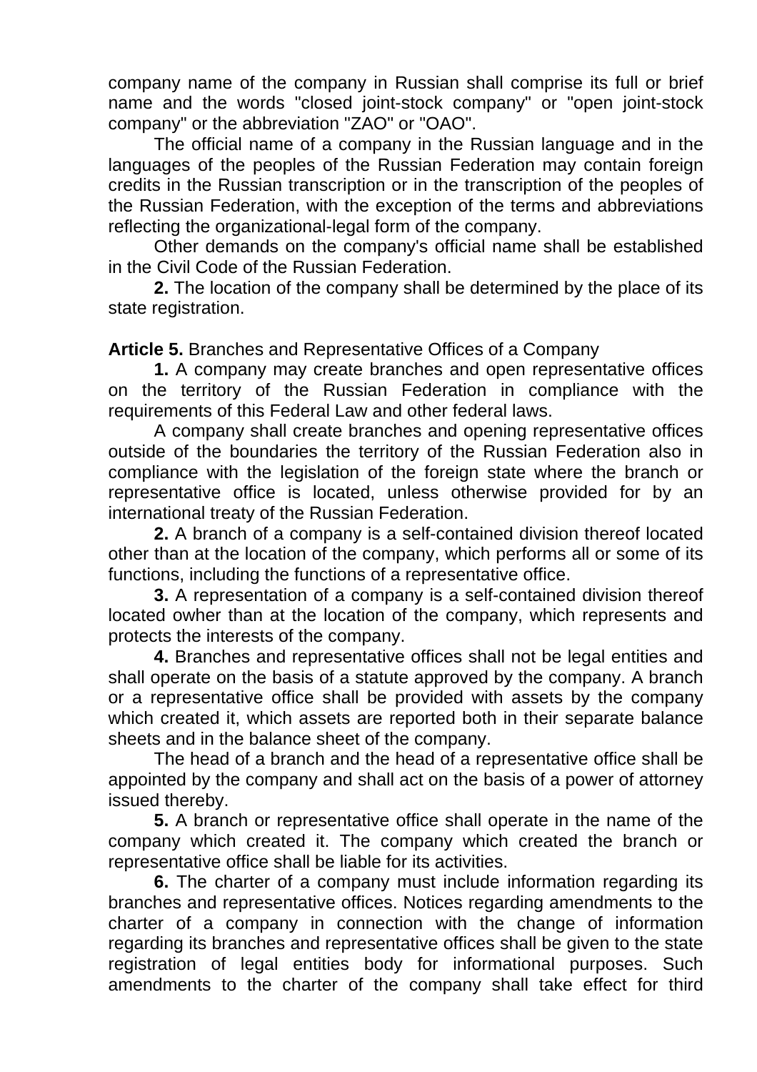company name of the company in Russian shall comprise its full or brief name and the words "closed joint-stock company" or "open joint-stock company" or the abbreviation "ZAO" or "OAO".

The official name of a company in the Russian language and in the languages of the peoples of the Russian Federation may contain foreign credits in the Russian transcription or in the transcription of the peoples of the Russian Federation, with the exception of the terms and abbreviations reflecting the organizational-legal form of the company.

Other demands on the company's official name shall be established in the Civil Code of the Russian Federation.

**2.** The location of the company shall be determined by the place of its state registration.

**Article 5.** Branches and Representative Offices of a Company

**1.** A company may create branches and open representative offices on the territory of the Russian Federation in compliance with the requirements of this Federal Law and other federal laws.

A company shall create branches and opening representative offices outside of the boundaries the territory of the Russian Federation also in compliance with the legislation of the foreign state where the branch or representative office is located, unless otherwise provided for by an international treaty of the Russian Federation.

**2.** A branch of a company is a self-contained division thereof located other than at the location of the company, which performs all or some of its functions, including the functions of a representative office.

**3.** A representation of a company is a self-contained division thereof located owher than at the location of the company, which represents and protects the interests of the company.

**4.** Branches and representative offices shall not be legal entities and shall operate on the basis of a statute approved by the company. A branch or a representative office shall be provided with assets by the company which created it, which assets are reported both in their separate balance sheets and in the balance sheet of the company.

The head of a branch and the head of a representative office shall be appointed by the company and shall act on the basis of a power of attorney issued thereby.

**5.** A branch or representative office shall operate in the name of the company which created it. The company which created the branch or representative office shall be liable for its activities.

**6.** The charter of a company must include information regarding its branches and representative offices. Notices regarding amendments to the charter of a company in connection with the change of information regarding its branches and representative offices shall be given to the state registration of legal entities body for informational purposes. Such amendments to the charter of the company shall take effect for third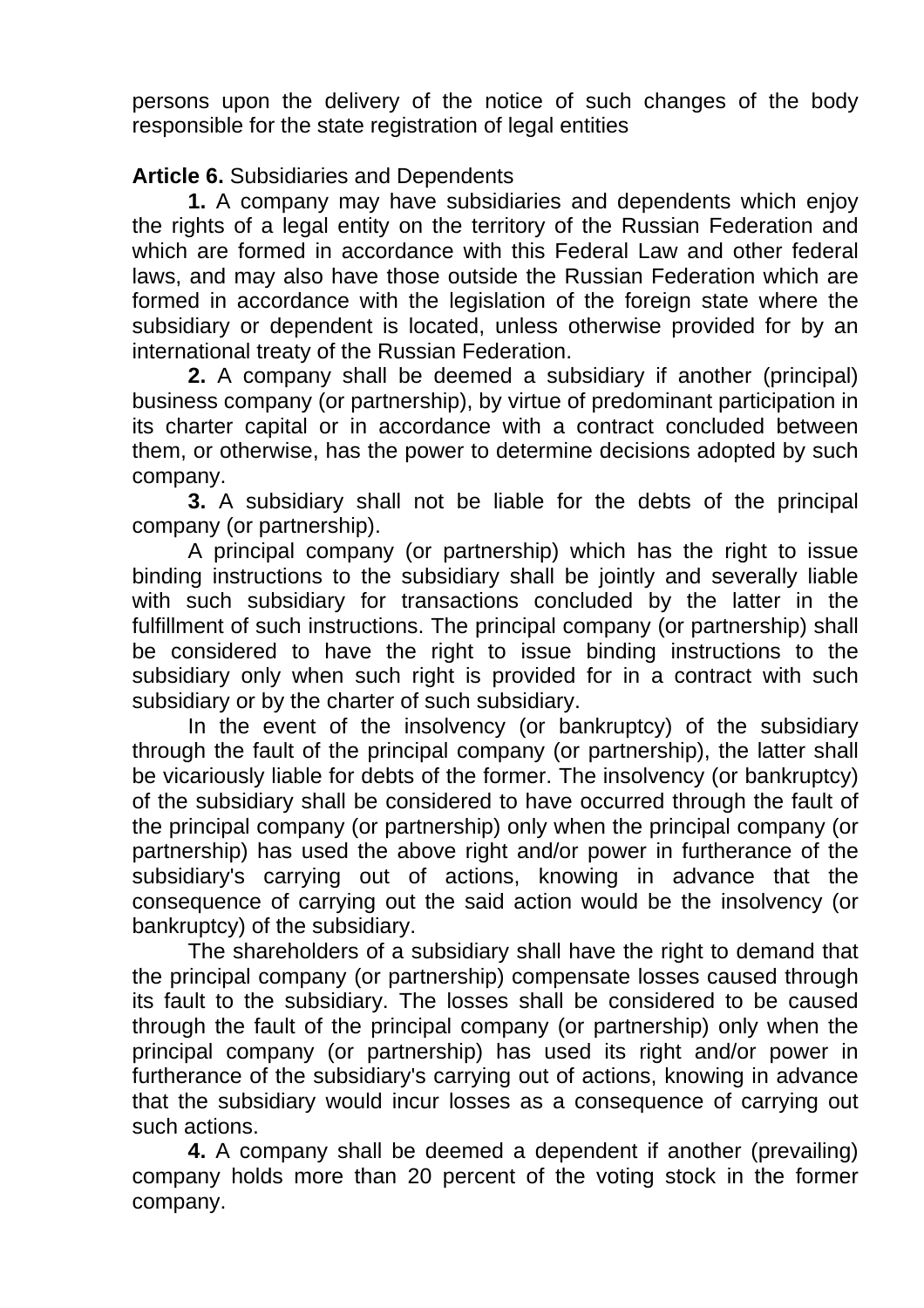persons upon the delivery of the notice of such changes of the body responsible for the state registration of legal entities

**Article 6.** Subsidiaries and Dependents

**1.** A company may have subsidiaries and dependents which enjoy the rights of a legal entity on the territory of the Russian Federation and which are formed in accordance with this Federal Law and other federal laws, and may also have those outside the Russian Federation which are formed in accordance with the legislation of the foreign state where the subsidiary or dependent is located, unless otherwise provided for by an international treaty of the Russian Federation.

**2.** A company shall be deemed a subsidiary if another (principal) business company (or partnership), by virtue of predominant participation in its charter capital or in accordance with a contract concluded between them, or otherwise, has the power to determine decisions adopted by such company.

**3.** A subsidiary shall not be liable for the debts of the principal company (or partnership).

A principal company (or partnership) which has the right to issue binding instructions to the subsidiary shall be jointly and severally liable with such subsidiary for transactions concluded by the latter in the fulfillment of such instructions. The principal company (or partnership) shall be considered to have the right to issue binding instructions to the subsidiary only when such right is provided for in a contract with such subsidiary or by the charter of such subsidiary.

In the event of the insolvency (or bankruptcy) of the subsidiary through the fault of the principal company (or partnership), the latter shall be vicariously liable for debts of the former. The insolvency (or bankruptcy) of the subsidiary shall be considered to have occurred through the fault of the principal company (or partnership) only when the principal company (or partnership) has used the above right and/or power in furtherance of the subsidiary's carrying out of actions, knowing in advance that the consequence of carrying out the said action would be the insolvency (or bankruptcy) of the subsidiary.

The shareholders of a subsidiary shall have the right to demand that the principal company (or partnership) compensate losses caused through its fault to the subsidiary. The losses shall be considered to be caused through the fault of the principal company (or partnership) only when the principal company (or partnership) has used its right and/or power in furtherance of the subsidiary's carrying out of actions, knowing in advance that the subsidiary would incur losses as a consequence of carrying out such actions.

**4.** A company shall be deemed a dependent if another (prevailing) company holds more than 20 percent of the voting stock in the former company.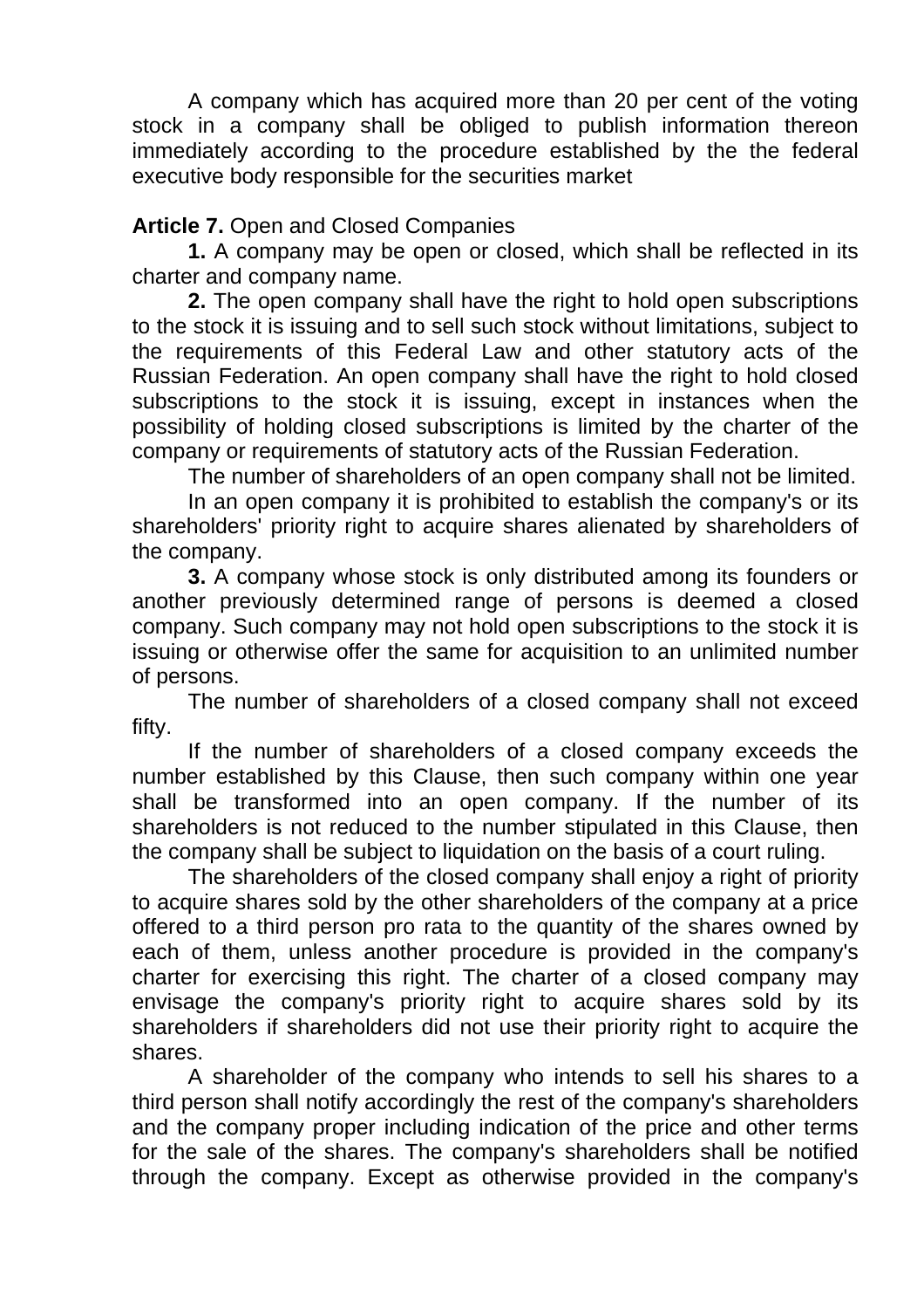A company which has acquired more than 20 per cent of the voting stock in a company shall be obliged to publish information thereon immediately according to the procedure established by the the federal executive body responsible for the securities market

**Article 7.** Open and Closed Companies

**1.** A company may be open or closed, which shall be reflected in its charter and company name.

**2.** The open company shall have the right to hold open subscriptions to the stock it is issuing and to sell such stock without limitations, subject to the requirements of this Federal Law and other statutory acts of the Russian Federation. An open company shall have the right to hold closed subscriptions to the stock it is issuing, except in instances when the possibility of holding closed subscriptions is limited by the charter of the company or requirements of statutory acts of the Russian Federation.

The number of shareholders of an open company shall not be limited.

In an open company it is prohibited to establish the company's or its shareholders' priority right to acquire shares alienated by shareholders of the company.

**3.** A company whose stock is only distributed among its founders or another previously determined range of persons is deemed a closed company. Such company may not hold open subscriptions to the stock it is issuing or otherwise offer the same for acquisition to an unlimited number of persons.

The number of shareholders of a closed company shall not exceed fifty.

If the number of shareholders of a closed company exceeds the number established by this Clause, then such company within one year shall be transformed into an open company. If the number of its shareholders is not reduced to the number stipulated in this Clause, then the company shall be subject to liquidation on the basis of a court ruling.

The shareholders of the closed company shall enjoy a right of priority to acquire shares sold by the other shareholders of the company at a price offered to a third person pro rata to the quantity of the shares owned by each of them, unless another procedure is provided in the company's charter for exercising this right. The charter of a closed company may envisage the company's priority right to acquire shares sold by its shareholders if shareholders did not use their priority right to acquire the shares.

A shareholder of the company who intends to sell his shares to a third person shall notify accordingly the rest of the company's shareholders and the company proper including indication of the price and other terms for the sale of the shares. The company's shareholders shall be notified through the company. Except as otherwise provided in the company's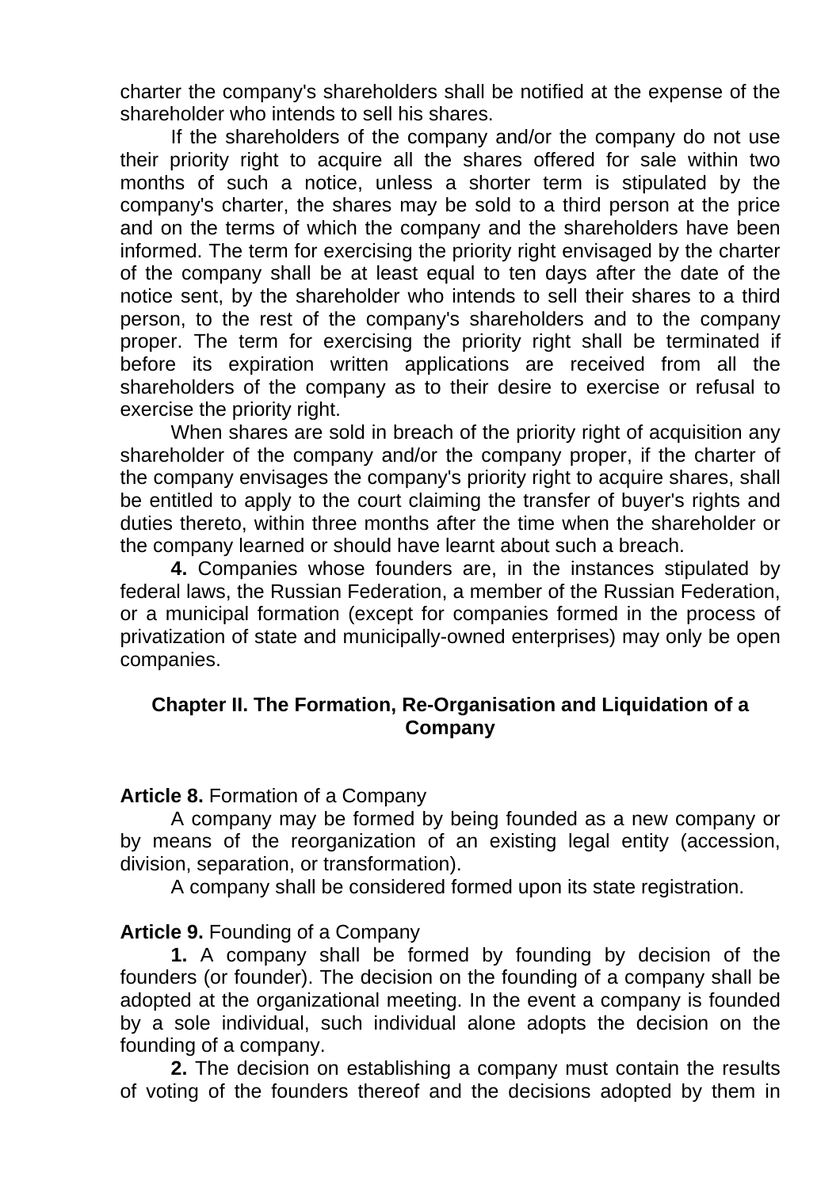charter the company's shareholders shall be notified at the expense of the shareholder who intends to sell his shares.

If the shareholders of the company and/or the company do not use their priority right to acquire all the shares offered for sale within two months of such a notice, unless a shorter term is stipulated by the company's charter, the shares may be sold to a third person at the price and on the terms of which the company and the shareholders have been informed. The term for exercising the priority right envisaged by the charter of the company shall be at least equal to ten days after the date of the notice sent, by the shareholder who intends to sell their shares to a third person, to the rest of the company's shareholders and to the company proper. The term for exercising the priority right shall be terminated if before its expiration written applications are received from all the shareholders of the company as to their desire to exercise or refusal to exercise the priority right.

When shares are sold in breach of the priority right of acquisition any shareholder of the company and/or the company proper, if the charter of the company envisages the company's priority right to acquire shares, shall be entitled to apply to the court claiming the transfer of buyer's rights and duties thereto, within three months after the time when the shareholder or the company learned or should have learnt about such a breach.

**4.** Companies whose founders are, in the instances stipulated by federal laws, the Russian Federation, a member of the Russian Federation, or a municipal formation (except for companies formed in the process of privatization of state and municipally-owned enterprises) may only be open companies.

## Chapter II. The Formation, Re-Organisation and Liquidation of a Company

**Article 8.** Formation of a Company

A company may be formed by being founded as a new company or by means of the reorganization of an existing legal entity (accession, division, separation, or transformation).

A company shall be considered formed upon its state registration.

**Article 9.** Founding of a Company

**1.** A company shall be formed by founding by decision of the founders (or founder). The decision on the founding of a company shall be adopted at the organizational meeting. In the event a company is founded by a sole individual, such individual alone adopts the decision on the founding of a company.

**2.** The decision on establishing a company must contain the results of voting of the founders thereof and the decisions adopted by them in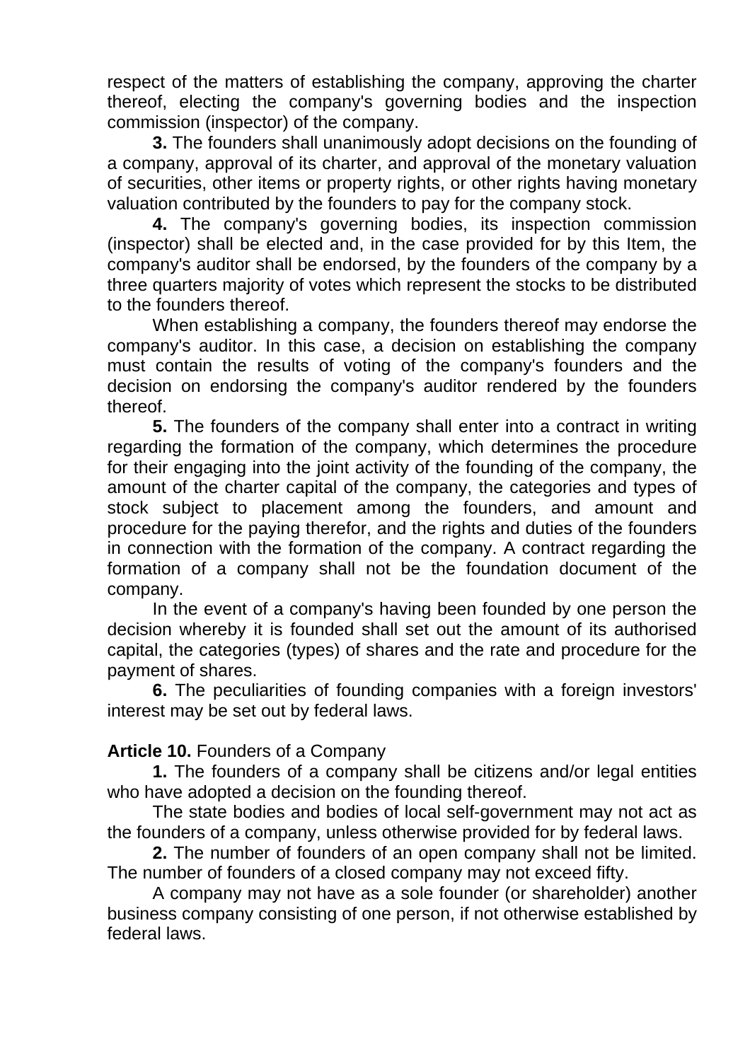respect of the matters of establishing the company, approving the charter thereof, electing the company's governing bodies and the inspection commission (inspector) of the company.

**3.** The founders shall unanimously adopt decisions on the founding of a company, approval of its charter, and approval of the monetary valuation of securities, other items or property rights, or other rights having monetary valuation contributed by the founders to pay for the company stock.

**4.** The company's governing bodies, its inspection commission (inspector) shall be elected and, in the case provided for by this Item, the company's auditor shall be endorsed, by the founders of the company by a three quarters majority of votes which represent the stocks to be distributed to the founders thereof.

When establishing a company, the founders thereof may endorse the company's auditor. In this case, a decision on establishing the company must contain the results of voting of the company's founders and the decision on endorsing the company's auditor rendered by the founders thereof.

**5.** The founders of the company shall enter into a contract in writing regarding the formation of the company, which determines the procedure for their engaging into the joint activity of the founding of the company, the amount of the charter capital of the company, the categories and types of stock subject to placement among the founders, and amount and procedure for the paying therefor, and the rights and duties of the founders in connection with the formation of the company. A contract regarding the formation of a company shall not be the foundation document of the company.

In the event of a company's having been founded by one person the decision whereby it is founded shall set out the amount of its authorised capital, the categories (types) of shares and the rate and procedure for the payment of shares.

**6.** The peculiarities of founding companies with a foreign investors' interest may be set out by federal laws.

**Article 10.** Founders of a Company

**1.** The founders of a company shall be citizens and/or legal entities who have adopted a decision on the founding thereof.

The state bodies and bodies of local self-government may not act as the founders of a company, unless otherwise provided for by federal laws.

**2.** The number of founders of an open company shall not be limited. The number of founders of a closed company may not exceed fifty.

A company may not have as a sole founder (or shareholder) another business company consisting of one person, if not otherwise established by federal laws.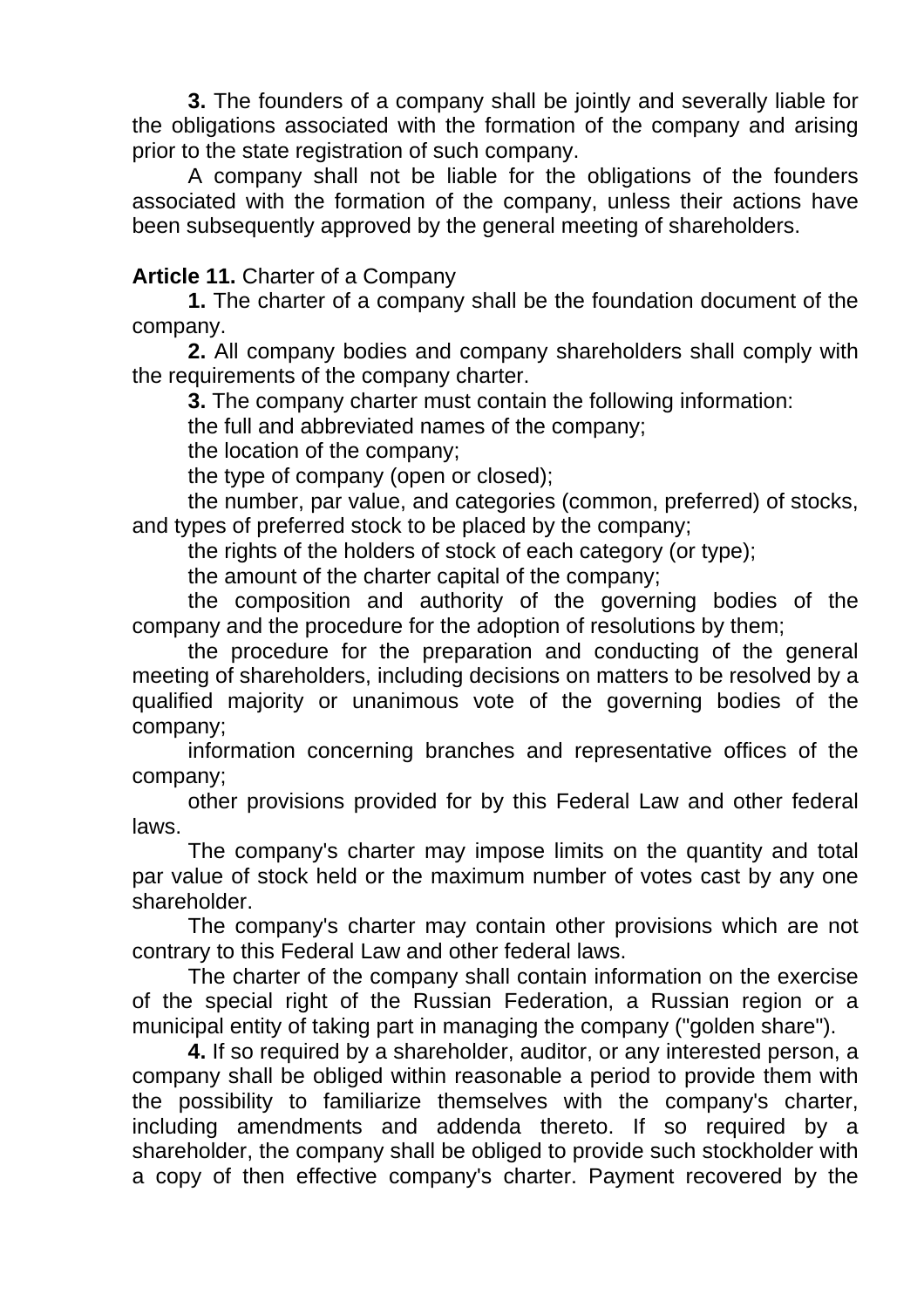**3.** The founders of a company shall be jointly and severally liable for the obligations associated with the formation of the company and arising prior to the state registration of such company.

A company shall not be liable for the obligations of the founders associated with the formation of the company, unless their actions have been subsequently approved by the general meeting of shareholders.

**Article 11.** Charter of a Company

**1.** The charter of a company shall be the foundation document of the company.

**2.** All company bodies and company shareholders shall comply with the requirements of the company charter.

**3.** The company charter must contain the following information:

the full and abbreviated names of the company;

the location of the company;

the type of company (open or closed);

the number, par value, and categories (common, preferred) of stocks, and types of preferred stock to be placed by the company;

the rights of the holders of stock of each category (or type);

the amount of the charter capital of the company;

the composition and authority of the governing bodies of the company and the procedure for the adoption of resolutions by them;

the procedure for the preparation and conducting of the general meeting of shareholders, including decisions on matters to be resolved by a qualified majority or unanimous vote of the governing bodies of the company;

information concerning branches and representative offices of the company;

other provisions provided for by this Federal Law and other federal laws.

The company's charter may impose limits on the quantity and total par value of stock held or the maximum number of votes cast by any one shareholder.

The company's charter may contain other provisions which are not contrary to this Federal Law and other federal laws.

The charter of the company shall contain information on the exercise of the special right of the Russian Federation, a Russian region or a municipal entity of taking part in managing the company ("golden share").

**4.** If so required by a shareholder, auditor, or any interested person, a company shall be obliged within reasonable a period to provide them with the possibility to familiarize themselves with the company's charter, including amendments and addenda thereto. If so required by a shareholder, the company shall be obliged to provide such stockholder with a copy of then effective company's charter. Payment recovered by the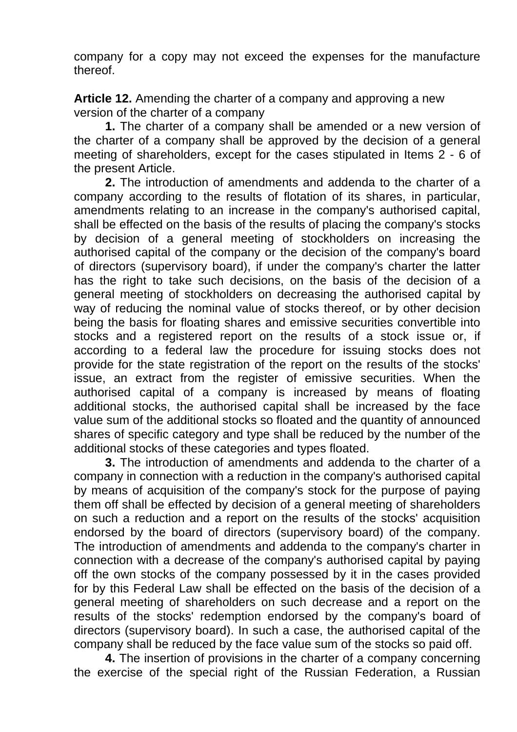company for a copy may not exceed the expenses for the manufacture thereof.

**Article 12.** Amending the charter of a company and approving a new version of the charter of a company

**1.** The charter of a company shall be amended or a new version of the charter of a company shall be approved by the decision of a general meeting of shareholders, except for the cases stipulated in Items 2 - 6 of the present Article.

**2.** The introduction of amendments and addenda to the charter of a company according to the results of flotation of its shares, in particular, amendments relating to an increase in the company's authorised capital, shall be effected on the basis of the results of placing the company's stocks by decision of a general meeting of stockholders on increasing the authorised capital of the company or the decision of the company's board of directors (supervisory board), if under the company's charter the latter has the right to take such decisions, on the basis of the decision of a general meeting of stockholders on decreasing the authorised capital by way of reducing the nominal value of stocks thereof, or by other decision being the basis for floating shares and emissive securities convertible into stocks and a registered report on the results of a stock issue or, if according to a federal law the procedure for issuing stocks does not provide for the state registration of the report on the results of the stocks' issue, an extract from the register of emissive securities. When the authorised capital of a company is increased by means of floating additional stocks, the authorised capital shall be increased by the face value sum of the additional stocks so floated and the quantity of announced shares of specific category and type shall be reduced by the number of the additional stocks of these categories and types floated.

**3.** The introduction of amendments and addenda to the charter of a company in connection with a reduction in the company's authorised capital by means of acquisition of the company's stock for the purpose of paying them off shall be effected by decision of a general meeting of shareholders on such a reduction and a report on the results of the stocks' acquisition endorsed by the board of directors (supervisory board) of the company. The introduction of amendments and addenda to the company's charter in connection with a decrease of the company's authorised capital by paying off the own stocks of the company possessed by it in the cases provided for by this Federal Law shall be effected on the basis of the decision of a general meeting of shareholders on such decrease and a report on the results of the stocks' redemption endorsed by the company's board of directors (supervisory board). In such a case, the authorised capital of the company shall be reduced by the face value sum of the stocks so paid off.

**4.** The insertion of provisions in the charter of a company concerning the exercise of the special right of the Russian Federation, a Russian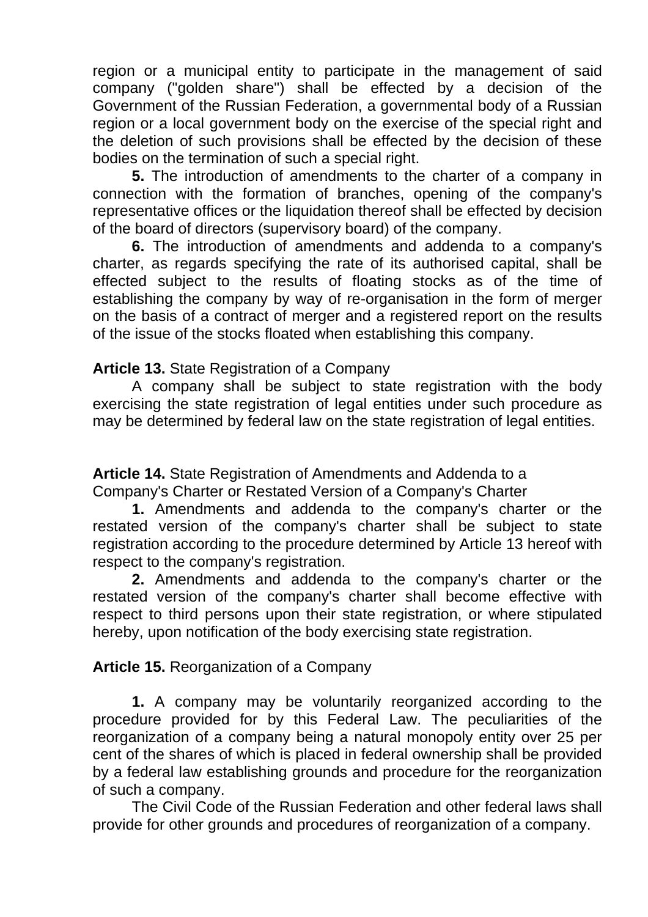region or a municipal entity to participate in the management of said company ("golden share") shall be effected by a decision of the Government of the Russian Federation, a governmental body of a Russian region or a local government body on the exercise of the special right and the deletion of such provisions shall be effected by the decision of these bodies on the termination of such a special right.

**5.** The introduction of amendments to the charter of a company in connection with the formation of branches, opening of the company's representative offices or the liquidation thereof shall be effected by decision of the board of directors (supervisory board) of the company.

**6.** The introduction of amendments and addenda to a company's charter, as regards specifying the rate of its authorised capital, shall be effected subject to the results of floating stocks as of the time of establishing the company by way of re-organisation in the form of merger on the basis of a contract of merger and a registered report on the results of the issue of the stocks floated when establishing this company.

**Article 13.** State Registration of a Company

A company shall be subject to state registration with the body exercising the state registration of legal entities under such procedure as may be determined by federal law on the state registration of legal entities.

**Article 14.** State Registration of Amendments and Addenda to a Company's Charter or Restated Version of a Company's Charter

**1.** Amendments and addenda to the company's charter or the restated version of the company's charter shall be subject to state registration according to the procedure determined by Article 13 hereof with respect to the company's registration.

**2.** Amendments and addenda to the company's charter or the restated version of the company's charter shall become effective with respect to third persons upon their state registration, or where stipulated hereby, upon notification of the body exercising state registration.

**Article 15.** Reorganization of a Company

**1.** A company may be voluntarily reorganized according to the procedure provided for by this Federal Law. The peculiarities of the reorganization of a company being a natural monopoly entity over 25 per cent of the shares of which is placed in federal ownership shall be provided by a federal law establishing grounds and procedure for the reorganization of such a company.

The Civil Code of the Russian Federation and other federal laws shall provide for other grounds and procedures of reorganization of a company.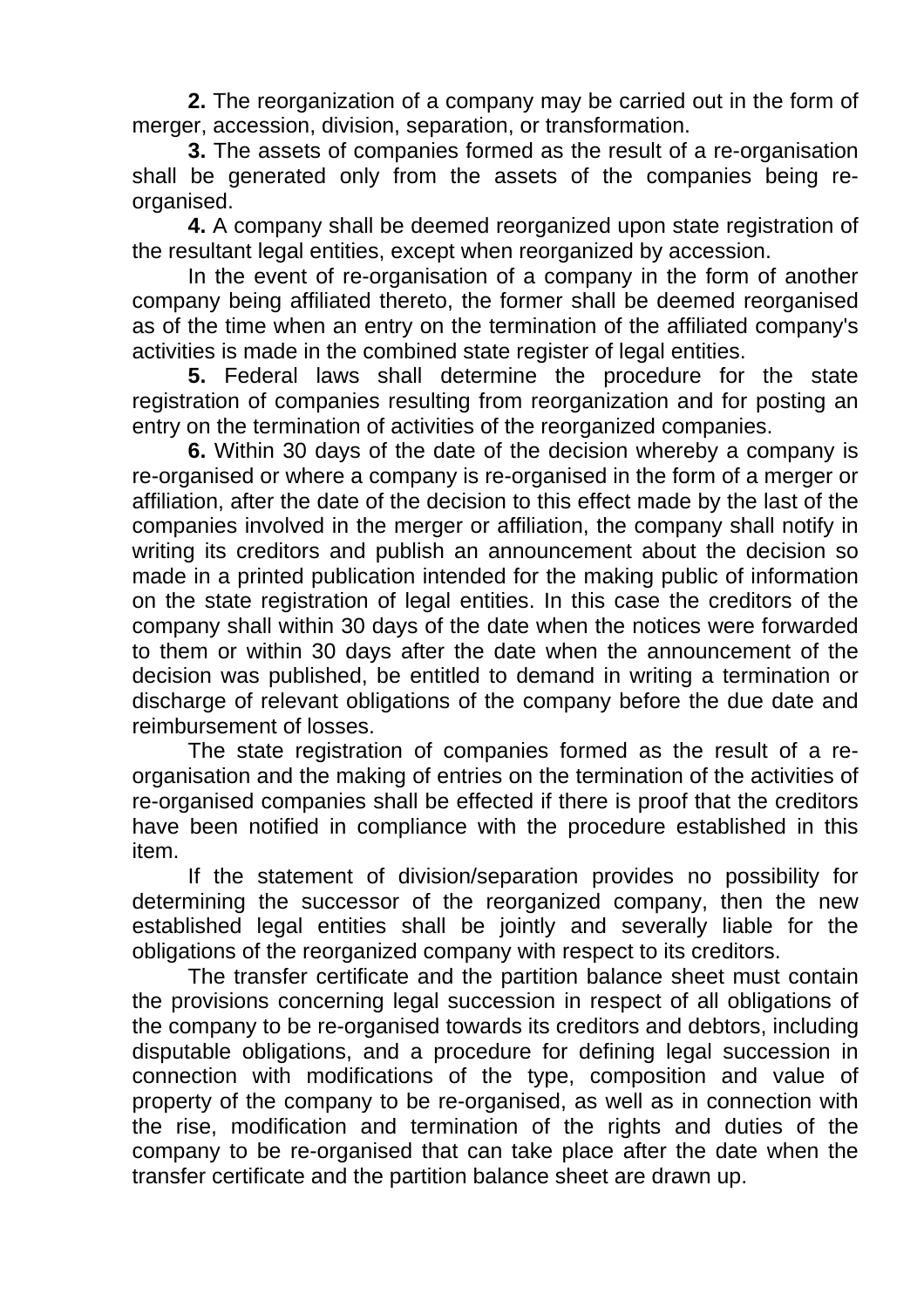**2.** The reorganization of a company may be carried out in the form of merger, accession, division, separation, or transformation.

**3.** The assets of companies formed as the result of a re-organisation shall be generated only from the assets of the companies being re-organised.

**4.** A company shall be deemed reorganized upon state registration of the resultant legal entities, except when reorganized by accession.

In the event of re-organisation of a company in the form of another company being affiliated thereto, the former shall be deemed reorganised as of the time when an entry on the termination of the affiliated company's activities is made in the combined state register of legal entities.

**5.** Federal laws shall determine the procedure for the state registration of companies resulting from reorganization and for posting an entry on the termination of activities of the reorganized companies.

**6.** Within 30 days of the date of the decision whereby a company is re-organised or where a company is re-organised in the form of a merger or affiliation, after the date of the decision to this effect made by the last of the companies involved in the merger or affiliation, the company shall notify in writing its creditors and publish an announcement about the decision so made in a printed publication intended for the making public of information on the state registration of legal entities. In this case the creditors of the company shall within 30 days of the date when the notices were forwarded to them or within 30 days after the date when the announcement of the decision was published, be entitled to demand in writing a termination or discharge of relevant obligations of the company before the due date and reimbursement of losses.

The state registration of companies formed as the result of a re-organisation and the making of entries on the termination of the activities of re-organised companies shall be effected if there is proof that the creditors have been notified in compliance with the procedure established in this item.

If the statement of division/separation provides no possibility for determining the successor of the reorganized company, then the new established legal entities shall be jointly and severally liable for the obligations of the reorganized company with respect to its creditors.

The transfer certificate and the partition balance sheet must contain the provisions concerning legal succession in respect of all obligations of the company to be re-organised towards its creditors and debtors, including disputable obligations, and a procedure for defining legal succession in connection with modifications of the type, composition and value of property of the company to be re-organised, as well as in connection with the rise, modification and termination of the rights and duties of the company to be re-organised that can take place after the date when the transfer certificate and the partition balance sheet are drawn up.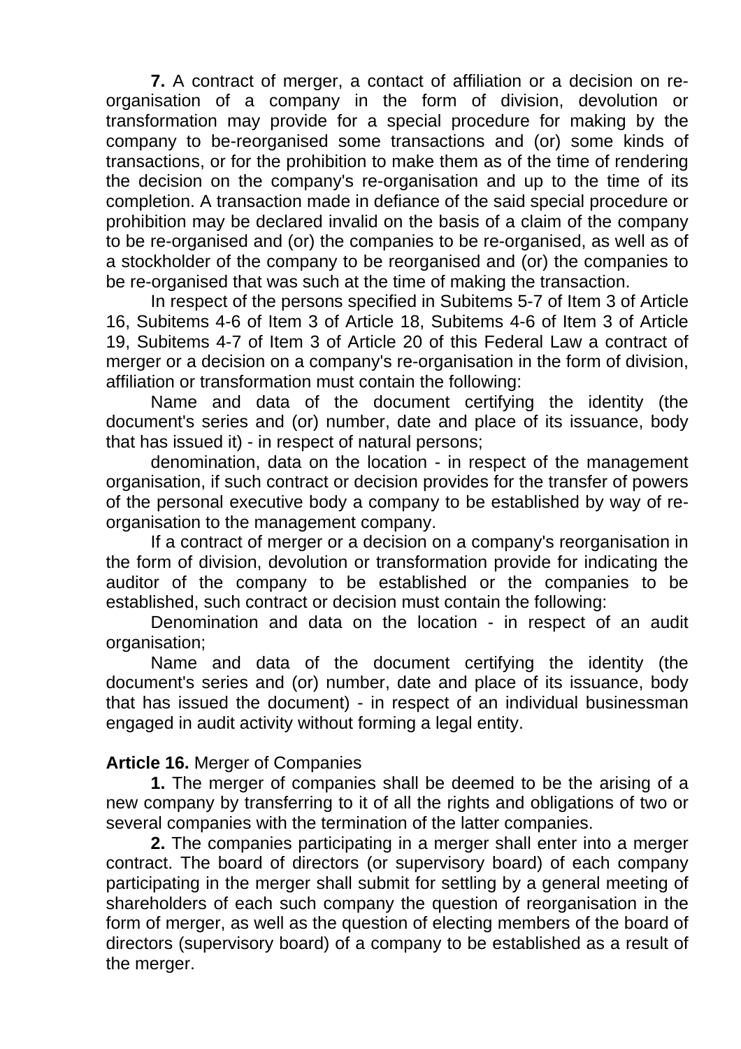**7.** A contract of merger, a contact of affiliation or a decision on re-organisation of a company in the form of division, devolution or transformation may provide for a special procedure for making by the company to be-reorganised some transactions and (or) some kinds of transactions, or for the prohibition to make them as of the time of rendering the decision on the company's re-organisation and up to the time of its completion. A transaction made in defiance of the said special procedure or prohibition may be declared invalid on the basis of a claim of the company to be re-organised and (or) the companies to be re-organised, as well as of a stockholder of the company to be reorganised and (or) the companies to be re-organised that was such at the time of making the transaction.

In respect of the persons specified in Subitems 5-7 of Item 3 of Article 16, Subitems 4-6 of Item 3 of Article 18, Subitems 4-6 of Item 3 of Article 19, Subitems 4-7 of Item 3 of Article 20 of this Federal Law a contract of merger or a decision on a company's re-organisation in the form of division, affiliation or transformation must contain the following:

Name and data of the document certifying the identity (the document's series and (or) number, date and place of its issuance, body that has issued it) - in respect of natural persons;

denomination, data on the location - in respect of the management organisation, if such contract or decision provides for the transfer of powers of the personal executive body a company to be established by way of re-organisation to the management company.

If a contract of merger or a decision on a company's reorganisation in the form of division, devolution or transformation provide for indicating the auditor of the company to be established or the companies to be established, such contract or decision must contain the following:

Denomination and data on the location - in respect of an audit organisation;

Name and data of the document certifying the identity (the document's series and (or) number, date and place of its issuance, body that has issued the document) - in respect of an individual businessman engaged in audit activity without forming a legal entity.

**Article 16.** Merger of Companies

**1.** The merger of companies shall be deemed to be the arising of a new company by transferring to it of all the rights and obligations of two or several companies with the termination of the latter companies.

**2.** The companies participating in a merger shall enter into a merger contract. The board of directors (or supervisory board) of each company participating in the merger shall submit for settling by a general meeting of shareholders of each such company the question of reorganisation in the form of merger, as well as the question of electing members of the board of directors (supervisory board) of a company to be established as a result of the merger.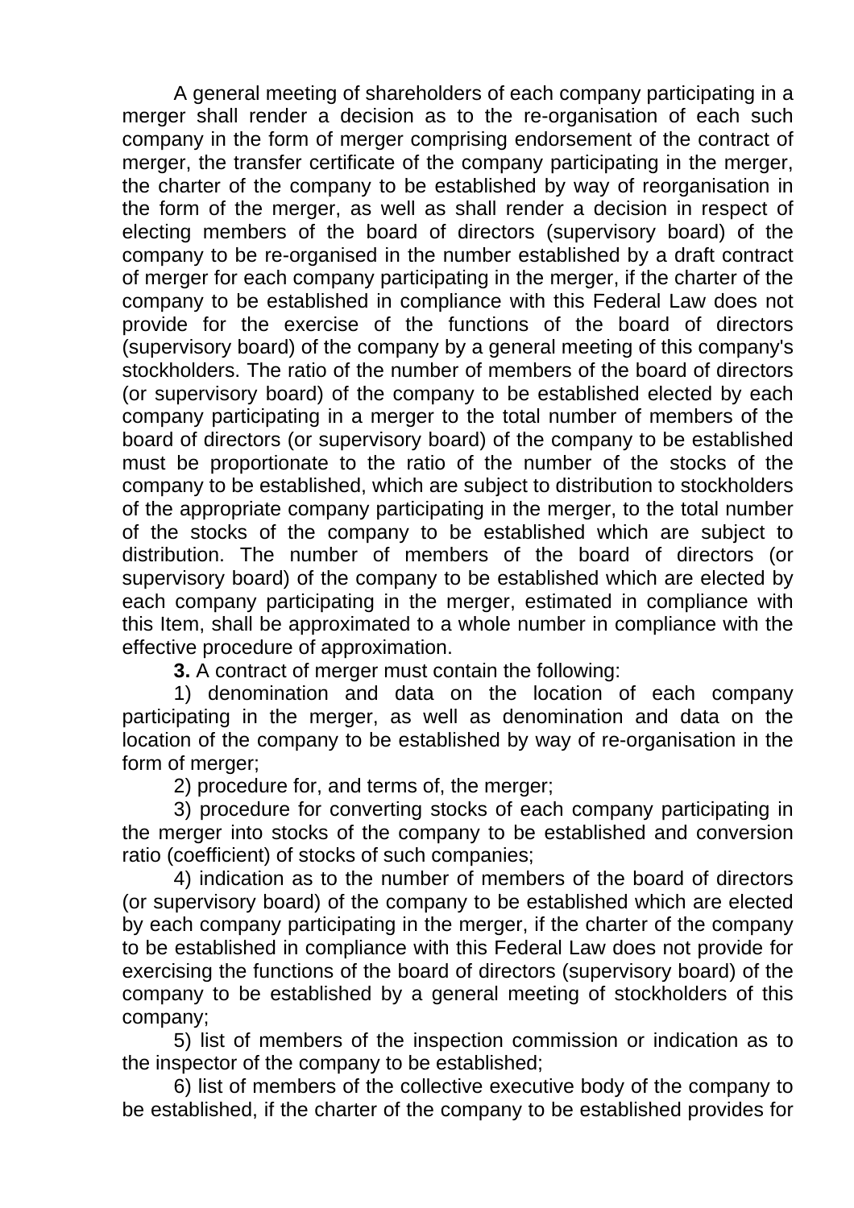A general meeting of shareholders of each company participating in a merger shall render a decision as to the re-organisation of each such company in the form of merger comprising endorsement of the contract of merger, the transfer certificate of the company participating in the merger, the charter of the company to be established by way of reorganisation in the form of the merger, as well as shall render a decision in respect of electing members of the board of directors (supervisory board) of the company to be re-organised in the number established by a draft contract of merger for each company participating in the merger, if the charter of the company to be established in compliance with this Federal Law does not provide for the exercise of the functions of the board of directors (supervisory board) of the company by a general meeting of this company's stockholders. The ratio of the number of members of the board of directors (or supervisory board) of the company to be established elected by each company participating in a merger to the total number of members of the board of directors (or supervisory board) of the company to be established must be proportionate to the ratio of the number of the stocks of the company to be established, which are subject to distribution to stockholders of the appropriate company participating in the merger, to the total number of the stocks of the company to be established which are subject to distribution. The number of members of the board of directors (or supervisory board) of the company to be established which are elected by each company participating in the merger, estimated in compliance with this Item, shall be approximated to a whole number in compliance with the effective procedure of approximation.

**3.** A contract of merger must contain the following:

1) denomination and data on the location of each company participating in the merger, as well as denomination and data on the location of the company to be established by way of re-organisation in the form of merger;

2) procedure for, and terms of, the merger;

3) procedure for converting stocks of each company participating in the merger into stocks of the company to be established and conversion ratio (coefficient) of stocks of such companies;

4) indication as to the number of members of the board of directors (or supervisory board) of the company to be established which are elected by each company participating in the merger, if the charter of the company to be established in compliance with this Federal Law does not provide for exercising the functions of the board of directors (supervisory board) of the company to be established by a general meeting of stockholders of this company;

5) list of members of the inspection commission or indication as to the inspector of the company to be established;

6) list of members of the collective executive body of the company to be established, if the charter of the company to be established provides for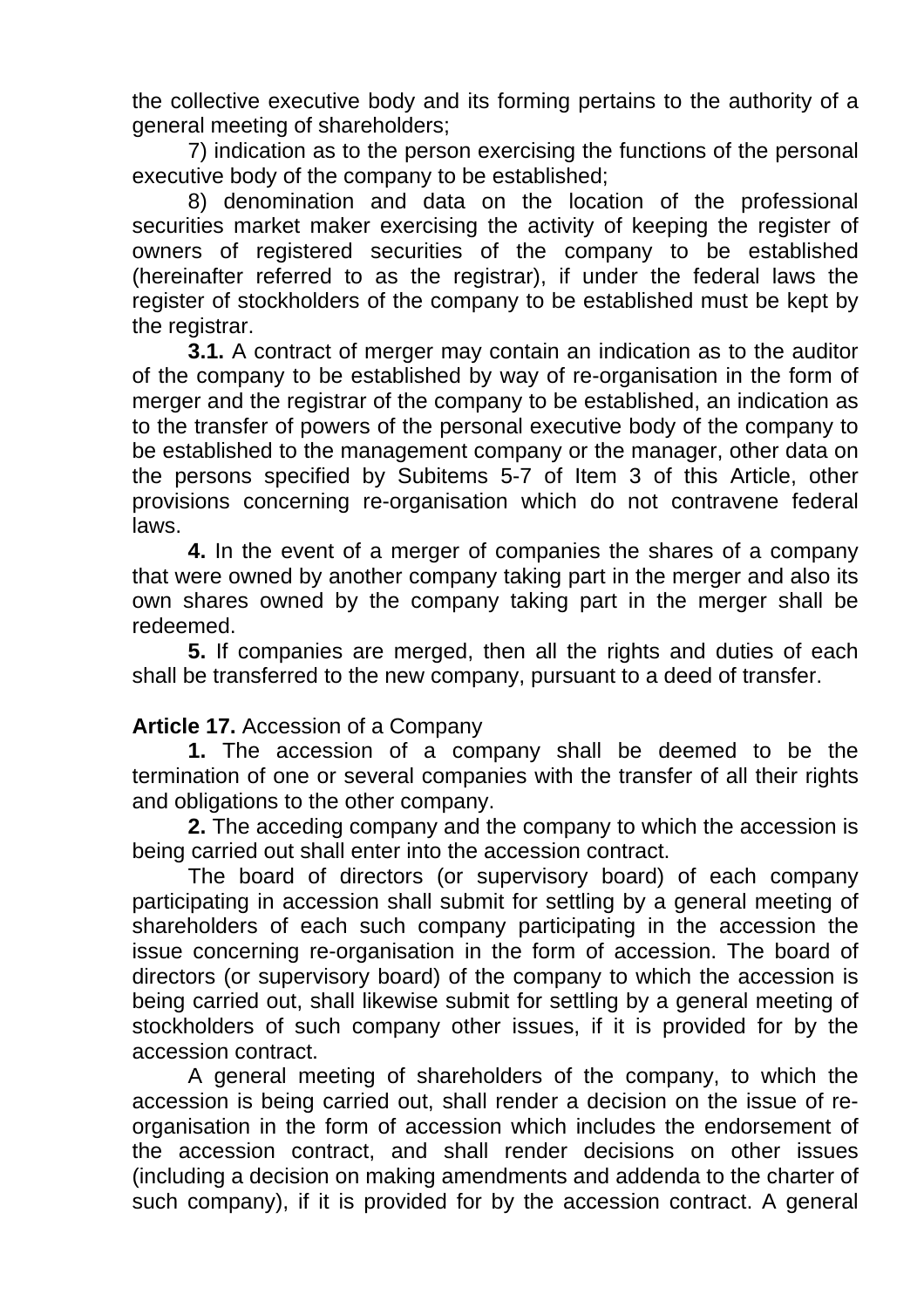the collective executive body and its forming pertains to the authority of a general meeting of shareholders;

7) indication as to the person exercising the functions of the personal executive body of the company to be established;

8) denomination and data on the location of the professional securities market maker exercising the activity of keeping the register of owners of registered securities of the company to be established (hereinafter referred to as the registrar), if under the federal laws the register of stockholders of the company to be established must be kept by the registrar.

**3.1.** A contract of merger may contain an indication as to the auditor of the company to be established by way of re-organisation in the form of merger and the registrar of the company to be established, an indication as to the transfer of powers of the personal executive body of the company to be established to the management company or the manager, other data on the persons specified by Subitems 5-7 of Item 3 of this Article, other provisions concerning re-organisation which do not contravene federal laws.

**4.** In the event of a merger of companies the shares of a company that were owned by another company taking part in the merger and also its own shares owned by the company taking part in the merger shall be redeemed.

**5.** If companies are merged, then all the rights and duties of each shall be transferred to the new company, pursuant to a deed of transfer.

**Article 17.** Accession of a Company

**1.** The accession of a company shall be deemed to be the termination of one or several companies with the transfer of all their rights and obligations to the other company.

**2.** The acceding company and the company to which the accession is being carried out shall enter into the accession contract.

The board of directors (or supervisory board) of each company participating in accession shall submit for settling by a general meeting of shareholders of each such company participating in the accession the issue concerning re-organisation in the form of accession. The board of directors (or supervisory board) of the company to which the accession is being carried out, shall likewise submit for settling by a general meeting of stockholders of such company other issues, if it is provided for by the accession contract.

A general meeting of shareholders of the company, to which the accession is being carried out, shall render a decision on the issue of re-organisation in the form of accession which includes the endorsement of the accession contract, and shall render decisions on other issues (including a decision on making amendments and addenda to the charter of such company), if it is provided for by the accession contract. A general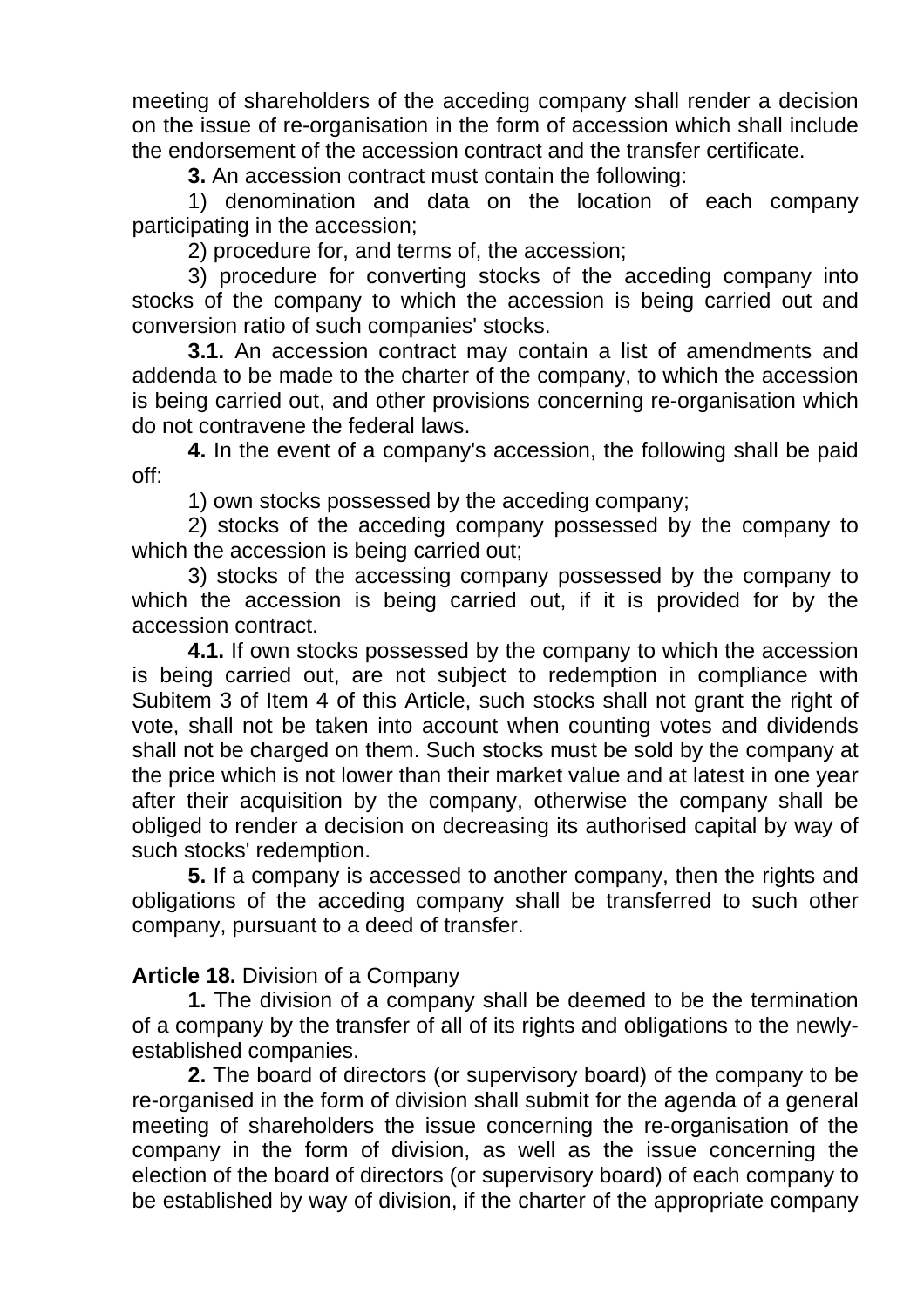meeting of shareholders of the acceding company shall render a decision on the issue of re-organisation in the form of accession which shall include the endorsement of the accession contract and the transfer certificate.

**3.** An accession contract must contain the following:

1) denomination and data on the location of each company participating in the accession;

2) procedure for, and terms of, the accession;

3) procedure for converting stocks of the acceding company into stocks of the company to which the accession is being carried out and conversion ratio of such companies' stocks.

**3.1.** An accession contract may contain a list of amendments and addenda to be made to the charter of the company, to which the accession is being carried out, and other provisions concerning re-organisation which do not contravene the federal laws.

**4.** In the event of a company's accession, the following shall be paid off:

1) own stocks possessed by the acceding company;

2) stocks of the acceding company possessed by the company to which the accession is being carried out;

3) stocks of the accessing company possessed by the company to which the accession is being carried out, if it is provided for by the accession contract.

**4.1.** If own stocks possessed by the company to which the accession is being carried out, are not subject to redemption in compliance with Subitem 3 of Item 4 of this Article, such stocks shall not grant the right of vote, shall not be taken into account when counting votes and dividends shall not be charged on them. Such stocks must be sold by the company at the price which is not lower than their market value and at latest in one year after their acquisition by the company, otherwise the company shall be obliged to render a decision on decreasing its authorised capital by way of such stocks' redemption.

**5.** If a company is accessed to another company, then the rights and obligations of the acceding company shall be transferred to such other company, pursuant to a deed of transfer.

**Article 18.** Division of a Company

**1.** The division of a company shall be deemed to be the termination of a company by the transfer of all of its rights and obligations to the newly-established companies.

**2.** The board of directors (or supervisory board) of the company to be re-organised in the form of division shall submit for the agenda of a general meeting of shareholders the issue concerning the re-organisation of the company in the form of division, as well as the issue concerning the election of the board of directors (or supervisory board) of each company to be established by way of division, if the charter of the appropriate company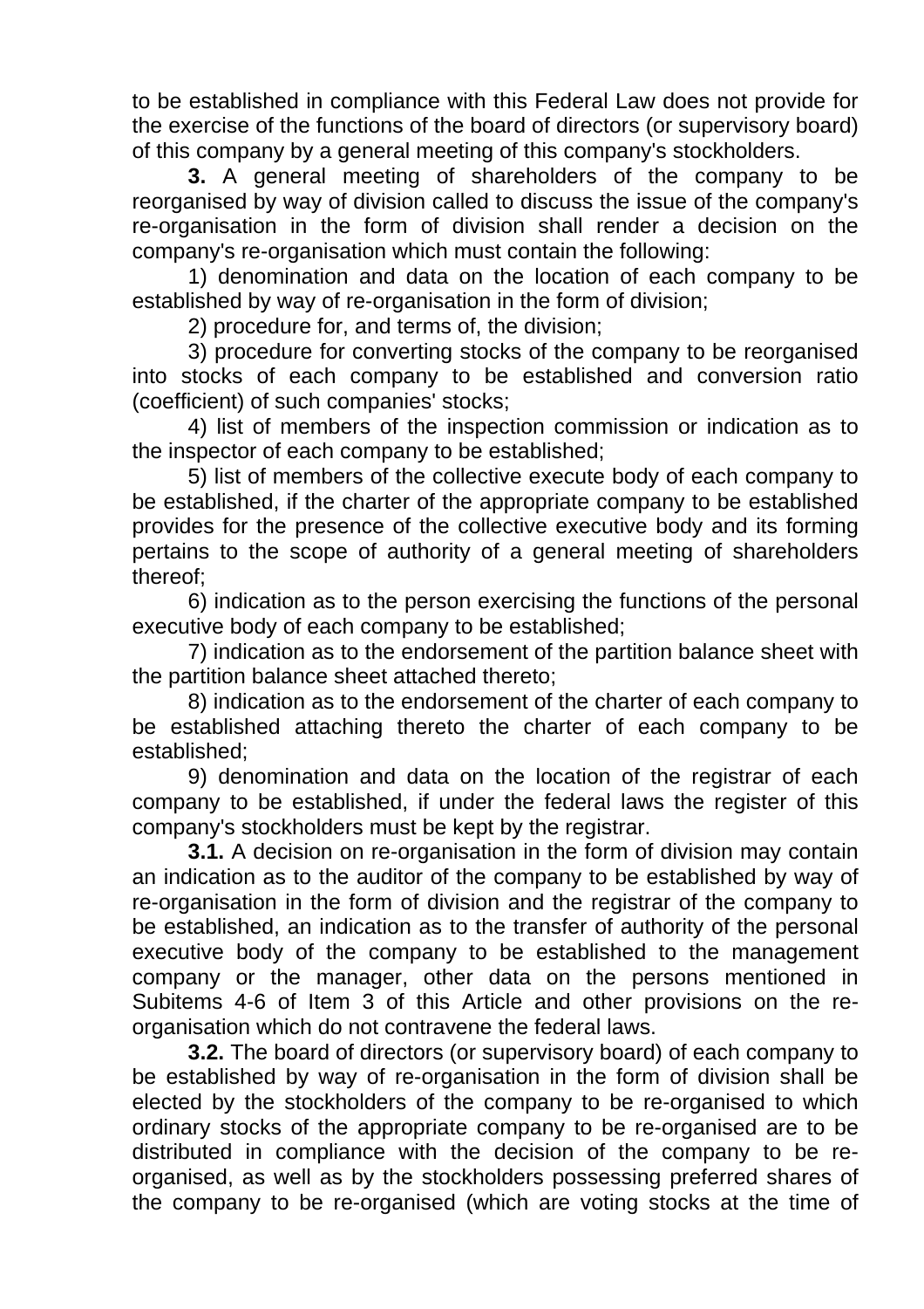to be established in compliance with this Federal Law does not provide for the exercise of the functions of the board of directors (or supervisory board) of this company by a general meeting of this company's stockholders.

**3.** A general meeting of shareholders of the company to be reorganised by way of division called to discuss the issue of the company's re-organisation in the form of division shall render a decision on the company's re-organisation which must contain the following:

1) denomination and data on the location of each company to be established by way of re-organisation in the form of division;

2) procedure for, and terms of, the division;

3) procedure for converting stocks of the company to be reorganised into stocks of each company to be established and conversion ratio (coefficient) of such companies' stocks;

4) list of members of the inspection commission or indication as to the inspector of each company to be established;

5) list of members of the collective execute body of each company to be established, if the charter of the appropriate company to be established provides for the presence of the collective executive body and its forming pertains to the scope of authority of a general meeting of shareholders thereof;

6) indication as to the person exercising the functions of the personal executive body of each company to be established;

7) indication as to the endorsement of the partition balance sheet with the partition balance sheet attached thereto;

8) indication as to the endorsement of the charter of each company to be established attaching thereto the charter of each company to be established;

9) denomination and data on the location of the registrar of each company to be established, if under the federal laws the register of this company's stockholders must be kept by the registrar.

**3.1.** A decision on re-organisation in the form of division may contain an indication as to the auditor of the company to be established by way of re-organisation in the form of division and the registrar of the company to be established, an indication as to the transfer of authority of the personal executive body of the company to be established to the management company or the manager, other data on the persons mentioned in Subitems 4-6 of Item 3 of this Article and other provisions on the re-organisation which do not contravene the federal laws.

**3.2.** The board of directors (or supervisory board) of each company to be established by way of re-organisation in the form of division shall be elected by the stockholders of the company to be re-organised to which ordinary stocks of the appropriate company to be re-organised are to be distributed in compliance with the decision of the company to be re-organised, as well as by the stockholders possessing preferred shares of the company to be re-organised (which are voting stocks at the time of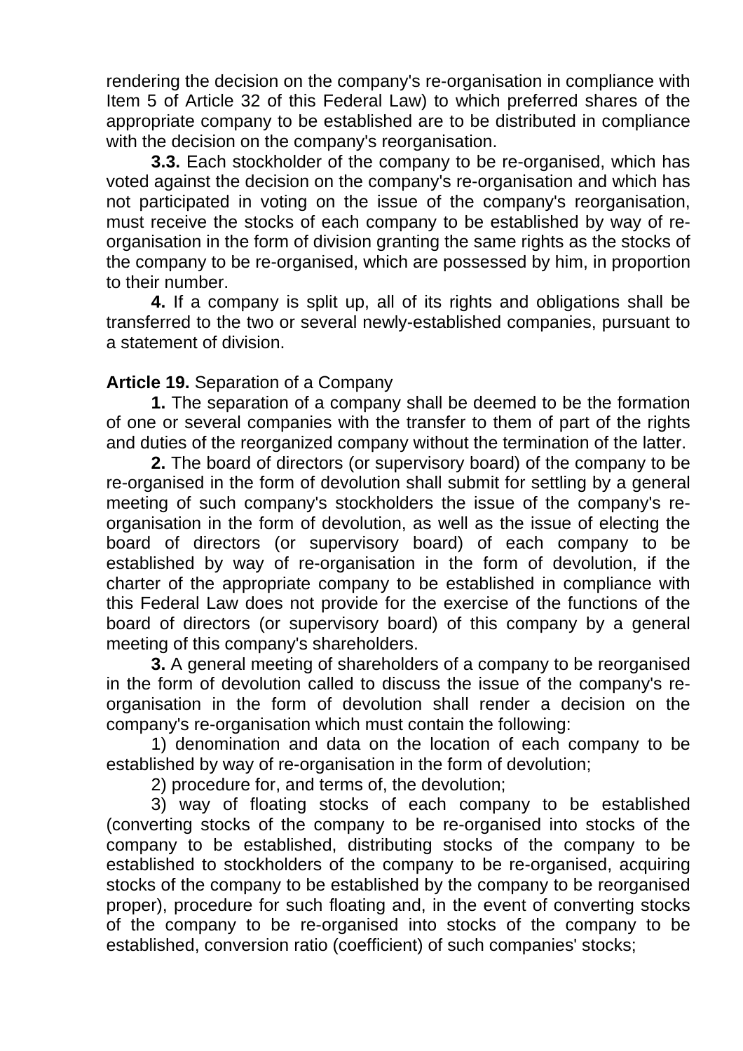rendering the decision on the company's re-organisation in compliance with Item 5 of Article 32 of this Federal Law) to which preferred shares of the appropriate company to be established are to be distributed in compliance with the decision on the company's reorganisation.

**3.3.** Each stockholder of the company to be re-organised, which has voted against the decision on the company's re-organisation and which has not participated in voting on the issue of the company's reorganisation, must receive the stocks of each company to be established by way of re-organisation in the form of division granting the same rights as the stocks of the company to be re-organised, which are possessed by him, in proportion to their number.

**4.** If a company is split up, all of its rights and obligations shall be transferred to the two or several newly-established companies, pursuant to a statement of division.

**Article 19.** Separation of a Company

**1.** The separation of a company shall be deemed to be the formation of one or several companies with the transfer to them of part of the rights and duties of the reorganized company without the termination of the latter.

**2.** The board of directors (or supervisory board) of the company to be re-organised in the form of devolution shall submit for settling by a general meeting of such company's stockholders the issue of the company's re-organisation in the form of devolution, as well as the issue of electing the board of directors (or supervisory board) of each company to be established by way of re-organisation in the form of devolution, if the charter of the appropriate company to be established in compliance with this Federal Law does not provide for the exercise of the functions of the board of directors (or supervisory board) of this company by a general meeting of this company's shareholders.

**3.** A general meeting of shareholders of a company to be reorganised in the form of devolution called to discuss the issue of the company's re-organisation in the form of devolution shall render a decision on the company's re-organisation which must contain the following:

1) denomination and data on the location of each company to be established by way of re-organisation in the form of devolution;

2) procedure for, and terms of, the devolution;

3) way of floating stocks of each company to be established (converting stocks of the company to be re-organised into stocks of the company to be established, distributing stocks of the company to be established to stockholders of the company to be re-organised, acquiring stocks of the company to be established by the company to be reorganised proper), procedure for such floating and, in the event of converting stocks of the company to be re-organised into stocks of the company to be established, conversion ratio (coefficient) of such companies' stocks;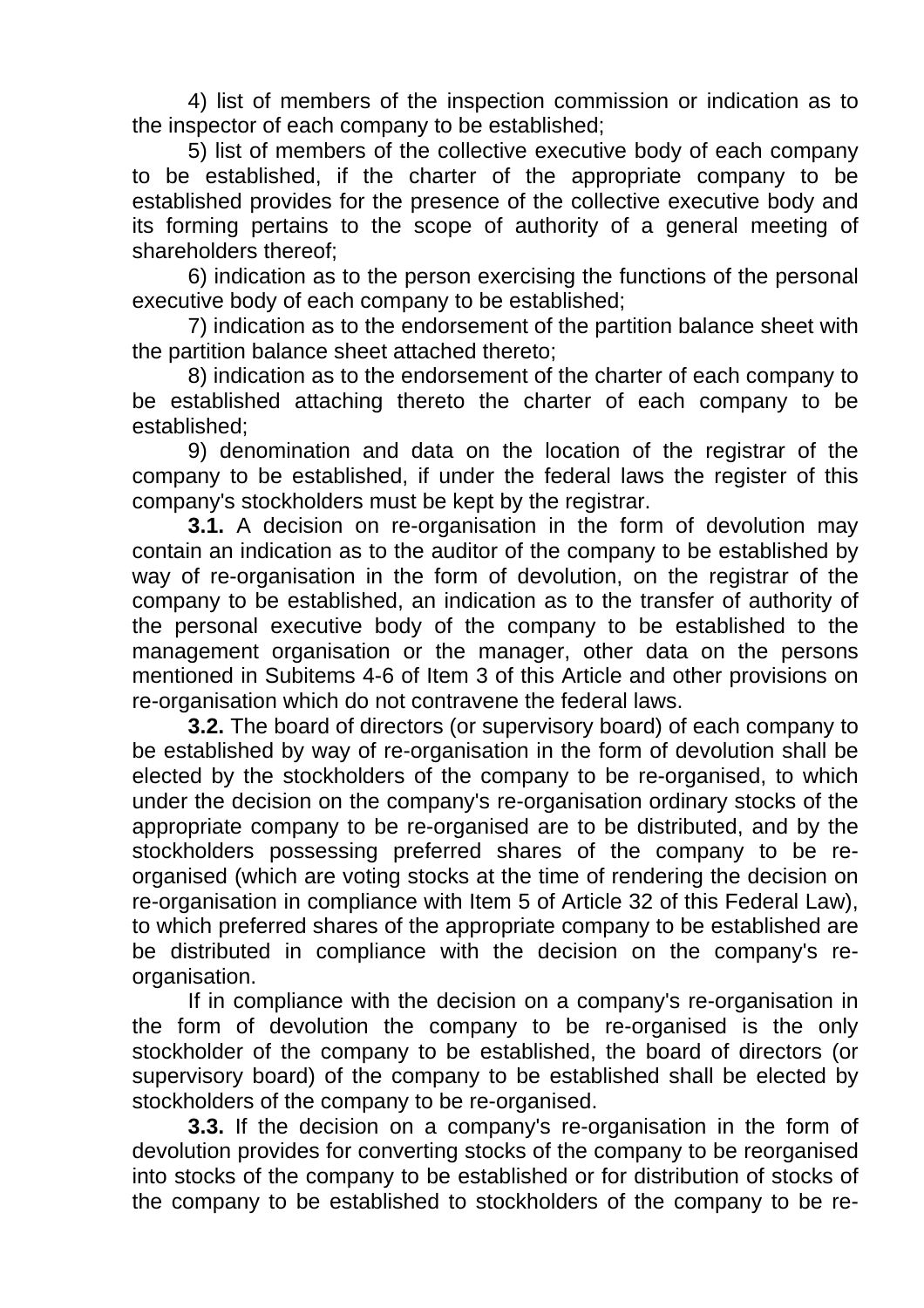4) list of members of the inspection commission or indication as to the inspector of each company to be established;

5) list of members of the collective executive body of each company to be established, if the charter of the appropriate company to be established provides for the presence of the collective executive body and its forming pertains to the scope of authority of a general meeting of shareholders thereof;

6) indication as to the person exercising the functions of the personal executive body of each company to be established;

7) indication as to the endorsement of the partition balance sheet with the partition balance sheet attached thereto;

8) indication as to the endorsement of the charter of each company to be established attaching thereto the charter of each company to be established;

9) denomination and data on the location of the registrar of the company to be established, if under the federal laws the register of this company's stockholders must be kept by the registrar.

**3.1.** A decision on re-organisation in the form of devolution may contain an indication as to the auditor of the company to be established by way of re-organisation in the form of devolution, on the registrar of the company to be established, an indication as to the transfer of authority of the personal executive body of the company to be established to the management organisation or the manager, other data on the persons mentioned in Subitems 4-6 of Item 3 of this Article and other provisions on re-organisation which do not contravene the federal laws.

**3.2.** The board of directors (or supervisory board) of each company to be established by way of re-organisation in the form of devolution shall be elected by the stockholders of the company to be re-organised, to which under the decision on the company's re-organisation ordinary stocks of the appropriate company to be re-organised are to be distributed, and by the stockholders possessing preferred shares of the company to be re-organised (which are voting stocks at the time of rendering the decision on re-organisation in compliance with Item 5 of Article 32 of this Federal Law), to which preferred shares of the appropriate company to be established are be distributed in compliance with the decision on the company's re-organisation.

If in compliance with the decision on a company's re-organisation in the form of devolution the company to be re-organised is the only stockholder of the company to be established, the board of directors (or supervisory board) of the company to be established shall be elected by stockholders of the company to be re-organised.

**3.3.** If the decision on a company's re-organisation in the form of devolution provides for converting stocks of the company to be reorganised into stocks of the company to be established or for distribution of stocks of the company to be established to stockholders of the company to be re-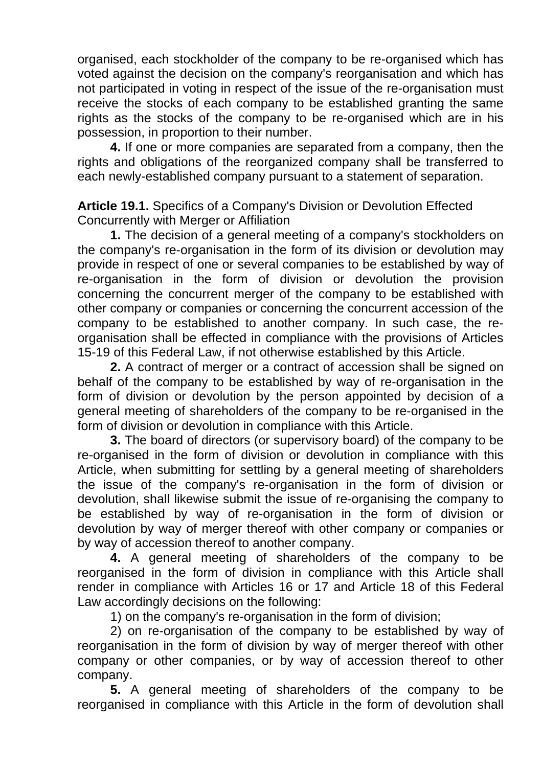organised, each stockholder of the company to be re-organised which has voted against the decision on the company's reorganisation and which has not participated in voting in respect of the issue of the re-organisation must receive the stocks of each company to be established granting the same rights as the stocks of the company to be re-organised which are in his possession, in proportion to their number.

**4.** If one or more companies are separated from a company, then the rights and obligations of the reorganized company shall be transferred to each newly-established company pursuant to a statement of separation.

**Article 19.1.** Specifics of a Company's Division or Devolution Effected Concurrently with Merger or Affiliation

**1.** The decision of a general meeting of a company's stockholders on the company's re-organisation in the form of its division or devolution may provide in respect of one or several companies to be established by way of re-organisation in the form of division or devolution the provision concerning the concurrent merger of the company to be established with other company or companies or concerning the concurrent accession of the company to be established to another company. In such case, the re-organisation shall be effected in compliance with the provisions of Articles 15-19 of this Federal Law, if not otherwise established by this Article.

**2.** A contract of merger or a contract of accession shall be signed on behalf of the company to be established by way of re-organisation in the form of division or devolution by the person appointed by decision of a general meeting of shareholders of the company to be re-organised in the form of division or devolution in compliance with this Article.

**3.** The board of directors (or supervisory board) of the company to be re-organised in the form of division or devolution in compliance with this Article, when submitting for settling by a general meeting of shareholders the issue of the company's re-organisation in the form of division or devolution, shall likewise submit the issue of re-organising the company to be established by way of re-organisation in the form of division or devolution by way of merger thereof with other company or companies or by way of accession thereof to another company.

**4.** A general meeting of shareholders of the company to be reorganised in the form of division in compliance with this Article shall render in compliance with Articles 16 or 17 and Article 18 of this Federal Law accordingly decisions on the following:

1) on the company's re-organisation in the form of division;

2) on re-organisation of the company to be established by way of reorganisation in the form of division by way of merger thereof with other company or other companies, or by way of accession thereof to other company.

**5.** A general meeting of shareholders of the company to be reorganised in compliance with this Article in the form of devolution shall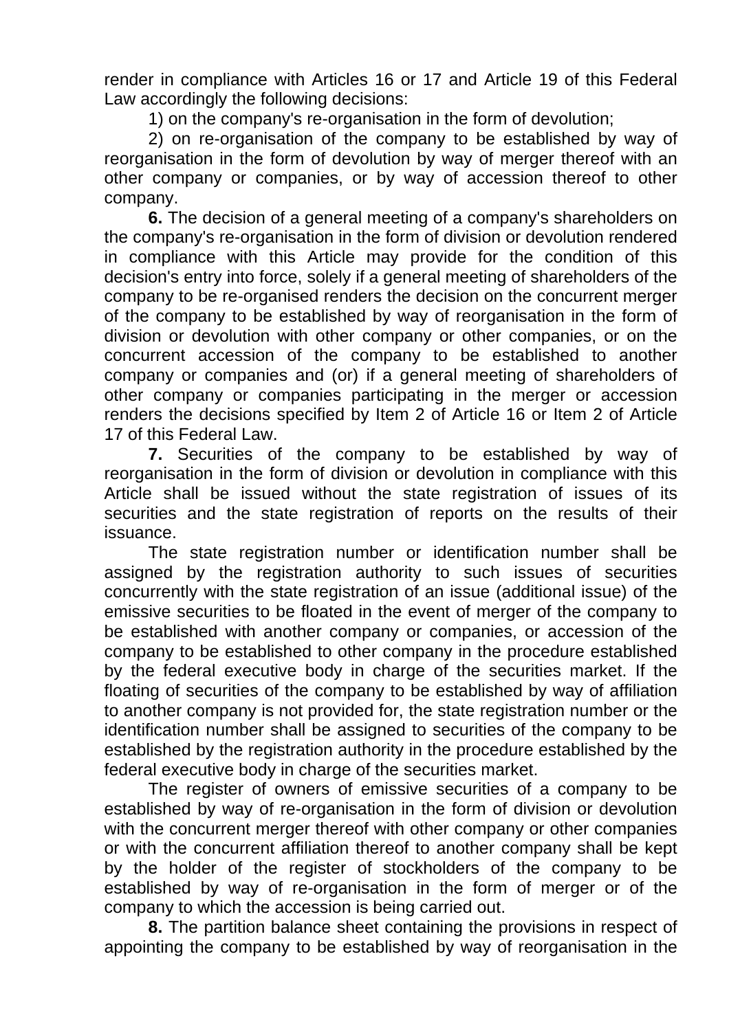render in compliance with Articles 16 or 17 and Article 19 of this Federal Law accordingly the following decisions:

1) on the company's re-organisation in the form of devolution;

2) on re-organisation of the company to be established by way of reorganisation in the form of devolution by way of merger thereof with an other company or companies, or by way of accession thereof to other company.

**6.** The decision of a general meeting of a company's shareholders on the company's re-organisation in the form of division or devolution rendered in compliance with this Article may provide for the condition of this decision's entry into force, solely if a general meeting of shareholders of the company to be re-organised renders the decision on the concurrent merger of the company to be established by way of reorganisation in the form of division or devolution with other company or other companies, or on the concurrent accession of the company to be established to another company or companies and (or) if a general meeting of shareholders of other company or companies participating in the merger or accession renders the decisions specified by Item 2 of Article 16 or Item 2 of Article 17 of this Federal Law.

**7.** Securities of the company to be established by way of reorganisation in the form of division or devolution in compliance with this Article shall be issued without the state registration of issues of its securities and the state registration of reports on the results of their issuance.

The state registration number or identification number shall be assigned by the registration authority to such issues of securities concurrently with the state registration of an issue (additional issue) of the emissive securities to be floated in the event of merger of the company to be established with another company or companies, or accession of the company to be established to other company in the procedure established by the federal executive body in charge of the securities market. If the floating of securities of the company to be established by way of affiliation to another company is not provided for, the state registration number or the identification number shall be assigned to securities of the company to be established by the registration authority in the procedure established by the federal executive body in charge of the securities market.

The register of owners of emissive securities of a company to be established by way of re-organisation in the form of division or devolution with the concurrent merger thereof with other company or other companies or with the concurrent affiliation thereof to another company shall be kept by the holder of the register of stockholders of the company to be established by way of re-organisation in the form of merger or of the company to which the accession is being carried out.

**8.** The partition balance sheet containing the provisions in respect of appointing the company to be established by way of reorganisation in the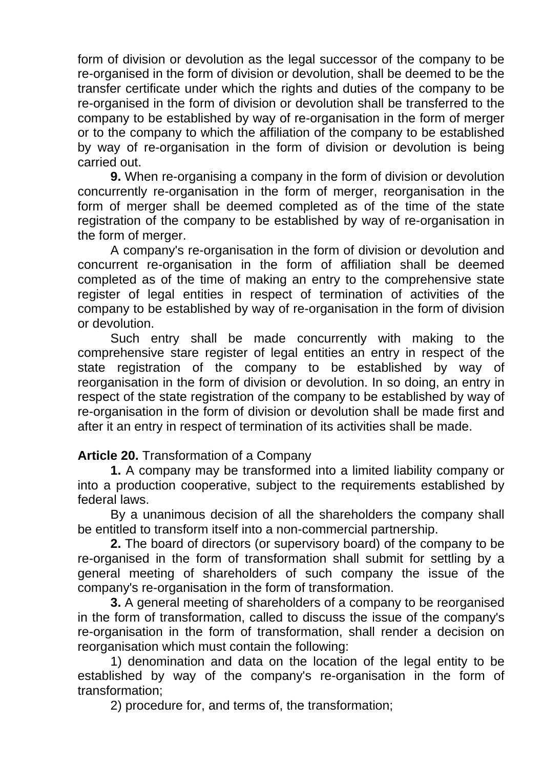form of division or devolution as the legal successor of the company to be re-organised in the form of division or devolution, shall be deemed to be the transfer certificate under which the rights and duties of the company to be re-organised in the form of division or devolution shall be transferred to the company to be established by way of re-organisation in the form of merger or to the company to which the affiliation of the company to be established by way of re-organisation in the form of division or devolution is being carried out.

**9.** When re-organising a company in the form of division or devolution concurrently re-organisation in the form of merger, reorganisation in the form of merger shall be deemed completed as of the time of the state registration of the company to be established by way of re-organisation in the form of merger.

A company's re-organisation in the form of division or devolution and concurrent re-organisation in the form of affiliation shall be deemed completed as of the time of making an entry to the comprehensive state register of legal entities in respect of termination of activities of the company to be established by way of re-organisation in the form of division or devolution.

Such entry shall be made concurrently with making to the comprehensive stare register of legal entities an entry in respect of the state registration of the company to be established by way of reorganisation in the form of division or devolution. In so doing, an entry in respect of the state registration of the company to be established by way of re-organisation in the form of division or devolution shall be made first and after it an entry in respect of termination of its activities shall be made.

**Article 20.** Transformation of a Company

**1.** A company may be transformed into a limited liability company or into a production cooperative, subject to the requirements established by federal laws.

By a unanimous decision of all the shareholders the company shall be entitled to transform itself into a non-commercial partnership.

**2.** The board of directors (or supervisory board) of the company to be re-organised in the form of transformation shall submit for settling by a general meeting of shareholders of such company the issue of the company's re-organisation in the form of transformation.

**3.** A general meeting of shareholders of a company to be reorganised in the form of transformation, called to discuss the issue of the company's re-organisation in the form of transformation, shall render a decision on reorganisation which must contain the following:

1) denomination and data on the location of the legal entity to be established by way of the company's re-organisation in the form of transformation;

2) procedure for, and terms of, the transformation;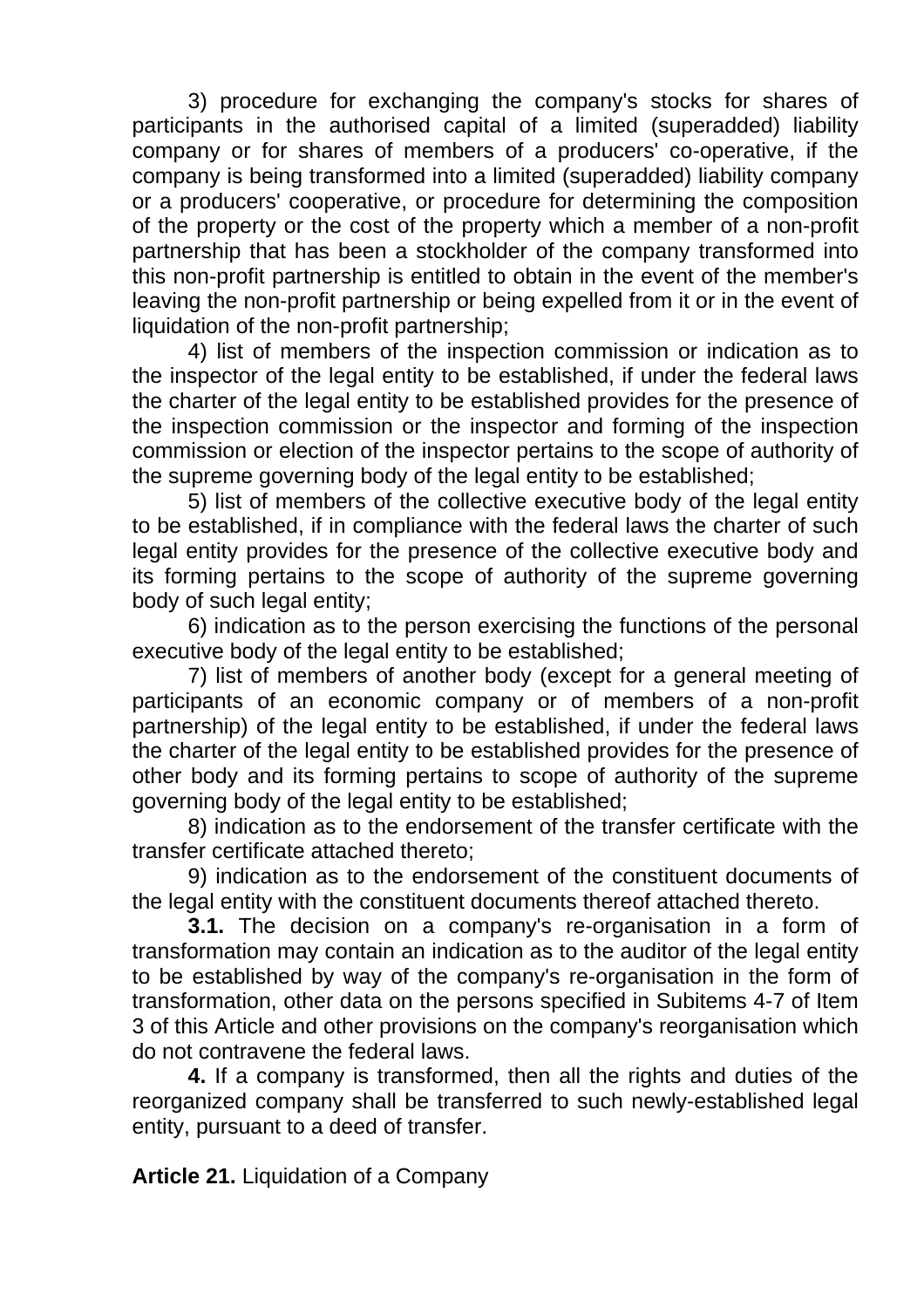3) procedure for exchanging the company's stocks for shares of participants in the authorised capital of a limited (superadded) liability company or for shares of members of a producers' co-operative, if the company is being transformed into a limited (superadded) liability company or a producers' cooperative, or procedure for determining the composition of the property or the cost of the property which a member of a non-profit partnership that has been a stockholder of the company transformed into this non-profit partnership is entitled to obtain in the event of the member's leaving the non-profit partnership or being expelled from it or in the event of liquidation of the non-profit partnership;

4) list of members of the inspection commission or indication as to the inspector of the legal entity to be established, if under the federal laws the charter of the legal entity to be established provides for the presence of the inspection commission or the inspector and forming of the inspection commission or election of the inspector pertains to the scope of authority of the supreme governing body of the legal entity to be established;

5) list of members of the collective executive body of the legal entity to be established, if in compliance with the federal laws the charter of such legal entity provides for the presence of the collective executive body and its forming pertains to the scope of authority of the supreme governing body of such legal entity;

6) indication as to the person exercising the functions of the personal executive body of the legal entity to be established;

7) list of members of another body (except for a general meeting of participants of an economic company or of members of a non-profit partnership) of the legal entity to be established, if under the federal laws the charter of the legal entity to be established provides for the presence of other body and its forming pertains to scope of authority of the supreme governing body of the legal entity to be established;

8) indication as to the endorsement of the transfer certificate with the transfer certificate attached thereto;

9) indication as to the endorsement of the constituent documents of the legal entity with the constituent documents thereof attached thereto.

**3.1.** The decision on a company's re-organisation in a form of transformation may contain an indication as to the auditor of the legal entity to be established by way of the company's re-organisation in the form of transformation, other data on the persons specified in Subitems 4-7 of Item 3 of this Article and other provisions on the company's reorganisation which do not contravene the federal laws.

**4.** If a company is transformed, then all the rights and duties of the reorganized company shall be transferred to such newly-established legal entity, pursuant to a deed of transfer.

**Article 21.** Liquidation of a Company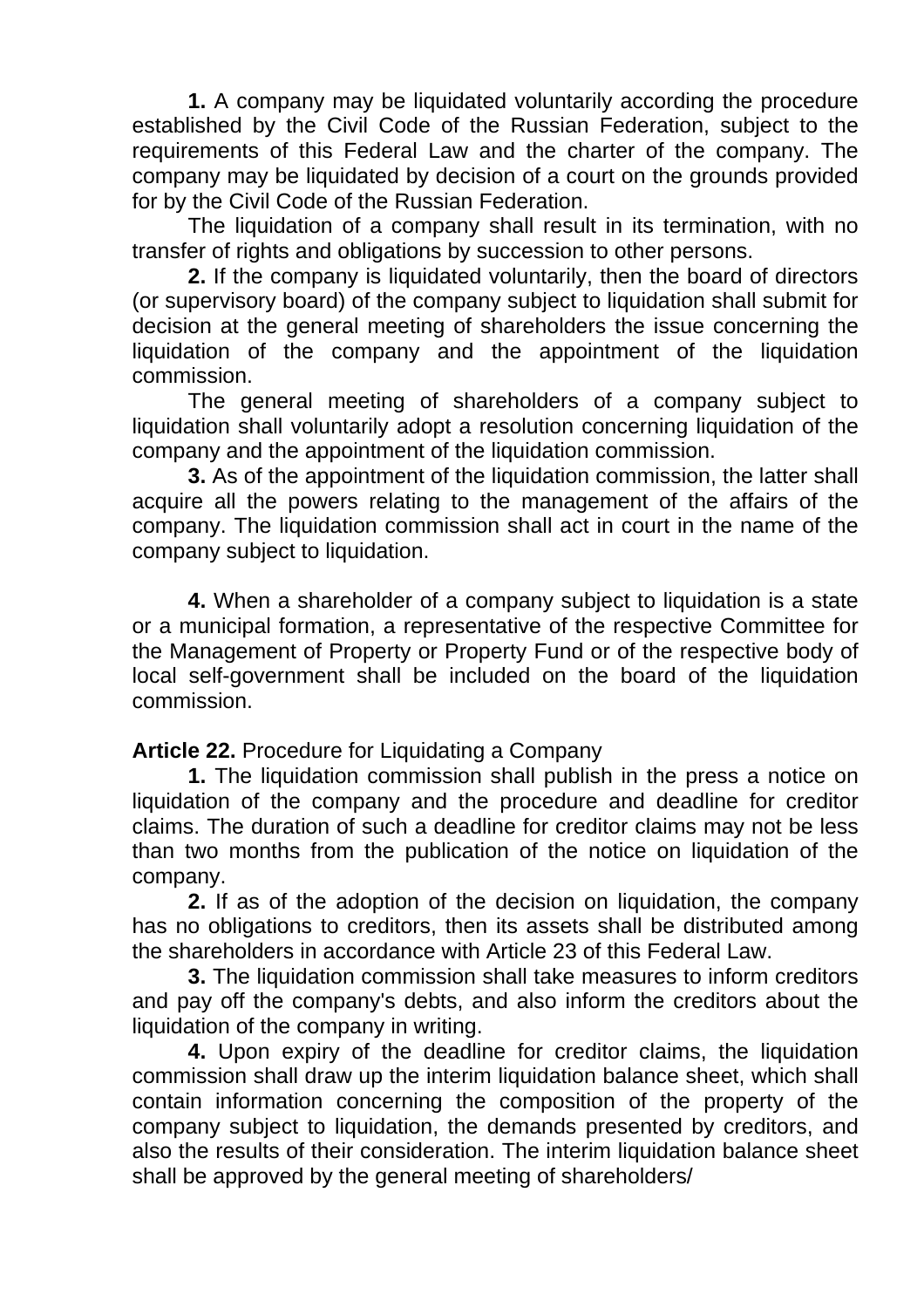**1.** A company may be liquidated voluntarily according the procedure established by the Civil Code of the Russian Federation, subject to the requirements of this Federal Law and the charter of the company. The company may be liquidated by decision of a court on the grounds provided for by the Civil Code of the Russian Federation.

The liquidation of a company shall result in its termination, with no transfer of rights and obligations by succession to other persons.

**2.** If the company is liquidated voluntarily, then the board of directors (or supervisory board) of the company subject to liquidation shall submit for decision at the general meeting of shareholders the issue concerning the liquidation of the company and the appointment of the liquidation commission.

The general meeting of shareholders of a company subject to liquidation shall voluntarily adopt a resolution concerning liquidation of the company and the appointment of the liquidation commission.

**3.** As of the appointment of the liquidation commission, the latter shall acquire all the powers relating to the management of the affairs of the company. The liquidation commission shall act in court in the name of the company subject to liquidation.

**4.** When a shareholder of a company subject to liquidation is a state or a municipal formation, a representative of the respective Committee for the Management of Property or Property Fund or of the respective body of local self-government shall be included on the board of the liquidation commission.

**Article 22.** Procedure for Liquidating a Company

**1.** The liquidation commission shall publish in the press a notice on liquidation of the company and the procedure and deadline for creditor claims. The duration of such a deadline for creditor claims may not be less than two months from the publication of the notice on liquidation of the company.

**2.** If as of the adoption of the decision on liquidation, the company has no obligations to creditors, then its assets shall be distributed among the shareholders in accordance with Article 23 of this Federal Law.

**3.** The liquidation commission shall take measures to inform creditors and pay off the company's debts, and also inform the creditors about the liquidation of the company in writing.

**4.** Upon expiry of the deadline for creditor claims, the liquidation commission shall draw up the interim liquidation balance sheet, which shall contain information concerning the composition of the property of the company subject to liquidation, the demands presented by creditors, and also the results of their consideration. The interim liquidation balance sheet shall be approved by the general meeting of shareholders/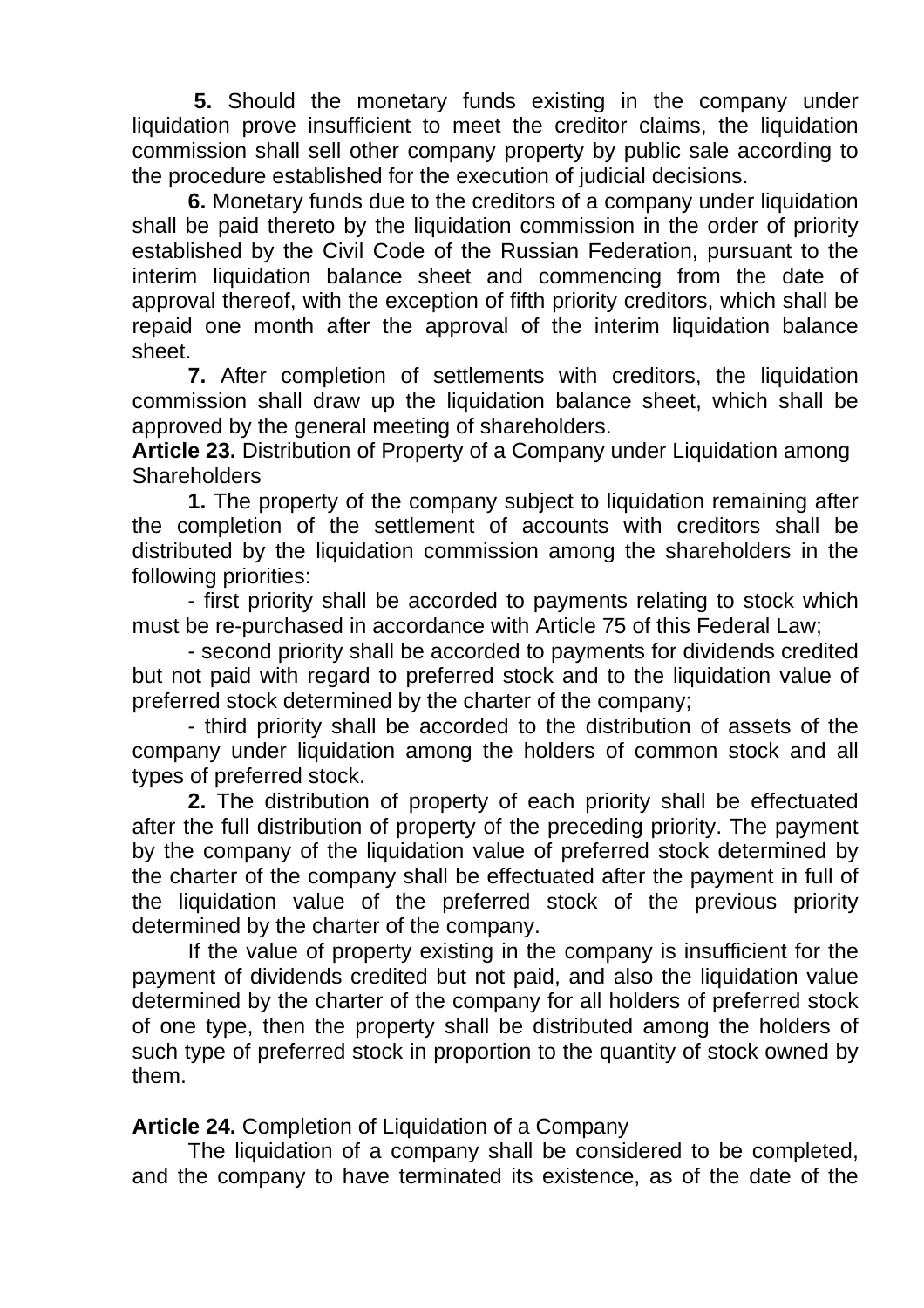**5.** Should the monetary funds existing in the company under liquidation prove insufficient to meet the creditor claims, the liquidation commission shall sell other company property by public sale according to the procedure established for the execution of judicial decisions.

**6.** Monetary funds due to the creditors of a company under liquidation shall be paid thereto by the liquidation commission in the order of priority established by the Civil Code of the Russian Federation, pursuant to the interim liquidation balance sheet and commencing from the date of approval thereof, with the exception of fifth priority creditors, which shall be repaid one month after the approval of the interim liquidation balance sheet.

**7.** After completion of settlements with creditors, the liquidation commission shall draw up the liquidation balance sheet, which shall be approved by the general meeting of shareholders.

**Article 23.** Distribution of Property of a Company under Liquidation among Shareholders

**1.** The property of the company subject to liquidation remaining after the completion of the settlement of accounts with creditors shall be distributed by the liquidation commission among the shareholders in the following priorities:

- first priority shall be accorded to payments relating to stock which must be re-purchased in accordance with Article 75 of this Federal Law;
- second priority shall be accorded to payments for dividends credited but not paid with regard to preferred stock and to the liquidation value of preferred stock determined by the charter of the company;
- third priority shall be accorded to the distribution of assets of the company under liquidation among the holders of common stock and all types of preferred stock.

**2.** The distribution of property of each priority shall be effectuated after the full distribution of property of the preceding priority. The payment by the company of the liquidation value of preferred stock determined by the charter of the company shall be effectuated after the payment in full of the liquidation value of the preferred stock of the previous priority determined by the charter of the company.

If the value of property existing in the company is insufficient for the payment of dividends credited but not paid, and also the liquidation value determined by the charter of the company for all holders of preferred stock of one type, then the property shall be distributed among the holders of such type of preferred stock in proportion to the quantity of stock owned by them.

**Article 24.** Completion of Liquidation of a Company

The liquidation of a company shall be considered to be completed, and the company to have terminated its existence, as of the date of the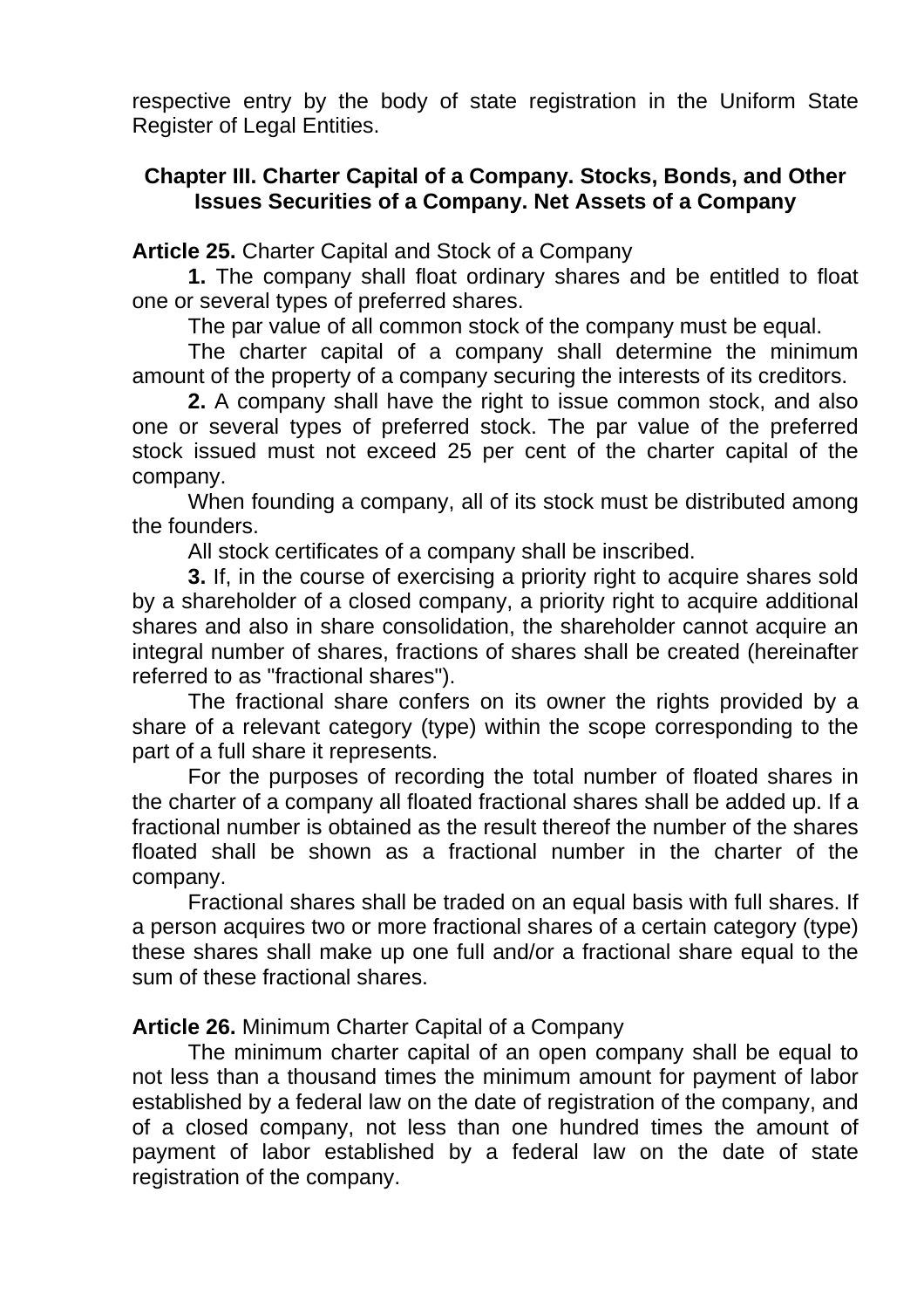respective entry by the body of state registration in the Uniform State Register of Legal Entities.

## Chapter III. Charter Capital of a Company. Stocks, Bonds, and Other Issues Securities of a Company. Net Assets of a Company

**Article 25.** Charter Capital and Stock of a Company

**1.** The company shall float ordinary shares and be entitled to float one or several types of preferred shares.

The par value of all common stock of the company must be equal.

The charter capital of a company shall determine the minimum amount of the property of a company securing the interests of its creditors.

**2.** A company shall have the right to issue common stock, and also one or several types of preferred stock. The par value of the preferred stock issued must not exceed 25 per cent of the charter capital of the company.

When founding a company, all of its stock must be distributed among the founders.

All stock certificates of a company shall be inscribed.

**3.** If, in the course of exercising a priority right to acquire shares sold by a shareholder of a closed company, a priority right to acquire additional shares and also in share consolidation, the shareholder cannot acquire an integral number of shares, fractions of shares shall be created (hereinafter referred to as "fractional shares").

The fractional share confers on its owner the rights provided by a share of a relevant category (type) within the scope corresponding to the part of a full share it represents.

For the purposes of recording the total number of floated shares in the charter of a company all floated fractional shares shall be added up. If a fractional number is obtained as the result thereof the number of the shares floated shall be shown as a fractional number in the charter of the company.

Fractional shares shall be traded on an equal basis with full shares. If a person acquires two or more fractional shares of a certain category (type) these shares shall make up one full and/or a fractional share equal to the sum of these fractional shares.

**Article 26.** Minimum Charter Capital of a Company

The minimum charter capital of an open company shall be equal to not less than a thousand times the minimum amount for payment of labor established by a federal law on the date of registration of the company, and of a closed company, not less than one hundred times the amount of payment of labor established by a federal law on the date of state registration of the company.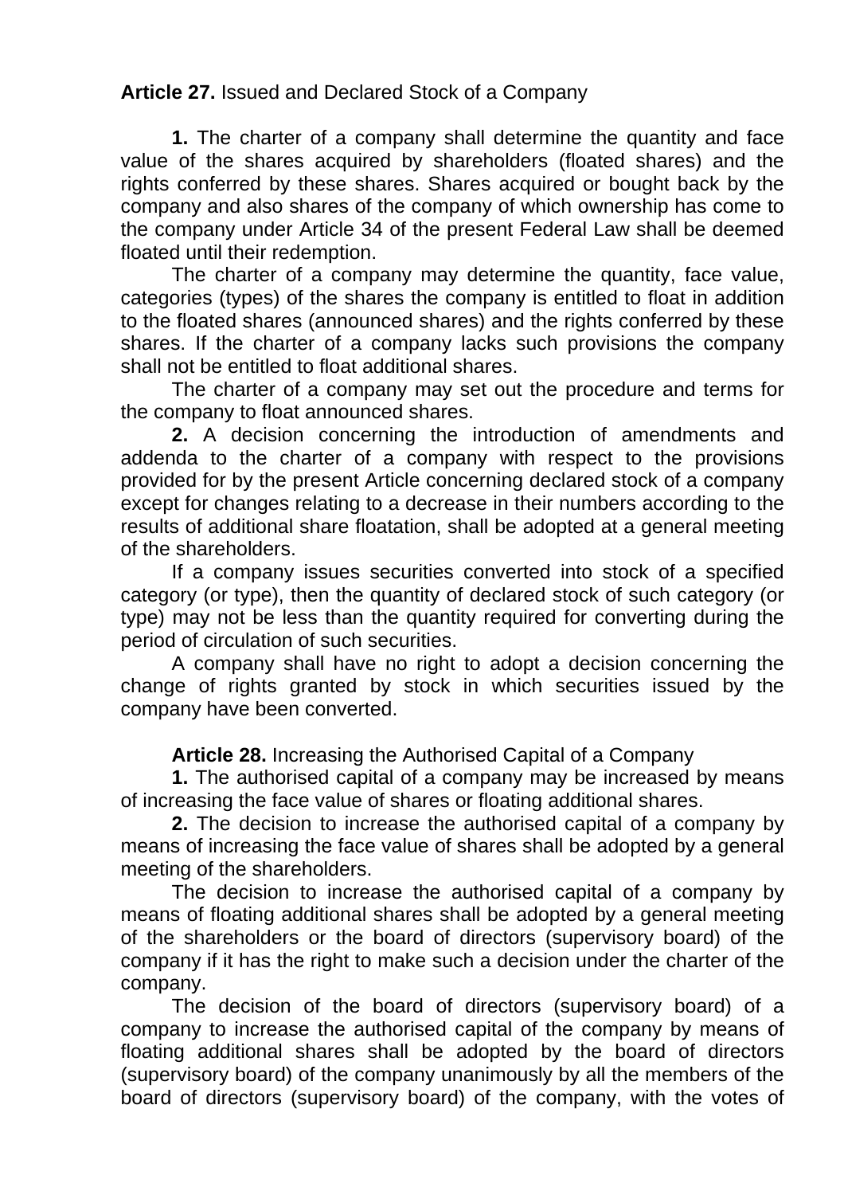**Article 27.** Issued and Declared Stock of a Company

**1.** The charter of a company shall determine the quantity and face value of the shares acquired by shareholders (floated shares) and the rights conferred by these shares. Shares acquired or bought back by the company and also shares of the company of which ownership has come to the company under Article 34 of the present Federal Law shall be deemed floated until their redemption.

The charter of a company may determine the quantity, face value, categories (types) of the shares the company is entitled to float in addition to the floated shares (announced shares) and the rights conferred by these shares. If the charter of a company lacks such provisions the company shall not be entitled to float additional shares.

The charter of a company may set out the procedure and terms for the company to float announced shares.

**2.** A decision concerning the introduction of amendments and addenda to the charter of a company with respect to the provisions provided for by the present Article concerning declared stock of a company except for changes relating to a decrease in their numbers according to the results of additional share floatation, shall be adopted at a general meeting of the shareholders.

If a company issues securities converted into stock of a specified category (or type), then the quantity of declared stock of such category (or type) may not be less than the quantity required for converting during the period of circulation of such securities.

A company shall have no right to adopt a decision concerning the change of rights granted by stock in which securities issued by the company have been converted.

**Article 28.** Increasing the Authorised Capital of a Company

**1.** The authorised capital of a company may be increased by means of increasing the face value of shares or floating additional shares.

**2.** The decision to increase the authorised capital of a company by means of increasing the face value of shares shall be adopted by a general meeting of the shareholders.

The decision to increase the authorised capital of a company by means of floating additional shares shall be adopted by a general meeting of the shareholders or the board of directors (supervisory board) of the company if it has the right to make such a decision under the charter of the company.

The decision of the board of directors (supervisory board) of a company to increase the authorised capital of the company by means of floating additional shares shall be adopted by the board of directors (supervisory board) of the company unanimously by all the members of the board of directors (supervisory board) of the company, with the votes of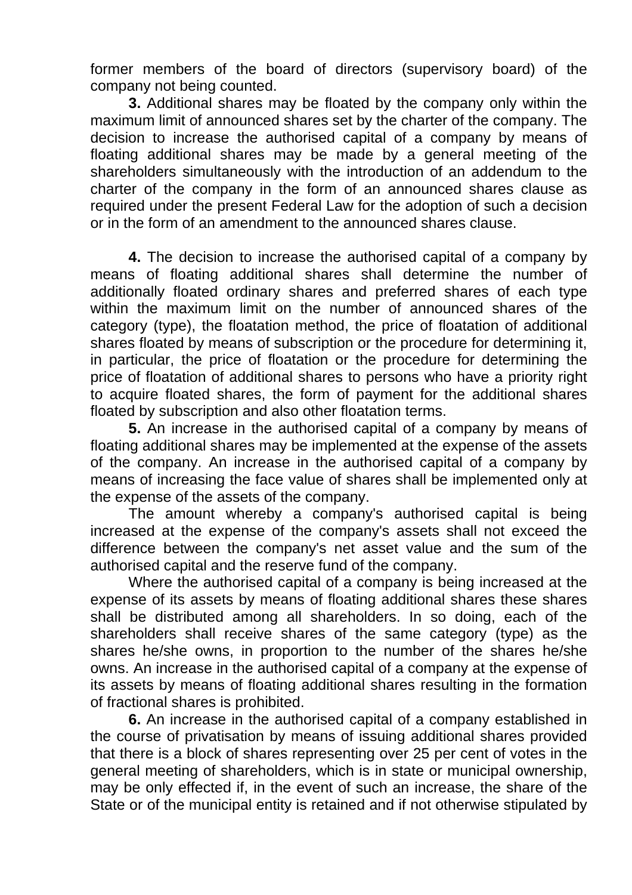former members of the board of directors (supervisory board) of the company not being counted.

**3.** Additional shares may be floated by the company only within the maximum limit of announced shares set by the charter of the company. The decision to increase the authorised capital of a company by means of floating additional shares may be made by a general meeting of the shareholders simultaneously with the introduction of an addendum to the charter of the company in the form of an announced shares clause as required under the present Federal Law for the adoption of such a decision or in the form of an amendment to the announced shares clause.

**4.** The decision to increase the authorised capital of a company by means of floating additional shares shall determine the number of additionally floated ordinary shares and preferred shares of each type within the maximum limit on the number of announced shares of the category (type), the floatation method, the price of floatation of additional shares floated by means of subscription or the procedure for determining it, in particular, the price of floatation or the procedure for determining the price of floatation of additional shares to persons who have a priority right to acquire floated shares, the form of payment for the additional shares floated by subscription and also other floatation terms.

**5.** An increase in the authorised capital of a company by means of floating additional shares may be implemented at the expense of the assets of the company. An increase in the authorised capital of a company by means of increasing the face value of shares shall be implemented only at the expense of the assets of the company.

The amount whereby a company's authorised capital is being increased at the expense of the company's assets shall not exceed the difference between the company's net asset value and the sum of the authorised capital and the reserve fund of the company.

Where the authorised capital of a company is being increased at the expense of its assets by means of floating additional shares these shares shall be distributed among all shareholders. In so doing, each of the shareholders shall receive shares of the same category (type) as the shares he/she owns, in proportion to the number of the shares he/she owns. An increase in the authorised capital of a company at the expense of its assets by means of floating additional shares resulting in the formation of fractional shares is prohibited.

**6.** An increase in the authorised capital of a company established in the course of privatisation by means of issuing additional shares provided that there is a block of shares representing over 25 per cent of votes in the general meeting of shareholders, which is in state or municipal ownership, may be only effected if, in the event of such an increase, the share of the State or of the municipal entity is retained and if not otherwise stipulated by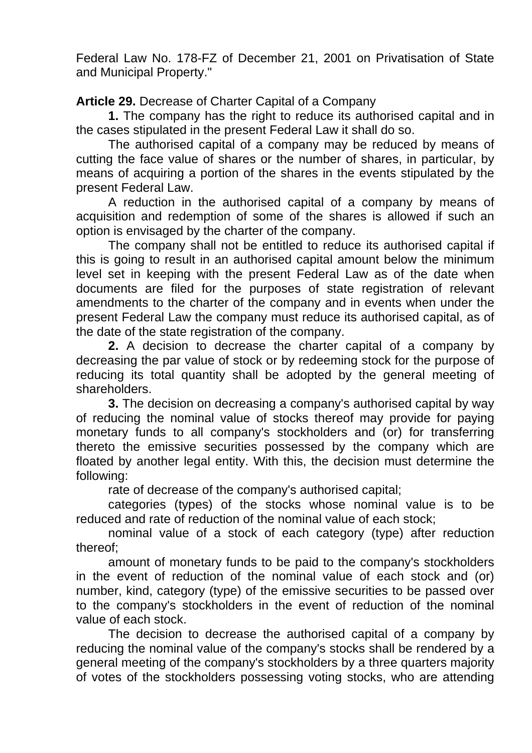Federal Law No. 178-FZ of December 21, 2001 on Privatisation of State and Municipal Property."

**Article 29.** Decrease of Charter Capital of a Company

**1.** The company has the right to reduce its authorised capital and in the cases stipulated in the present Federal Law it shall do so.

The authorised capital of a company may be reduced by means of cutting the face value of shares or the number of shares, in particular, by means of acquiring a portion of the shares in the events stipulated by the present Federal Law.

A reduction in the authorised capital of a company by means of acquisition and redemption of some of the shares is allowed if such an option is envisaged by the charter of the company.

The company shall not be entitled to reduce its authorised capital if this is going to result in an authorised capital amount below the minimum level set in keeping with the present Federal Law as of the date when documents are filed for the purposes of state registration of relevant amendments to the charter of the company and in events when under the present Federal Law the company must reduce its authorised capital, as of the date of the state registration of the company.

**2.** A decision to decrease the charter capital of a company by decreasing the par value of stock or by redeeming stock for the purpose of reducing its total quantity shall be adopted by the general meeting of shareholders.

**3.** The decision on decreasing a company's authorised capital by way of reducing the nominal value of stocks thereof may provide for paying monetary funds to all company's stockholders and (or) for transferring thereto the emissive securities possessed by the company which are floated by another legal entity. With this, the decision must determine the following:

rate of decrease of the company's authorised capital;

categories (types) of the stocks whose nominal value is to be reduced and rate of reduction of the nominal value of each stock;

nominal value of a stock of each category (type) after reduction thereof;

amount of monetary funds to be paid to the company's stockholders in the event of reduction of the nominal value of each stock and (or) number, kind, category (type) of the emissive securities to be passed over to the company's stockholders in the event of reduction of the nominal value of each stock.

The decision to decrease the authorised capital of a company by reducing the nominal value of the company's stocks shall be rendered by a general meeting of the company's stockholders by a three quarters majority of votes of the stockholders possessing voting stocks, who are attending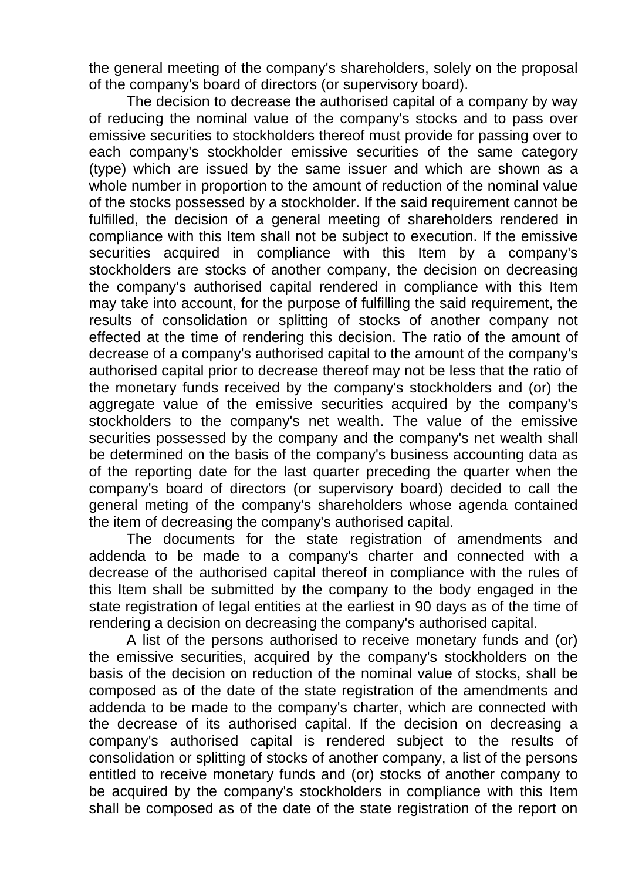the general meeting of the company's shareholders, solely on the proposal of the company's board of directors (or supervisory board).

The decision to decrease the authorised capital of a company by way of reducing the nominal value of the company's stocks and to pass over emissive securities to stockholders thereof must provide for passing over to each company's stockholder emissive securities of the same category (type) which are issued by the same issuer and which are shown as a whole number in proportion to the amount of reduction of the nominal value of the stocks possessed by a stockholder. If the said requirement cannot be fulfilled, the decision of a general meeting of shareholders rendered in compliance with this Item shall not be subject to execution. If the emissive securities acquired in compliance with this Item by a company's stockholders are stocks of another company, the decision on decreasing the company's authorised capital rendered in compliance with this Item may take into account, for the purpose of fulfilling the said requirement, the results of consolidation or splitting of stocks of another company not effected at the time of rendering this decision. The ratio of the amount of decrease of a company's authorised capital to the amount of the company's authorised capital prior to decrease thereof may not be less that the ratio of the monetary funds received by the company's stockholders and (or) the aggregate value of the emissive securities acquired by the company's stockholders to the company's net wealth. The value of the emissive securities possessed by the company and the company's net wealth shall be determined on the basis of the company's business accounting data as of the reporting date for the last quarter preceding the quarter when the company's board of directors (or supervisory board) decided to call the general meting of the company's shareholders whose agenda contained the item of decreasing the company's authorised capital.

The documents for the state registration of amendments and addenda to be made to a company's charter and connected with a decrease of the authorised capital thereof in compliance with the rules of this Item shall be submitted by the company to the body engaged in the state registration of legal entities at the earliest in 90 days as of the time of rendering a decision on decreasing the company's authorised capital.

A list of the persons authorised to receive monetary funds and (or) the emissive securities, acquired by the company's stockholders on the basis of the decision on reduction of the nominal value of stocks, shall be composed as of the date of the state registration of the amendments and addenda to be made to the company's charter, which are connected with the decrease of its authorised capital. If the decision on decreasing a company's authorised capital is rendered subject to the results of consolidation or splitting of stocks of another company, a list of the persons entitled to receive monetary funds and (or) stocks of another company to be acquired by the company's stockholders in compliance with this Item shall be composed as of the date of the state registration of the report on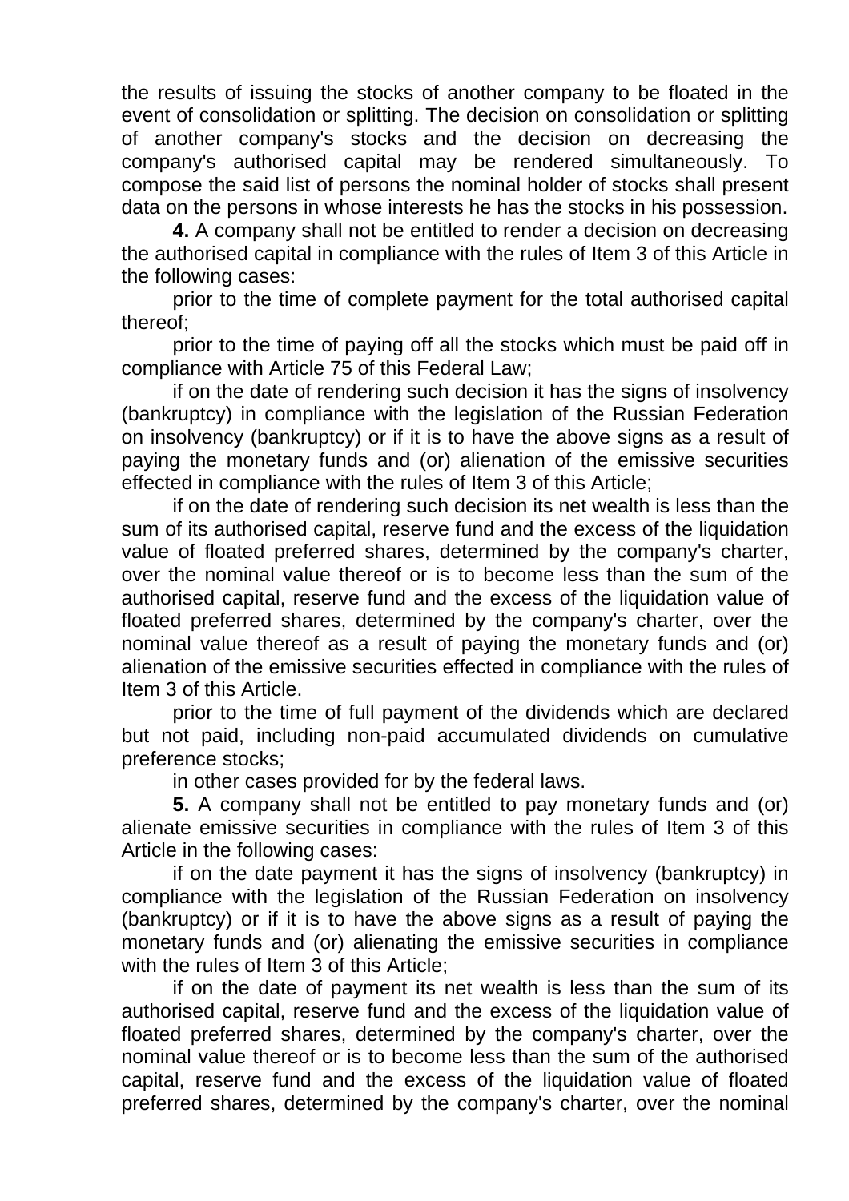the results of issuing the stocks of another company to be floated in the event of consolidation or splitting. The decision on consolidation or splitting of another company's stocks and the decision on decreasing the company's authorised capital may be rendered simultaneously. To compose the said list of persons the nominal holder of stocks shall present data on the persons in whose interests he has the stocks in his possession.

**4.** A company shall not be entitled to render a decision on decreasing the authorised capital in compliance with the rules of Item 3 of this Article in the following cases:

prior to the time of complete payment for the total authorised capital thereof;

prior to the time of paying off all the stocks which must be paid off in compliance with Article 75 of this Federal Law;

if on the date of rendering such decision it has the signs of insolvency (bankruptcy) in compliance with the legislation of the Russian Federation on insolvency (bankruptcy) or if it is to have the above signs as a result of paying the monetary funds and (or) alienation of the emissive securities effected in compliance with the rules of Item 3 of this Article;

if on the date of rendering such decision its net wealth is less than the sum of its authorised capital, reserve fund and the excess of the liquidation value of floated preferred shares, determined by the company's charter, over the nominal value thereof or is to become less than the sum of the authorised capital, reserve fund and the excess of the liquidation value of floated preferred shares, determined by the company's charter, over the nominal value thereof as a result of paying the monetary funds and (or) alienation of the emissive securities effected in compliance with the rules of Item 3 of this Article.

prior to the time of full payment of the dividends which are declared but not paid, including non-paid accumulated dividends on cumulative preference stocks;

in other cases provided for by the federal laws.

**5.** A company shall not be entitled to pay monetary funds and (or) alienate emissive securities in compliance with the rules of Item 3 of this Article in the following cases:

if on the date payment it has the signs of insolvency (bankruptcy) in compliance with the legislation of the Russian Federation on insolvency (bankruptcy) or if it is to have the above signs as a result of paying the monetary funds and (or) alienating the emissive securities in compliance with the rules of Item 3 of this Article;

if on the date of payment its net wealth is less than the sum of its authorised capital, reserve fund and the excess of the liquidation value of floated preferred shares, determined by the company's charter, over the nominal value thereof or is to become less than the sum of the authorised capital, reserve fund and the excess of the liquidation value of floated preferred shares, determined by the company's charter, over the nominal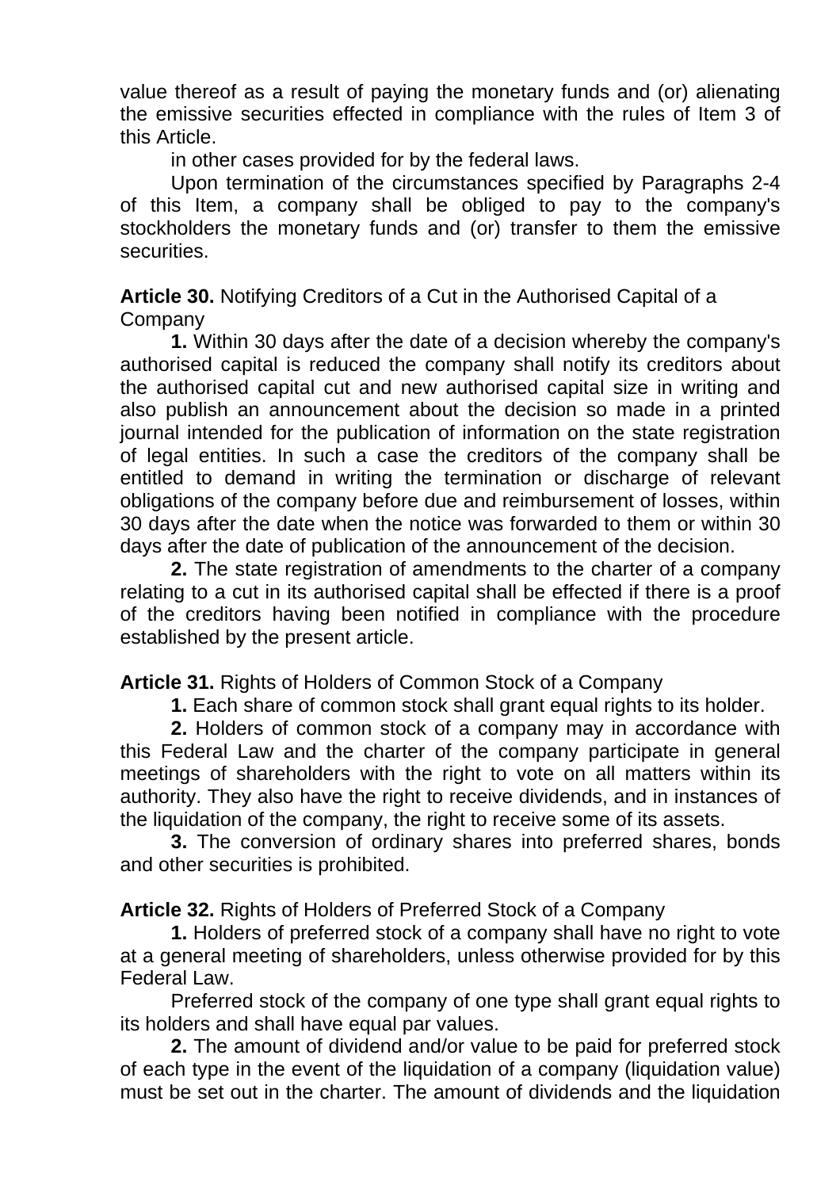value thereof as a result of paying the monetary funds and (or) alienating the emissive securities effected in compliance with the rules of Item 3 of this Article.

in other cases provided for by the federal laws.

Upon termination of the circumstances specified by Paragraphs 2-4 of this Item, a company shall be obliged to pay to the company's stockholders the monetary funds and (or) transfer to them the emissive securities.

**Article 30.** Notifying Creditors of a Cut in the Authorised Capital of a Company

**1.** Within 30 days after the date of a decision whereby the company's authorised capital is reduced the company shall notify its creditors about the authorised capital cut and new authorised capital size in writing and also publish an announcement about the decision so made in a printed journal intended for the publication of information on the state registration of legal entities. In such a case the creditors of the company shall be entitled to demand in writing the termination or discharge of relevant obligations of the company before due and reimbursement of losses, within 30 days after the date when the notice was forwarded to them or within 30 days after the date of publication of the announcement of the decision.

**2.** The state registration of amendments to the charter of a company relating to a cut in its authorised capital shall be effected if there is a proof of the creditors having been notified in compliance with the procedure established by the present article.

**Article 31.** Rights of Holders of Common Stock of a Company

**1.** Each share of common stock shall grant equal rights to its holder.

**2.** Holders of common stock of a company may in accordance with this Federal Law and the charter of the company participate in general meetings of shareholders with the right to vote on all matters within its authority. They also have the right to receive dividends, and in instances of the liquidation of the company, the right to receive some of its assets.

**3.** The conversion of ordinary shares into preferred shares, bonds and other securities is prohibited.

**Article 32.** Rights of Holders of Preferred Stock of a Company

**1.** Holders of preferred stock of a company shall have no right to vote at a general meeting of shareholders, unless otherwise provided for by this Federal Law.

Preferred stock of the company of one type shall grant equal rights to its holders and shall have equal par values.

**2.** The amount of dividend and/or value to be paid for preferred stock of each type in the event of the liquidation of a company (liquidation value) must be set out in the charter. The amount of dividends and the liquidation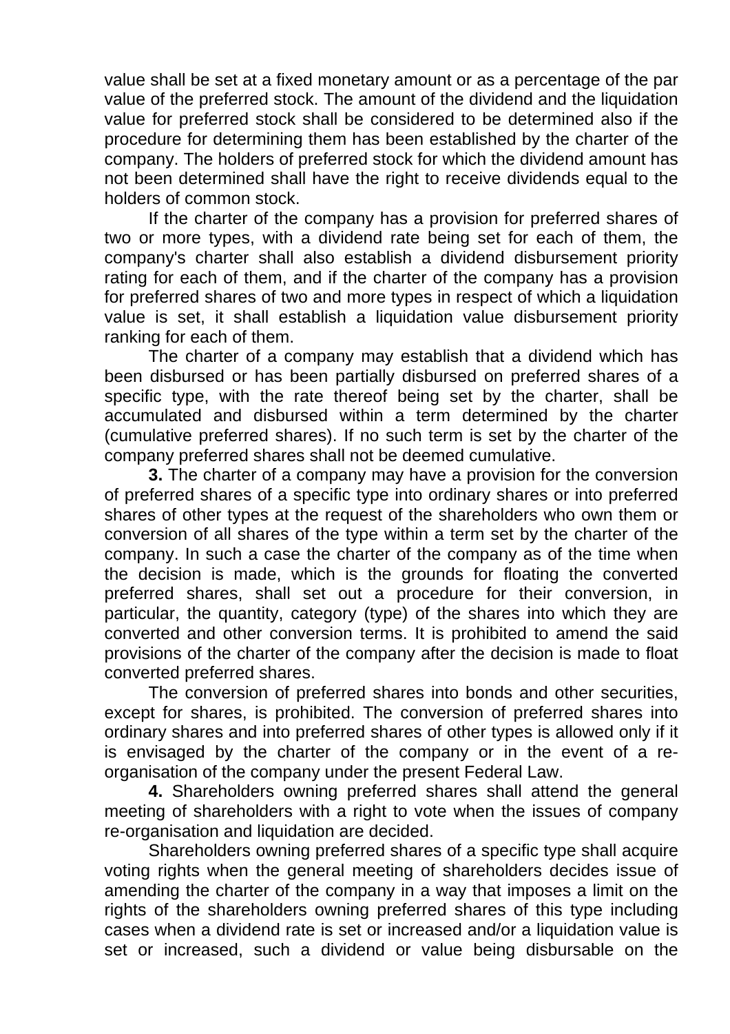value shall be set at a fixed monetary amount or as a percentage of the par value of the preferred stock. The amount of the dividend and the liquidation value for preferred stock shall be considered to be determined also if the procedure for determining them has been established by the charter of the company. The holders of preferred stock for which the dividend amount has not been determined shall have the right to receive dividends equal to the holders of common stock.

If the charter of the company has a provision for preferred shares of two or more types, with a dividend rate being set for each of them, the company's charter shall also establish a dividend disbursement priority rating for each of them, and if the charter of the company has a provision for preferred shares of two and more types in respect of which a liquidation value is set, it shall establish a liquidation value disbursement priority ranking for each of them.

The charter of a company may establish that a dividend which has been disbursed or has been partially disbursed on preferred shares of a specific type, with the rate thereof being set by the charter, shall be accumulated and disbursed within a term determined by the charter (cumulative preferred shares). If no such term is set by the charter of the company preferred shares shall not be deemed cumulative.

**3.** The charter of a company may have a provision for the conversion of preferred shares of a specific type into ordinary shares or into preferred shares of other types at the request of the shareholders who own them or conversion of all shares of the type within a term set by the charter of the company. In such a case the charter of the company as of the time when the decision is made, which is the grounds for floating the converted preferred shares, shall set out a procedure for their conversion, in particular, the quantity, category (type) of the shares into which they are converted and other conversion terms. It is prohibited to amend the said provisions of the charter of the company after the decision is made to float converted preferred shares.

The conversion of preferred shares into bonds and other securities, except for shares, is prohibited. The conversion of preferred shares into ordinary shares and into preferred shares of other types is allowed only if it is envisaged by the charter of the company or in the event of a re-organisation of the company under the present Federal Law.

**4.** Shareholders owning preferred shares shall attend the general meeting of shareholders with a right to vote when the issues of company re-organisation and liquidation are decided.

Shareholders owning preferred shares of a specific type shall acquire voting rights when the general meeting of shareholders decides issue of amending the charter of the company in a way that imposes a limit on the rights of the shareholders owning preferred shares of this type including cases when a dividend rate is set or increased and/or a liquidation value is set or increased, such a dividend or value being disbursable on the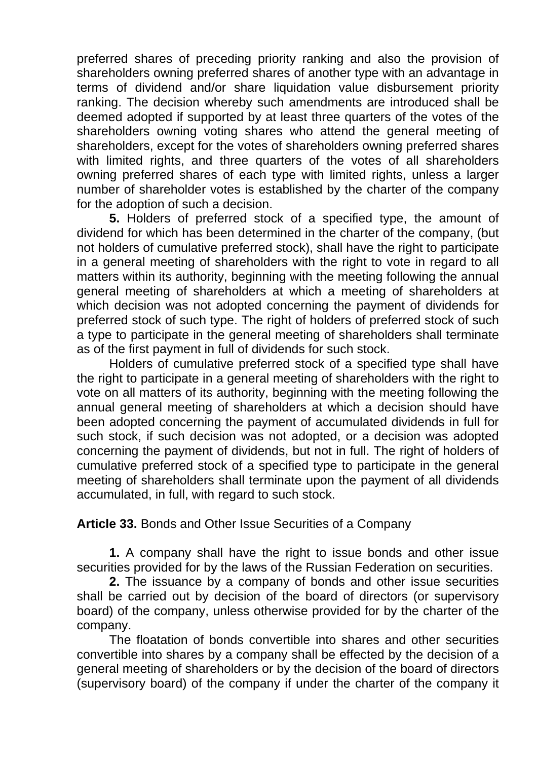preferred shares of preceding priority ranking and also the provision of shareholders owning preferred shares of another type with an advantage in terms of dividend and/or share liquidation value disbursement priority ranking. The decision whereby such amendments are introduced shall be deemed adopted if supported by at least three quarters of the votes of the shareholders owning voting shares who attend the general meeting of shareholders, except for the votes of shareholders owning preferred shares with limited rights, and three quarters of the votes of all shareholders owning preferred shares of each type with limited rights, unless a larger number of shareholder votes is established by the charter of the company for the adoption of such a decision.

**5.** Holders of preferred stock of a specified type, the amount of dividend for which has been determined in the charter of the company, (but not holders of cumulative preferred stock), shall have the right to participate in a general meeting of shareholders with the right to vote in regard to all matters within its authority, beginning with the meeting following the annual general meeting of shareholders at which a meeting of shareholders at which decision was not adopted concerning the payment of dividends for preferred stock of such type. The right of holders of preferred stock of such a type to participate in the general meeting of shareholders shall terminate as of the first payment in full of dividends for such stock.

Holders of cumulative preferred stock of a specified type shall have the right to participate in a general meeting of shareholders with the right to vote on all matters of its authority, beginning with the meeting following the annual general meeting of shareholders at which a decision should have been adopted concerning the payment of accumulated dividends in full for such stock, if such decision was not adopted, or a decision was adopted concerning the payment of dividends, but not in full. The right of holders of cumulative preferred stock of a specified type to participate in the general meeting of shareholders shall terminate upon the payment of all dividends accumulated, in full, with regard to such stock.

**Article 33.** Bonds and Other Issue Securities of a Company

**1.** A company shall have the right to issue bonds and other issue securities provided for by the laws of the Russian Federation on securities.

**2.** The issuance by a company of bonds and other issue securities shall be carried out by decision of the board of directors (or supervisory board) of the company, unless otherwise provided for by the charter of the company.

The floatation of bonds convertible into shares and other securities convertible into shares by a company shall be effected by the decision of a general meeting of shareholders or by the decision of the board of directors (supervisory board) of the company if under the charter of the company it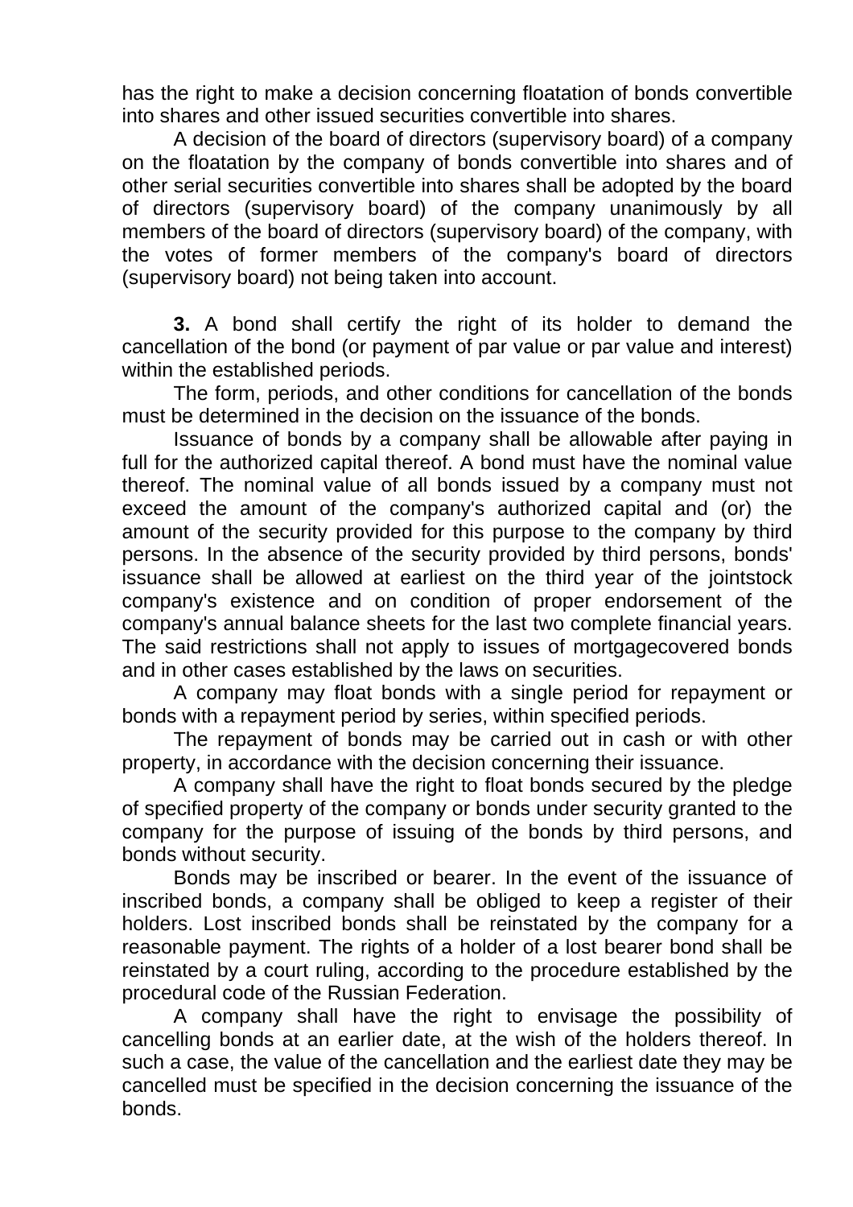has the right to make a decision concerning floatation of bonds convertible into shares and other issued securities convertible into shares.

A decision of the board of directors (supervisory board) of a company on the floatation by the company of bonds convertible into shares and of other serial securities convertible into shares shall be adopted by the board of directors (supervisory board) of the company unanimously by all members of the board of directors (supervisory board) of the company, with the votes of former members of the company's board of directors (supervisory board) not being taken into account.

**3.** A bond shall certify the right of its holder to demand the cancellation of the bond (or payment of par value or par value and interest) within the established periods.

The form, periods, and other conditions for cancellation of the bonds must be determined in the decision on the issuance of the bonds.

Issuance of bonds by a company shall be allowable after paying in full for the authorized capital thereof. A bond must have the nominal value thereof. The nominal value of all bonds issued by a company must not exceed the amount of the company's authorized capital and (or) the amount of the security provided for this purpose to the company by third persons. In the absence of the security provided by third persons, bonds' issuance shall be allowed at earliest on the third year of the jointstock company's existence and on condition of proper endorsement of the company's annual balance sheets for the last two complete financial years. The said restrictions shall not apply to issues of mortgagecovered bonds and in other cases established by the laws on securities.

A company may float bonds with a single period for repayment or bonds with a repayment period by series, within specified periods.

The repayment of bonds may be carried out in cash or with other property, in accordance with the decision concerning their issuance.

A company shall have the right to float bonds secured by the pledge of specified property of the company or bonds under security granted to the company for the purpose of issuing of the bonds by third persons, and bonds without security.

Bonds may be inscribed or bearer. In the event of the issuance of inscribed bonds, a company shall be obliged to keep a register of their holders. Lost inscribed bonds shall be reinstated by the company for a reasonable payment. The rights of a holder of a lost bearer bond shall be reinstated by a court ruling, according to the procedure established by the procedural code of the Russian Federation.

A company shall have the right to envisage the possibility of cancelling bonds at an earlier date, at the wish of the holders thereof. In such a case, the value of the cancellation and the earliest date they may be cancelled must be specified in the decision concerning the issuance of the bonds.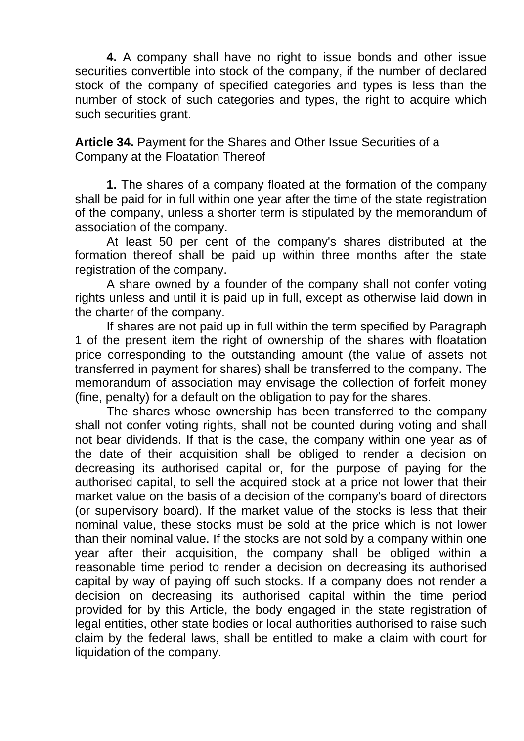**4.** A company shall have no right to issue bonds and other issue securities convertible into stock of the company, if the number of declared stock of the company of specified categories and types is less than the number of stock of such categories and types, the right to acquire which such securities grant.

**Article 34.** Payment for the Shares and Other Issue Securities of a Company at the Floatation Thereof

**1.** The shares of a company floated at the formation of the company shall be paid for in full within one year after the time of the state registration of the company, unless a shorter term is stipulated by the memorandum of association of the company.

At least 50 per cent of the company's shares distributed at the formation thereof shall be paid up within three months after the state registration of the company.

A share owned by a founder of the company shall not confer voting rights unless and until it is paid up in full, except as otherwise laid down in the charter of the company.

If shares are not paid up in full within the term specified by Paragraph 1 of the present item the right of ownership of the shares with floatation price corresponding to the outstanding amount (the value of assets not transferred in payment for shares) shall be transferred to the company. The memorandum of association may envisage the collection of forfeit money (fine, penalty) for a default on the obligation to pay for the shares.

The shares whose ownership has been transferred to the company shall not confer voting rights, shall not be counted during voting and shall not bear dividends. If that is the case, the company within one year as of the date of their acquisition shall be obliged to render a decision on decreasing its authorised capital or, for the purpose of paying for the authorised capital, to sell the acquired stock at a price not lower that their market value on the basis of a decision of the company's board of directors (or supervisory board). If the market value of the stocks is less that their nominal value, these stocks must be sold at the price which is not lower than their nominal value. If the stocks are not sold by a company within one year after their acquisition, the company shall be obliged within a reasonable time period to render a decision on decreasing its authorised capital by way of paying off such stocks. If a company does not render a decision on decreasing its authorised capital within the time period provided for by this Article, the body engaged in the state registration of legal entities, other state bodies or local authorities authorised to raise such claim by the federal laws, shall be entitled to make a claim with court for liquidation of the company.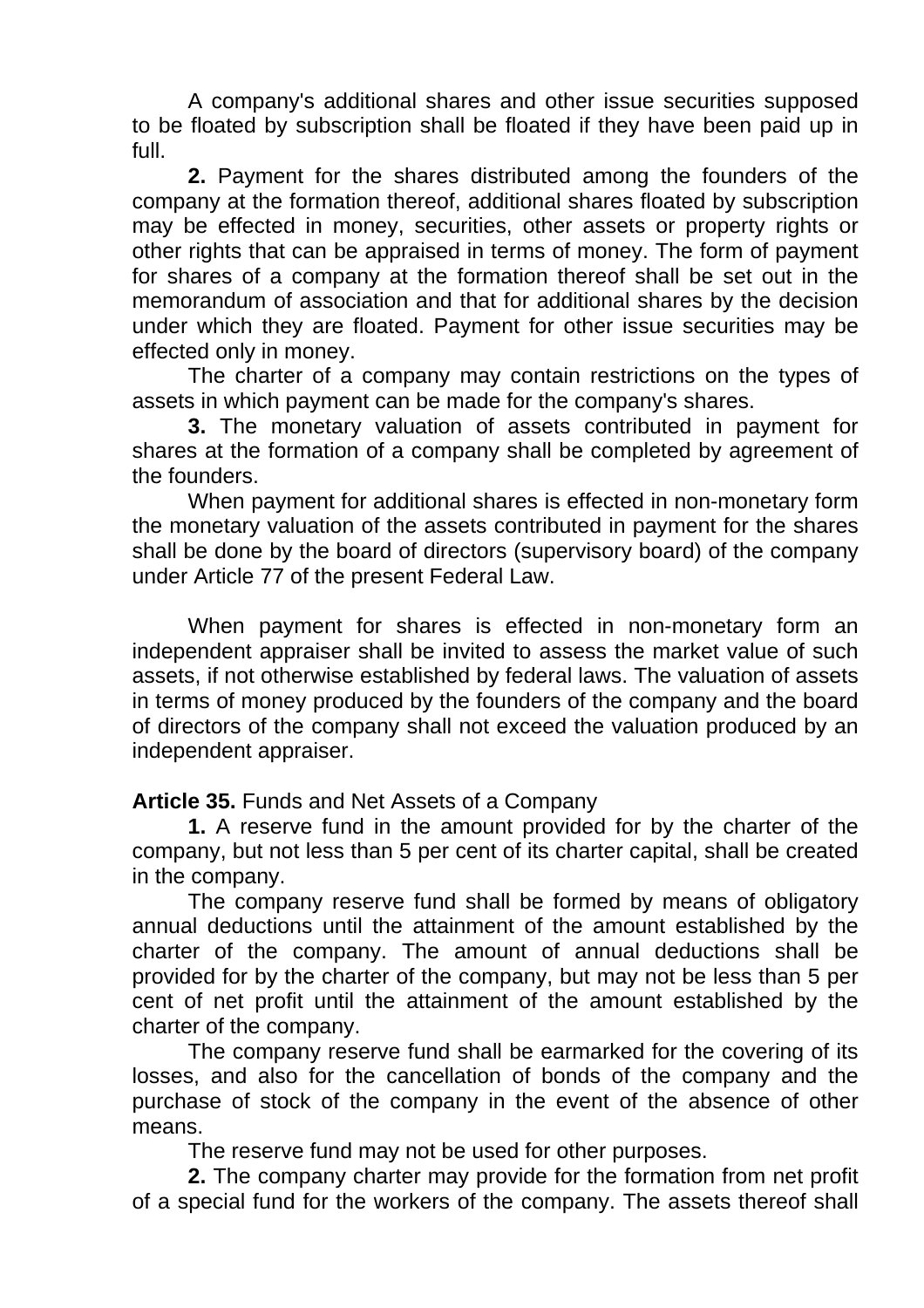A company's additional shares and other issue securities supposed to be floated by subscription shall be floated if they have been paid up in full.

**2.** Payment for the shares distributed among the founders of the company at the formation thereof, additional shares floated by subscription may be effected in money, securities, other assets or property rights or other rights that can be appraised in terms of money. The form of payment for shares of a company at the formation thereof shall be set out in the memorandum of association and that for additional shares by the decision under which they are floated. Payment for other issue securities may be effected only in money.

The charter of a company may contain restrictions on the types of assets in which payment can be made for the company's shares.

**3.** The monetary valuation of assets contributed in payment for shares at the formation of a company shall be completed by agreement of the founders.

When payment for additional shares is effected in non-monetary form the monetary valuation of the assets contributed in payment for the shares shall be done by the board of directors (supervisory board) of the company under Article 77 of the present Federal Law.

When payment for shares is effected in non-monetary form an independent appraiser shall be invited to assess the market value of such assets, if not otherwise established by federal laws. The valuation of assets in terms of money produced by the founders of the company and the board of directors of the company shall not exceed the valuation produced by an independent appraiser.

**Article 35.** Funds and Net Assets of a Company

**1.** A reserve fund in the amount provided for by the charter of the company, but not less than 5 per cent of its charter capital, shall be created in the company.

The company reserve fund shall be formed by means of obligatory annual deductions until the attainment of the amount established by the charter of the company. The amount of annual deductions shall be provided for by the charter of the company, but may not be less than 5 per cent of net profit until the attainment of the amount established by the charter of the company.

The company reserve fund shall be earmarked for the covering of its losses, and also for the cancellation of bonds of the company and the purchase of stock of the company in the event of the absence of other means.

The reserve fund may not be used for other purposes.

**2.** The company charter may provide for the formation from net profit of a special fund for the workers of the company. The assets thereof shall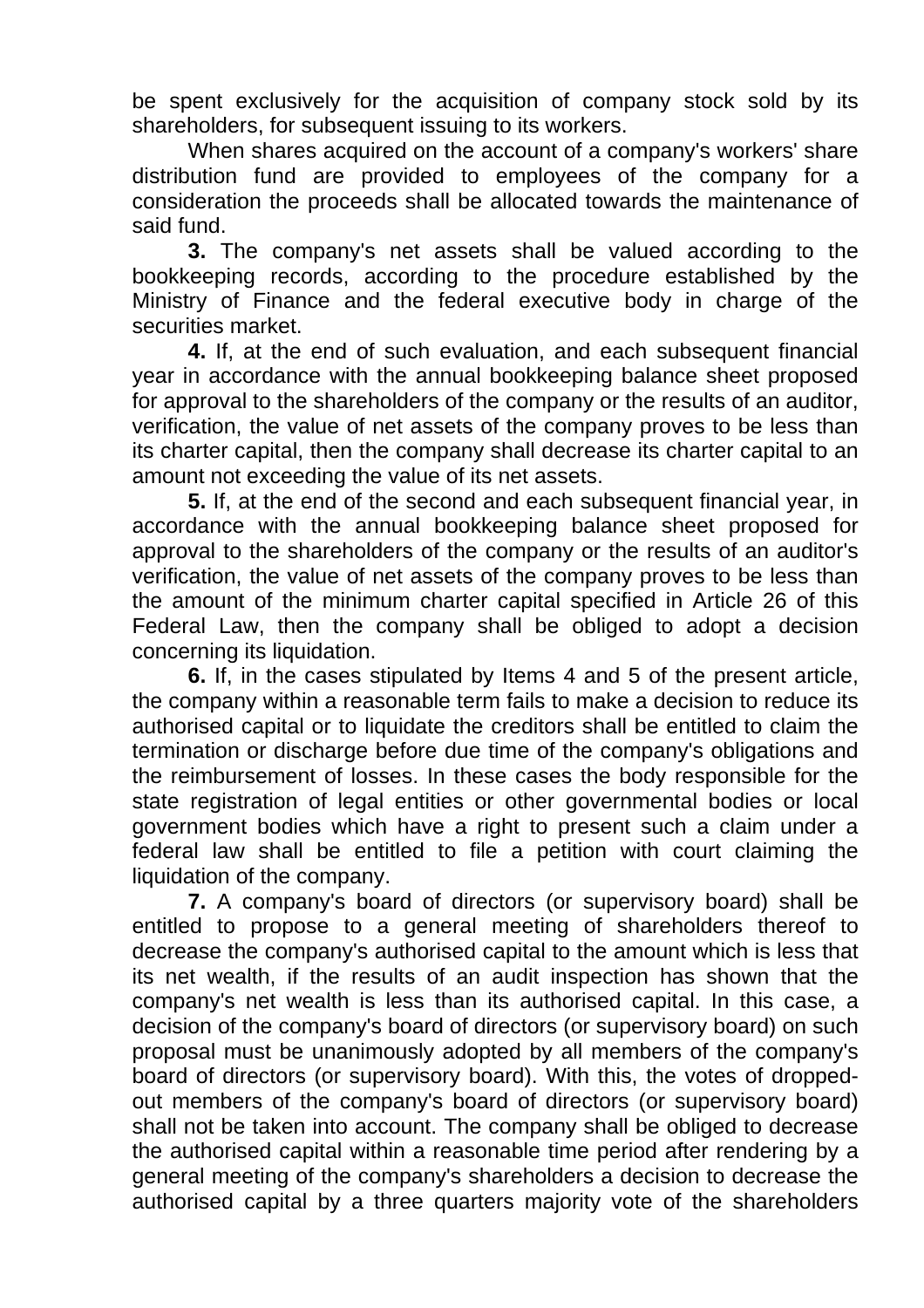be spent exclusively for the acquisition of company stock sold by its shareholders, for subsequent issuing to its workers.

When shares acquired on the account of a company's workers' share distribution fund are provided to employees of the company for a consideration the proceeds shall be allocated towards the maintenance of said fund.

**3.** The company's net assets shall be valued according to the bookkeeping records, according to the procedure established by the Ministry of Finance and the federal executive body in charge of the securities market.

**4.** If, at the end of such evaluation, and each subsequent financial year in accordance with the annual bookkeeping balance sheet proposed for approval to the shareholders of the company or the results of an auditor, verification, the value of net assets of the company proves to be less than its charter capital, then the company shall decrease its charter capital to an amount not exceeding the value of its net assets.

**5.** If, at the end of the second and each subsequent financial year, in accordance with the annual bookkeeping balance sheet proposed for approval to the shareholders of the company or the results of an auditor's verification, the value of net assets of the company proves to be less than the amount of the minimum charter capital specified in Article 26 of this Federal Law, then the company shall be obliged to adopt a decision concerning its liquidation.

**6.** If, in the cases stipulated by Items 4 and 5 of the present article, the company within a reasonable term fails to make a decision to reduce its authorised capital or to liquidate the creditors shall be entitled to claim the termination or discharge before due time of the company's obligations and the reimbursement of losses. In these cases the body responsible for the state registration of legal entities or other governmental bodies or local government bodies which have a right to present such a claim under a federal law shall be entitled to file a petition with court claiming the liquidation of the company.

**7.** A company's board of directors (or supervisory board) shall be entitled to propose to a general meeting of shareholders thereof to decrease the company's authorised capital to the amount which is less that its net wealth, if the results of an audit inspection has shown that the company's net wealth is less than its authorised capital. In this case, a decision of the company's board of directors (or supervisory board) on such proposal must be unanimously adopted by all members of the company's board of directors (or supervisory board). With this, the votes of dropped-out members of the company's board of directors (or supervisory board) shall not be taken into account. The company shall be obliged to decrease the authorised capital within a reasonable time period after rendering by a general meeting of the company's shareholders a decision to decrease the authorised capital by a three quarters majority vote of the shareholders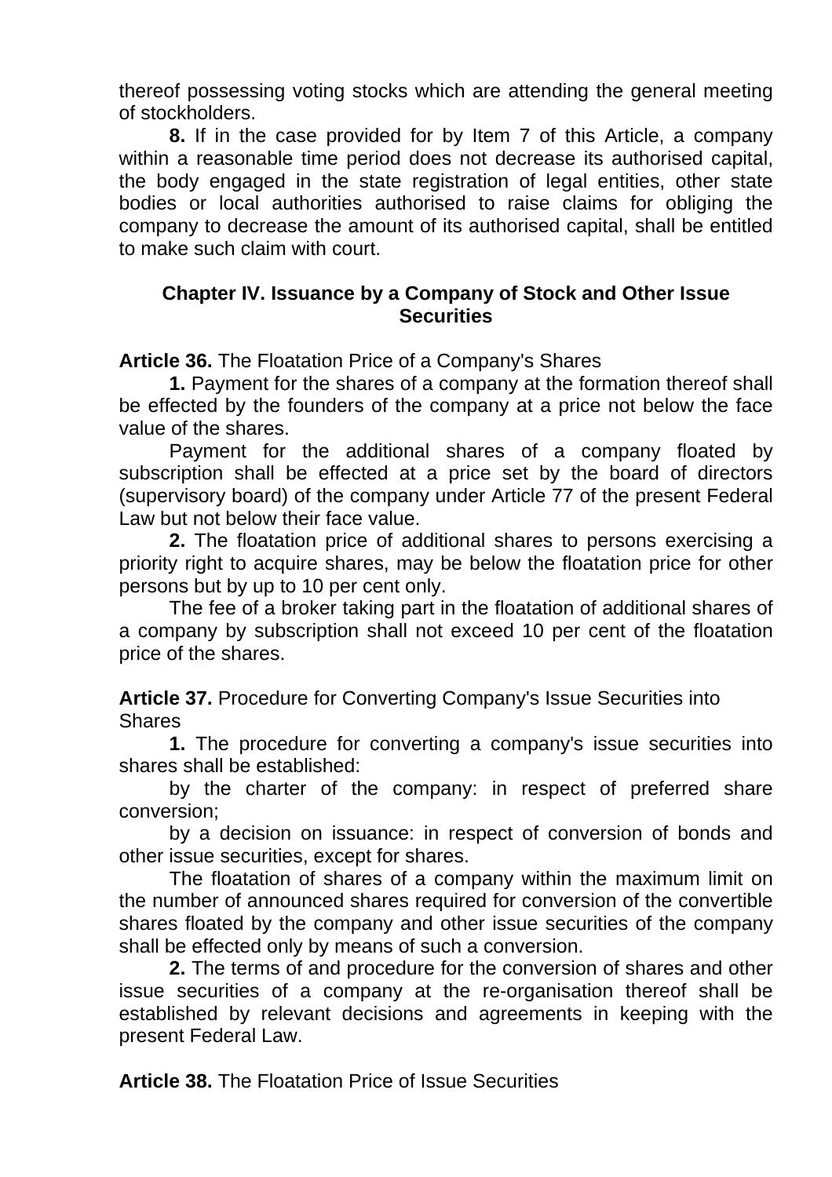thereof possessing voting stocks which are attending the general meeting of stockholders.

**8.** If in the case provided for by Item 7 of this Article, a company within a reasonable time period does not decrease its authorised capital, the body engaged in the state registration of legal entities, other state bodies or local authorities authorised to raise claims for obliging the company to decrease the amount of its authorised capital, shall be entitled to make such claim with court.

## Chapter IV. Issuance by a Company of Stock and Other Issue Securities

**Article 36.** The Floatation Price of a Company's Shares

**1.** Payment for the shares of a company at the formation thereof shall be effected by the founders of the company at a price not below the face value of the shares.

Payment for the additional shares of a company floated by subscription shall be effected at a price set by the board of directors (supervisory board) of the company under Article 77 of the present Federal Law but not below their face value.

**2.** The floatation price of additional shares to persons exercising a priority right to acquire shares, may be below the floatation price for other persons but by up to 10 per cent only.

The fee of a broker taking part in the floatation of additional shares of a company by subscription shall not exceed 10 per cent of the floatation price of the shares.

**Article 37.** Procedure for Converting Company's Issue Securities into Shares

**1.** The procedure for converting a company's issue securities into shares shall be established:

by the charter of the company: in respect of preferred share conversion;

by a decision on issuance: in respect of conversion of bonds and other issue securities, except for shares.

The floatation of shares of a company within the maximum limit on the number of announced shares required for conversion of the convertible shares floated by the company and other issue securities of the company shall be effected only by means of such a conversion.

**2.** The terms of and procedure for the conversion of shares and other issue securities of a company at the re-organisation thereof shall be established by relevant decisions and agreements in keeping with the present Federal Law.

**Article 38.** The Floatation Price of Issue Securities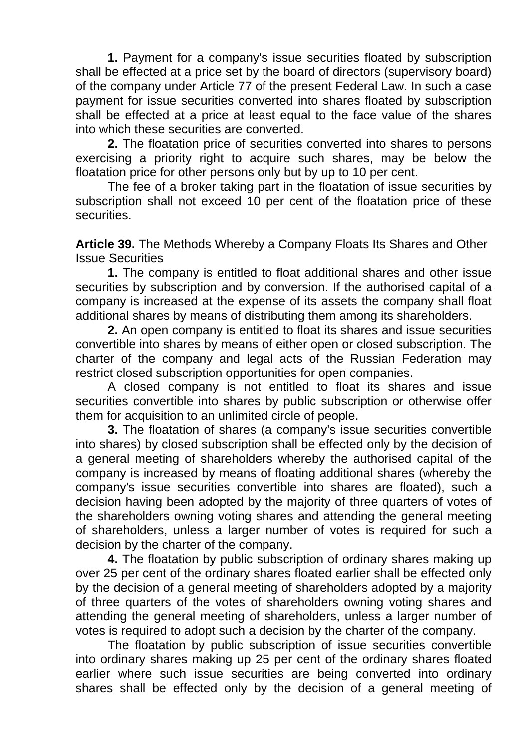**1.** Payment for a company's issue securities floated by subscription shall be effected at a price set by the board of directors (supervisory board) of the company under Article 77 of the present Federal Law. In such a case payment for issue securities converted into shares floated by subscription shall be effected at a price at least equal to the face value of the shares into which these securities are converted.

**2.** The floatation price of securities converted into shares to persons exercising a priority right to acquire such shares, may be below the floatation price for other persons only but by up to 10 per cent.

The fee of a broker taking part in the floatation of issue securities by subscription shall not exceed 10 per cent of the floatation price of these securities.

**Article 39.** The Methods Whereby a Company Floats Its Shares and Other Issue Securities

**1.** The company is entitled to float additional shares and other issue securities by subscription and by conversion. If the authorised capital of a company is increased at the expense of its assets the company shall float additional shares by means of distributing them among its shareholders.

**2.** An open company is entitled to float its shares and issue securities convertible into shares by means of either open or closed subscription. The charter of the company and legal acts of the Russian Federation may restrict closed subscription opportunities for open companies.

A closed company is not entitled to float its shares and issue securities convertible into shares by public subscription or otherwise offer them for acquisition to an unlimited circle of people.

**3.** The floatation of shares (a company's issue securities convertible into shares) by closed subscription shall be effected only by the decision of a general meeting of shareholders whereby the authorised capital of the company is increased by means of floating additional shares (whereby the company's issue securities convertible into shares are floated), such a decision having been adopted by the majority of three quarters of votes of the shareholders owning voting shares and attending the general meeting of shareholders, unless a larger number of votes is required for such a decision by the charter of the company.

**4.** The floatation by public subscription of ordinary shares making up over 25 per cent of the ordinary shares floated earlier shall be effected only by the decision of a general meeting of shareholders adopted by a majority of three quarters of the votes of shareholders owning voting shares and attending the general meeting of shareholders, unless a larger number of votes is required to adopt such a decision by the charter of the company.

The floatation by public subscription of issue securities convertible into ordinary shares making up 25 per cent of the ordinary shares floated earlier where such issue securities are being converted into ordinary shares shall be effected only by the decision of a general meeting of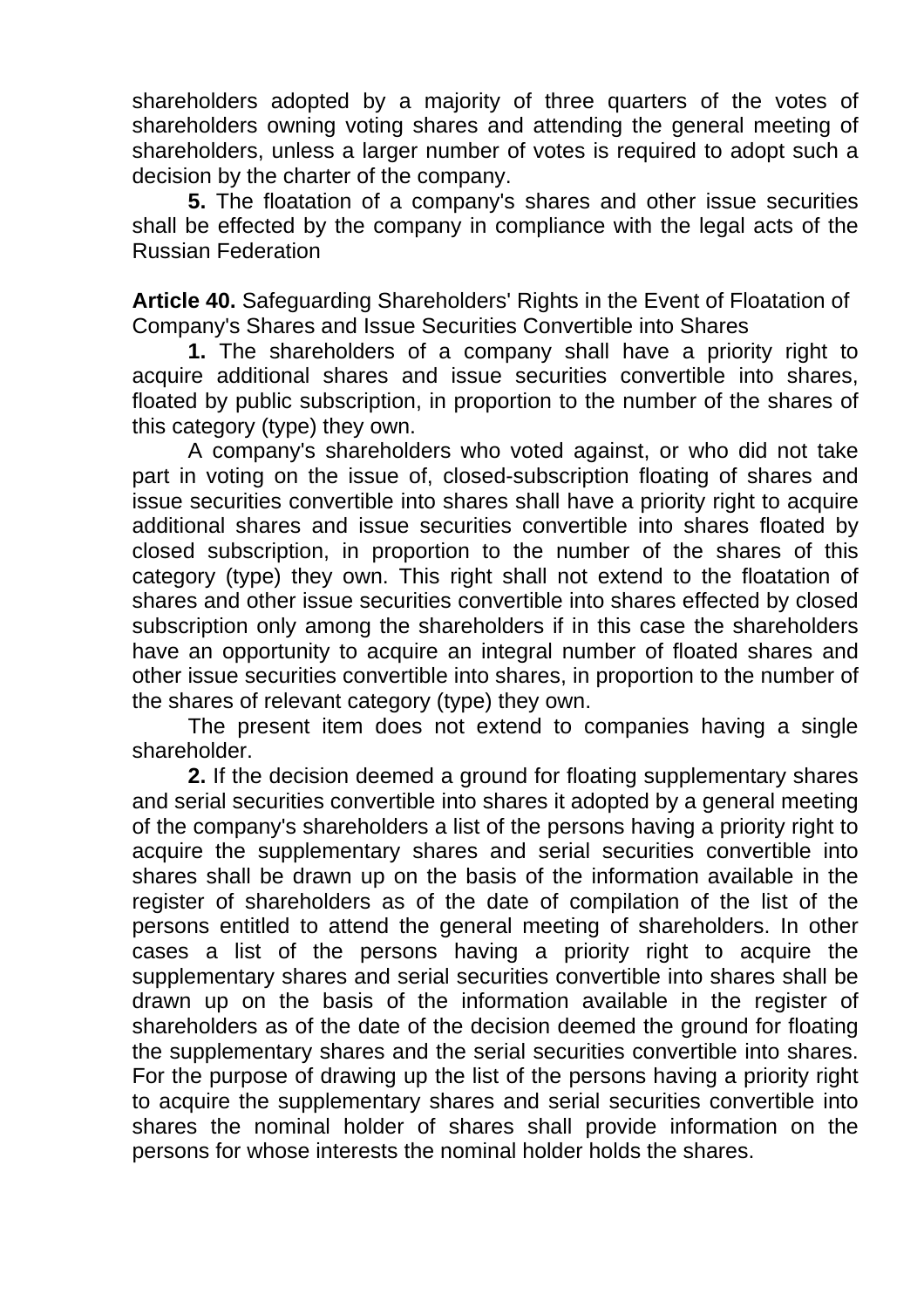shareholders adopted by a majority of three quarters of the votes of shareholders owning voting shares and attending the general meeting of shareholders, unless a larger number of votes is required to adopt such a decision by the charter of the company.

**5.** The floatation of a company's shares and other issue securities shall be effected by the company in compliance with the legal acts of the Russian Federation

**Article 40.** Safeguarding Shareholders' Rights in the Event of Floatation of Company's Shares and Issue Securities Convertible into Shares

**1.** The shareholders of a company shall have a priority right to acquire additional shares and issue securities convertible into shares, floated by public subscription, in proportion to the number of the shares of this category (type) they own.

A company's shareholders who voted against, or who did not take part in voting on the issue of, closed-subscription floating of shares and issue securities convertible into shares shall have a priority right to acquire additional shares and issue securities convertible into shares floated by closed subscription, in proportion to the number of the shares of this category (type) they own. This right shall not extend to the floatation of shares and other issue securities convertible into shares effected by closed subscription only among the shareholders if in this case the shareholders have an opportunity to acquire an integral number of floated shares and other issue securities convertible into shares, in proportion to the number of the shares of relevant category (type) they own.

The present item does not extend to companies having a single shareholder.

**2.** If the decision deemed a ground for floating supplementary shares and serial securities convertible into shares it adopted by a general meeting of the company's shareholders a list of the persons having a priority right to acquire the supplementary shares and serial securities convertible into shares shall be drawn up on the basis of the information available in the register of shareholders as of the date of compilation of the list of the persons entitled to attend the general meeting of shareholders. In other cases a list of the persons having a priority right to acquire the supplementary shares and serial securities convertible into shares shall be drawn up on the basis of the information available in the register of shareholders as of the date of the decision deemed the ground for floating the supplementary shares and the serial securities convertible into shares. For the purpose of drawing up the list of the persons having a priority right to acquire the supplementary shares and serial securities convertible into shares the nominal holder of shares shall provide information on the persons for whose interests the nominal holder holds the shares.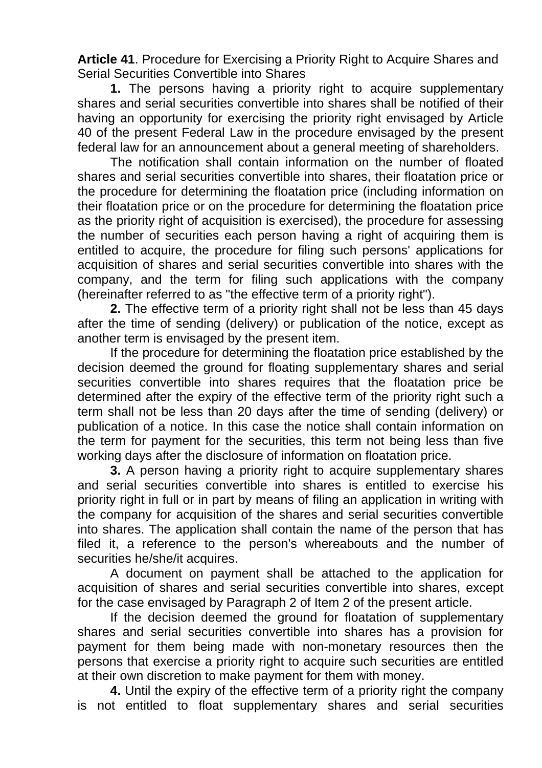**Article 41**. Procedure for Exercising a Priority Right to Acquire Shares and Serial Securities Convertible into Shares

**1.** The persons having a priority right to acquire supplementary shares and serial securities convertible into shares shall be notified of their having an opportunity for exercising the priority right envisaged by Article 40 of the present Federal Law in the procedure envisaged by the present federal law for an announcement about a general meeting of shareholders.

The notification shall contain information on the number of floated shares and serial securities convertible into shares, their floatation price or the procedure for determining the floatation price (including information on their floatation price or on the procedure for determining the floatation price as the priority right of acquisition is exercised), the procedure for assessing the number of securities each person having a right of acquiring them is entitled to acquire, the procedure for filing such persons' applications for acquisition of shares and serial securities convertible into shares with the company, and the term for filing such applications with the company (hereinafter referred to as "the effective term of a priority right").

**2.** The effective term of a priority right shall not be less than 45 days after the time of sending (delivery) or publication of the notice, except as another term is envisaged by the present item.

If the procedure for determining the floatation price established by the decision deemed the ground for floating supplementary shares and serial securities convertible into shares requires that the floatation price be determined after the expiry of the effective term of the priority right such a term shall not be less than 20 days after the time of sending (delivery) or publication of a notice. In this case the notice shall contain information on the term for payment for the securities, this term not being less than five working days after the disclosure of information on floatation price.

**3.** A person having a priority right to acquire supplementary shares and serial securities convertible into shares is entitled to exercise his priority right in full or in part by means of filing an application in writing with the company for acquisition of the shares and serial securities convertible into shares. The application shall contain the name of the person that has filed it, a reference to the person's whereabouts and the number of securities he/she/it acquires.

A document on payment shall be attached to the application for acquisition of shares and serial securities convertible into shares, except for the case envisaged by Paragraph 2 of Item 2 of the present article.

If the decision deemed the ground for floatation of supplementary shares and serial securities convertible into shares has a provision for payment for them being made with non-monetary resources then the persons that exercise a priority right to acquire such securities are entitled at their own discretion to make payment for them with money.

**4.** Until the expiry of the effective term of a priority right the company is not entitled to float supplementary shares and serial securities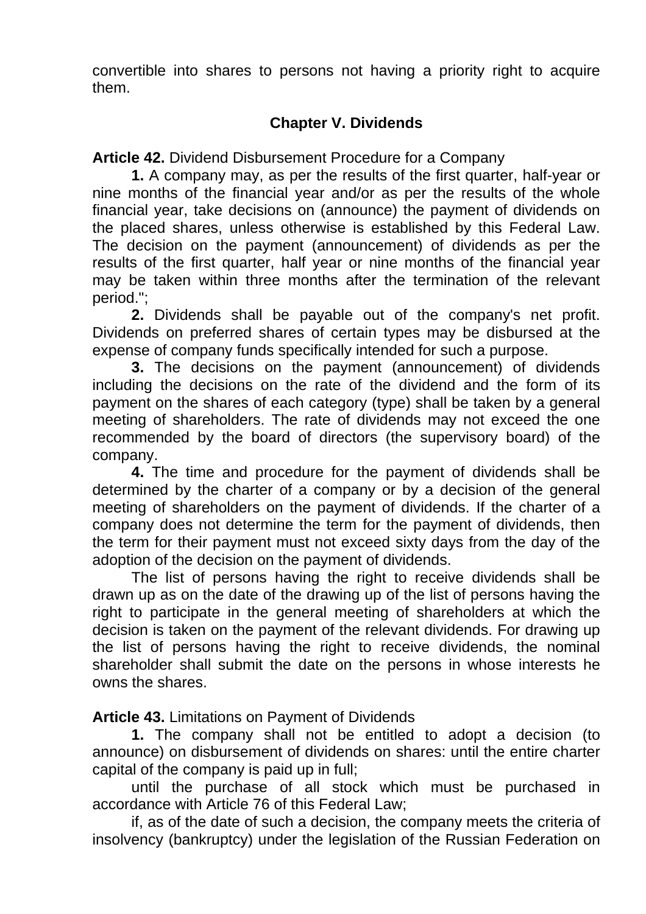convertible into shares to persons not having a priority right to acquire them.

## Chapter V. Dividends

**Article 42.** Dividend Disbursement Procedure for a Company

**1.** A company may, as per the results of the first quarter, half-year or nine months of the financial year and/or as per the results of the whole financial year, take decisions on (announce) the payment of dividends on the placed shares, unless otherwise is established by this Federal Law. The decision on the payment (announcement) of dividends as per the results of the first quarter, half year or nine months of the financial year may be taken within three months after the termination of the relevant period.";

**2.** Dividends shall be payable out of the company's net profit. Dividends on preferred shares of certain types may be disbursed at the expense of company funds specifically intended for such a purpose.

**3.** The decisions on the payment (announcement) of dividends including the decisions on the rate of the dividend and the form of its payment on the shares of each category (type) shall be taken by a general meeting of shareholders. The rate of dividends may not exceed the one recommended by the board of directors (the supervisory board) of the company.

**4.** The time and procedure for the payment of dividends shall be determined by the charter of a company or by a decision of the general meeting of shareholders on the payment of dividends. If the charter of a company does not determine the term for the payment of dividends, then the term for their payment must not exceed sixty days from the day of the adoption of the decision on the payment of dividends.

The list of persons having the right to receive dividends shall be drawn up as on the date of the drawing up of the list of persons having the right to participate in the general meeting of shareholders at which the decision is taken on the payment of the relevant dividends. For drawing up the list of persons having the right to receive dividends, the nominal shareholder shall submit the date on the persons in whose interests he owns the shares.

**Article 43.** Limitations on Payment of Dividends

**1.** The company shall not be entitled to adopt a decision (to announce) on disbursement of dividends on shares: until the entire charter capital of the company is paid up in full;

until the purchase of all stock which must be purchased in accordance with Article 76 of this Federal Law;

if, as of the date of such a decision, the company meets the criteria of insolvency (bankruptcy) under the legislation of the Russian Federation on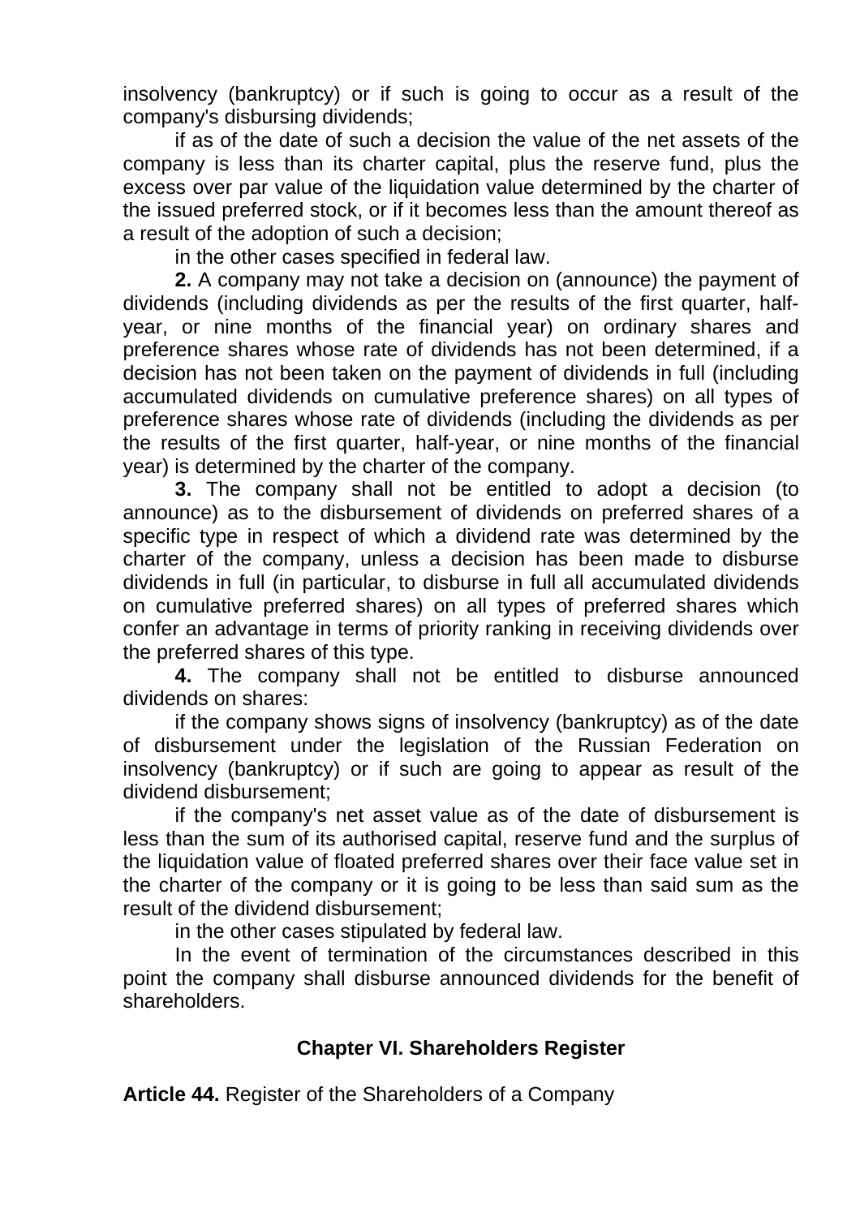insolvency (bankruptcy) or if such is going to occur as a result of the company's disbursing dividends;

if as of the date of such a decision the value of the net assets of the company is less than its charter capital, plus the reserve fund, plus the excess over par value of the liquidation value determined by the charter of the issued preferred stock, or if it becomes less than the amount thereof as a result of the adoption of such a decision;

in the other cases specified in federal law.

**2.** A company may not take a decision on (announce) the payment of dividends (including dividends as per the results of the first quarter, half-year, or nine months of the financial year) on ordinary shares and preference shares whose rate of dividends has not been determined, if a decision has not been taken on the payment of dividends in full (including accumulated dividends on cumulative preference shares) on all types of preference shares whose rate of dividends (including the dividends as per the results of the first quarter, half-year, or nine months of the financial year) is determined by the charter of the company.

**3.** The company shall not be entitled to adopt a decision (to announce) as to the disbursement of dividends on preferred shares of a specific type in respect of which a dividend rate was determined by the charter of the company, unless a decision has been made to disburse dividends in full (in particular, to disburse in full all accumulated dividends on cumulative preferred shares) on all types of preferred shares which confer an advantage in terms of priority ranking in receiving dividends over the preferred shares of this type.

**4.** The company shall not be entitled to disburse announced dividends on shares:

if the company shows signs of insolvency (bankruptcy) as of the date of disbursement under the legislation of the Russian Federation on insolvency (bankruptcy) or if such are going to appear as result of the dividend disbursement;

if the company's net asset value as of the date of disbursement is less than the sum of its authorised capital, reserve fund and the surplus of the liquidation value of floated preferred shares over their face value set in the charter of the company or it is going to be less than said sum as the result of the dividend disbursement;

in the other cases stipulated by federal law.

In the event of termination of the circumstances described in this point the company shall disburse announced dividends for the benefit of shareholders.

## Chapter VI. Shareholders Register

**Article 44.** Register of the Shareholders of a Company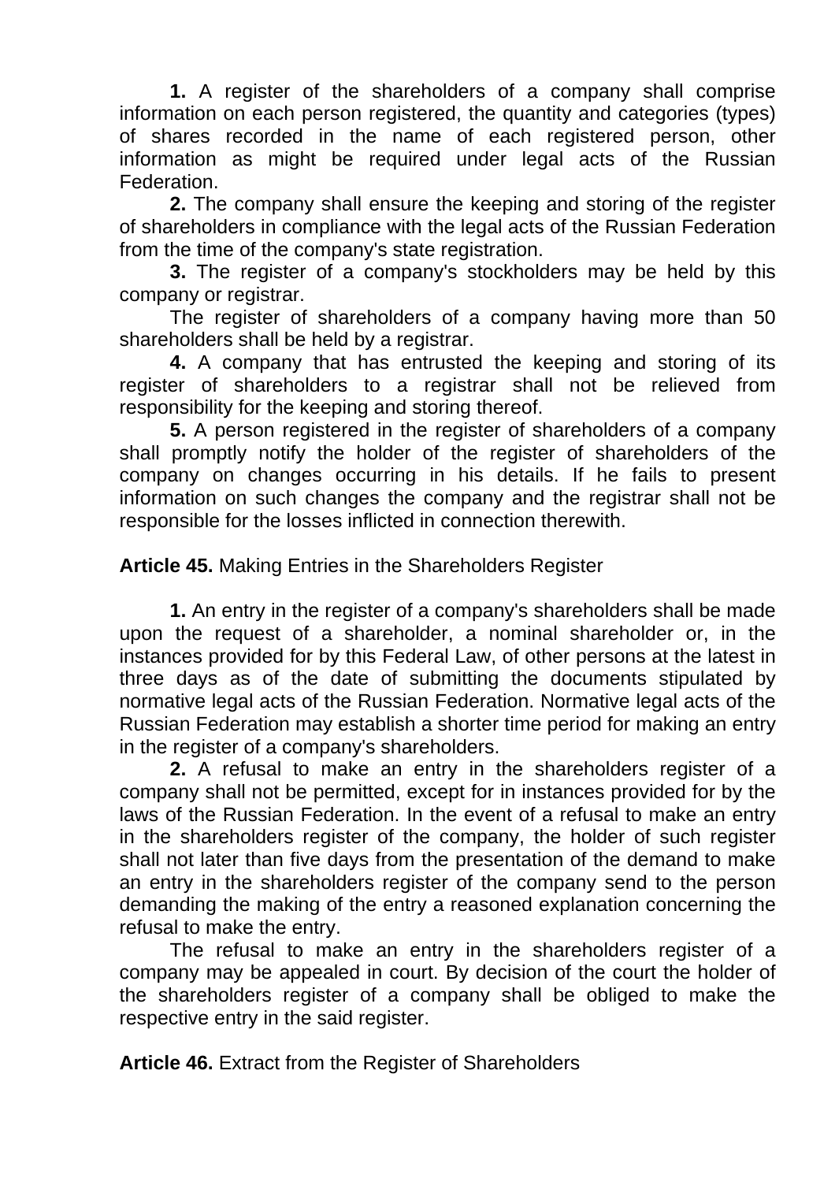**1.** A register of the shareholders of a company shall comprise information on each person registered, the quantity and categories (types) of shares recorded in the name of each registered person, other information as might be required under legal acts of the Russian Federation.

**2.** The company shall ensure the keeping and storing of the register of shareholders in compliance with the legal acts of the Russian Federation from the time of the company's state registration.

**3.** The register of a company's stockholders may be held by this company or registrar.

The register of shareholders of a company having more than 50 shareholders shall be held by a registrar.

**4.** A company that has entrusted the keeping and storing of its register of shareholders to a registrar shall not be relieved from responsibility for the keeping and storing thereof.

**5.** A person registered in the register of shareholders of a company shall promptly notify the holder of the register of shareholders of the company on changes occurring in his details. If he fails to present information on such changes the company and the registrar shall not be responsible for the losses inflicted in connection therewith.

**Article 45.** Making Entries in the Shareholders Register

**1.** An entry in the register of a company's shareholders shall be made upon the request of a shareholder, a nominal shareholder or, in the instances provided for by this Federal Law, of other persons at the latest in three days as of the date of submitting the documents stipulated by normative legal acts of the Russian Federation. Normative legal acts of the Russian Federation may establish a shorter time period for making an entry in the register of a company's shareholders.

**2.** A refusal to make an entry in the shareholders register of a company shall not be permitted, except for in instances provided for by the laws of the Russian Federation. In the event of a refusal to make an entry in the shareholders register of the company, the holder of such register shall not later than five days from the presentation of the demand to make an entry in the shareholders register of the company send to the person demanding the making of the entry a reasoned explanation concerning the refusal to make the entry.

The refusal to make an entry in the shareholders register of a company may be appealed in court. By decision of the court the holder of the shareholders register of a company shall be obliged to make the respective entry in the said register.

**Article 46.** Extract from the Register of Shareholders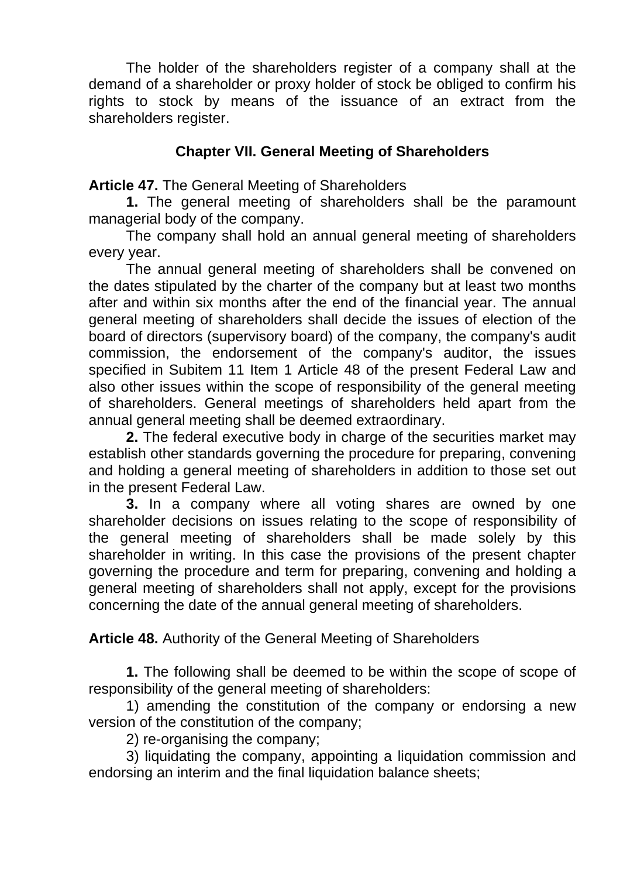The holder of the shareholders register of a company shall at the demand of a shareholder or proxy holder of stock be obliged to confirm his rights to stock by means of the issuance of an extract from the shareholders register.

## Chapter VII. General Meeting of Shareholders

**Article 47.** The General Meeting of Shareholders

**1.** The general meeting of shareholders shall be the paramount managerial body of the company.

The company shall hold an annual general meeting of shareholders every year.

The annual general meeting of shareholders shall be convened on the dates stipulated by the charter of the company but at least two months after and within six months after the end of the financial year. The annual general meeting of shareholders shall decide the issues of election of the board of directors (supervisory board) of the company, the company's audit commission, the endorsement of the company's auditor, the issues specified in Subitem 11 Item 1 Article 48 of the present Federal Law and also other issues within the scope of responsibility of the general meeting of shareholders. General meetings of shareholders held apart from the annual general meeting shall be deemed extraordinary.

**2.** The federal executive body in charge of the securities market may establish other standards governing the procedure for preparing, convening and holding a general meeting of shareholders in addition to those set out in the present Federal Law.

**3.** In a company where all voting shares are owned by one shareholder decisions on issues relating to the scope of responsibility of the general meeting of shareholders shall be made solely by this shareholder in writing. In this case the provisions of the present chapter governing the procedure and term for preparing, convening and holding a general meeting of shareholders shall not apply, except for the provisions concerning the date of the annual general meeting of shareholders.

**Article 48.** Authority of the General Meeting of Shareholders

**1.** The following shall be deemed to be within the scope of scope of responsibility of the general meeting of shareholders:

1) amending the constitution of the company or endorsing a new version of the constitution of the company;

2) re-organising the company;

3) liquidating the company, appointing a liquidation commission and endorsing an interim and the final liquidation balance sheets;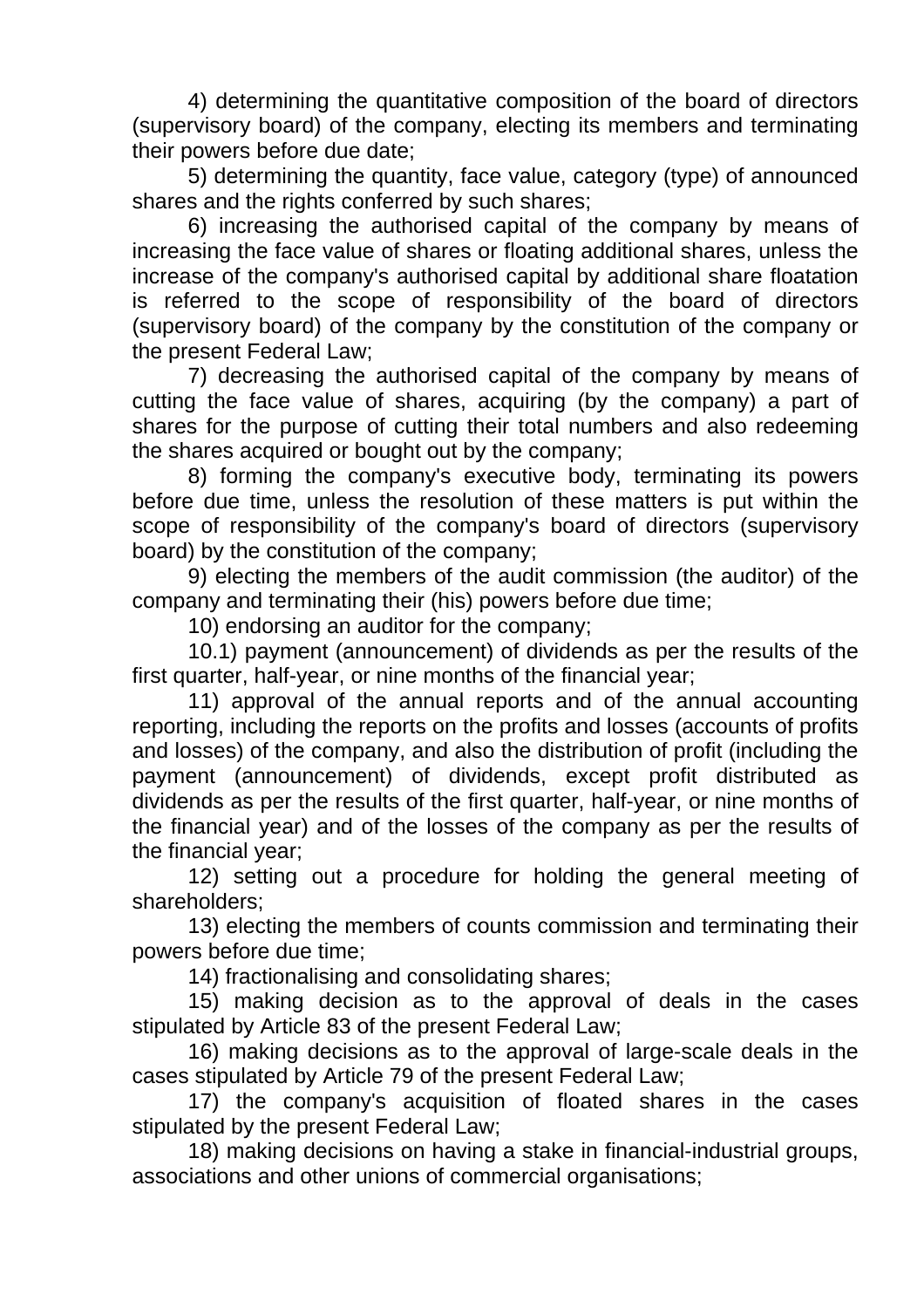4) determining the quantitative composition of the board of directors (supervisory board) of the company, electing its members and terminating their powers before due date;

5) determining the quantity, face value, category (type) of announced shares and the rights conferred by such shares;

6) increasing the authorised capital of the company by means of increasing the face value of shares or floating additional shares, unless the increase of the company's authorised capital by additional share floatation is referred to the scope of responsibility of the board of directors (supervisory board) of the company by the constitution of the company or the present Federal Law;

7) decreasing the authorised capital of the company by means of cutting the face value of shares, acquiring (by the company) a part of shares for the purpose of cutting their total numbers and also redeeming the shares acquired or bought out by the company;

8) forming the company's executive body, terminating its powers before due time, unless the resolution of these matters is put within the scope of responsibility of the company's board of directors (supervisory board) by the constitution of the company;

9) electing the members of the audit commission (the auditor) of the company and terminating their (his) powers before due time;

10) endorsing an auditor for the company;

10.1) payment (announcement) of dividends as per the results of the first quarter, half-year, or nine months of the financial year;

11) approval of the annual reports and of the annual accounting reporting, including the reports on the profits and losses (accounts of profits and losses) of the company, and also the distribution of profit (including the payment (announcement) of dividends, except profit distributed as dividends as per the results of the first quarter, half-year, or nine months of the financial year) and of the losses of the company as per the results of the financial year;

12) setting out a procedure for holding the general meeting of shareholders;

13) electing the members of counts commission and terminating their powers before due time;

14) fractionalising and consolidating shares;

15) making decision as to the approval of deals in the cases stipulated by Article 83 of the present Federal Law;

16) making decisions as to the approval of large-scale deals in the cases stipulated by Article 79 of the present Federal Law;

17) the company's acquisition of floated shares in the cases stipulated by the present Federal Law;

18) making decisions on having a stake in financial-industrial groups, associations and other unions of commercial organisations;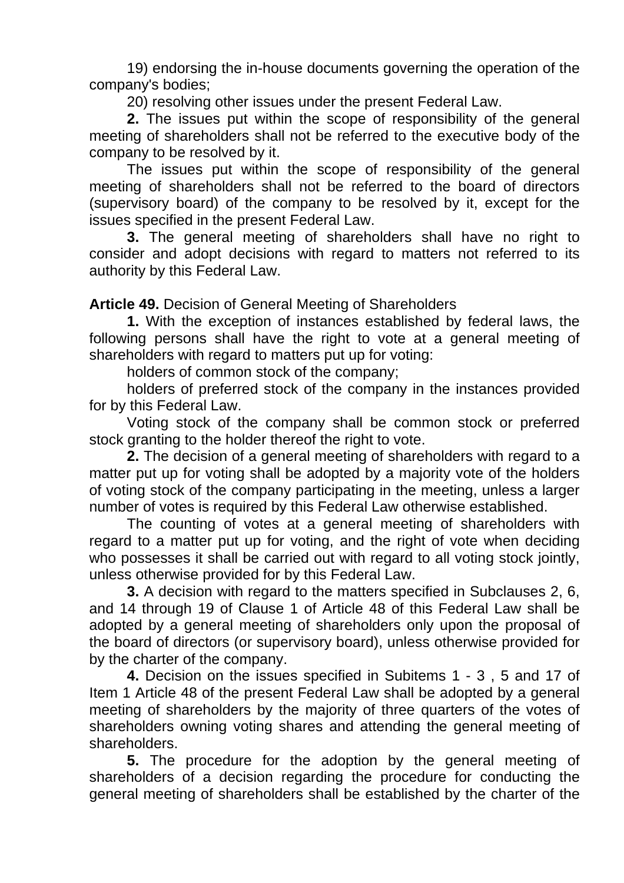19) endorsing the in-house documents governing the operation of the company's bodies;

20) resolving other issues under the present Federal Law.

**2.** The issues put within the scope of responsibility of the general meeting of shareholders shall not be referred to the executive body of the company to be resolved by it.

The issues put within the scope of responsibility of the general meeting of shareholders shall not be referred to the board of directors (supervisory board) of the company to be resolved by it, except for the issues specified in the present Federal Law.

**3.** The general meeting of shareholders shall have no right to consider and adopt decisions with regard to matters not referred to its authority by this Federal Law.

**Article 49.** Decision of General Meeting of Shareholders

**1.** With the exception of instances established by federal laws, the following persons shall have the right to vote at a general meeting of shareholders with regard to matters put up for voting:

holders of common stock of the company;

holders of preferred stock of the company in the instances provided for by this Federal Law.

Voting stock of the company shall be common stock or preferred stock granting to the holder thereof the right to vote.

**2.** The decision of a general meeting of shareholders with regard to a matter put up for voting shall be adopted by a majority vote of the holders of voting stock of the company participating in the meeting, unless a larger number of votes is required by this Federal Law otherwise established.

The counting of votes at a general meeting of shareholders with regard to a matter put up for voting, and the right of vote when deciding who possesses it shall be carried out with regard to all voting stock jointly, unless otherwise provided for by this Federal Law.

**3.** A decision with regard to the matters specified in Subclauses 2, 6, and 14 through 19 of Clause 1 of Article 48 of this Federal Law shall be adopted by a general meeting of shareholders only upon the proposal of the board of directors (or supervisory board), unless otherwise provided for by the charter of the company.

**4.** Decision on the issues specified in Subitems 1 - 3 , 5 and 17 of Item 1 Article 48 of the present Federal Law shall be adopted by a general meeting of shareholders by the majority of three quarters of the votes of shareholders owning voting shares and attending the general meeting of shareholders.

**5.** The procedure for the adoption by the general meeting of shareholders of a decision regarding the procedure for conducting the general meeting of shareholders shall be established by the charter of the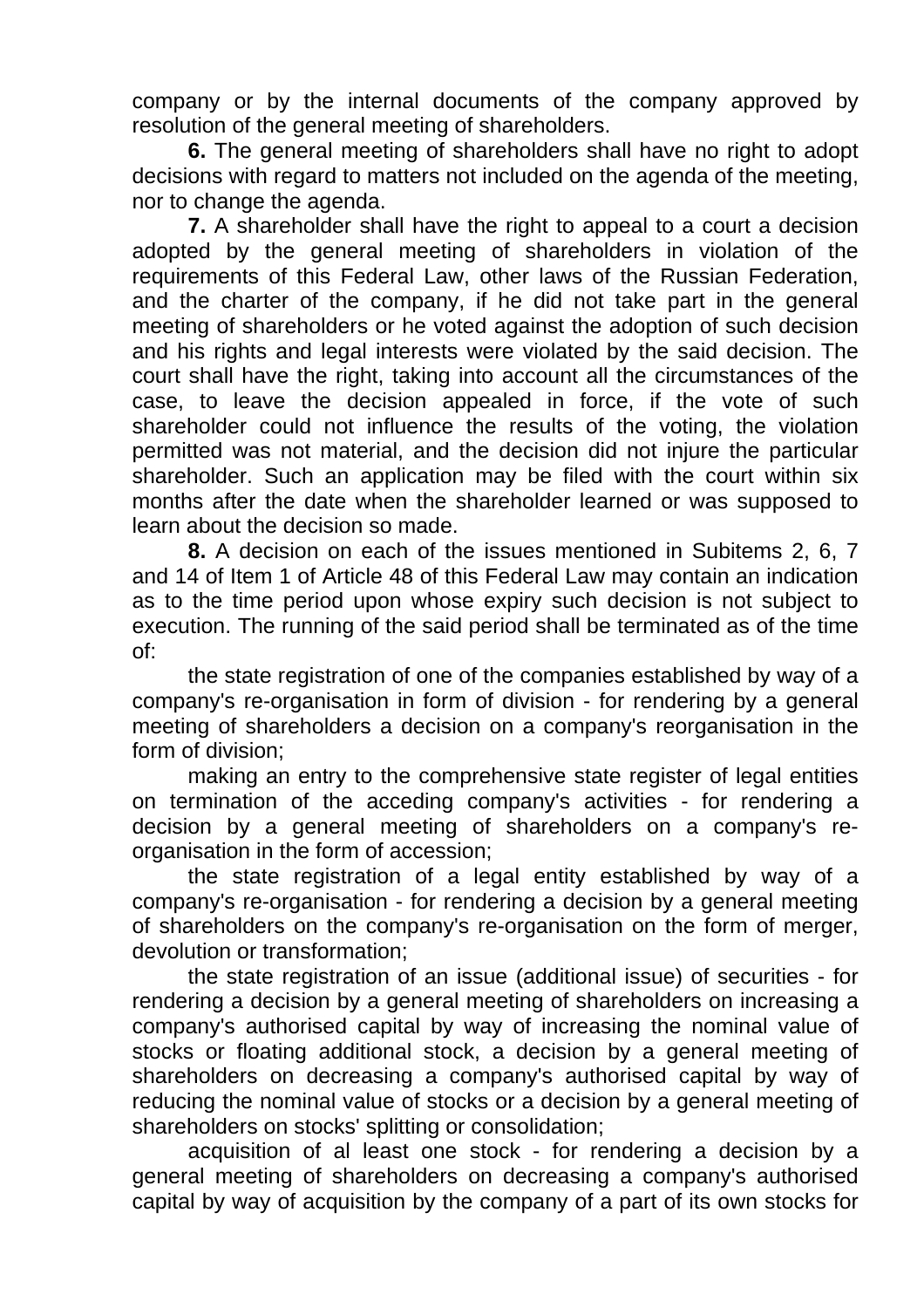company or by the internal documents of the company approved by resolution of the general meeting of shareholders.

**6.** The general meeting of shareholders shall have no right to adopt decisions with regard to matters not included on the agenda of the meeting, nor to change the agenda.

**7.** A shareholder shall have the right to appeal to a court a decision adopted by the general meeting of shareholders in violation of the requirements of this Federal Law, other laws of the Russian Federation, and the charter of the company, if he did not take part in the general meeting of shareholders or he voted against the adoption of such decision and his rights and legal interests were violated by the said decision. The court shall have the right, taking into account all the circumstances of the case, to leave the decision appealed in force, if the vote of such shareholder could not influence the results of the voting, the violation permitted was not material, and the decision did not injure the particular shareholder. Such an application may be filed with the court within six months after the date when the shareholder learned or was supposed to learn about the decision so made.

**8.** A decision on each of the issues mentioned in Subitems 2, 6, 7 and 14 of Item 1 of Article 48 of this Federal Law may contain an indication as to the time period upon whose expiry such decision is not subject to execution. The running of the said period shall be terminated as of the time of:

the state registration of one of the companies established by way of a company's re-organisation in form of division - for rendering by a general meeting of shareholders a decision on a company's reorganisation in the form of division;

making an entry to the comprehensive state register of legal entities on termination of the acceding company's activities - for rendering a decision by a general meeting of shareholders on a company's re-organisation in the form of accession;

the state registration of a legal entity established by way of a company's re-organisation - for rendering a decision by a general meeting of shareholders on the company's re-organisation on the form of merger, devolution or transformation;

the state registration of an issue (additional issue) of securities - for rendering a decision by a general meeting of shareholders on increasing a company's authorised capital by way of increasing the nominal value of stocks or floating additional stock, a decision by a general meeting of shareholders on decreasing a company's authorised capital by way of reducing the nominal value of stocks or a decision by a general meeting of shareholders on stocks' splitting or consolidation;

acquisition of al least one stock - for rendering a decision by a general meeting of shareholders on decreasing a company's authorised capital by way of acquisition by the company of a part of its own stocks for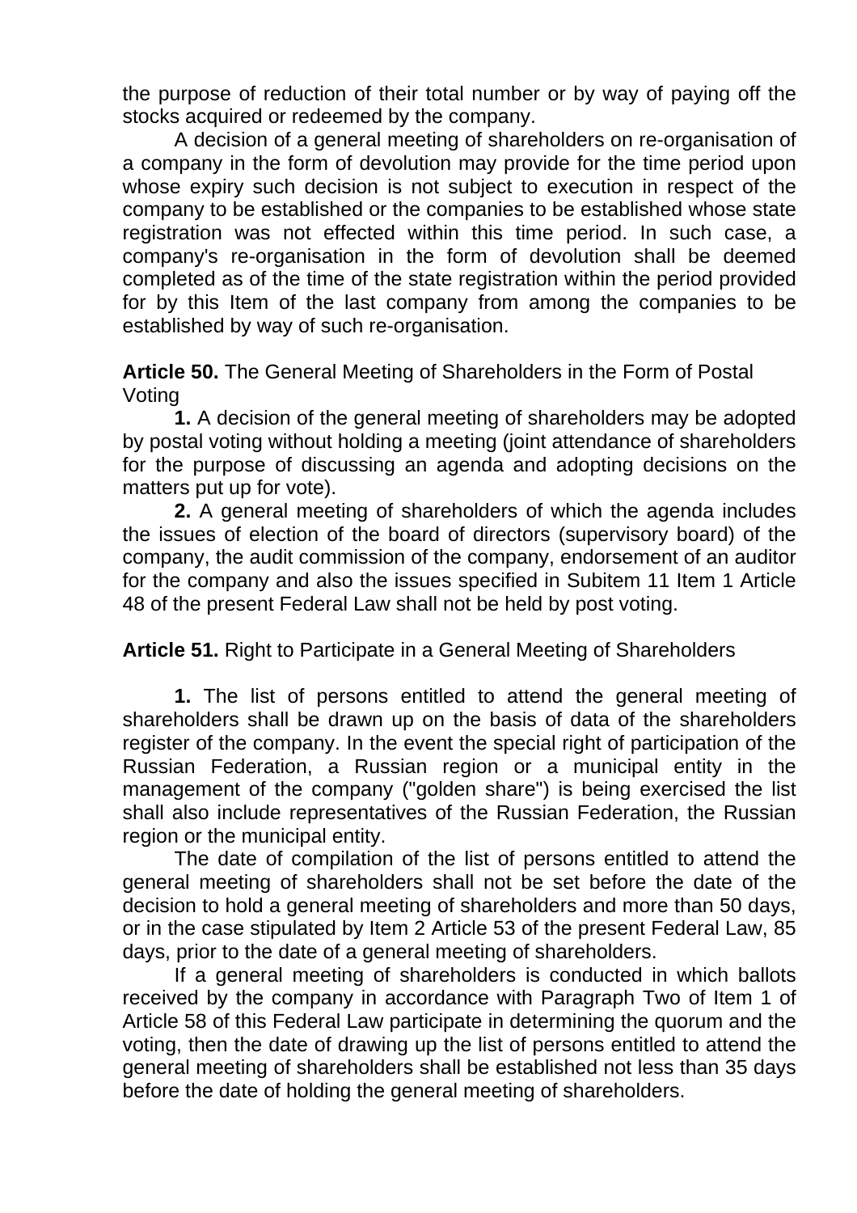the purpose of reduction of their total number or by way of paying off the stocks acquired or redeemed by the company.

A decision of a general meeting of shareholders on re-organisation of a company in the form of devolution may provide for the time period upon whose expiry such decision is not subject to execution in respect of the company to be established or the companies to be established whose state registration was not effected within this time period. In such case, a company's re-organisation in the form of devolution shall be deemed completed as of the time of the state registration within the period provided for by this Item of the last company from among the companies to be established by way of such re-organisation.

**Article 50.** The General Meeting of Shareholders in the Form of Postal Voting

**1.** A decision of the general meeting of shareholders may be adopted by postal voting without holding a meeting (joint attendance of shareholders for the purpose of discussing an agenda and adopting decisions on the matters put up for vote).

**2.** A general meeting of shareholders of which the agenda includes the issues of election of the board of directors (supervisory board) of the company, the audit commission of the company, endorsement of an auditor for the company and also the issues specified in Subitem 11 Item 1 Article 48 of the present Federal Law shall not be held by post voting.

**Article 51.** Right to Participate in a General Meeting of Shareholders

**1.** The list of persons entitled to attend the general meeting of shareholders shall be drawn up on the basis of data of the shareholders register of the company. In the event the special right of participation of the Russian Federation, a Russian region or a municipal entity in the management of the company ("golden share") is being exercised the list shall also include representatives of the Russian Federation, the Russian region or the municipal entity.

The date of compilation of the list of persons entitled to attend the general meeting of shareholders shall not be set before the date of the decision to hold a general meeting of shareholders and more than 50 days, or in the case stipulated by Item 2 Article 53 of the present Federal Law, 85 days, prior to the date of a general meeting of shareholders.

If a general meeting of shareholders is conducted in which ballots received by the company in accordance with Paragraph Two of Item 1 of Article 58 of this Federal Law participate in determining the quorum and the voting, then the date of drawing up the list of persons entitled to attend the general meeting of shareholders shall be established not less than 35 days before the date of holding the general meeting of shareholders.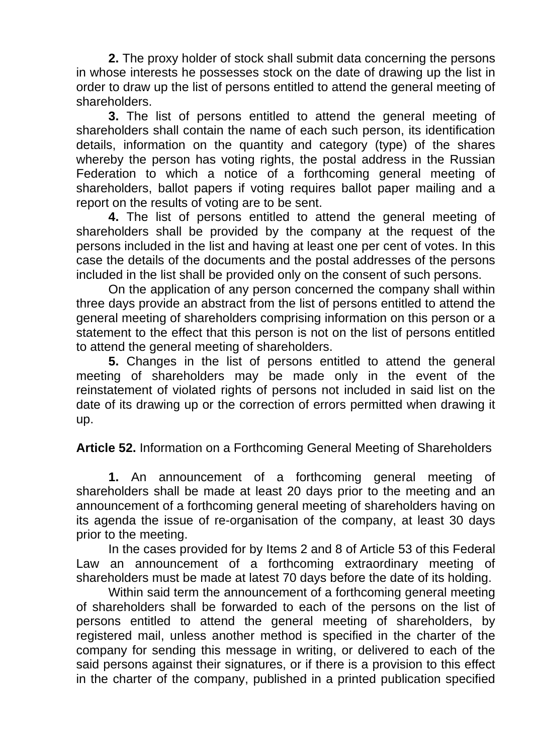**2.** The proxy holder of stock shall submit data concerning the persons in whose interests he possesses stock on the date of drawing up the list in order to draw up the list of persons entitled to attend the general meeting of shareholders.

**3.** The list of persons entitled to attend the general meeting of shareholders shall contain the name of each such person, its identification details, information on the quantity and category (type) of the shares whereby the person has voting rights, the postal address in the Russian Federation to which a notice of a forthcoming general meeting of shareholders, ballot papers if voting requires ballot paper mailing and a report on the results of voting are to be sent.

**4.** The list of persons entitled to attend the general meeting of shareholders shall be provided by the company at the request of the persons included in the list and having at least one per cent of votes. In this case the details of the documents and the postal addresses of the persons included in the list shall be provided only on the consent of such persons.

On the application of any person concerned the company shall within three days provide an abstract from the list of persons entitled to attend the general meeting of shareholders comprising information on this person or a statement to the effect that this person is not on the list of persons entitled to attend the general meeting of shareholders.

**5.** Changes in the list of persons entitled to attend the general meeting of shareholders may be made only in the event of the reinstatement of violated rights of persons not included in said list on the date of its drawing up or the correction of errors permitted when drawing it up.

**Article 52.** Information on a Forthcoming General Meeting of Shareholders

**1.** An announcement of a forthcoming general meeting of shareholders shall be made at least 20 days prior to the meeting and an announcement of a forthcoming general meeting of shareholders having on its agenda the issue of re-organisation of the company, at least 30 days prior to the meeting.

In the cases provided for by Items 2 and 8 of Article 53 of this Federal Law an announcement of a forthcoming extraordinary meeting of shareholders must be made at latest 70 days before the date of its holding.

Within said term the announcement of a forthcoming general meeting of shareholders shall be forwarded to each of the persons on the list of persons entitled to attend the general meeting of shareholders, by registered mail, unless another method is specified in the charter of the company for sending this message in writing, or delivered to each of the said persons against their signatures, or if there is a provision to this effect in the charter of the company, published in a printed publication specified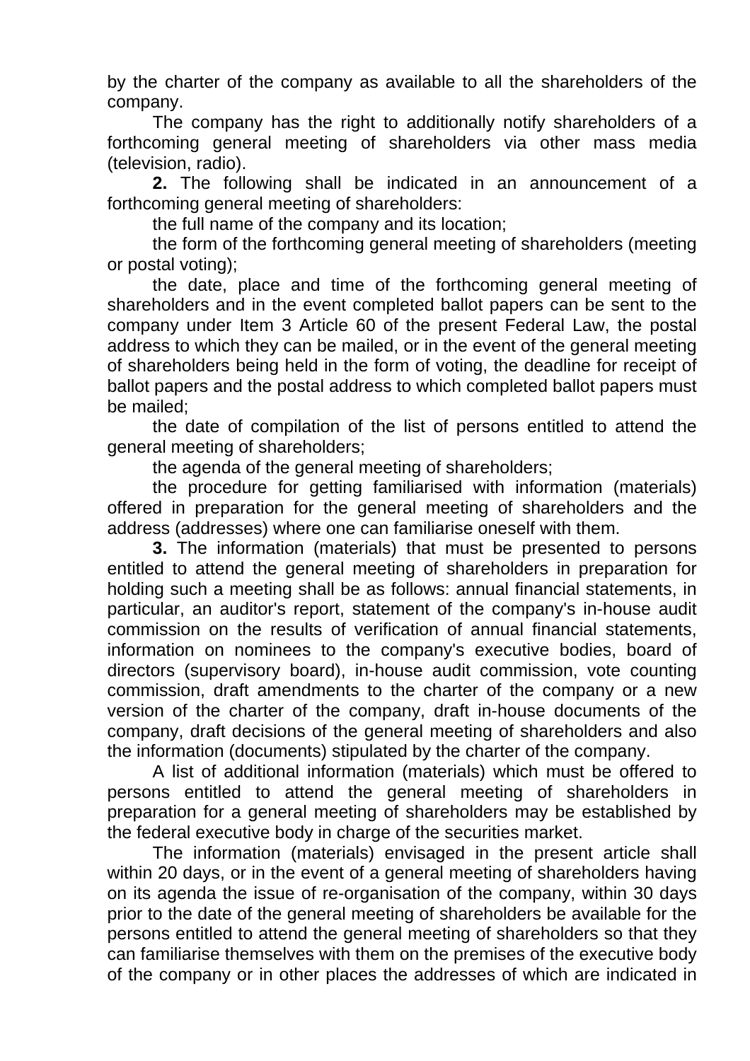by the charter of the company as available to all the shareholders of the company.

The company has the right to additionally notify shareholders of a forthcoming general meeting of shareholders via other mass media (television, radio).

**2.** The following shall be indicated in an announcement of a forthcoming general meeting of shareholders:

the full name of the company and its location;

the form of the forthcoming general meeting of shareholders (meeting or postal voting);

the date, place and time of the forthcoming general meeting of shareholders and in the event completed ballot papers can be sent to the company under Item 3 Article 60 of the present Federal Law, the postal address to which they can be mailed, or in the event of the general meeting of shareholders being held in the form of voting, the deadline for receipt of ballot papers and the postal address to which completed ballot papers must be mailed;

the date of compilation of the list of persons entitled to attend the general meeting of shareholders;

the agenda of the general meeting of shareholders;

the procedure for getting familiarised with information (materials) offered in preparation for the general meeting of shareholders and the address (addresses) where one can familiarise oneself with them.

**3.** The information (materials) that must be presented to persons entitled to attend the general meeting of shareholders in preparation for holding such a meeting shall be as follows: annual financial statements, in particular, an auditor's report, statement of the company's in-house audit commission on the results of verification of annual financial statements, information on nominees to the company's executive bodies, board of directors (supervisory board), in-house audit commission, vote counting commission, draft amendments to the charter of the company or a new version of the charter of the company, draft in-house documents of the company, draft decisions of the general meeting of shareholders and also the information (documents) stipulated by the charter of the company.

A list of additional information (materials) which must be offered to persons entitled to attend the general meeting of shareholders in preparation for a general meeting of shareholders may be established by the federal executive body in charge of the securities market.

The information (materials) envisaged in the present article shall within 20 days, or in the event of a general meeting of shareholders having on its agenda the issue of re-organisation of the company, within 30 days prior to the date of the general meeting of shareholders be available for the persons entitled to attend the general meeting of shareholders so that they can familiarise themselves with them on the premises of the executive body of the company or in other places the addresses of which are indicated in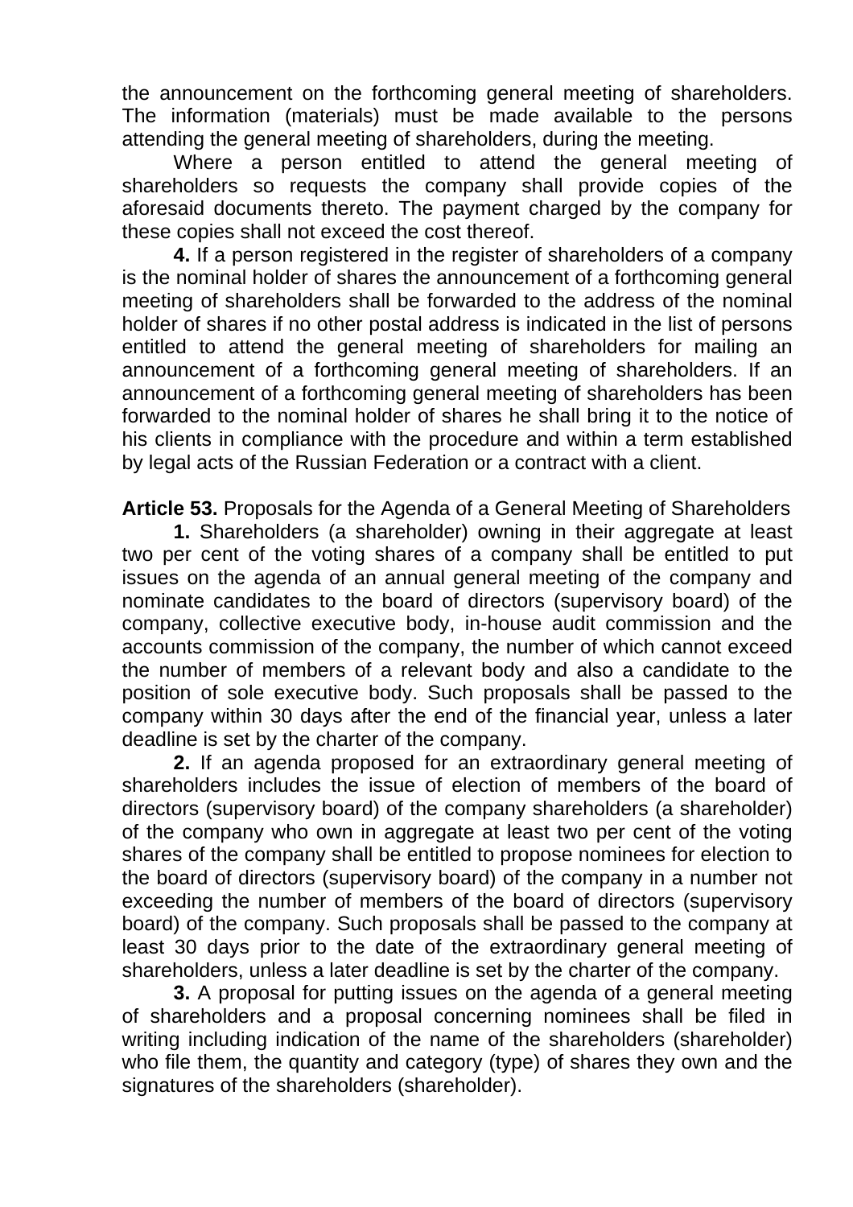the announcement on the forthcoming general meeting of shareholders. The information (materials) must be made available to the persons attending the general meeting of shareholders, during the meeting.

Where a person entitled to attend the general meeting of shareholders so requests the company shall provide copies of the aforesaid documents thereto. The payment charged by the company for these copies shall not exceed the cost thereof.

**4.** If a person registered in the register of shareholders of a company is the nominal holder of shares the announcement of a forthcoming general meeting of shareholders shall be forwarded to the address of the nominal holder of shares if no other postal address is indicated in the list of persons entitled to attend the general meeting of shareholders for mailing an announcement of a forthcoming general meeting of shareholders. If an announcement of a forthcoming general meeting of shareholders has been forwarded to the nominal holder of shares he shall bring it to the notice of his clients in compliance with the procedure and within a term established by legal acts of the Russian Federation or a contract with a client.

**Article 53.** Proposals for the Agenda of a General Meeting of Shareholders

**1.** Shareholders (a shareholder) owning in their aggregate at least two per cent of the voting shares of a company shall be entitled to put issues on the agenda of an annual general meeting of the company and nominate candidates to the board of directors (supervisory board) of the company, collective executive body, in-house audit commission and the accounts commission of the company, the number of which cannot exceed the number of members of a relevant body and also a candidate to the position of sole executive body. Such proposals shall be passed to the company within 30 days after the end of the financial year, unless a later deadline is set by the charter of the company.

**2.** If an agenda proposed for an extraordinary general meeting of shareholders includes the issue of election of members of the board of directors (supervisory board) of the company shareholders (a shareholder) of the company who own in aggregate at least two per cent of the voting shares of the company shall be entitled to propose nominees for election to the board of directors (supervisory board) of the company in a number not exceeding the number of members of the board of directors (supervisory board) of the company. Such proposals shall be passed to the company at least 30 days prior to the date of the extraordinary general meeting of shareholders, unless a later deadline is set by the charter of the company.

**3.** A proposal for putting issues on the agenda of a general meeting of shareholders and a proposal concerning nominees shall be filed in writing including indication of the name of the shareholders (shareholder) who file them, the quantity and category (type) of shares they own and the signatures of the shareholders (shareholder).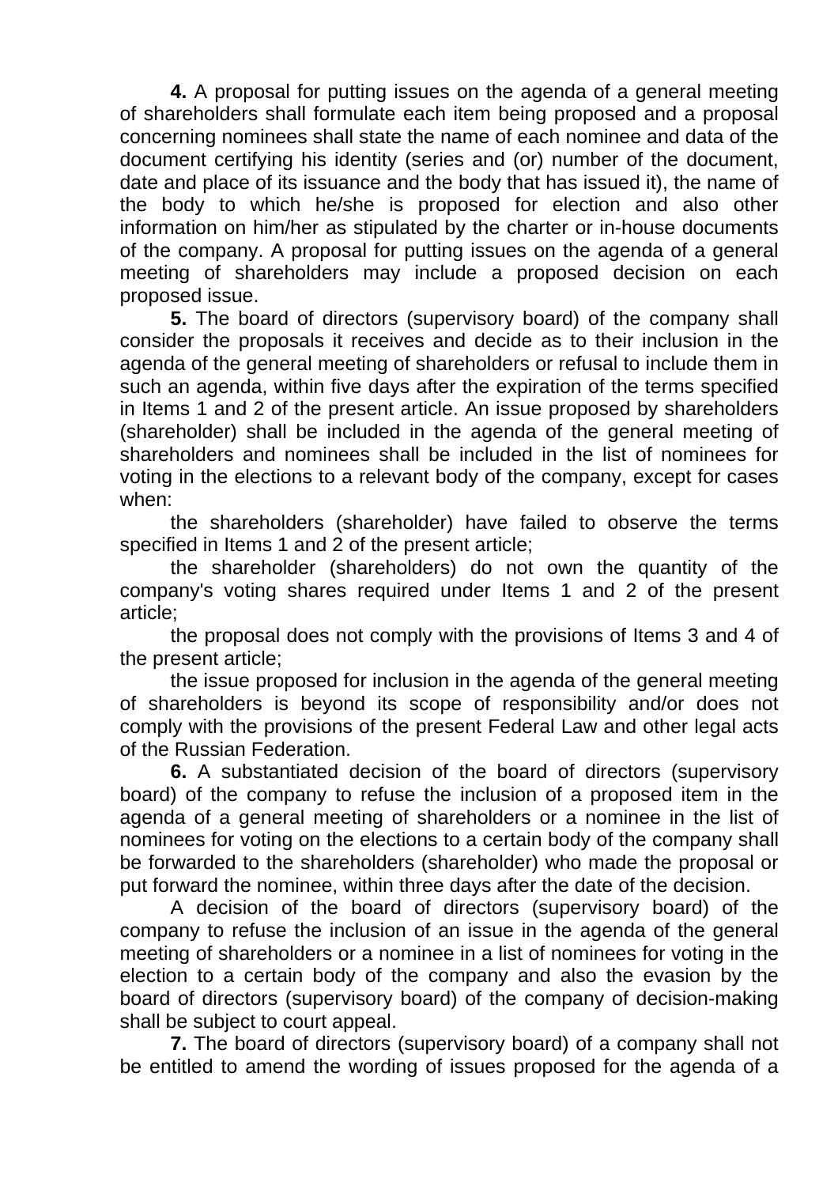**4.** A proposal for putting issues on the agenda of a general meeting of shareholders shall formulate each item being proposed and a proposal concerning nominees shall state the name of each nominee and data of the document certifying his identity (series and (or) number of the document, date and place of its issuance and the body that has issued it), the name of the body to which he/she is proposed for election and also other information on him/her as stipulated by the charter or in-house documents of the company. A proposal for putting issues on the agenda of a general meeting of shareholders may include a proposed decision on each proposed issue.

**5.** The board of directors (supervisory board) of the company shall consider the proposals it receives and decide as to their inclusion in the agenda of the general meeting of shareholders or refusal to include them in such an agenda, within five days after the expiration of the terms specified in Items 1 and 2 of the present article. An issue proposed by shareholders (shareholder) shall be included in the agenda of the general meeting of shareholders and nominees shall be included in the list of nominees for voting in the elections to a relevant body of the company, except for cases when:

the shareholders (shareholder) have failed to observe the terms specified in Items 1 and 2 of the present article;

the shareholder (shareholders) do not own the quantity of the company's voting shares required under Items 1 and 2 of the present article;

the proposal does not comply with the provisions of Items 3 and 4 of the present article;

the issue proposed for inclusion in the agenda of the general meeting of shareholders is beyond its scope of responsibility and/or does not comply with the provisions of the present Federal Law and other legal acts of the Russian Federation.

**6.** A substantiated decision of the board of directors (supervisory board) of the company to refuse the inclusion of a proposed item in the agenda of a general meeting of shareholders or a nominee in the list of nominees for voting on the elections to a certain body of the company shall be forwarded to the shareholders (shareholder) who made the proposal or put forward the nominee, within three days after the date of the decision.

A decision of the board of directors (supervisory board) of the company to refuse the inclusion of an issue in the agenda of the general meeting of shareholders or a nominee in a list of nominees for voting in the election to a certain body of the company and also the evasion by the board of directors (supervisory board) of the company of decision-making shall be subject to court appeal.

**7.** The board of directors (supervisory board) of a company shall not be entitled to amend the wording of issues proposed for the agenda of a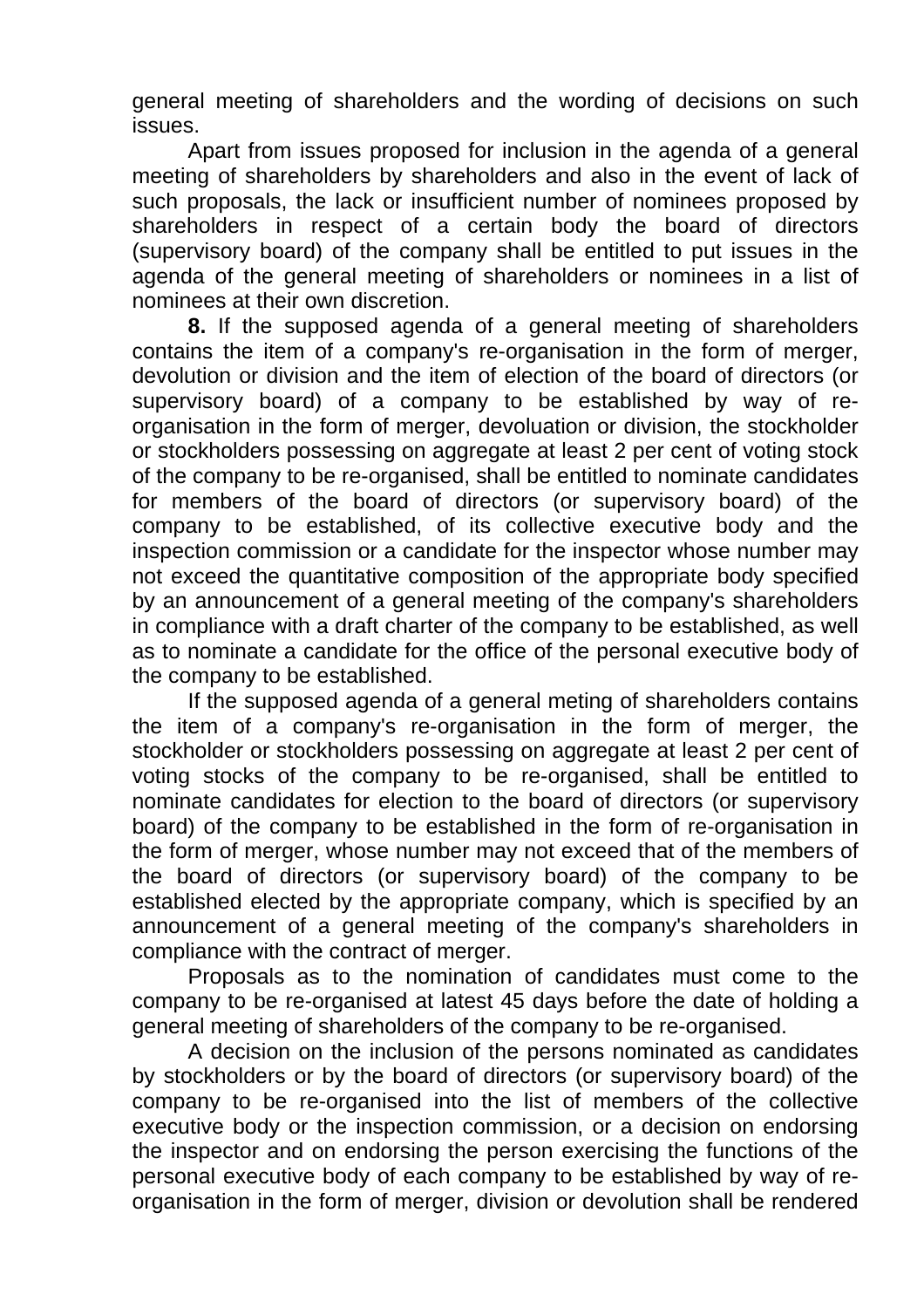general meeting of shareholders and the wording of decisions on such issues.

Apart from issues proposed for inclusion in the agenda of a general meeting of shareholders by shareholders and also in the event of lack of such proposals, the lack or insufficient number of nominees proposed by shareholders in respect of a certain body the board of directors (supervisory board) of the company shall be entitled to put issues in the agenda of the general meeting of shareholders or nominees in a list of nominees at their own discretion.

**8.** If the supposed agenda of a general meeting of shareholders contains the item of a company's re-organisation in the form of merger, devolution or division and the item of election of the board of directors (or supervisory board) of a company to be established by way of re-organisation in the form of merger, devoluation or division, the stockholder or stockholders possessing on aggregate at least 2 per cent of voting stock of the company to be re-organised, shall be entitled to nominate candidates for members of the board of directors (or supervisory board) of the company to be established, of its collective executive body and the inspection commission or a candidate for the inspector whose number may not exceed the quantitative composition of the appropriate body specified by an announcement of a general meeting of the company's shareholders in compliance with a draft charter of the company to be established, as well as to nominate a candidate for the office of the personal executive body of the company to be established.

If the supposed agenda of a general meting of shareholders contains the item of a company's re-organisation in the form of merger, the stockholder or stockholders possessing on aggregate at least 2 per cent of voting stocks of the company to be re-organised, shall be entitled to nominate candidates for election to the board of directors (or supervisory board) of the company to be established in the form of re-organisation in the form of merger, whose number may not exceed that of the members of the board of directors (or supervisory board) of the company to be established elected by the appropriate company, which is specified by an announcement of a general meeting of the company's shareholders in compliance with the contract of merger.

Proposals as to the nomination of candidates must come to the company to be re-organised at latest 45 days before the date of holding a general meeting of shareholders of the company to be re-organised.

A decision on the inclusion of the persons nominated as candidates by stockholders or by the board of directors (or supervisory board) of the company to be re-organised into the list of members of the collective executive body or the inspection commission, or a decision on endorsing the inspector and on endorsing the person exercising the functions of the personal executive body of each company to be established by way of re-organisation in the form of merger, division or devolution shall be rendered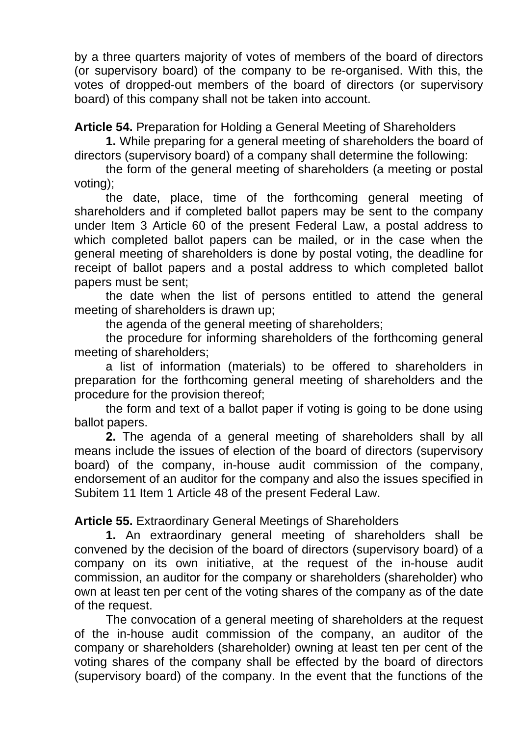by a three quarters majority of votes of members of the board of directors (or supervisory board) of the company to be re-organised. With this, the votes of dropped-out members of the board of directors (or supervisory board) of this company shall not be taken into account.

**Article 54.** Preparation for Holding a General Meeting of Shareholders

**1.** While preparing for a general meeting of shareholders the board of directors (supervisory board) of a company shall determine the following:

the form of the general meeting of shareholders (a meeting or postal voting);

the date, place, time of the forthcoming general meeting of shareholders and if completed ballot papers may be sent to the company under Item 3 Article 60 of the present Federal Law, a postal address to which completed ballot papers can be mailed, or in the case when the general meeting of shareholders is done by postal voting, the deadline for receipt of ballot papers and a postal address to which completed ballot papers must be sent;

the date when the list of persons entitled to attend the general meeting of shareholders is drawn up;

the agenda of the general meeting of shareholders;

the procedure for informing shareholders of the forthcoming general meeting of shareholders;

a list of information (materials) to be offered to shareholders in preparation for the forthcoming general meeting of shareholders and the procedure for the provision thereof;

the form and text of a ballot paper if voting is going to be done using ballot papers.

**2.** The agenda of a general meeting of shareholders shall by all means include the issues of election of the board of directors (supervisory board) of the company, in-house audit commission of the company, endorsement of an auditor for the company and also the issues specified in Subitem 11 Item 1 Article 48 of the present Federal Law.

**Article 55.** Extraordinary General Meetings of Shareholders

**1.** An extraordinary general meeting of shareholders shall be convened by the decision of the board of directors (supervisory board) of a company on its own initiative, at the request of the in-house audit commission, an auditor for the company or shareholders (shareholder) who own at least ten per cent of the voting shares of the company as of the date of the request.

The convocation of a general meeting of shareholders at the request of the in-house audit commission of the company, an auditor of the company or shareholders (shareholder) owning at least ten per cent of the voting shares of the company shall be effected by the board of directors (supervisory board) of the company. In the event that the functions of the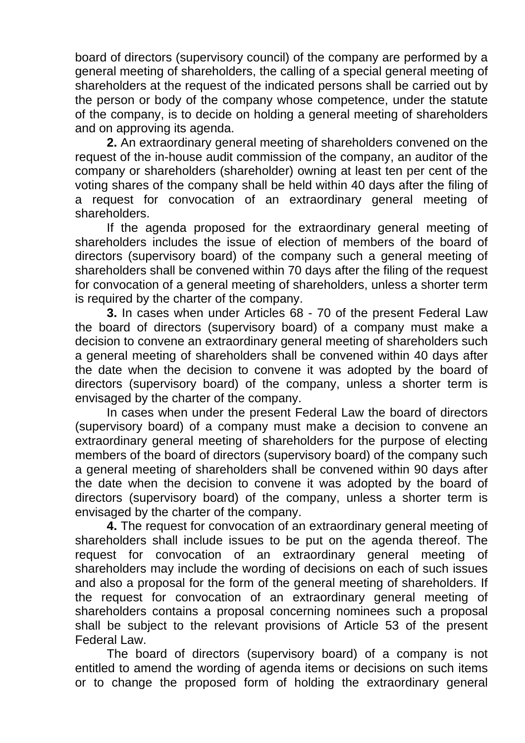board of directors (supervisory council) of the company are performed by a general meeting of shareholders, the calling of a special general meeting of shareholders at the request of the indicated persons shall be carried out by the person or body of the company whose competence, under the statute of the company, is to decide on holding a general meeting of shareholders and on approving its agenda.

**2.** An extraordinary general meeting of shareholders convened on the request of the in-house audit commission of the company, an auditor of the company or shareholders (shareholder) owning at least ten per cent of the voting shares of the company shall be held within 40 days after the filing of a request for convocation of an extraordinary general meeting of shareholders.

If the agenda proposed for the extraordinary general meeting of shareholders includes the issue of election of members of the board of directors (supervisory board) of the company such a general meeting of shareholders shall be convened within 70 days after the filing of the request for convocation of a general meeting of shareholders, unless a shorter term is required by the charter of the company.

**3.** In cases when under Articles 68 - 70 of the present Federal Law the board of directors (supervisory board) of a company must make a decision to convene an extraordinary general meeting of shareholders such a general meeting of shareholders shall be convened within 40 days after the date when the decision to convene it was adopted by the board of directors (supervisory board) of the company, unless a shorter term is envisaged by the charter of the company.

In cases when under the present Federal Law the board of directors (supervisory board) of a company must make a decision to convene an extraordinary general meeting of shareholders for the purpose of electing members of the board of directors (supervisory board) of the company such a general meeting of shareholders shall be convened within 90 days after the date when the decision to convene it was adopted by the board of directors (supervisory board) of the company, unless a shorter term is envisaged by the charter of the company.

**4.** The request for convocation of an extraordinary general meeting of shareholders shall include issues to be put on the agenda thereof. The request for convocation of an extraordinary general meeting of shareholders may include the wording of decisions on each of such issues and also a proposal for the form of the general meeting of shareholders. If the request for convocation of an extraordinary general meeting of shareholders contains a proposal concerning nominees such a proposal shall be subject to the relevant provisions of Article 53 of the present Federal Law.

The board of directors (supervisory board) of a company is not entitled to amend the wording of agenda items or decisions on such items or to change the proposed form of holding the extraordinary general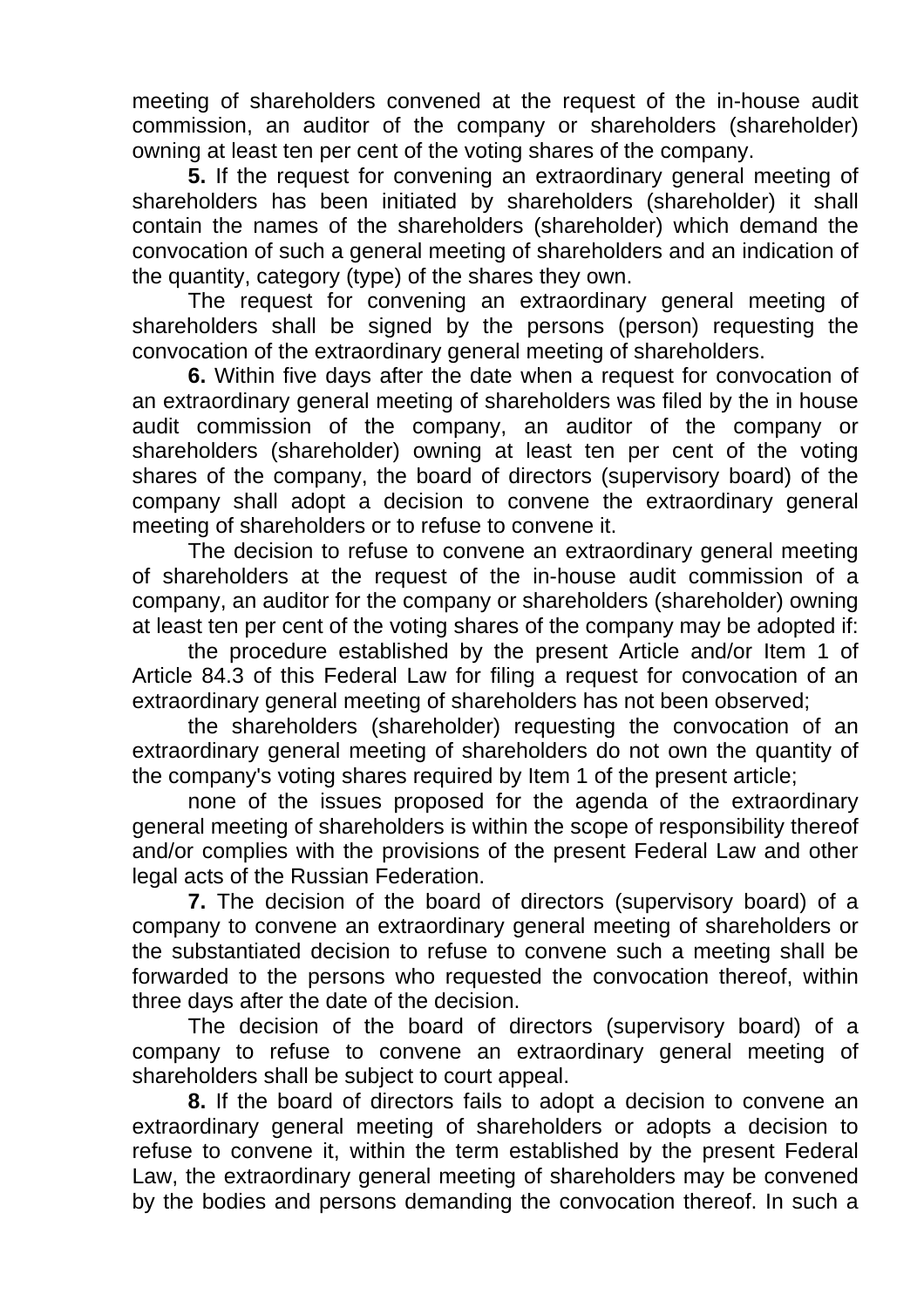meeting of shareholders convened at the request of the in-house audit commission, an auditor of the company or shareholders (shareholder) owning at least ten per cent of the voting shares of the company.

**5.** If the request for convening an extraordinary general meeting of shareholders has been initiated by shareholders (shareholder) it shall contain the names of the shareholders (shareholder) which demand the convocation of such a general meeting of shareholders and an indication of the quantity, category (type) of the shares they own.

The request for convening an extraordinary general meeting of shareholders shall be signed by the persons (person) requesting the convocation of the extraordinary general meeting of shareholders.

**6.** Within five days after the date when a request for convocation of an extraordinary general meeting of shareholders was filed by the in house audit commission of the company, an auditor of the company or shareholders (shareholder) owning at least ten per cent of the voting shares of the company, the board of directors (supervisory board) of the company shall adopt a decision to convene the extraordinary general meeting of shareholders or to refuse to convene it.

The decision to refuse to convene an extraordinary general meeting of shareholders at the request of the in-house audit commission of a company, an auditor for the company or shareholders (shareholder) owning at least ten per cent of the voting shares of the company may be adopted if:

the procedure established by the present Article and/or Item 1 of Article 84.3 of this Federal Law for filing a request for convocation of an extraordinary general meeting of shareholders has not been observed;

the shareholders (shareholder) requesting the convocation of an extraordinary general meeting of shareholders do not own the quantity of the company's voting shares required by Item 1 of the present article;

none of the issues proposed for the agenda of the extraordinary general meeting of shareholders is within the scope of responsibility thereof and/or complies with the provisions of the present Federal Law and other legal acts of the Russian Federation.

**7.** The decision of the board of directors (supervisory board) of a company to convene an extraordinary general meeting of shareholders or the substantiated decision to refuse to convene such a meeting shall be forwarded to the persons who requested the convocation thereof, within three days after the date of the decision.

The decision of the board of directors (supervisory board) of a company to refuse to convene an extraordinary general meeting of shareholders shall be subject to court appeal.

**8.** If the board of directors fails to adopt a decision to convene an extraordinary general meeting of shareholders or adopts a decision to refuse to convene it, within the term established by the present Federal Law, the extraordinary general meeting of shareholders may be convened by the bodies and persons demanding the convocation thereof. In such a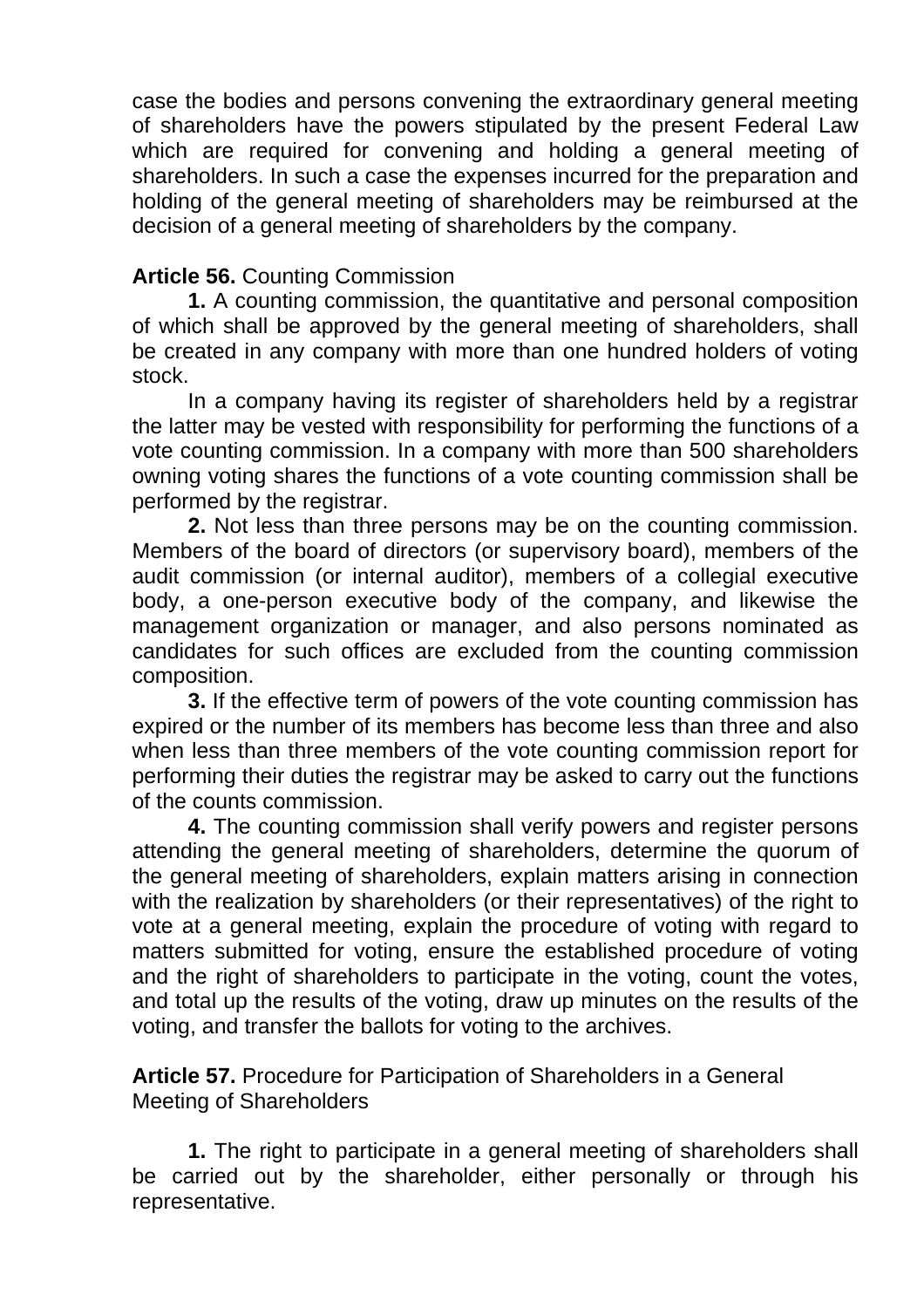case the bodies and persons convening the extraordinary general meeting of shareholders have the powers stipulated by the present Federal Law which are required for convening and holding a general meeting of shareholders. In such a case the expenses incurred for the preparation and holding of the general meeting of shareholders may be reimbursed at the decision of a general meeting of shareholders by the company.

**Article 56.** Counting Commission

**1.** A counting commission, the quantitative and personal composition of which shall be approved by the general meeting of shareholders, shall be created in any company with more than one hundred holders of voting stock.

In a company having its register of shareholders held by a registrar the latter may be vested with responsibility for performing the functions of a vote counting commission. In a company with more than 500 shareholders owning voting shares the functions of a vote counting commission shall be performed by the registrar.

**2.** Not less than three persons may be on the counting commission. Members of the board of directors (or supervisory board), members of the audit commission (or internal auditor), members of a collegial executive body, a one-person executive body of the company, and likewise the management organization or manager, and also persons nominated as candidates for such offices are excluded from the counting commission composition.

**3.** If the effective term of powers of the vote counting commission has expired or the number of its members has become less than three and also when less than three members of the vote counting commission report for performing their duties the registrar may be asked to carry out the functions of the counts commission.

**4.** The counting commission shall verify powers and register persons attending the general meeting of shareholders, determine the quorum of the general meeting of shareholders, explain matters arising in connection with the realization by shareholders (or their representatives) of the right to vote at a general meeting, explain the procedure of voting with regard to matters submitted for voting, ensure the established procedure of voting and the right of shareholders to participate in the voting, count the votes, and total up the results of the voting, draw up minutes on the results of the voting, and transfer the ballots for voting to the archives.

**Article 57.** Procedure for Participation of Shareholders in a General Meeting of Shareholders

**1.** The right to participate in a general meeting of shareholders shall be carried out by the shareholder, either personally or through his representative.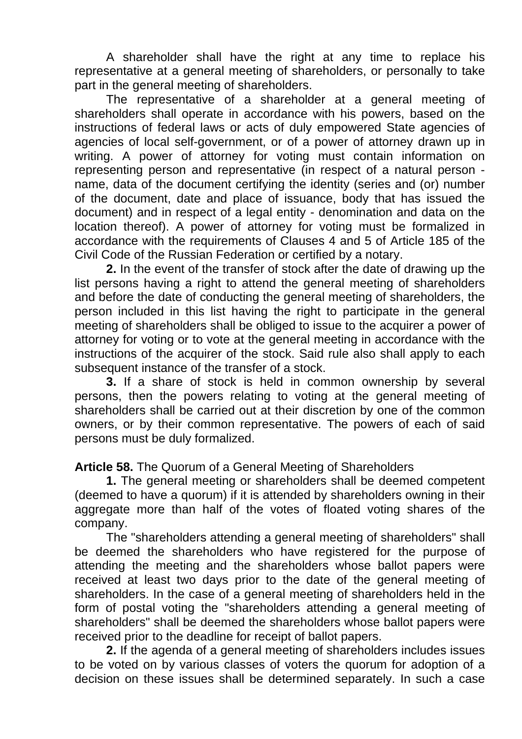A shareholder shall have the right at any time to replace his representative at a general meeting of shareholders, or personally to take part in the general meeting of shareholders.

The representative of a shareholder at a general meeting of shareholders shall operate in accordance with his powers, based on the instructions of federal laws or acts of duly empowered State agencies of agencies of local self-government, or of a power of attorney drawn up in writing. A power of attorney for voting must contain information on representing person and representative (in respect of a natural person - name, data of the document certifying the identity (series and (or) number of the document, date and place of issuance, body that has issued the document) and in respect of a legal entity - denomination and data on the location thereof). A power of attorney for voting must be formalized in accordance with the requirements of Clauses 4 and 5 of Article 185 of the Civil Code of the Russian Federation or certified by a notary.

**2.** In the event of the transfer of stock after the date of drawing up the list persons having a right to attend the general meeting of shareholders and before the date of conducting the general meeting of shareholders, the person included in this list having the right to participate in the general meeting of shareholders shall be obliged to issue to the acquirer a power of attorney for voting or to vote at the general meeting in accordance with the instructions of the acquirer of the stock. Said rule also shall apply to each subsequent instance of the transfer of a stock.

**3.** If a share of stock is held in common ownership by several persons, then the powers relating to voting at the general meeting of shareholders shall be carried out at their discretion by one of the common owners, or by their common representative. The powers of each of said persons must be duly formalized.

**Article 58.** The Quorum of a General Meeting of Shareholders

**1.** The general meeting or shareholders shall be deemed competent (deemed to have a quorum) if it is attended by shareholders owning in their aggregate more than half of the votes of floated voting shares of the company.

The "shareholders attending a general meeting of shareholders" shall be deemed the shareholders who have registered for the purpose of attending the meeting and the shareholders whose ballot papers were received at least two days prior to the date of the general meeting of shareholders. In the case of a general meeting of shareholders held in the form of postal voting the "shareholders attending a general meeting of shareholders" shall be deemed the shareholders whose ballot papers were received prior to the deadline for receipt of ballot papers.

**2.** If the agenda of a general meeting of shareholders includes issues to be voted on by various classes of voters the quorum for adoption of a decision on these issues shall be determined separately. In such a case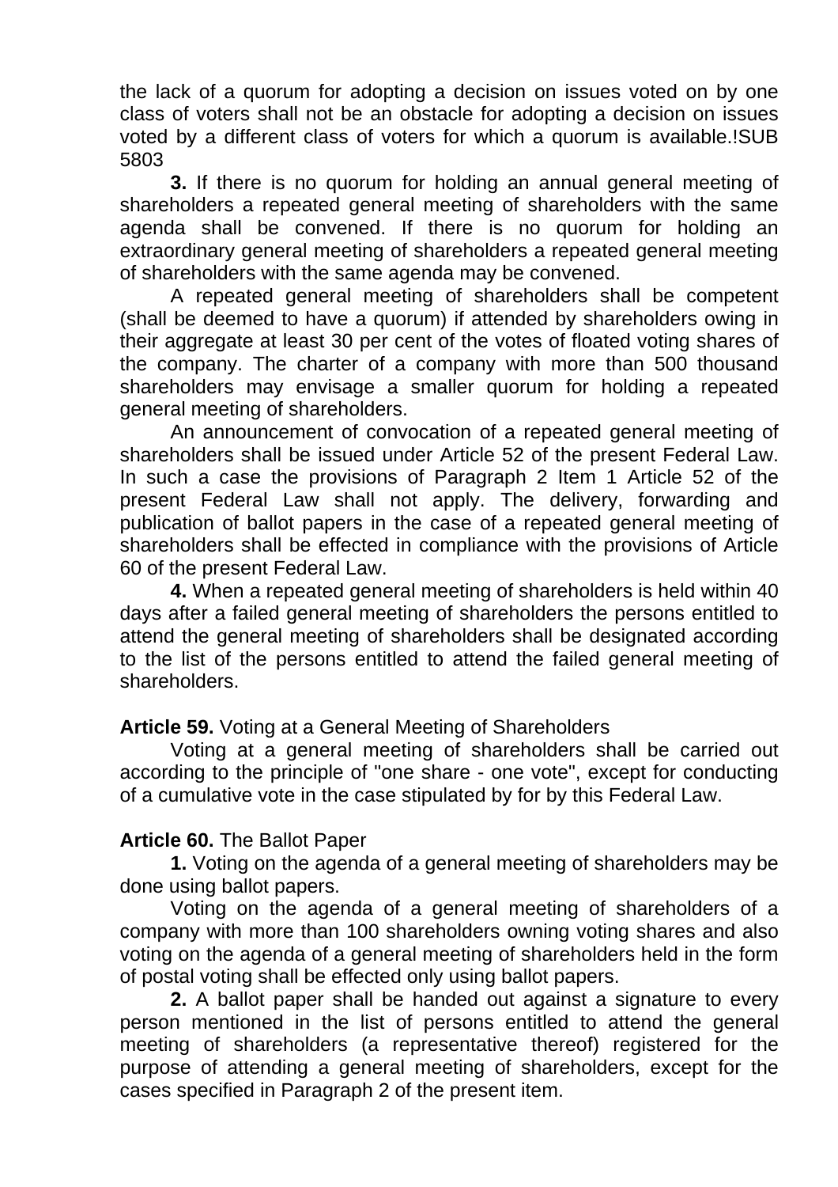the lack of a quorum for adopting a decision on issues voted on by one class of voters shall not be an obstacle for adopting a decision on issues voted by a different class of voters for which a quorum is available.!SUB 5803

**3.** If there is no quorum for holding an annual general meeting of shareholders a repeated general meeting of shareholders with the same agenda shall be convened. If there is no quorum for holding an extraordinary general meeting of shareholders a repeated general meeting of shareholders with the same agenda may be convened.

A repeated general meeting of shareholders shall be competent (shall be deemed to have a quorum) if attended by shareholders owing in their aggregate at least 30 per cent of the votes of floated voting shares of the company. The charter of a company with more than 500 thousand shareholders may envisage a smaller quorum for holding a repeated general meeting of shareholders.

An announcement of convocation of a repeated general meeting of shareholders shall be issued under Article 52 of the present Federal Law. In such a case the provisions of Paragraph 2 Item 1 Article 52 of the present Federal Law shall not apply. The delivery, forwarding and publication of ballot papers in the case of a repeated general meeting of shareholders shall be effected in compliance with the provisions of Article 60 of the present Federal Law.

**4.** When a repeated general meeting of shareholders is held within 40 days after a failed general meeting of shareholders the persons entitled to attend the general meeting of shareholders shall be designated according to the list of the persons entitled to attend the failed general meeting of shareholders.

**Article 59.** Voting at a General Meeting of Shareholders

Voting at a general meeting of shareholders shall be carried out according to the principle of "one share - one vote", except for conducting of a cumulative vote in the case stipulated by for by this Federal Law.

**Article 60.** The Ballot Paper

**1.** Voting on the agenda of a general meeting of shareholders may be done using ballot papers.

Voting on the agenda of a general meeting of shareholders of a company with more than 100 shareholders owning voting shares and also voting on the agenda of a general meeting of shareholders held in the form of postal voting shall be effected only using ballot papers.

**2.** A ballot paper shall be handed out against a signature to every person mentioned in the list of persons entitled to attend the general meeting of shareholders (a representative thereof) registered for the purpose of attending a general meeting of shareholders, except for the cases specified in Paragraph 2 of the present item.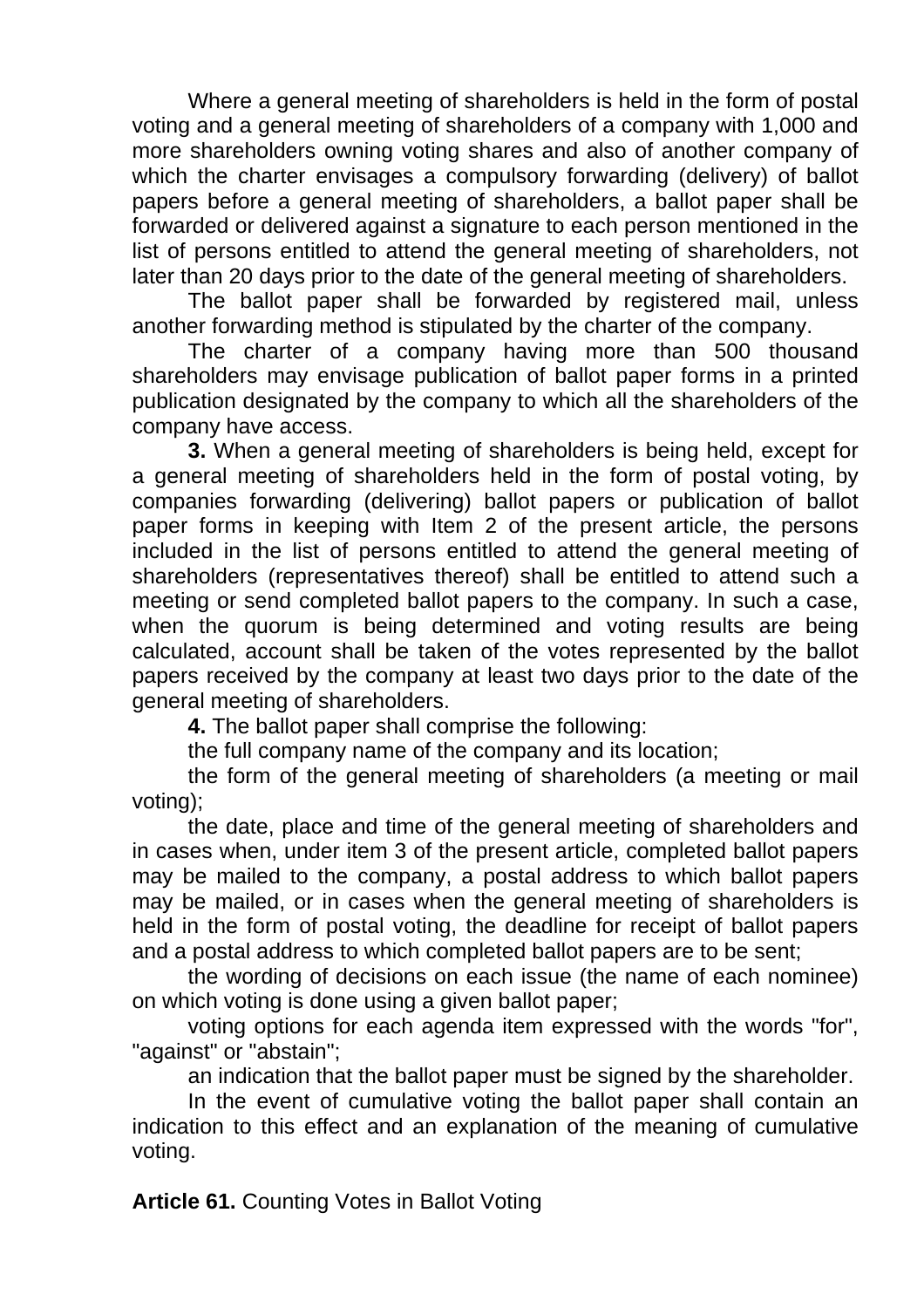Where a general meeting of shareholders is held in the form of postal voting and a general meeting of shareholders of a company with 1,000 and more shareholders owning voting shares and also of another company of which the charter envisages a compulsory forwarding (delivery) of ballot papers before a general meeting of shareholders, a ballot paper shall be forwarded or delivered against a signature to each person mentioned in the list of persons entitled to attend the general meeting of shareholders, not later than 20 days prior to the date of the general meeting of shareholders.

The ballot paper shall be forwarded by registered mail, unless another forwarding method is stipulated by the charter of the company.

The charter of a company having more than 500 thousand shareholders may envisage publication of ballot paper forms in a printed publication designated by the company to which all the shareholders of the company have access.

**3.** When a general meeting of shareholders is being held, except for a general meeting of shareholders held in the form of postal voting, by companies forwarding (delivering) ballot papers or publication of ballot paper forms in keeping with Item 2 of the present article, the persons included in the list of persons entitled to attend the general meeting of shareholders (representatives thereof) shall be entitled to attend such a meeting or send completed ballot papers to the company. In such a case, when the quorum is being determined and voting results are being calculated, account shall be taken of the votes represented by the ballot papers received by the company at least two days prior to the date of the general meeting of shareholders.

**4.** The ballot paper shall comprise the following:

the full company name of the company and its location;

the form of the general meeting of shareholders (a meeting or mail voting);

the date, place and time of the general meeting of shareholders and in cases when, under item 3 of the present article, completed ballot papers may be mailed to the company, a postal address to which ballot papers may be mailed, or in cases when the general meeting of shareholders is held in the form of postal voting, the deadline for receipt of ballot papers and a postal address to which completed ballot papers are to be sent;

the wording of decisions on each issue (the name of each nominee) on which voting is done using a given ballot paper;

voting options for each agenda item expressed with the words "for", "against" or "abstain";

an indication that the ballot paper must be signed by the shareholder.

In the event of cumulative voting the ballot paper shall contain an indication to this effect and an explanation of the meaning of cumulative voting.

**Article 61.** Counting Votes in Ballot Voting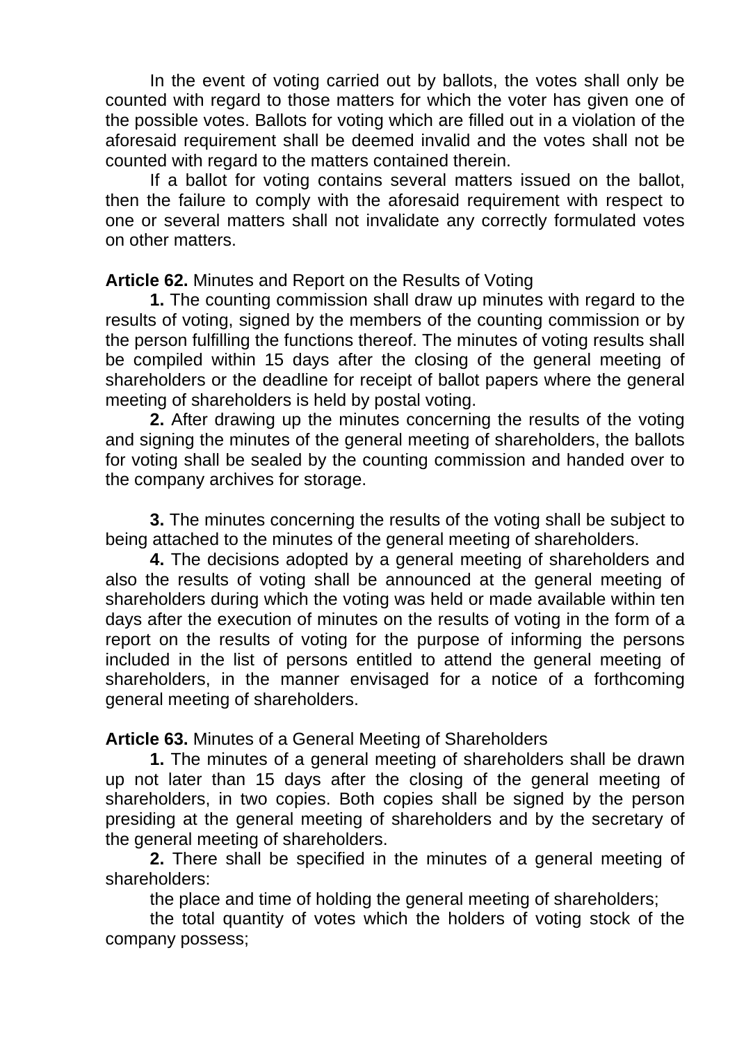In the event of voting carried out by ballots, the votes shall only be counted with regard to those matters for which the voter has given one of the possible votes. Ballots for voting which are filled out in a violation of the aforesaid requirement shall be deemed invalid and the votes shall not be counted with regard to the matters contained therein.

If a ballot for voting contains several matters issued on the ballot, then the failure to comply with the aforesaid requirement with respect to one or several matters shall not invalidate any correctly formulated votes on other matters.

**Article 62.** Minutes and Report on the Results of Voting

**1.** The counting commission shall draw up minutes with regard to the results of voting, signed by the members of the counting commission or by the person fulfilling the functions thereof. The minutes of voting results shall be compiled within 15 days after the closing of the general meeting of shareholders or the deadline for receipt of ballot papers where the general meeting of shareholders is held by postal voting.

**2.** After drawing up the minutes concerning the results of the voting and signing the minutes of the general meeting of shareholders, the ballots for voting shall be sealed by the counting commission and handed over to the company archives for storage.

**3.** The minutes concerning the results of the voting shall be subject to being attached to the minutes of the general meeting of shareholders.

**4.** The decisions adopted by a general meeting of shareholders and also the results of voting shall be announced at the general meeting of shareholders during which the voting was held or made available within ten days after the execution of minutes on the results of voting in the form of a report on the results of voting for the purpose of informing the persons included in the list of persons entitled to attend the general meeting of shareholders, in the manner envisaged for a notice of a forthcoming general meeting of shareholders.

**Article 63.** Minutes of a General Meeting of Shareholders

**1.** The minutes of a general meeting of shareholders shall be drawn up not later than 15 days after the closing of the general meeting of shareholders, in two copies. Both copies shall be signed by the person presiding at the general meeting of shareholders and by the secretary of the general meeting of shareholders.

**2.** There shall be specified in the minutes of a general meeting of shareholders:

the place and time of holding the general meeting of shareholders;

the total quantity of votes which the holders of voting stock of the company possess;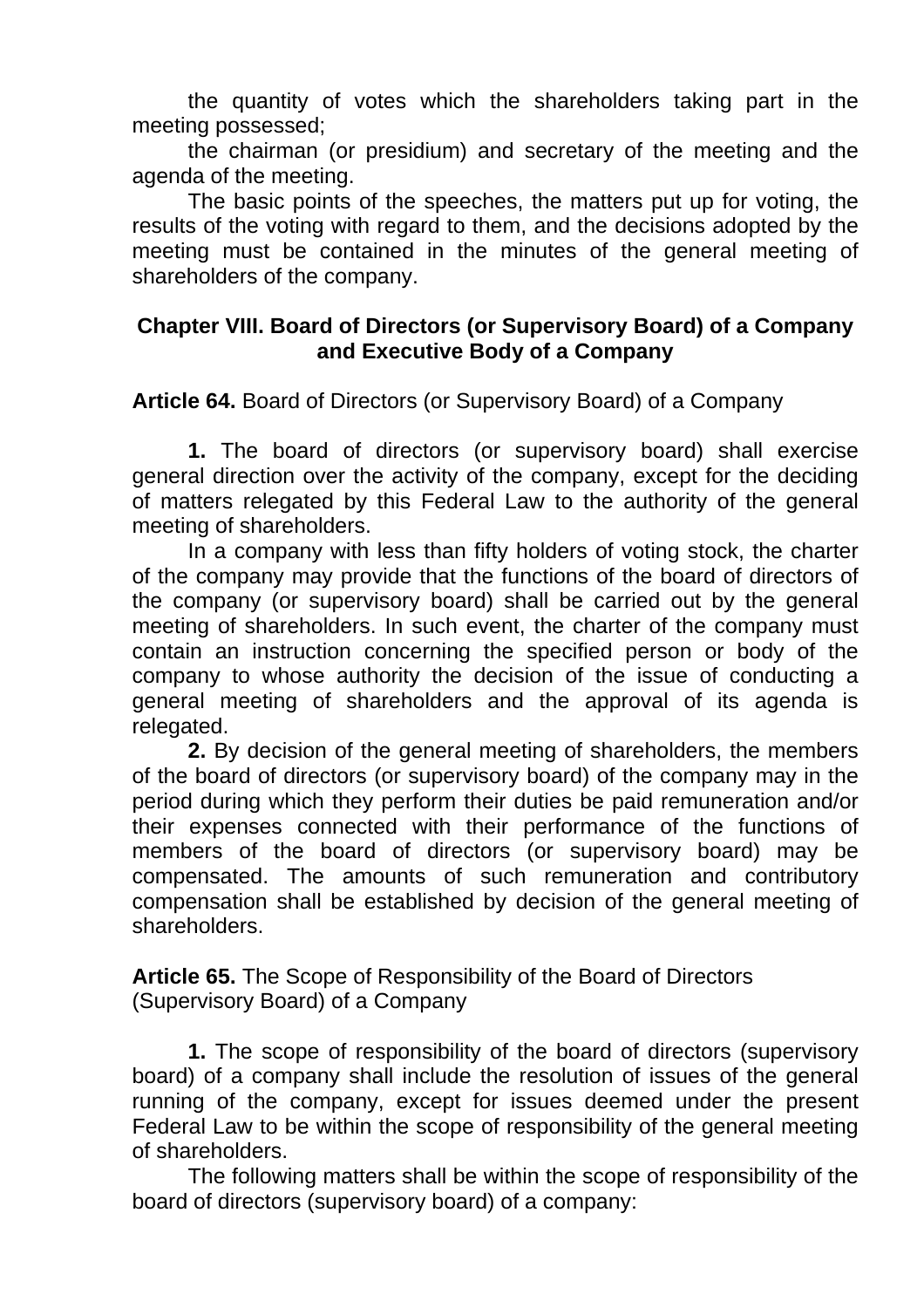the quantity of votes which the shareholders taking part in the meeting possessed;

the chairman (or presidium) and secretary of the meeting and the agenda of the meeting.

The basic points of the speeches, the matters put up for voting, the results of the voting with regard to them, and the decisions adopted by the meeting must be contained in the minutes of the general meeting of shareholders of the company.

## Chapter VIII. Board of Directors (or Supervisory Board) of a Company and Executive Body of a Company

**Article 64.** Board of Directors (or Supervisory Board) of a Company

**1.** The board of directors (or supervisory board) shall exercise general direction over the activity of the company, except for the deciding of matters relegated by this Federal Law to the authority of the general meeting of shareholders.

In a company with less than fifty holders of voting stock, the charter of the company may provide that the functions of the board of directors of the company (or supervisory board) shall be carried out by the general meeting of shareholders. In such event, the charter of the company must contain an instruction concerning the specified person or body of the company to whose authority the decision of the issue of conducting a general meeting of shareholders and the approval of its agenda is relegated.

**2.** By decision of the general meeting of shareholders, the members of the board of directors (or supervisory board) of the company may in the period during which they perform their duties be paid remuneration and/or their expenses connected with their performance of the functions of members of the board of directors (or supervisory board) may be compensated. The amounts of such remuneration and contributory compensation shall be established by decision of the general meeting of shareholders.

**Article 65.** The Scope of Responsibility of the Board of Directors (Supervisory Board) of a Company

**1.** The scope of responsibility of the board of directors (supervisory board) of a company shall include the resolution of issues of the general running of the company, except for issues deemed under the present Federal Law to be within the scope of responsibility of the general meeting of shareholders.

The following matters shall be within the scope of responsibility of the board of directors (supervisory board) of a company: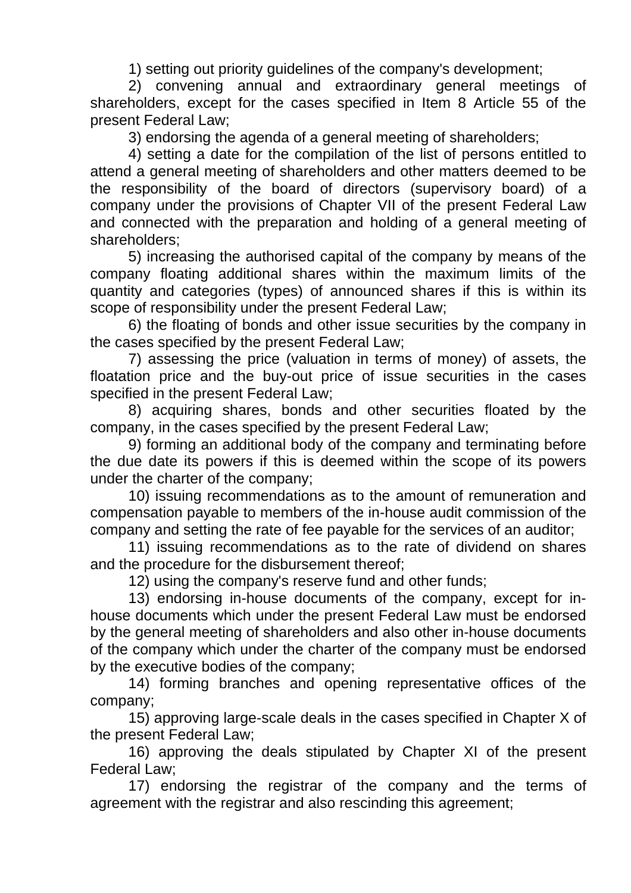1) setting out priority guidelines of the company's development;

2) convening annual and extraordinary general meetings of shareholders, except for the cases specified in Item 8 Article 55 of the present Federal Law;

3) endorsing the agenda of a general meeting of shareholders;

4) setting a date for the compilation of the list of persons entitled to attend a general meeting of shareholders and other matters deemed to be the responsibility of the board of directors (supervisory board) of a company under the provisions of Chapter VII of the present Federal Law and connected with the preparation and holding of a general meeting of shareholders;

5) increasing the authorised capital of the company by means of the company floating additional shares within the maximum limits of the quantity and categories (types) of announced shares if this is within its scope of responsibility under the present Federal Law;

6) the floating of bonds and other issue securities by the company in the cases specified by the present Federal Law;

7) assessing the price (valuation in terms of money) of assets, the floatation price and the buy-out price of issue securities in the cases specified in the present Federal Law;

8) acquiring shares, bonds and other securities floated by the company, in the cases specified by the present Federal Law;

9) forming an additional body of the company and terminating before the due date its powers if this is deemed within the scope of its powers under the charter of the company;

10) issuing recommendations as to the amount of remuneration and compensation payable to members of the in-house audit commission of the company and setting the rate of fee payable for the services of an auditor;

11) issuing recommendations as to the rate of dividend on shares and the procedure for the disbursement thereof;

12) using the company's reserve fund and other funds;

13) endorsing in-house documents of the company, except for in-house documents which under the present Federal Law must be endorsed by the general meeting of shareholders and also other in-house documents of the company which under the charter of the company must be endorsed by the executive bodies of the company;

14) forming branches and opening representative offices of the company;

15) approving large-scale deals in the cases specified in Chapter X of the present Federal Law;

16) approving the deals stipulated by Chapter XI of the present Federal Law;

17) endorsing the registrar of the company and the terms of agreement with the registrar and also rescinding this agreement;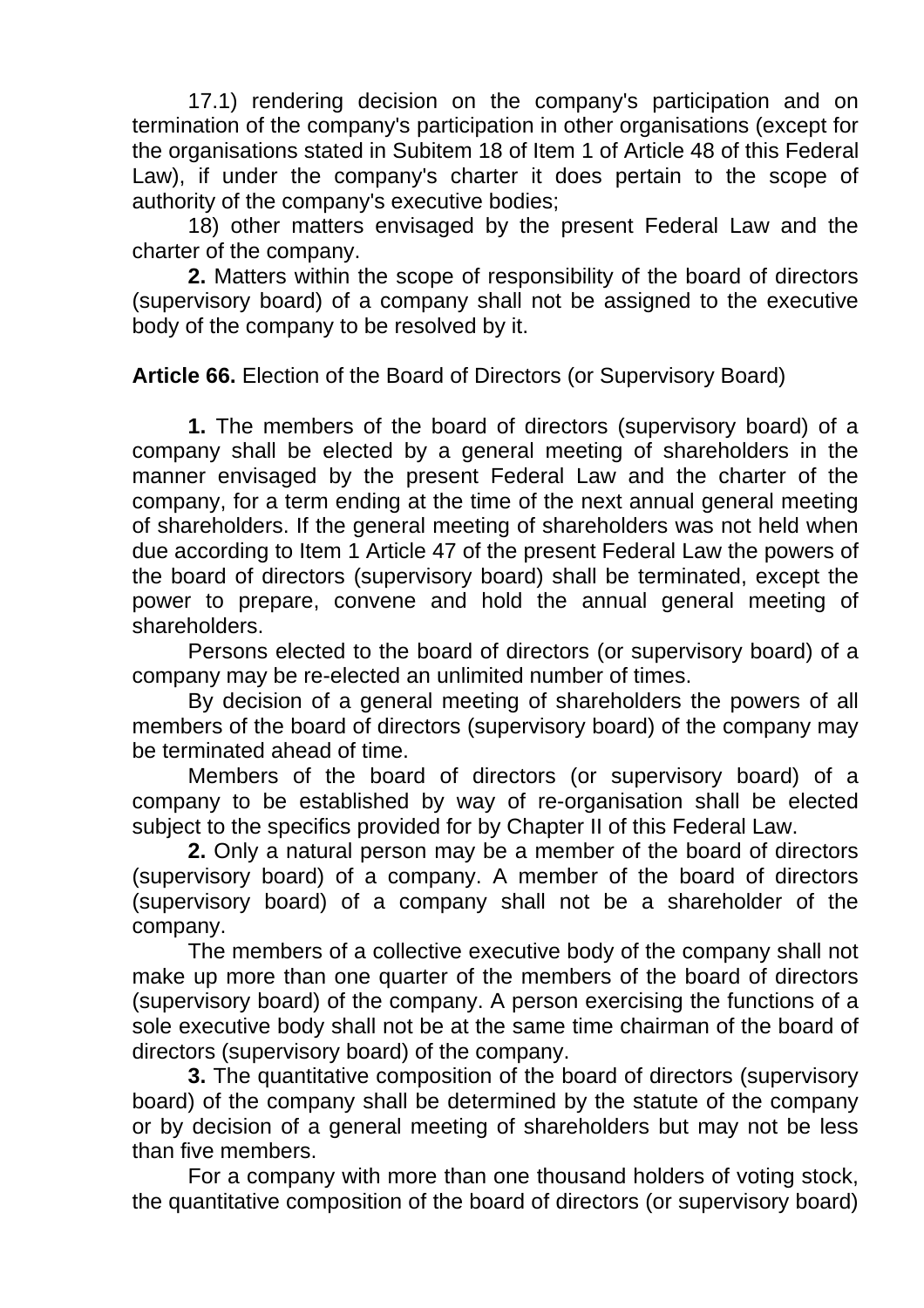17.1) rendering decision on the company's participation and on termination of the company's participation in other organisations (except for the organisations stated in Subitem 18 of Item 1 of Article 48 of this Federal Law), if under the company's charter it does pertain to the scope of authority of the company's executive bodies;

18) other matters envisaged by the present Federal Law and the charter of the company.

**2.** Matters within the scope of responsibility of the board of directors (supervisory board) of a company shall not be assigned to the executive body of the company to be resolved by it.

**Article 66.** Election of the Board of Directors (or Supervisory Board)

**1.** The members of the board of directors (supervisory board) of a company shall be elected by a general meeting of shareholders in the manner envisaged by the present Federal Law and the charter of the company, for a term ending at the time of the next annual general meeting of shareholders. If the general meeting of shareholders was not held when due according to Item 1 Article 47 of the present Federal Law the powers of the board of directors (supervisory board) shall be terminated, except the power to prepare, convene and hold the annual general meeting of shareholders.

Persons elected to the board of directors (or supervisory board) of a company may be re-elected an unlimited number of times.

By decision of a general meeting of shareholders the powers of all members of the board of directors (supervisory board) of the company may be terminated ahead of time.

Members of the board of directors (or supervisory board) of a company to be established by way of re-organisation shall be elected subject to the specifics provided for by Chapter II of this Federal Law.

**2.** Only a natural person may be a member of the board of directors (supervisory board) of a company. A member of the board of directors (supervisory board) of a company shall not be a shareholder of the company.

The members of a collective executive body of the company shall not make up more than one quarter of the members of the board of directors (supervisory board) of the company. A person exercising the functions of a sole executive body shall not be at the same time chairman of the board of directors (supervisory board) of the company.

**3.** The quantitative composition of the board of directors (supervisory board) of the company shall be determined by the statute of the company or by decision of a general meeting of shareholders but may not be less than five members.

For a company with more than one thousand holders of voting stock, the quantitative composition of the board of directors (or supervisory board)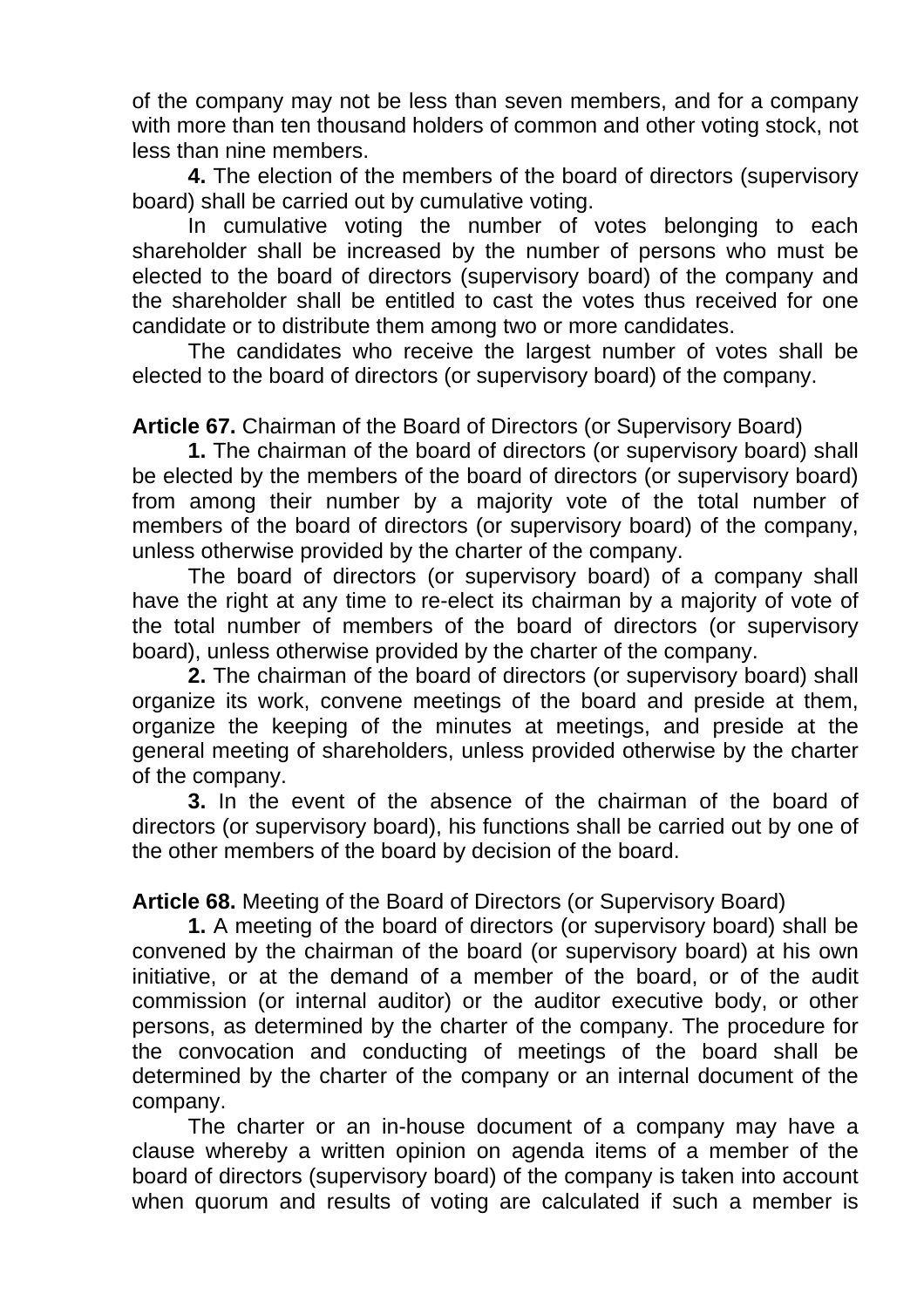of the company may not be less than seven members, and for a company with more than ten thousand holders of common and other voting stock, not less than nine members.

**4.** The election of the members of the board of directors (supervisory board) shall be carried out by cumulative voting.

In cumulative voting the number of votes belonging to each shareholder shall be increased by the number of persons who must be elected to the board of directors (supervisory board) of the company and the shareholder shall be entitled to cast the votes thus received for one candidate or to distribute them among two or more candidates.

The candidates who receive the largest number of votes shall be elected to the board of directors (or supervisory board) of the company.

**Article 67.** Chairman of the Board of Directors (or Supervisory Board)

**1.** The chairman of the board of directors (or supervisory board) shall be elected by the members of the board of directors (or supervisory board) from among their number by a majority vote of the total number of members of the board of directors (or supervisory board) of the company, unless otherwise provided by the charter of the company.

The board of directors (or supervisory board) of a company shall have the right at any time to re-elect its chairman by a majority of vote of the total number of members of the board of directors (or supervisory board), unless otherwise provided by the charter of the company.

**2.** The chairman of the board of directors (or supervisory board) shall organize its work, convene meetings of the board and preside at them, organize the keeping of the minutes at meetings, and preside at the general meeting of shareholders, unless provided otherwise by the charter of the company.

**3.** In the event of the absence of the chairman of the board of directors (or supervisory board), his functions shall be carried out by one of the other members of the board by decision of the board.

**Article 68.** Meeting of the Board of Directors (or Supervisory Board)

**1.** A meeting of the board of directors (or supervisory board) shall be convened by the chairman of the board (or supervisory board) at his own initiative, or at the demand of a member of the board, or of the audit commission (or internal auditor) or the auditor executive body, or other persons, as determined by the charter of the company. The procedure for the convocation and conducting of meetings of the board shall be determined by the charter of the company or an internal document of the company.

The charter or an in-house document of a company may have a clause whereby a written opinion on agenda items of a member of the board of directors (supervisory board) of the company is taken into account when quorum and results of voting are calculated if such a member is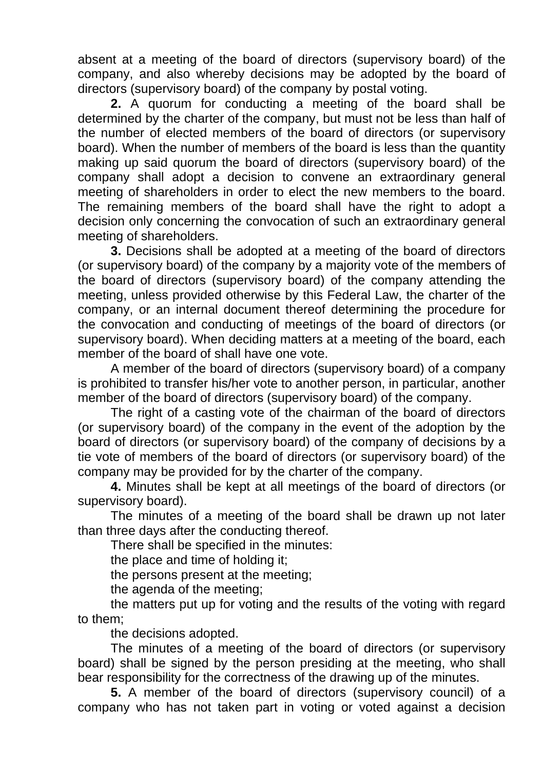absent at a meeting of the board of directors (supervisory board) of the company, and also whereby decisions may be adopted by the board of directors (supervisory board) of the company by postal voting.

**2.** A quorum for conducting a meeting of the board shall be determined by the charter of the company, but must not be less than half of the number of elected members of the board of directors (or supervisory board). When the number of members of the board is less than the quantity making up said quorum the board of directors (supervisory board) of the company shall adopt a decision to convene an extraordinary general meeting of shareholders in order to elect the new members to the board. The remaining members of the board shall have the right to adopt a decision only concerning the convocation of such an extraordinary general meeting of shareholders.

**3.** Decisions shall be adopted at a meeting of the board of directors (or supervisory board) of the company by a majority vote of the members of the board of directors (supervisory board) of the company attending the meeting, unless provided otherwise by this Federal Law, the charter of the company, or an internal document thereof determining the procedure for the convocation and conducting of meetings of the board of directors (or supervisory board). When deciding matters at a meeting of the board, each member of the board of shall have one vote.

A member of the board of directors (supervisory board) of a company is prohibited to transfer his/her vote to another person, in particular, another member of the board of directors (supervisory board) of the company.

The right of a casting vote of the chairman of the board of directors (or supervisory board) of the company in the event of the adoption by the board of directors (or supervisory board) of the company of decisions by a tie vote of members of the board of directors (or supervisory board) of the company may be provided for by the charter of the company.

**4.** Minutes shall be kept at all meetings of the board of directors (or supervisory board).

The minutes of a meeting of the board shall be drawn up not later than three days after the conducting thereof.

There shall be specified in the minutes:

the place and time of holding it;

the persons present at the meeting;

the agenda of the meeting;

the matters put up for voting and the results of the voting with regard to them;

the decisions adopted.

The minutes of a meeting of the board of directors (or supervisory board) shall be signed by the person presiding at the meeting, who shall bear responsibility for the correctness of the drawing up of the minutes.

**5.** A member of the board of directors (supervisory council) of a company who has not taken part in voting or voted against a decision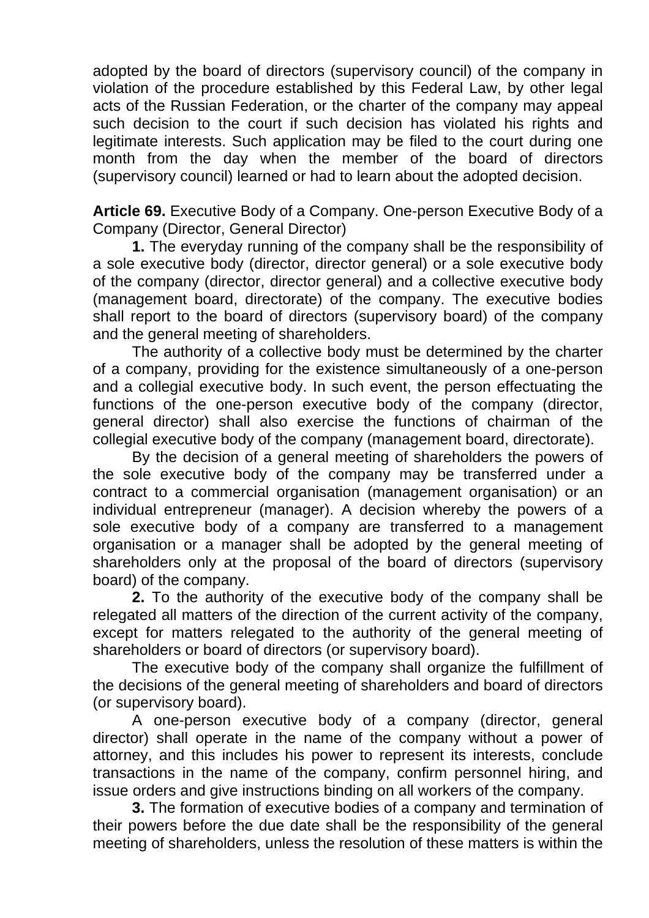adopted by the board of directors (supervisory council) of the company in violation of the procedure established by this Federal Law, by other legal acts of the Russian Federation, or the charter of the company may appeal such decision to the court if such decision has violated his rights and legitimate interests. Such application may be filed to the court during one month from the day when the member of the board of directors (supervisory council) learned or had to learn about the adopted decision.

**Article 69.** Executive Body of a Company. One-person Executive Body of a Company (Director, General Director)

**1.** The everyday running of the company shall be the responsibility of a sole executive body (director, director general) or a sole executive body of the company (director, director general) and a collective executive body (management board, directorate) of the company. The executive bodies shall report to the board of directors (supervisory board) of the company and the general meeting of shareholders.

The authority of a collective body must be determined by the charter of a company, providing for the existence simultaneously of a one-person and a collegial executive body. In such event, the person effectuating the functions of the one-person executive body of the company (director, general director) shall also exercise the functions of chairman of the collegial executive body of the company (management board, directorate).

By the decision of a general meeting of shareholders the powers of the sole executive body of the company may be transferred under a contract to a commercial organisation (management organisation) or an individual entrepreneur (manager). A decision whereby the powers of a sole executive body of a company are transferred to a management organisation or a manager shall be adopted by the general meeting of shareholders only at the proposal of the board of directors (supervisory board) of the company.

**2.** To the authority of the executive body of the company shall be relegated all matters of the direction of the current activity of the company, except for matters relegated to the authority of the general meeting of shareholders or board of directors (or supervisory board).

The executive body of the company shall organize the fulfillment of the decisions of the general meeting of shareholders and board of directors (or supervisory board).

A one-person executive body of a company (director, general director) shall operate in the name of the company without a power of attorney, and this includes his power to represent its interests, conclude transactions in the name of the company, confirm personnel hiring, and issue orders and give instructions binding on all workers of the company.

**3.** The formation of executive bodies of a company and termination of their powers before the due date shall be the responsibility of the general meeting of shareholders, unless the resolution of these matters is within the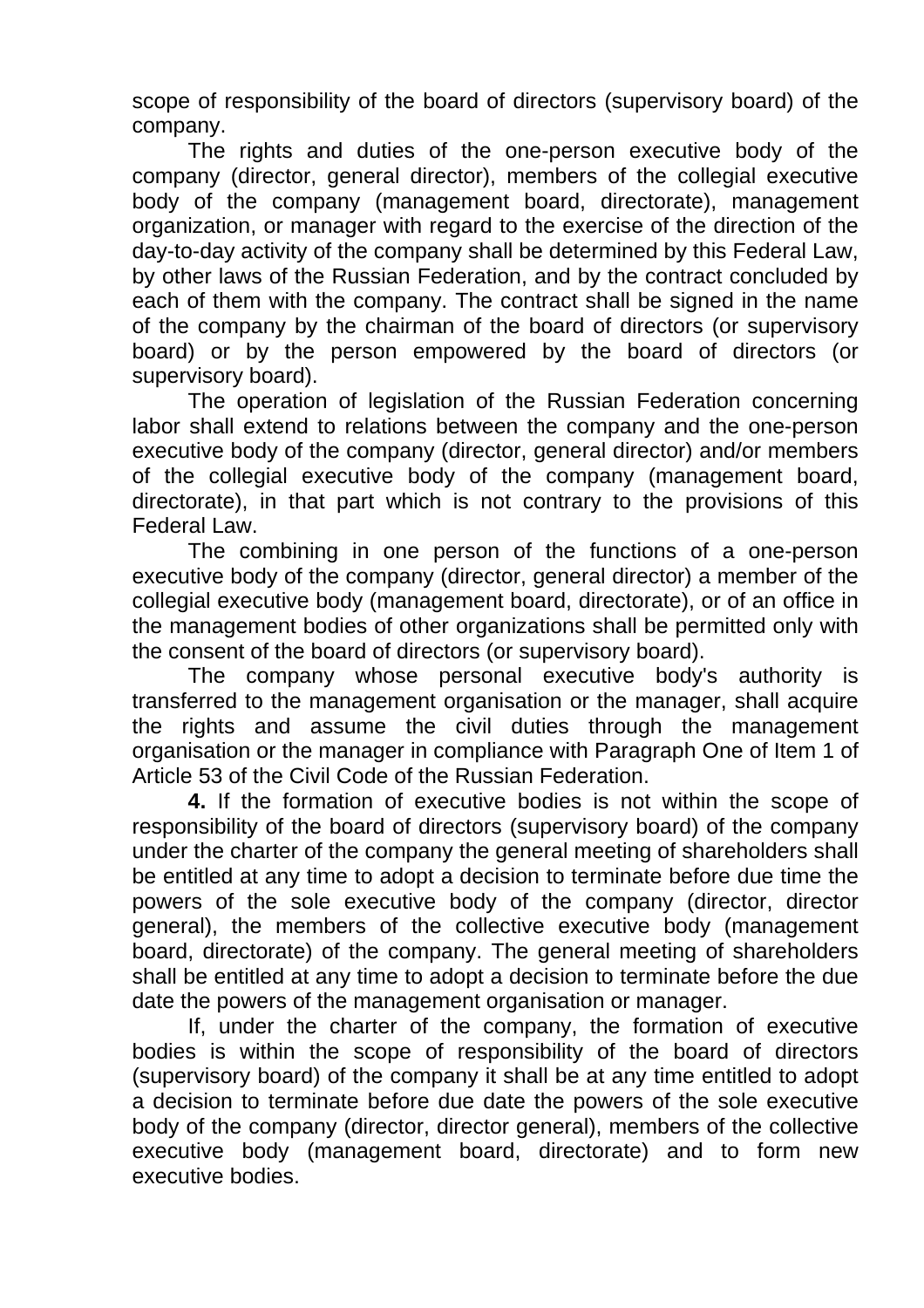scope of responsibility of the board of directors (supervisory board) of the company.

The rights and duties of the one-person executive body of the company (director, general director), members of the collegial executive body of the company (management board, directorate), management organization, or manager with regard to the exercise of the direction of the day-to-day activity of the company shall be determined by this Federal Law, by other laws of the Russian Federation, and by the contract concluded by each of them with the company. The contract shall be signed in the name of the company by the chairman of the board of directors (or supervisory board) or by the person empowered by the board of directors (or supervisory board).

The operation of legislation of the Russian Federation concerning labor shall extend to relations between the company and the one-person executive body of the company (director, general director) and/or members of the collegial executive body of the company (management board, directorate), in that part which is not contrary to the provisions of this Federal Law.

The combining in one person of the functions of a one-person executive body of the company (director, general director) a member of the collegial executive body (management board, directorate), or of an office in the management bodies of other organizations shall be permitted only with the consent of the board of directors (or supervisory board).

The company whose personal executive body's authority is transferred to the management organisation or the manager, shall acquire the rights and assume the civil duties through the management organisation or the manager in compliance with Paragraph One of Item 1 of Article 53 of the Civil Code of the Russian Federation.

**4.** If the formation of executive bodies is not within the scope of responsibility of the board of directors (supervisory board) of the company under the charter of the company the general meeting of shareholders shall be entitled at any time to adopt a decision to terminate before due time the powers of the sole executive body of the company (director, director general), the members of the collective executive body (management board, directorate) of the company. The general meeting of shareholders shall be entitled at any time to adopt a decision to terminate before the due date the powers of the management organisation or manager.

If, under the charter of the company, the formation of executive bodies is within the scope of responsibility of the board of directors (supervisory board) of the company it shall be at any time entitled to adopt a decision to terminate before due date the powers of the sole executive body of the company (director, director general), members of the collective executive body (management board, directorate) and to form new executive bodies.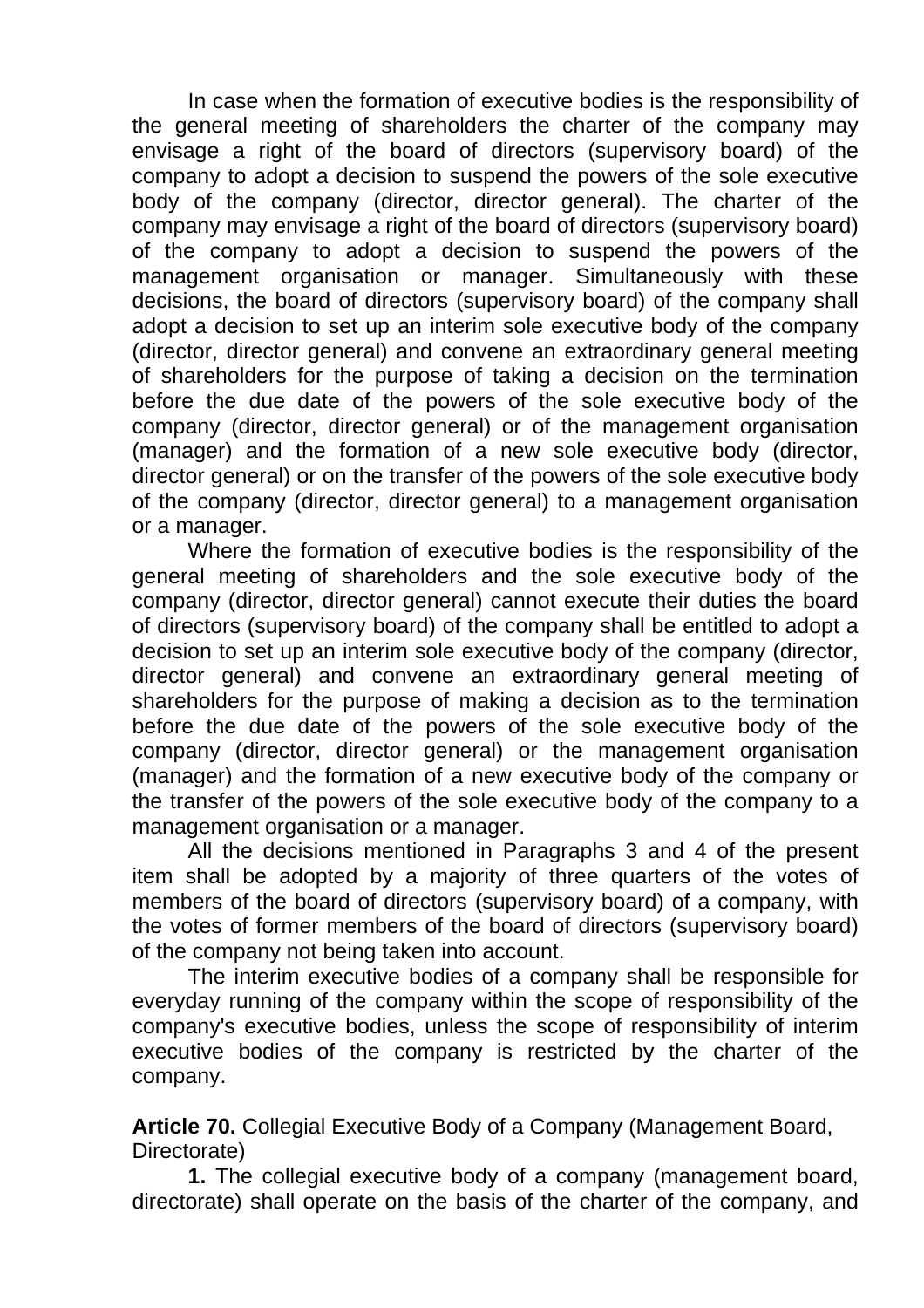In case when the formation of executive bodies is the responsibility of the general meeting of shareholders the charter of the company may envisage a right of the board of directors (supervisory board) of the company to adopt a decision to suspend the powers of the sole executive body of the company (director, director general). The charter of the company may envisage a right of the board of directors (supervisory board) of the company to adopt a decision to suspend the powers of the management organisation or manager. Simultaneously with these decisions, the board of directors (supervisory board) of the company shall adopt a decision to set up an interim sole executive body of the company (director, director general) and convene an extraordinary general meeting of shareholders for the purpose of taking a decision on the termination before the due date of the powers of the sole executive body of the company (director, director general) or of the management organisation (manager) and the formation of a new sole executive body (director, director general) or on the transfer of the powers of the sole executive body of the company (director, director general) to a management organisation or a manager.

Where the formation of executive bodies is the responsibility of the general meeting of shareholders and the sole executive body of the company (director, director general) cannot execute their duties the board of directors (supervisory board) of the company shall be entitled to adopt a decision to set up an interim sole executive body of the company (director, director general) and convene an extraordinary general meeting of shareholders for the purpose of making a decision as to the termination before the due date of the powers of the sole executive body of the company (director, director general) or the management organisation (manager) and the formation of a new executive body of the company or the transfer of the powers of the sole executive body of the company to a management organisation or a manager.

All the decisions mentioned in Paragraphs 3 and 4 of the present item shall be adopted by a majority of three quarters of the votes of members of the board of directors (supervisory board) of a company, with the votes of former members of the board of directors (supervisory board) of the company not being taken into account.

The interim executive bodies of a company shall be responsible for everyday running of the company within the scope of responsibility of the company's executive bodies, unless the scope of responsibility of interim executive bodies of the company is restricted by the charter of the company.

**Article 70.** Collegial Executive Body of a Company (Management Board, Directorate)

**1.** The collegial executive body of a company (management board, directorate) shall operate on the basis of the charter of the company, and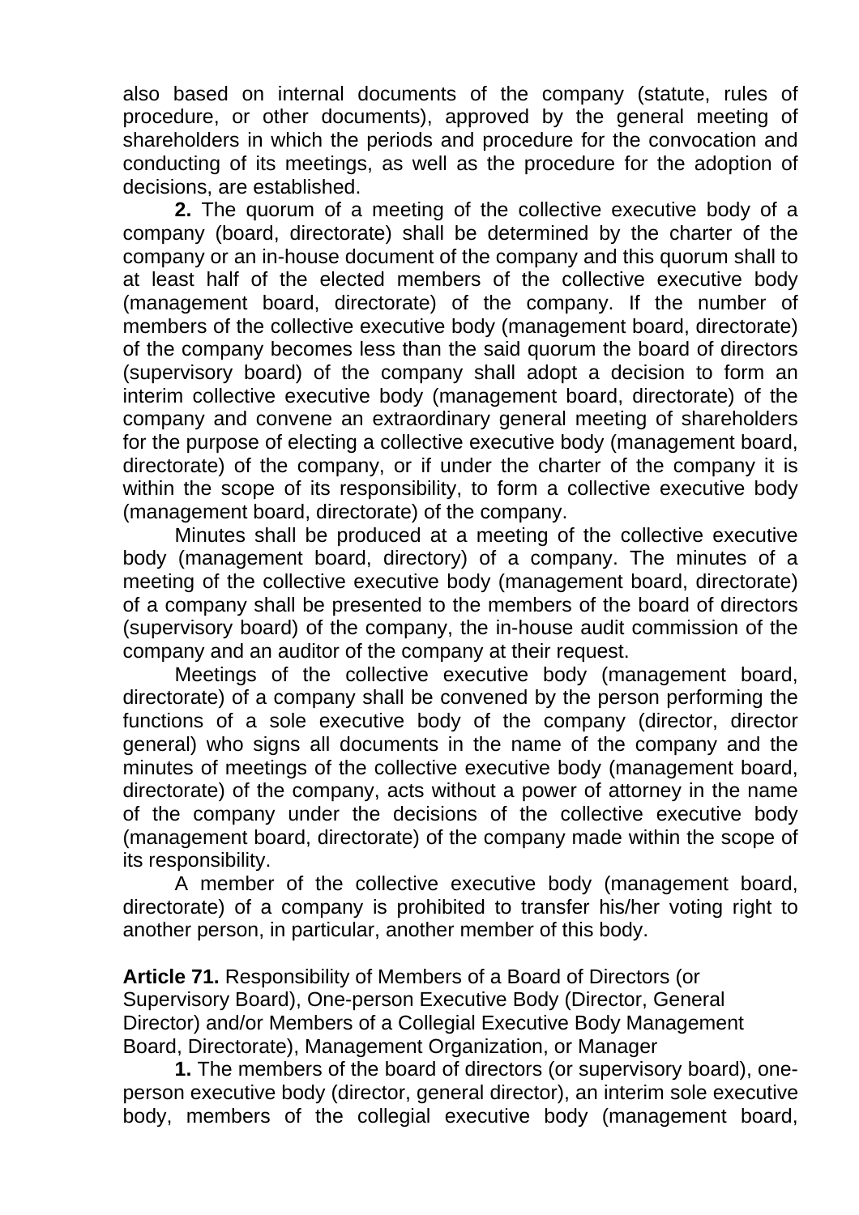also based on internal documents of the company (statute, rules of procedure, or other documents), approved by the general meeting of shareholders in which the periods and procedure for the convocation and conducting of its meetings, as well as the procedure for the adoption of decisions, are established.

**2.** The quorum of a meeting of the collective executive body of a company (board, directorate) shall be determined by the charter of the company or an in-house document of the company and this quorum shall to at least half of the elected members of the collective executive body (management board, directorate) of the company. If the number of members of the collective executive body (management board, directorate) of the company becomes less than the said quorum the board of directors (supervisory board) of the company shall adopt a decision to form an interim collective executive body (management board, directorate) of the company and convene an extraordinary general meeting of shareholders for the purpose of electing a collective executive body (management board, directorate) of the company, or if under the charter of the company it is within the scope of its responsibility, to form a collective executive body (management board, directorate) of the company.

Minutes shall be produced at a meeting of the collective executive body (management board, directory) of a company. The minutes of a meeting of the collective executive body (management board, directorate) of a company shall be presented to the members of the board of directors (supervisory board) of the company, the in-house audit commission of the company and an auditor of the company at their request.

Meetings of the collective executive body (management board, directorate) of a company shall be convened by the person performing the functions of a sole executive body of the company (director, director general) who signs all documents in the name of the company and the minutes of meetings of the collective executive body (management board, directorate) of the company, acts without a power of attorney in the name of the company under the decisions of the collective executive body (management board, directorate) of the company made within the scope of its responsibility.

A member of the collective executive body (management board, directorate) of a company is prohibited to transfer his/her voting right to another person, in particular, another member of this body.

**Article 71.** Responsibility of Members of a Board of Directors (or Supervisory Board), One-person Executive Body (Director, General Director) and/or Members of a Collegial Executive Body Management Board, Directorate), Management Organization, or Manager

**1.** The members of the board of directors (or supervisory board), one-person executive body (director, general director), an interim sole executive body, members of the collegial executive body (management board,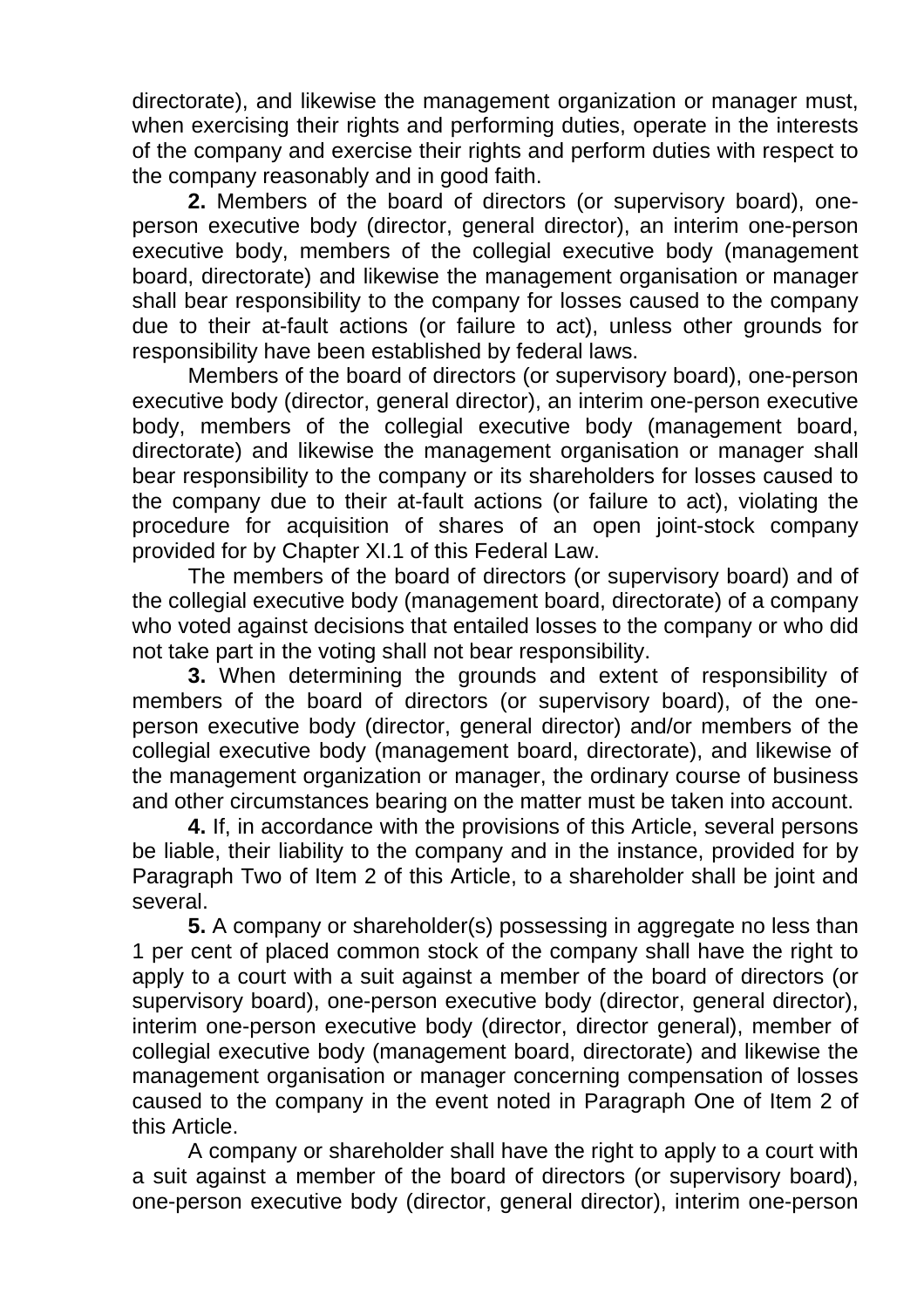directorate), and likewise the management organization or manager must, when exercising their rights and performing duties, operate in the interests of the company and exercise their rights and perform duties with respect to the company reasonably and in good faith.

**2.** Members of the board of directors (or supervisory board), one-person executive body (director, general director), an interim one-person executive body, members of the collegial executive body (management board, directorate) and likewise the management organisation or manager shall bear responsibility to the company for losses caused to the company due to their at-fault actions (or failure to act), unless other grounds for responsibility have been established by federal laws.

Members of the board of directors (or supervisory board), one-person executive body (director, general director), an interim one-person executive body, members of the collegial executive body (management board, directorate) and likewise the management organisation or manager shall bear responsibility to the company or its shareholders for losses caused to the company due to their at-fault actions (or failure to act), violating the procedure for acquisition of shares of an open joint-stock company provided for by Chapter XI.1 of this Federal Law.

The members of the board of directors (or supervisory board) and of the collegial executive body (management board, directorate) of a company who voted against decisions that entailed losses to the company or who did not take part in the voting shall not bear responsibility.

**3.** When determining the grounds and extent of responsibility of members of the board of directors (or supervisory board), of the one-person executive body (director, general director) and/or members of the collegial executive body (management board, directorate), and likewise of the management organization or manager, the ordinary course of business and other circumstances bearing on the matter must be taken into account.

**4.** If, in accordance with the provisions of this Article, several persons be liable, their liability to the company and in the instance, provided for by Paragraph Two of Item 2 of this Article, to a shareholder shall be joint and several.

**5.** A company or shareholder(s) possessing in aggregate no less than 1 per cent of placed common stock of the company shall have the right to apply to a court with a suit against a member of the board of directors (or supervisory board), one-person executive body (director, general director), interim one-person executive body (director, director general), member of collegial executive body (management board, directorate) and likewise the management organisation or manager concerning compensation of losses caused to the company in the event noted in Paragraph One of Item 2 of this Article.

A company or shareholder shall have the right to apply to a court with a suit against a member of the board of directors (or supervisory board), one-person executive body (director, general director), interim one-person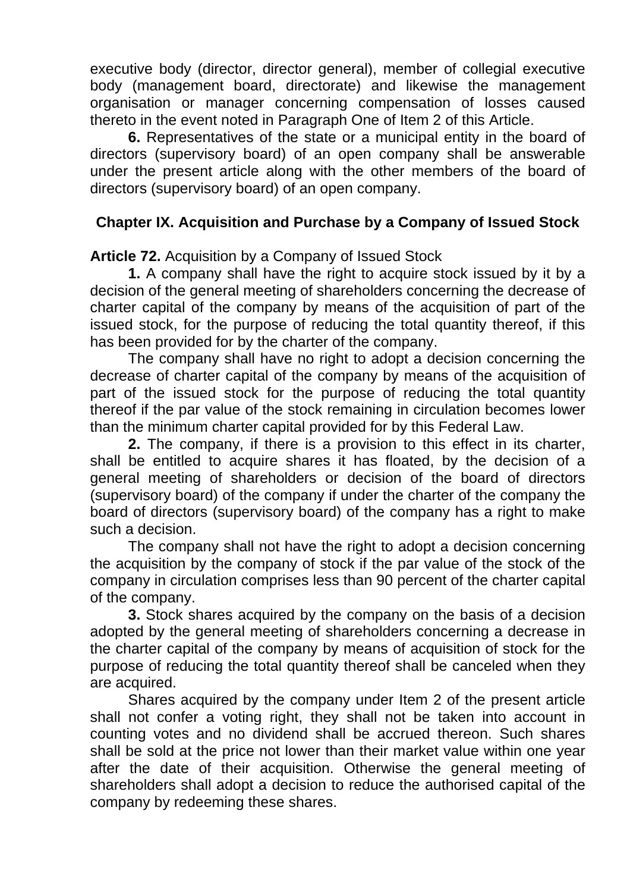executive body (director, director general), member of collegial executive body (management board, directorate) and likewise the management organisation or manager concerning compensation of losses caused thereto in the event noted in Paragraph One of Item 2 of this Article.

**6.** Representatives of the state or a municipal entity in the board of directors (supervisory board) of an open company shall be answerable under the present article along with the other members of the board of directors (supervisory board) of an open company.

## Chapter IX. Acquisition and Purchase by a Company of Issued Stock

**Article 72.** Acquisition by a Company of Issued Stock

**1.** A company shall have the right to acquire stock issued by it by a decision of the general meeting of shareholders concerning the decrease of charter capital of the company by means of the acquisition of part of the issued stock, for the purpose of reducing the total quantity thereof, if this has been provided for by the charter of the company.

The company shall have no right to adopt a decision concerning the decrease of charter capital of the company by means of the acquisition of part of the issued stock for the purpose of reducing the total quantity thereof if the par value of the stock remaining in circulation becomes lower than the minimum charter capital provided for by this Federal Law.

**2.** The company, if there is a provision to this effect in its charter, shall be entitled to acquire shares it has floated, by the decision of a general meeting of shareholders or decision of the board of directors (supervisory board) of the company if under the charter of the company the board of directors (supervisory board) of the company has a right to make such a decision.

The company shall not have the right to adopt a decision concerning the acquisition by the company of stock if the par value of the stock of the company in circulation comprises less than 90 percent of the charter capital of the company.

**3.** Stock shares acquired by the company on the basis of a decision adopted by the general meeting of shareholders concerning a decrease in the charter capital of the company by means of acquisition of stock for the purpose of reducing the total quantity thereof shall be canceled when they are acquired.

Shares acquired by the company under Item 2 of the present article shall not confer a voting right, they shall not be taken into account in counting votes and no dividend shall be accrued thereon. Such shares shall be sold at the price not lower than their market value within one year after the date of their acquisition. Otherwise the general meeting of shareholders shall adopt a decision to reduce the authorised capital of the company by redeeming these shares.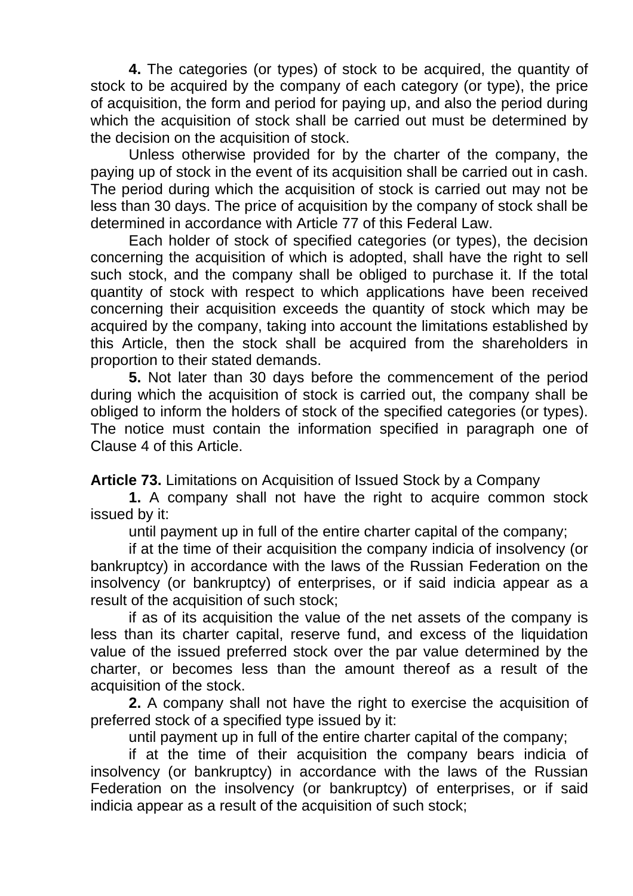**4.** The categories (or types) of stock to be acquired, the quantity of stock to be acquired by the company of each category (or type), the price of acquisition, the form and period for paying up, and also the period during which the acquisition of stock shall be carried out must be determined by the decision on the acquisition of stock.

Unless otherwise provided for by the charter of the company, the paying up of stock in the event of its acquisition shall be carried out in cash. The period during which the acquisition of stock is carried out may not be less than 30 days. The price of acquisition by the company of stock shall be determined in accordance with Article 77 of this Federal Law.

Each holder of stock of specified categories (or types), the decision concerning the acquisition of which is adopted, shall have the right to sell such stock, and the company shall be obliged to purchase it. If the total quantity of stock with respect to which applications have been received concerning their acquisition exceeds the quantity of stock which may be acquired by the company, taking into account the limitations established by this Article, then the stock shall be acquired from the shareholders in proportion to their stated demands.

**5.** Not later than 30 days before the commencement of the period during which the acquisition of stock is carried out, the company shall be obliged to inform the holders of stock of the specified categories (or types). The notice must contain the information specified in paragraph one of Clause 4 of this Article.

**Article 73.** Limitations on Acquisition of Issued Stock by a Company

**1.** A company shall not have the right to acquire common stock issued by it:

until payment up in full of the entire charter capital of the company;

if at the time of their acquisition the company indicia of insolvency (or bankruptcy) in accordance with the laws of the Russian Federation on the insolvency (or bankruptcy) of enterprises, or if said indicia appear as a result of the acquisition of such stock;

if as of its acquisition the value of the net assets of the company is less than its charter capital, reserve fund, and excess of the liquidation value of the issued preferred stock over the par value determined by the charter, or becomes less than the amount thereof as a result of the acquisition of the stock.

**2.** A company shall not have the right to exercise the acquisition of preferred stock of a specified type issued by it:

until payment up in full of the entire charter capital of the company;

if at the time of their acquisition the company bears indicia of insolvency (or bankruptcy) in accordance with the laws of the Russian Federation on the insolvency (or bankruptcy) of enterprises, or if said indicia appear as a result of the acquisition of such stock;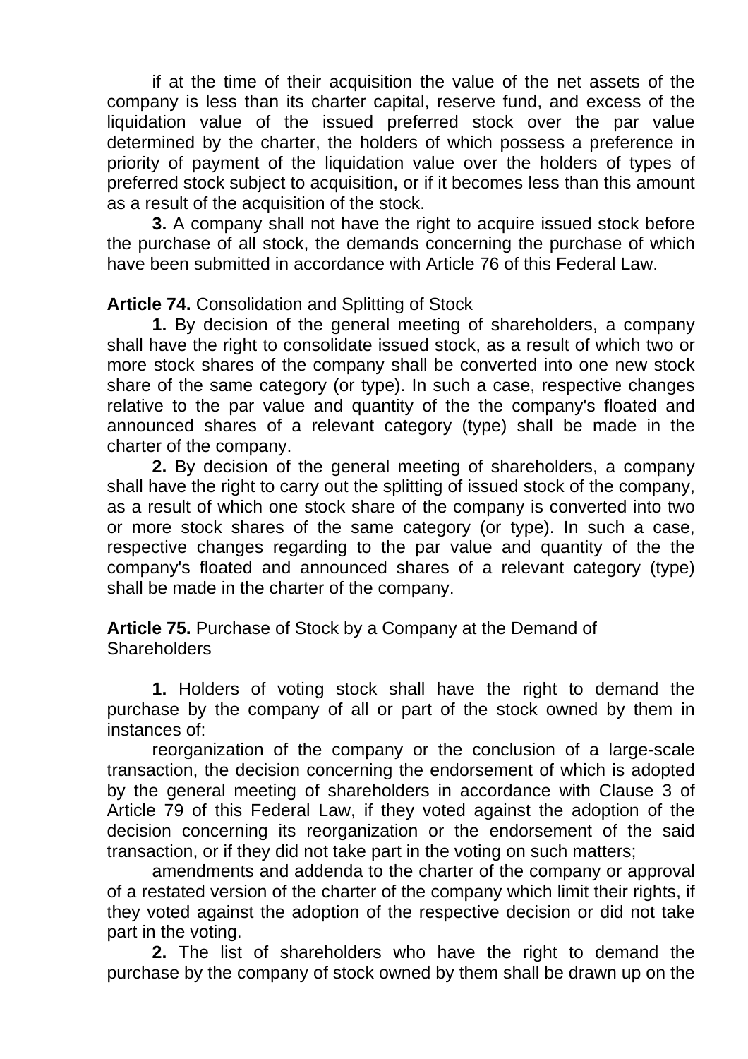if at the time of their acquisition the value of the net assets of the company is less than its charter capital, reserve fund, and excess of the liquidation value of the issued preferred stock over the par value determined by the charter, the holders of which possess a preference in priority of payment of the liquidation value over the holders of types of preferred stock subject to acquisition, or if it becomes less than this amount as a result of the acquisition of the stock.

**3.** A company shall not have the right to acquire issued stock before the purchase of all stock, the demands concerning the purchase of which have been submitted in accordance with Article 76 of this Federal Law.

**Article 74.** Consolidation and Splitting of Stock

**1.** By decision of the general meeting of shareholders, a company shall have the right to consolidate issued stock, as a result of which two or more stock shares of the company shall be converted into one new stock share of the same category (or type). In such a case, respective changes relative to the par value and quantity of the the company's floated and announced shares of a relevant category (type) shall be made in the charter of the company.

**2.** By decision of the general meeting of shareholders, a company shall have the right to carry out the splitting of issued stock of the company, as a result of which one stock share of the company is converted into two or more stock shares of the same category (or type). In such a case, respective changes regarding to the par value and quantity of the the company's floated and announced shares of a relevant category (type) shall be made in the charter of the company.

**Article 75.** Purchase of Stock by a Company at the Demand of Shareholders

**1.** Holders of voting stock shall have the right to demand the purchase by the company of all or part of the stock owned by them in instances of:

reorganization of the company or the conclusion of a large-scale transaction, the decision concerning the endorsement of which is adopted by the general meeting of shareholders in accordance with Clause 3 of Article 79 of this Federal Law, if they voted against the adoption of the decision concerning its reorganization or the endorsement of the said transaction, or if they did not take part in the voting on such matters;

amendments and addenda to the charter of the company or approval of a restated version of the charter of the company which limit their rights, if they voted against the adoption of the respective decision or did not take part in the voting.

**2.** The list of shareholders who have the right to demand the purchase by the company of stock owned by them shall be drawn up on the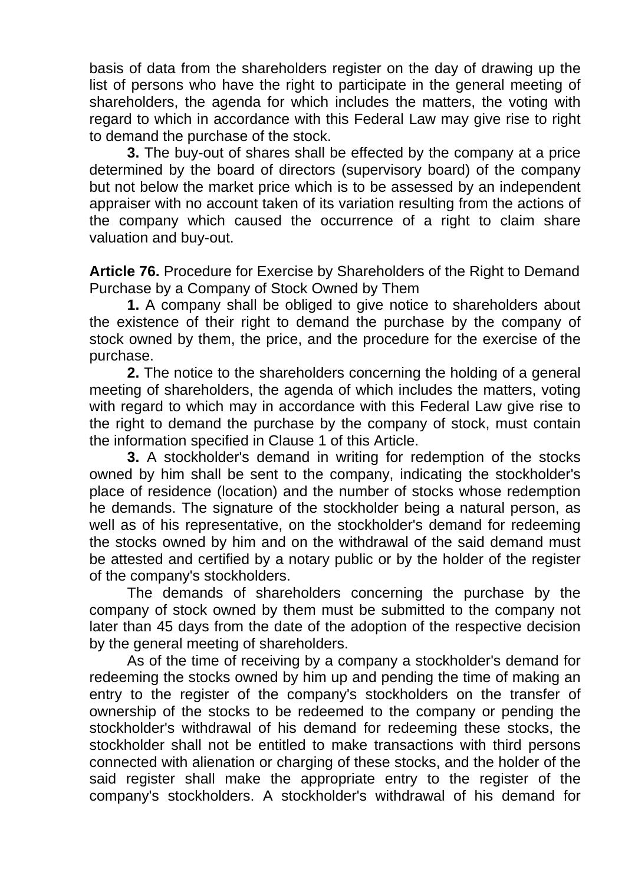basis of data from the shareholders register on the day of drawing up the list of persons who have the right to participate in the general meeting of shareholders, the agenda for which includes the matters, the voting with regard to which in accordance with this Federal Law may give rise to right to demand the purchase of the stock.

**3.** The buy-out of shares shall be effected by the company at a price determined by the board of directors (supervisory board) of the company but not below the market price which is to be assessed by an independent appraiser with no account taken of its variation resulting from the actions of the company which caused the occurrence of a right to claim share valuation and buy-out.

**Article 76.** Procedure for Exercise by Shareholders of the Right to Demand Purchase by a Company of Stock Owned by Them

**1.** A company shall be obliged to give notice to shareholders about the existence of their right to demand the purchase by the company of stock owned by them, the price, and the procedure for the exercise of the purchase.

**2.** The notice to the shareholders concerning the holding of a general meeting of shareholders, the agenda of which includes the matters, voting with regard to which may in accordance with this Federal Law give rise to the right to demand the purchase by the company of stock, must contain the information specified in Clause 1 of this Article.

**3.** A stockholder's demand in writing for redemption of the stocks owned by him shall be sent to the company, indicating the stockholder's place of residence (location) and the number of stocks whose redemption he demands. The signature of the stockholder being a natural person, as well as of his representative, on the stockholder's demand for redeeming the stocks owned by him and on the withdrawal of the said demand must be attested and certified by a notary public or by the holder of the register of the company's stockholders.

The demands of shareholders concerning the purchase by the company of stock owned by them must be submitted to the company not later than 45 days from the date of the adoption of the respective decision by the general meeting of shareholders.

As of the time of receiving by a company a stockholder's demand for redeeming the stocks owned by him up and pending the time of making an entry to the register of the company's stockholders on the transfer of ownership of the stocks to be redeemed to the company or pending the stockholder's withdrawal of his demand for redeeming these stocks, the stockholder shall not be entitled to make transactions with third persons connected with alienation or charging of these stocks, and the holder of the said register shall make the appropriate entry to the register of the company's stockholders. A stockholder's withdrawal of his demand for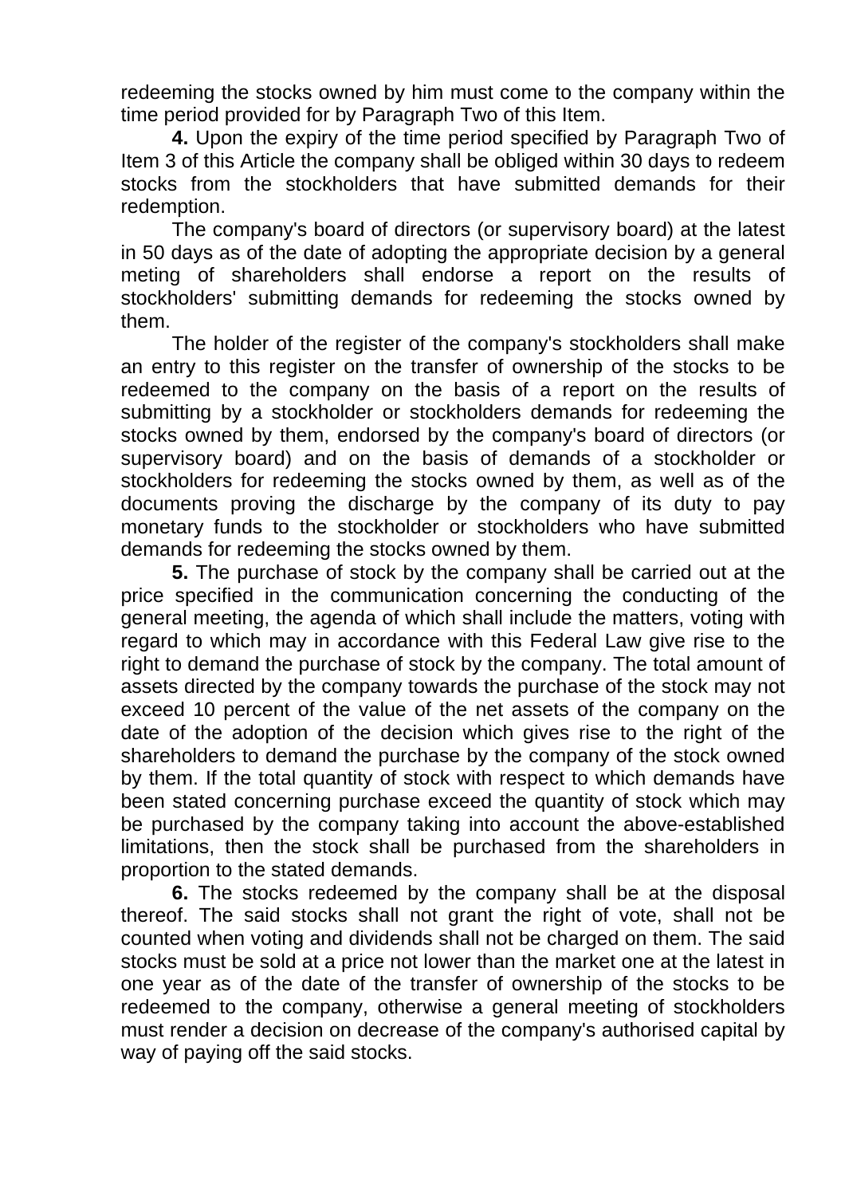redeeming the stocks owned by him must come to the company within the time period provided for by Paragraph Two of this Item.

**4.** Upon the expiry of the time period specified by Paragraph Two of Item 3 of this Article the company shall be obliged within 30 days to redeem stocks from the stockholders that have submitted demands for their redemption.

The company's board of directors (or supervisory board) at the latest in 50 days as of the date of adopting the appropriate decision by a general meting of shareholders shall endorse a report on the results of stockholders' submitting demands for redeeming the stocks owned by them.

The holder of the register of the company's stockholders shall make an entry to this register on the transfer of ownership of the stocks to be redeemed to the company on the basis of a report on the results of submitting by a stockholder or stockholders demands for redeeming the stocks owned by them, endorsed by the company's board of directors (or supervisory board) and on the basis of demands of a stockholder or stockholders for redeeming the stocks owned by them, as well as of the documents proving the discharge by the company of its duty to pay monetary funds to the stockholder or stockholders who have submitted demands for redeeming the stocks owned by them.

**5.** The purchase of stock by the company shall be carried out at the price specified in the communication concerning the conducting of the general meeting, the agenda of which shall include the matters, voting with regard to which may in accordance with this Federal Law give rise to the right to demand the purchase of stock by the company. The total amount of assets directed by the company towards the purchase of the stock may not exceed 10 percent of the value of the net assets of the company on the date of the adoption of the decision which gives rise to the right of the shareholders to demand the purchase by the company of the stock owned by them. If the total quantity of stock with respect to which demands have been stated concerning purchase exceed the quantity of stock which may be purchased by the company taking into account the above-established limitations, then the stock shall be purchased from the shareholders in proportion to the stated demands.

**6.** The stocks redeemed by the company shall be at the disposal thereof. The said stocks shall not grant the right of vote, shall not be counted when voting and dividends shall not be charged on them. The said stocks must be sold at a price not lower than the market one at the latest in one year as of the date of the transfer of ownership of the stocks to be redeemed to the company, otherwise a general meeting of stockholders must render a decision on decrease of the company's authorised capital by way of paying off the said stocks.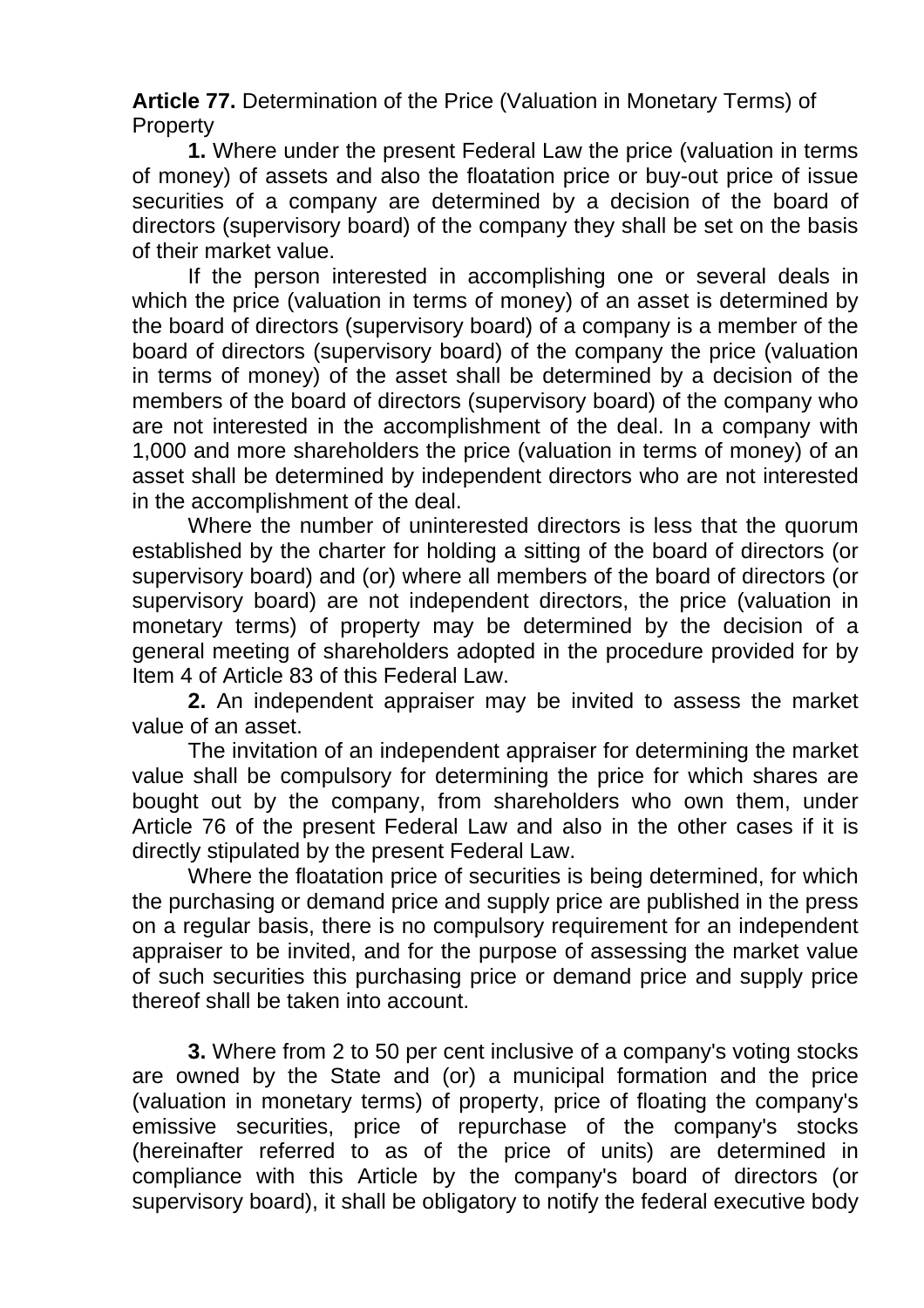**Article 77.** Determination of the Price (Valuation in Monetary Terms) of Property

**1.** Where under the present Federal Law the price (valuation in terms of money) of assets and also the floatation price or buy-out price of issue securities of a company are determined by a decision of the board of directors (supervisory board) of the company they shall be set on the basis of their market value.

If the person interested in accomplishing one or several deals in which the price (valuation in terms of money) of an asset is determined by the board of directors (supervisory board) of a company is a member of the board of directors (supervisory board) of the company the price (valuation in terms of money) of the asset shall be determined by a decision of the members of the board of directors (supervisory board) of the company who are not interested in the accomplishment of the deal. In a company with 1,000 and more shareholders the price (valuation in terms of money) of an asset shall be determined by independent directors who are not interested in the accomplishment of the deal.

Where the number of uninterested directors is less that the quorum established by the charter for holding a sitting of the board of directors (or supervisory board) and (or) where all members of the board of directors (or supervisory board) are not independent directors, the price (valuation in monetary terms) of property may be determined by the decision of a general meeting of shareholders adopted in the procedure provided for by Item 4 of Article 83 of this Federal Law.

**2.** An independent appraiser may be invited to assess the market value of an asset.

The invitation of an independent appraiser for determining the market value shall be compulsory for determining the price for which shares are bought out by the company, from shareholders who own them, under Article 76 of the present Federal Law and also in the other cases if it is directly stipulated by the present Federal Law.

Where the floatation price of securities is being determined, for which the purchasing or demand price and supply price are published in the press on a regular basis, there is no compulsory requirement for an independent appraiser to be invited, and for the purpose of assessing the market value of such securities this purchasing price or demand price and supply price thereof shall be taken into account.

**3.** Where from 2 to 50 per cent inclusive of a company's voting stocks are owned by the State and (or) a municipal formation and the price (valuation in monetary terms) of property, price of floating the company's emissive securities, price of repurchase of the company's stocks (hereinafter referred to as of the price of units) are determined in compliance with this Article by the company's board of directors (or supervisory board), it shall be obligatory to notify the federal executive body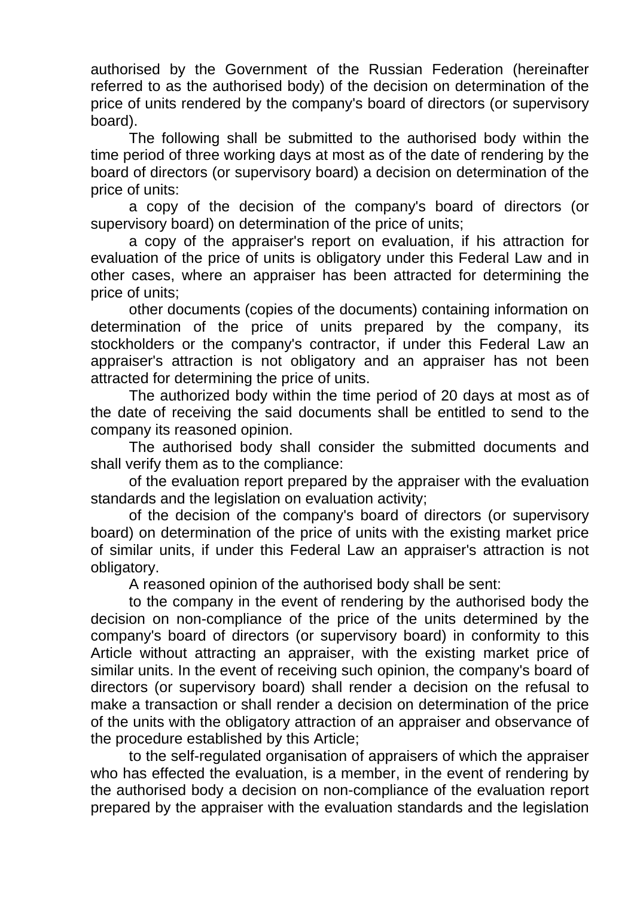authorised by the Government of the Russian Federation (hereinafter referred to as the authorised body) of the decision on determination of the price of units rendered by the company's board of directors (or supervisory board).

The following shall be submitted to the authorised body within the time period of three working days at most as of the date of rendering by the board of directors (or supervisory board) a decision on determination of the price of units:

a copy of the decision of the company's board of directors (or supervisory board) on determination of the price of units;

a copy of the appraiser's report on evaluation, if his attraction for evaluation of the price of units is obligatory under this Federal Law and in other cases, where an appraiser has been attracted for determining the price of units;

other documents (copies of the documents) containing information on determination of the price of units prepared by the company, its stockholders or the company's contractor, if under this Federal Law an appraiser's attraction is not obligatory and an appraiser has not been attracted for determining the price of units.

The authorized body within the time period of 20 days at most as of the date of receiving the said documents shall be entitled to send to the company its reasoned opinion.

The authorised body shall consider the submitted documents and shall verify them as to the compliance:

of the evaluation report prepared by the appraiser with the evaluation standards and the legislation on evaluation activity;

of the decision of the company's board of directors (or supervisory board) on determination of the price of units with the existing market price of similar units, if under this Federal Law an appraiser's attraction is not obligatory.

A reasoned opinion of the authorised body shall be sent:

to the company in the event of rendering by the authorised body the decision on non-compliance of the price of the units determined by the company's board of directors (or supervisory board) in conformity to this Article without attracting an appraiser, with the existing market price of similar units. In the event of receiving such opinion, the company's board of directors (or supervisory board) shall render a decision on the refusal to make a transaction or shall render a decision on determination of the price of the units with the obligatory attraction of an appraiser and observance of the procedure established by this Article;

to the self-regulated organisation of appraisers of which the appraiser who has effected the evaluation, is a member, in the event of rendering by the authorised body a decision on non-compliance of the evaluation report prepared by the appraiser with the evaluation standards and the legislation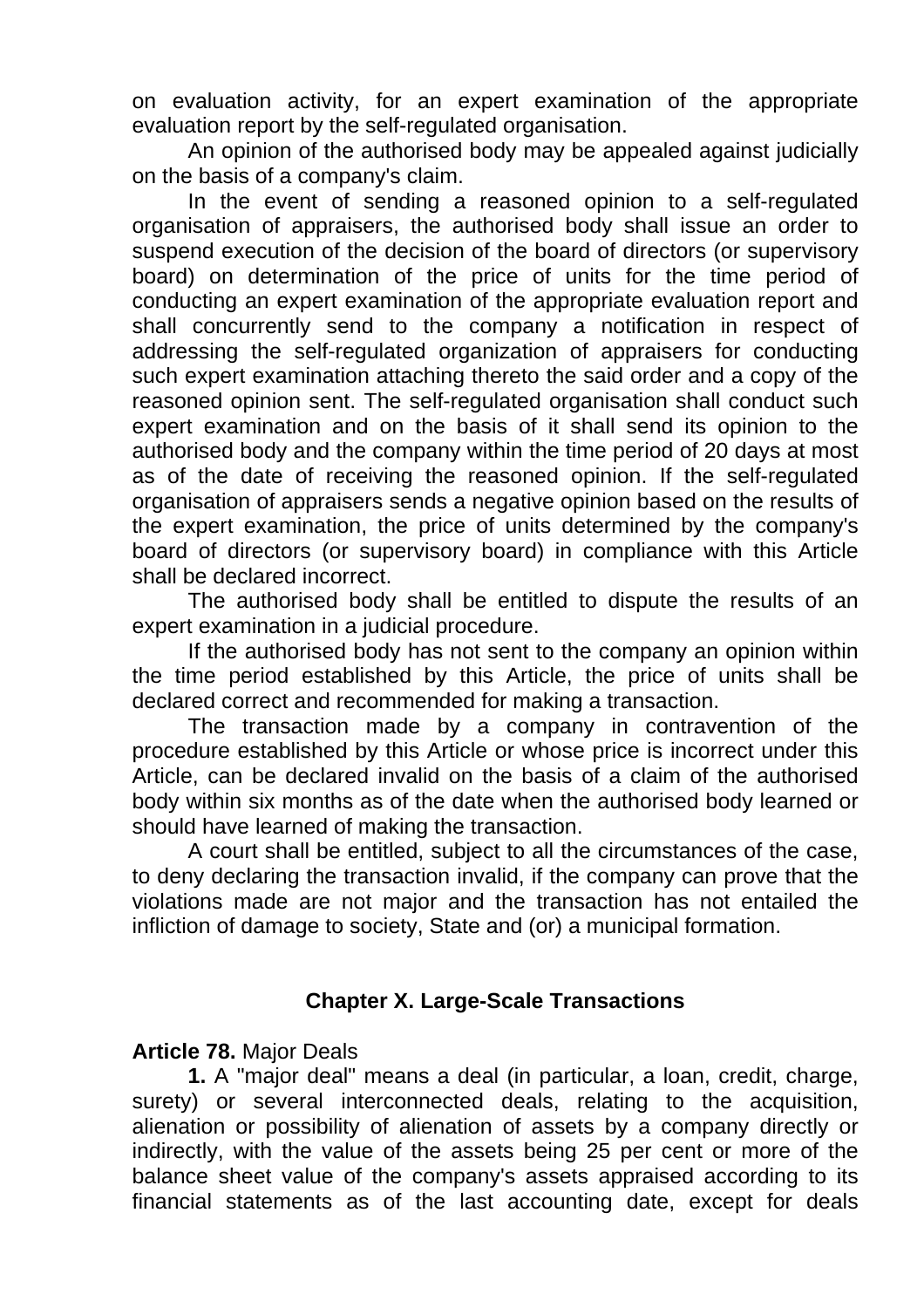on evaluation activity, for an expert examination of the appropriate evaluation report by the self-regulated organisation.

An opinion of the authorised body may be appealed against judicially on the basis of a company's claim.

In the event of sending a reasoned opinion to a self-regulated organisation of appraisers, the authorised body shall issue an order to suspend execution of the decision of the board of directors (or supervisory board) on determination of the price of units for the time period of conducting an expert examination of the appropriate evaluation report and shall concurrently send to the company a notification in respect of addressing the self-regulated organization of appraisers for conducting such expert examination attaching thereto the said order and a copy of the reasoned opinion sent. The self-regulated organisation shall conduct such expert examination and on the basis of it shall send its opinion to the authorised body and the company within the time period of 20 days at most as of the date of receiving the reasoned opinion. If the self-regulated organisation of appraisers sends a negative opinion based on the results of the expert examination, the price of units determined by the company's board of directors (or supervisory board) in compliance with this Article shall be declared incorrect.

The authorised body shall be entitled to dispute the results of an expert examination in a judicial procedure.

If the authorised body has not sent to the company an opinion within the time period established by this Article, the price of units shall be declared correct and recommended for making a transaction.

The transaction made by a company in contravention of the procedure established by this Article or whose price is incorrect under this Article, can be declared invalid on the basis of a claim of the authorised body within six months as of the date when the authorised body learned or should have learned of making the transaction.

A court shall be entitled, subject to all the circumstances of the case, to deny declaring the transaction invalid, if the company can prove that the violations made are not major and the transaction has not entailed the infliction of damage to society, State and (or) a municipal formation.

## Chapter X. Large-Scale Transactions

**Article 78.** Major Deals

**1.** A "major deal" means a deal (in particular, a loan, credit, charge, surety) or several interconnected deals, relating to the acquisition, alienation or possibility of alienation of assets by a company directly or indirectly, with the value of the assets being 25 per cent or more of the balance sheet value of the company's assets appraised according to its financial statements as of the last accounting date, except for deals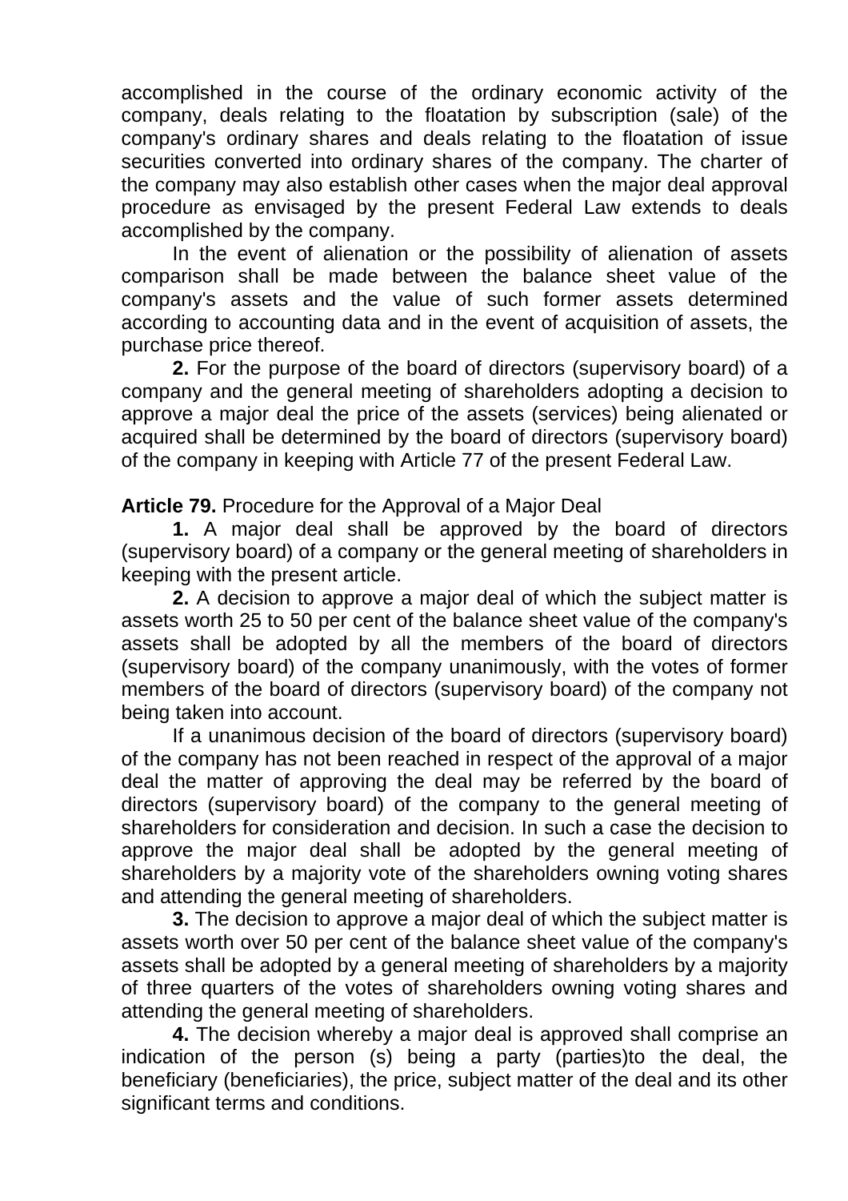accomplished in the course of the ordinary economic activity of the company, deals relating to the floatation by subscription (sale) of the company's ordinary shares and deals relating to the floatation of issue securities converted into ordinary shares of the company. The charter of the company may also establish other cases when the major deal approval procedure as envisaged by the present Federal Law extends to deals accomplished by the company.

In the event of alienation or the possibility of alienation of assets comparison shall be made between the balance sheet value of the company's assets and the value of such former assets determined according to accounting data and in the event of acquisition of assets, the purchase price thereof.

**2.** For the purpose of the board of directors (supervisory board) of a company and the general meeting of shareholders adopting a decision to approve a major deal the price of the assets (services) being alienated or acquired shall be determined by the board of directors (supervisory board) of the company in keeping with Article 77 of the present Federal Law.

**Article 79.** Procedure for the Approval of a Major Deal

**1.** A major deal shall be approved by the board of directors (supervisory board) of a company or the general meeting of shareholders in keeping with the present article.

**2.** A decision to approve a major deal of which the subject matter is assets worth 25 to 50 per cent of the balance sheet value of the company's assets shall be adopted by all the members of the board of directors (supervisory board) of the company unanimously, with the votes of former members of the board of directors (supervisory board) of the company not being taken into account.

If a unanimous decision of the board of directors (supervisory board) of the company has not been reached in respect of the approval of a major deal the matter of approving the deal may be referred by the board of directors (supervisory board) of the company to the general meeting of shareholders for consideration and decision. In such a case the decision to approve the major deal shall be adopted by the general meeting of shareholders by a majority vote of the shareholders owning voting shares and attending the general meeting of shareholders.

**3.** The decision to approve a major deal of which the subject matter is assets worth over 50 per cent of the balance sheet value of the company's assets shall be adopted by a general meeting of shareholders by a majority of three quarters of the votes of shareholders owning voting shares and attending the general meeting of shareholders.

**4.** The decision whereby a major deal is approved shall comprise an indication of the person (s) being a party (parties)to the deal, the beneficiary (beneficiaries), the price, subject matter of the deal and its other significant terms and conditions.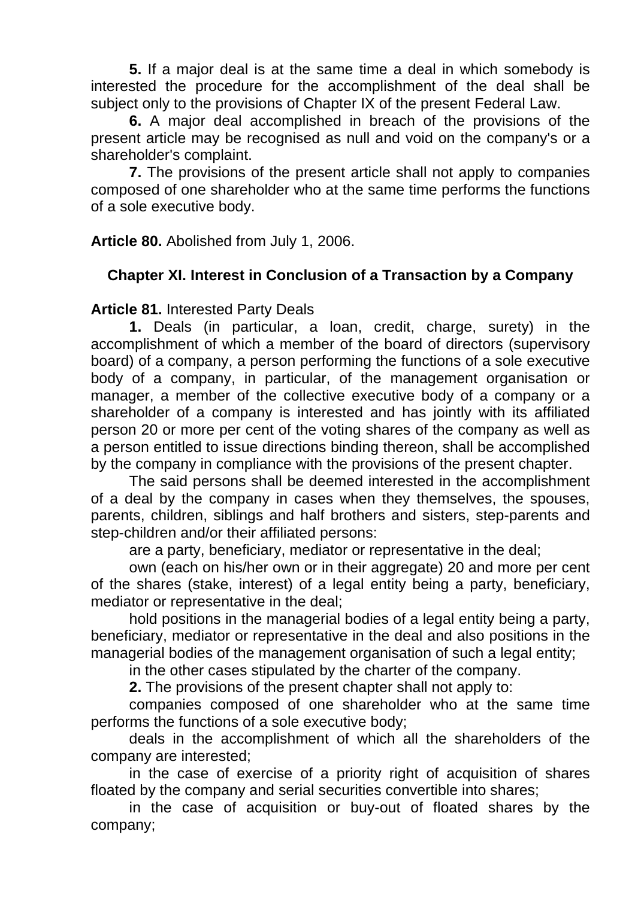**5.** If a major deal is at the same time a deal in which somebody is interested the procedure for the accomplishment of the deal shall be subject only to the provisions of Chapter IX of the present Federal Law.

**6.** A major deal accomplished in breach of the provisions of the present article may be recognised as null and void on the company's or a shareholder's complaint.

**7.** The provisions of the present article shall not apply to companies composed of one shareholder who at the same time performs the functions of a sole executive body.

**Article 80.** Abolished from July 1, 2006.

## Chapter XI. Interest in Conclusion of a Transaction by a Company

**Article 81.** Interested Party Deals

**1.** Deals (in particular, a loan, credit, charge, surety) in the accomplishment of which a member of the board of directors (supervisory board) of a company, a person performing the functions of a sole executive body of a company, in particular, of the management organisation or manager, a member of the collective executive body of a company or a shareholder of a company is interested and has jointly with its affiliated person 20 or more per cent of the voting shares of the company as well as a person entitled to issue directions binding thereon, shall be accomplished by the company in compliance with the provisions of the present chapter.

The said persons shall be deemed interested in the accomplishment of a deal by the company in cases when they themselves, the spouses, parents, children, siblings and half brothers and sisters, step-parents and step-children and/or their affiliated persons:

are a party, beneficiary, mediator or representative in the deal;

own (each on his/her own or in their aggregate) 20 and more per cent of the shares (stake, interest) of a legal entity being a party, beneficiary, mediator or representative in the deal;

hold positions in the managerial bodies of a legal entity being a party, beneficiary, mediator or representative in the deal and also positions in the managerial bodies of the management organisation of such a legal entity;

in the other cases stipulated by the charter of the company.

**2.** The provisions of the present chapter shall not apply to:

companies composed of one shareholder who at the same time performs the functions of a sole executive body;

deals in the accomplishment of which all the shareholders of the company are interested;

in the case of exercise of a priority right of acquisition of shares floated by the company and serial securities convertible into shares;

in the case of acquisition or buy-out of floated shares by the company;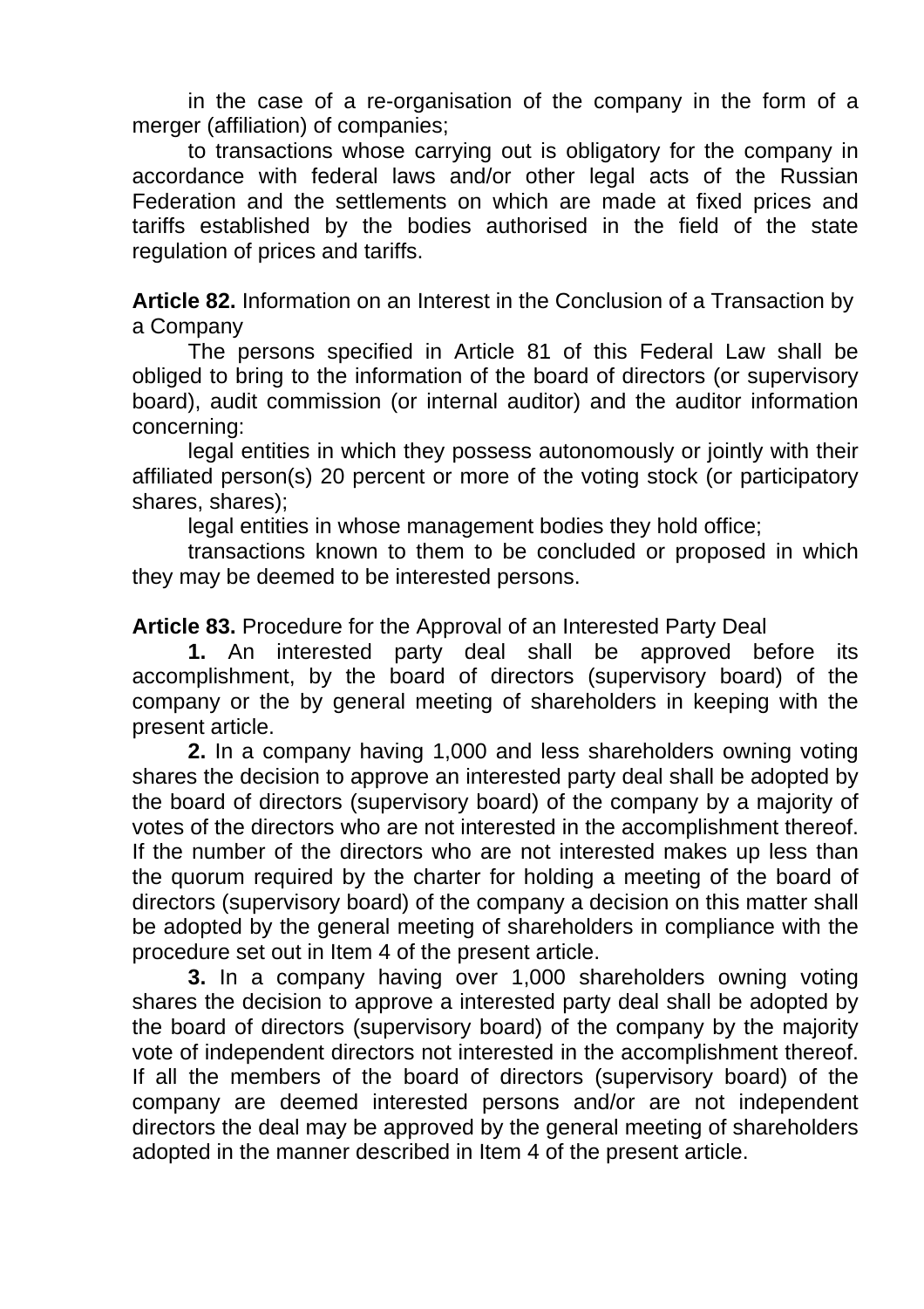in the case of a re-organisation of the company in the form of a merger (affiliation) of companies;

to transactions whose carrying out is obligatory for the company in accordance with federal laws and/or other legal acts of the Russian Federation and the settlements on which are made at fixed prices and tariffs established by the bodies authorised in the field of the state regulation of prices and tariffs.

**Article 82.** Information on an Interest in the Conclusion of a Transaction by a Company

The persons specified in Article 81 of this Federal Law shall be obliged to bring to the information of the board of directors (or supervisory board), audit commission (or internal auditor) and the auditor information concerning:

legal entities in which they possess autonomously or jointly with their affiliated person(s) 20 percent or more of the voting stock (or participatory shares, shares);

legal entities in whose management bodies they hold office;

transactions known to them to be concluded or proposed in which they may be deemed to be interested persons.

**Article 83.** Procedure for the Approval of an Interested Party Deal

**1.** An interested party deal shall be approved before its accomplishment, by the board of directors (supervisory board) of the company or the by general meeting of shareholders in keeping with the present article.

**2.** In a company having 1,000 and less shareholders owning voting shares the decision to approve an interested party deal shall be adopted by the board of directors (supervisory board) of the company by a majority of votes of the directors who are not interested in the accomplishment thereof. If the number of the directors who are not interested makes up less than the quorum required by the charter for holding a meeting of the board of directors (supervisory board) of the company a decision on this matter shall be adopted by the general meeting of shareholders in compliance with the procedure set out in Item 4 of the present article.

**3.** In a company having over 1,000 shareholders owning voting shares the decision to approve a interested party deal shall be adopted by the board of directors (supervisory board) of the company by the majority vote of independent directors not interested in the accomplishment thereof. If all the members of the board of directors (supervisory board) of the company are deemed interested persons and/or are not independent directors the deal may be approved by the general meeting of shareholders adopted in the manner described in Item 4 of the present article.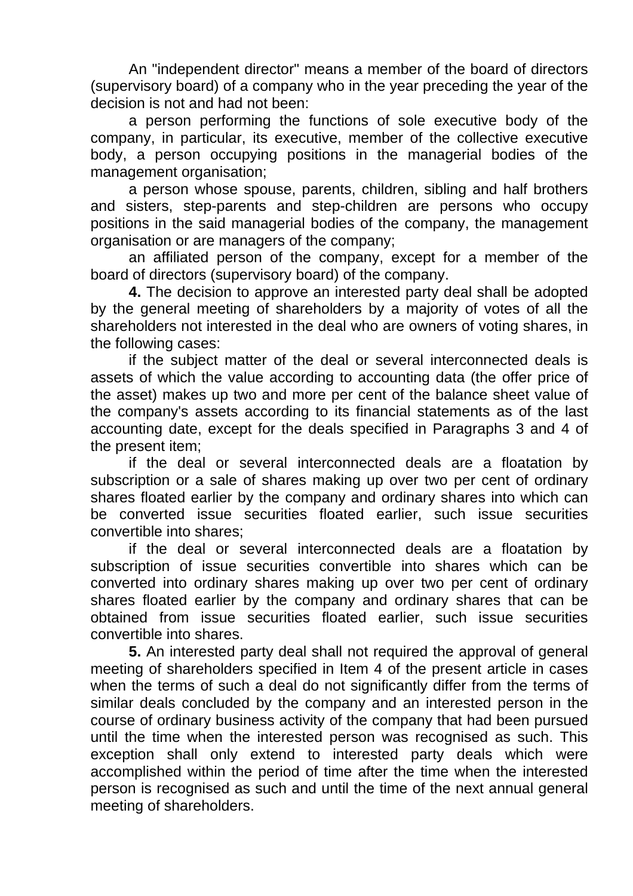An "independent director" means a member of the board of directors (supervisory board) of a company who in the year preceding the year of the decision is not and had not been:

a person performing the functions of sole executive body of the company, in particular, its executive, member of the collective executive body, a person occupying positions in the managerial bodies of the management organisation;

a person whose spouse, parents, children, sibling and half brothers and sisters, step-parents and step-children are persons who occupy positions in the said managerial bodies of the company, the management organisation or are managers of the company;

an affiliated person of the company, except for a member of the board of directors (supervisory board) of the company.

**4.** The decision to approve an interested party deal shall be adopted by the general meeting of shareholders by a majority of votes of all the shareholders not interested in the deal who are owners of voting shares, in the following cases:

if the subject matter of the deal or several interconnected deals is assets of which the value according to accounting data (the offer price of the asset) makes up two and more per cent of the balance sheet value of the company's assets according to its financial statements as of the last accounting date, except for the deals specified in Paragraphs 3 and 4 of the present item;

if the deal or several interconnected deals are a floatation by subscription or a sale of shares making up over two per cent of ordinary shares floated earlier by the company and ordinary shares into which can be converted issue securities floated earlier, such issue securities convertible into shares;

if the deal or several interconnected deals are a floatation by subscription of issue securities convertible into shares which can be converted into ordinary shares making up over two per cent of ordinary shares floated earlier by the company and ordinary shares that can be obtained from issue securities floated earlier, such issue securities convertible into shares.

**5.** An interested party deal shall not required the approval of general meeting of shareholders specified in Item 4 of the present article in cases when the terms of such a deal do not significantly differ from the terms of similar deals concluded by the company and an interested person in the course of ordinary business activity of the company that had been pursued until the time when the interested person was recognised as such. This exception shall only extend to interested party deals which were accomplished within the period of time after the time when the interested person is recognised as such and until the time of the next annual general meeting of shareholders.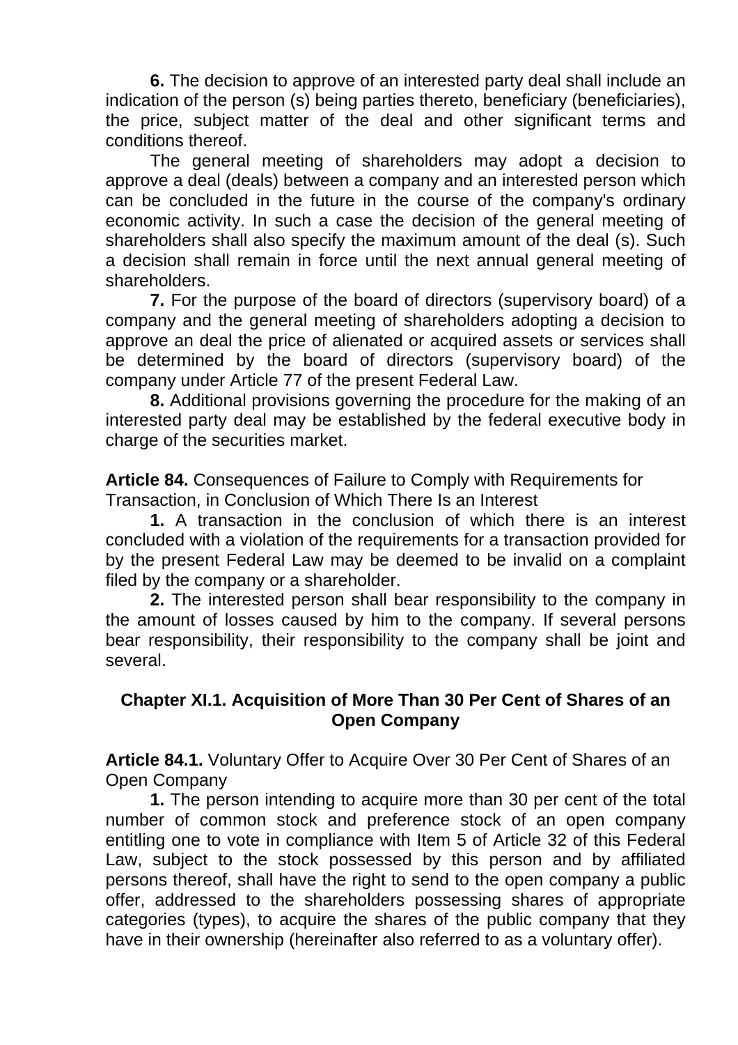**6.** The decision to approve of an interested party deal shall include an indication of the person (s) being parties thereto, beneficiary (beneficiaries), the price, subject matter of the deal and other significant terms and conditions thereof.

The general meeting of shareholders may adopt a decision to approve a deal (deals) between a company and an interested person which can be concluded in the future in the course of the company's ordinary economic activity. In such a case the decision of the general meeting of shareholders shall also specify the maximum amount of the deal (s). Such a decision shall remain in force until the next annual general meeting of shareholders.

**7.** For the purpose of the board of directors (supervisory board) of a company and the general meeting of shareholders adopting a decision to approve an deal the price of alienated or acquired assets or services shall be determined by the board of directors (supervisory board) of the company under Article 77 of the present Federal Law.

**8.** Additional provisions governing the procedure for the making of an interested party deal may be established by the federal executive body in charge of the securities market.

**Article 84.** Consequences of Failure to Comply with Requirements for Transaction, in Conclusion of Which There Is an Interest

**1.** A transaction in the conclusion of which there is an interest concluded with a violation of the requirements for a transaction provided for by the present Federal Law may be deemed to be invalid on a complaint filed by the company or a shareholder.

**2.** The interested person shall bear responsibility to the company in the amount of losses caused by him to the company. If several persons bear responsibility, their responsibility to the company shall be joint and several.

## Chapter XI.1. Acquisition of More Than 30 Per Cent of Shares of an Open Company

**Article 84.1.** Voluntary Offer to Acquire Over 30 Per Cent of Shares of an Open Company

**1.** The person intending to acquire more than 30 per cent of the total number of common stock and preference stock of an open company entitling one to vote in compliance with Item 5 of Article 32 of this Federal Law, subject to the stock possessed by this person and by affiliated persons thereof, shall have the right to send to the open company a public offer, addressed to the shareholders possessing shares of appropriate categories (types), to acquire the shares of the public company that they have in their ownership (hereinafter also referred to as a voluntary offer).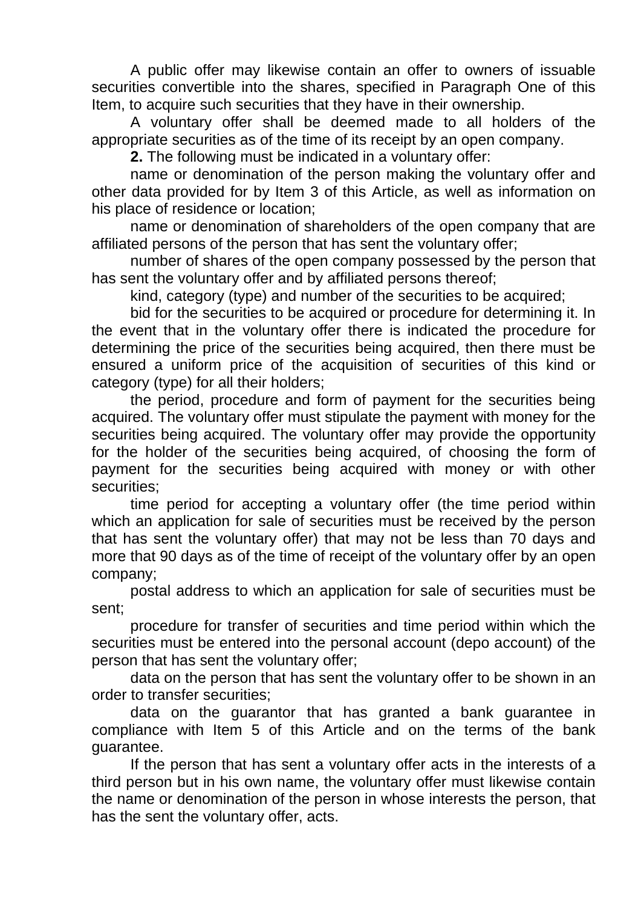A public offer may likewise contain an offer to owners of issuable securities convertible into the shares, specified in Paragraph One of this Item, to acquire such securities that they have in their ownership.

A voluntary offer shall be deemed made to all holders of the appropriate securities as of the time of its receipt by an open company.

**2.** The following must be indicated in a voluntary offer:

name or denomination of the person making the voluntary offer and other data provided for by Item 3 of this Article, as well as information on his place of residence or location;

name or denomination of shareholders of the open company that are affiliated persons of the person that has sent the voluntary offer;

number of shares of the open company possessed by the person that has sent the voluntary offer and by affiliated persons thereof;

kind, category (type) and number of the securities to be acquired;

bid for the securities to be acquired or procedure for determining it. In the event that in the voluntary offer there is indicated the procedure for determining the price of the securities being acquired, then there must be ensured a uniform price of the acquisition of securities of this kind or category (type) for all their holders;

the period, procedure and form of payment for the securities being acquired. The voluntary offer must stipulate the payment with money for the securities being acquired. The voluntary offer may provide the opportunity for the holder of the securities being acquired, of choosing the form of payment for the securities being acquired with money or with other securities;

time period for accepting a voluntary offer (the time period within which an application for sale of securities must be received by the person that has sent the voluntary offer) that may not be less than 70 days and more that 90 days as of the time of receipt of the voluntary offer by an open company;

postal address to which an application for sale of securities must be sent;

procedure for transfer of securities and time period within which the securities must be entered into the personal account (depo account) of the person that has sent the voluntary offer;

data on the person that has sent the voluntary offer to be shown in an order to transfer securities;

data on the guarantor that has granted a bank guarantee in compliance with Item 5 of this Article and on the terms of the bank guarantee.

If the person that has sent a voluntary offer acts in the interests of a third person but in his own name, the voluntary offer must likewise contain the name or denomination of the person in whose interests the person, that has the sent the voluntary offer, acts.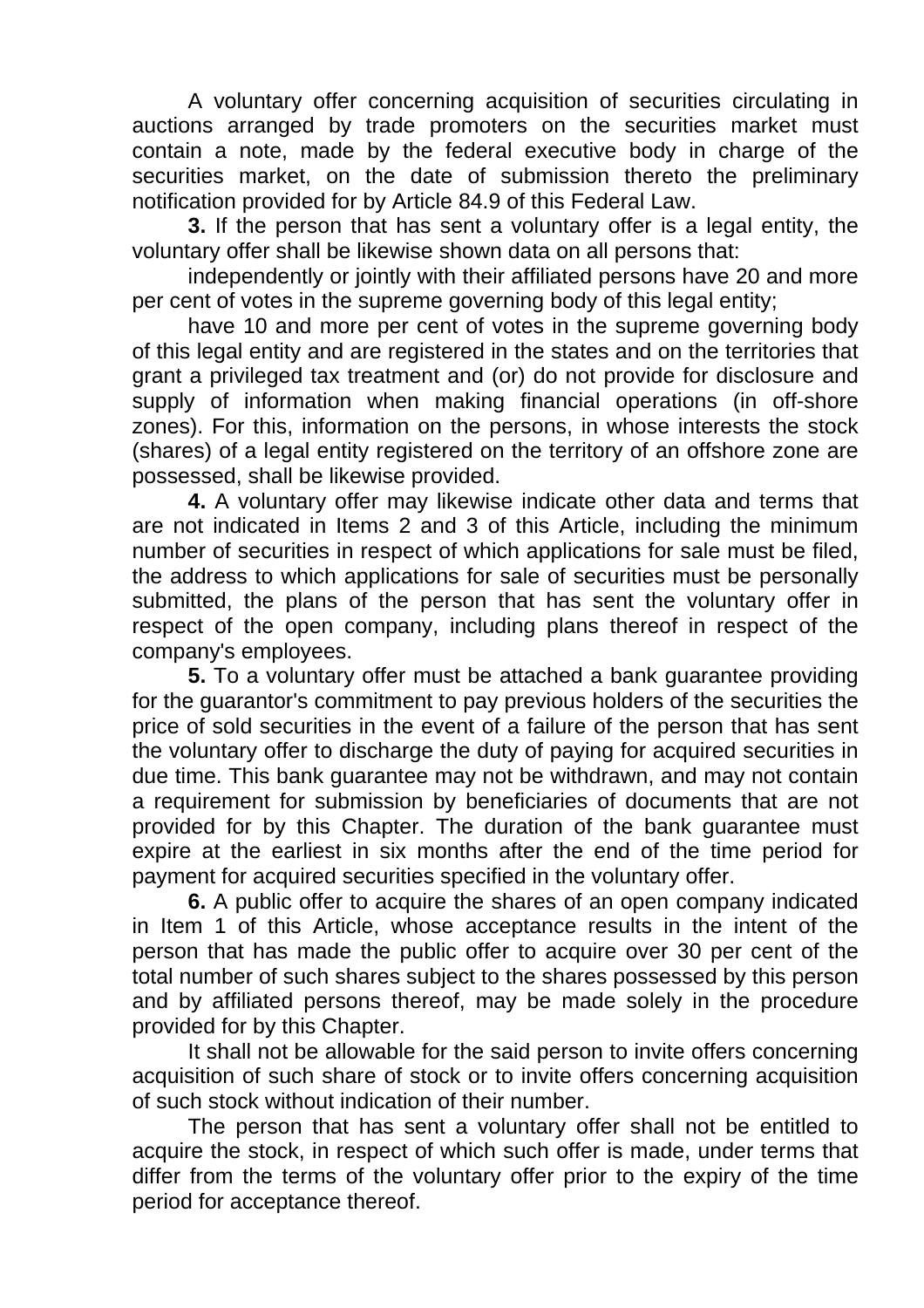A voluntary offer concerning acquisition of securities circulating in auctions arranged by trade promoters on the securities market must contain a note, made by the federal executive body in charge of the securities market, on the date of submission thereto the preliminary notification provided for by Article 84.9 of this Federal Law.

**3.** If the person that has sent a voluntary offer is a legal entity, the voluntary offer shall be likewise shown data on all persons that:

independently or jointly with their affiliated persons have 20 and more per cent of votes in the supreme governing body of this legal entity;

have 10 and more per cent of votes in the supreme governing body of this legal entity and are registered in the states and on the territories that grant a privileged tax treatment and (or) do not provide for disclosure and supply of information when making financial operations (in off-shore zones). For this, information on the persons, in whose interests the stock (shares) of a legal entity registered on the territory of an offshore zone are possessed, shall be likewise provided.

**4.** A voluntary offer may likewise indicate other data and terms that are not indicated in Items 2 and 3 of this Article, including the minimum number of securities in respect of which applications for sale must be filed, the address to which applications for sale of securities must be personally submitted, the plans of the person that has sent the voluntary offer in respect of the open company, including plans thereof in respect of the company's employees.

**5.** To a voluntary offer must be attached a bank guarantee providing for the guarantor's commitment to pay previous holders of the securities the price of sold securities in the event of a failure of the person that has sent the voluntary offer to discharge the duty of paying for acquired securities in due time. This bank guarantee may not be withdrawn, and may not contain a requirement for submission by beneficiaries of documents that are not provided for by this Chapter. The duration of the bank guarantee must expire at the earliest in six months after the end of the time period for payment for acquired securities specified in the voluntary offer.

**6.** A public offer to acquire the shares of an open company indicated in Item 1 of this Article, whose acceptance results in the intent of the person that has made the public offer to acquire over 30 per cent of the total number of such shares subject to the shares possessed by this person and by affiliated persons thereof, may be made solely in the procedure provided for by this Chapter.

It shall not be allowable for the said person to invite offers concerning acquisition of such share of stock or to invite offers concerning acquisition of such stock without indication of their number.

The person that has sent a voluntary offer shall not be entitled to acquire the stock, in respect of which such offer is made, under terms that differ from the terms of the voluntary offer prior to the expiry of the time period for acceptance thereof.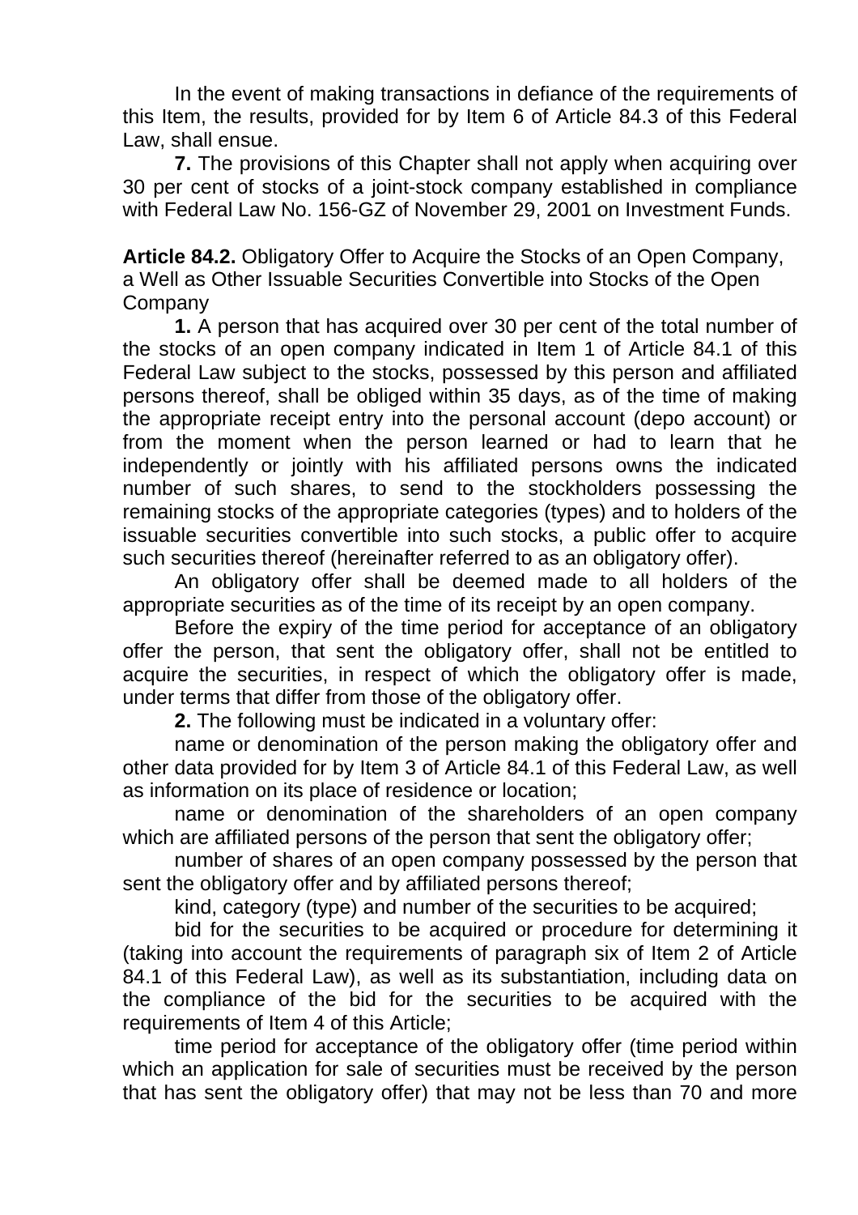In the event of making transactions in defiance of the requirements of this Item, the results, provided for by Item 6 of Article 84.3 of this Federal Law, shall ensue.

**7.** The provisions of this Chapter shall not apply when acquiring over 30 per cent of stocks of a joint-stock company established in compliance with Federal Law No. 156-GZ of November 29, 2001 on Investment Funds.

**Article 84.2.** Obligatory Offer to Acquire the Stocks of an Open Company, a Well as Other Issuable Securities Convertible into Stocks of the Open Company

**1.** A person that has acquired over 30 per cent of the total number of the stocks of an open company indicated in Item 1 of Article 84.1 of this Federal Law subject to the stocks, possessed by this person and affiliated persons thereof, shall be obliged within 35 days, as of the time of making the appropriate receipt entry into the personal account (depo account) or from the moment when the person learned or had to learn that he independently or jointly with his affiliated persons owns the indicated number of such shares, to send to the stockholders possessing the remaining stocks of the appropriate categories (types) and to holders of the issuable securities convertible into such stocks, a public offer to acquire such securities thereof (hereinafter referred to as an obligatory offer).

An obligatory offer shall be deemed made to all holders of the appropriate securities as of the time of its receipt by an open company.

Before the expiry of the time period for acceptance of an obligatory offer the person, that sent the obligatory offer, shall not be entitled to acquire the securities, in respect of which the obligatory offer is made, under terms that differ from those of the obligatory offer.

**2.** The following must be indicated in a voluntary offer:

name or denomination of the person making the obligatory offer and other data provided for by Item 3 of Article 84.1 of this Federal Law, as well as information on its place of residence or location;

name or denomination of the shareholders of an open company which are affiliated persons of the person that sent the obligatory offer;

number of shares of an open company possessed by the person that sent the obligatory offer and by affiliated persons thereof;

kind, category (type) and number of the securities to be acquired;

bid for the securities to be acquired or procedure for determining it (taking into account the requirements of paragraph six of Item 2 of Article 84.1 of this Federal Law), as well as its substantiation, including data on the compliance of the bid for the securities to be acquired with the requirements of Item 4 of this Article;

time period for acceptance of the obligatory offer (time period within which an application for sale of securities must be received by the person that has sent the obligatory offer) that may not be less than 70 and more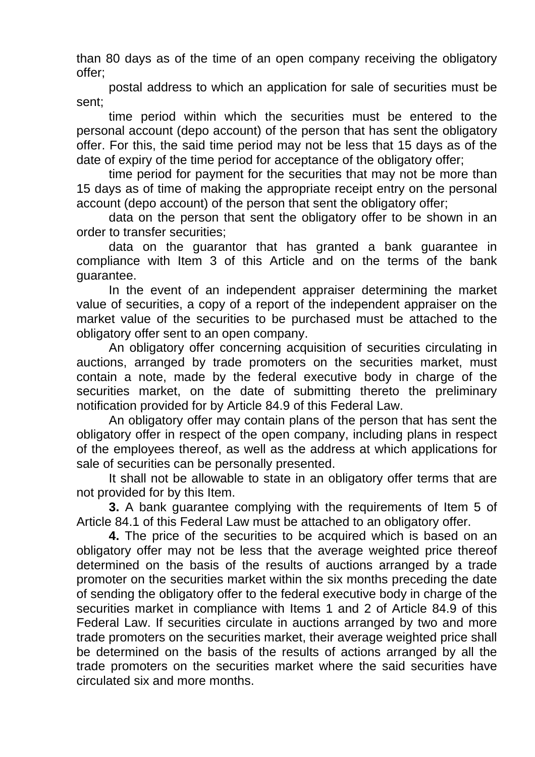than 80 days as of the time of an open company receiving the obligatory offer;

postal address to which an application for sale of securities must be sent;

time period within which the securities must be entered to the personal account (depo account) of the person that has sent the obligatory offer. For this, the said time period may not be less that 15 days as of the date of expiry of the time period for acceptance of the obligatory offer;

time period for payment for the securities that may not be more than 15 days as of time of making the appropriate receipt entry on the personal account (depo account) of the person that sent the obligatory offer;

data on the person that sent the obligatory offer to be shown in an order to transfer securities;

data on the guarantor that has granted a bank guarantee in compliance with Item 3 of this Article and on the terms of the bank guarantee.

In the event of an independent appraiser determining the market value of securities, a copy of a report of the independent appraiser on the market value of the securities to be purchased must be attached to the obligatory offer sent to an open company.

An obligatory offer concerning acquisition of securities circulating in auctions, arranged by trade promoters on the securities market, must contain a note, made by the federal executive body in charge of the securities market, on the date of submitting thereto the preliminary notification provided for by Article 84.9 of this Federal Law.

An obligatory offer may contain plans of the person that has sent the obligatory offer in respect of the open company, including plans in respect of the employees thereof, as well as the address at which applications for sale of securities can be personally presented.

It shall not be allowable to state in an obligatory offer terms that are not provided for by this Item.

**3.** A bank guarantee complying with the requirements of Item 5 of Article 84.1 of this Federal Law must be attached to an obligatory offer.

**4.** The price of the securities to be acquired which is based on an obligatory offer may not be less that the average weighted price thereof determined on the basis of the results of auctions arranged by a trade promoter on the securities market within the six months preceding the date of sending the obligatory offer to the federal executive body in charge of the securities market in compliance with Items 1 and 2 of Article 84.9 of this Federal Law. If securities circulate in auctions arranged by two and more trade promoters on the securities market, their average weighted price shall be determined on the basis of the results of actions arranged by all the trade promoters on the securities market where the said securities have circulated six and more months.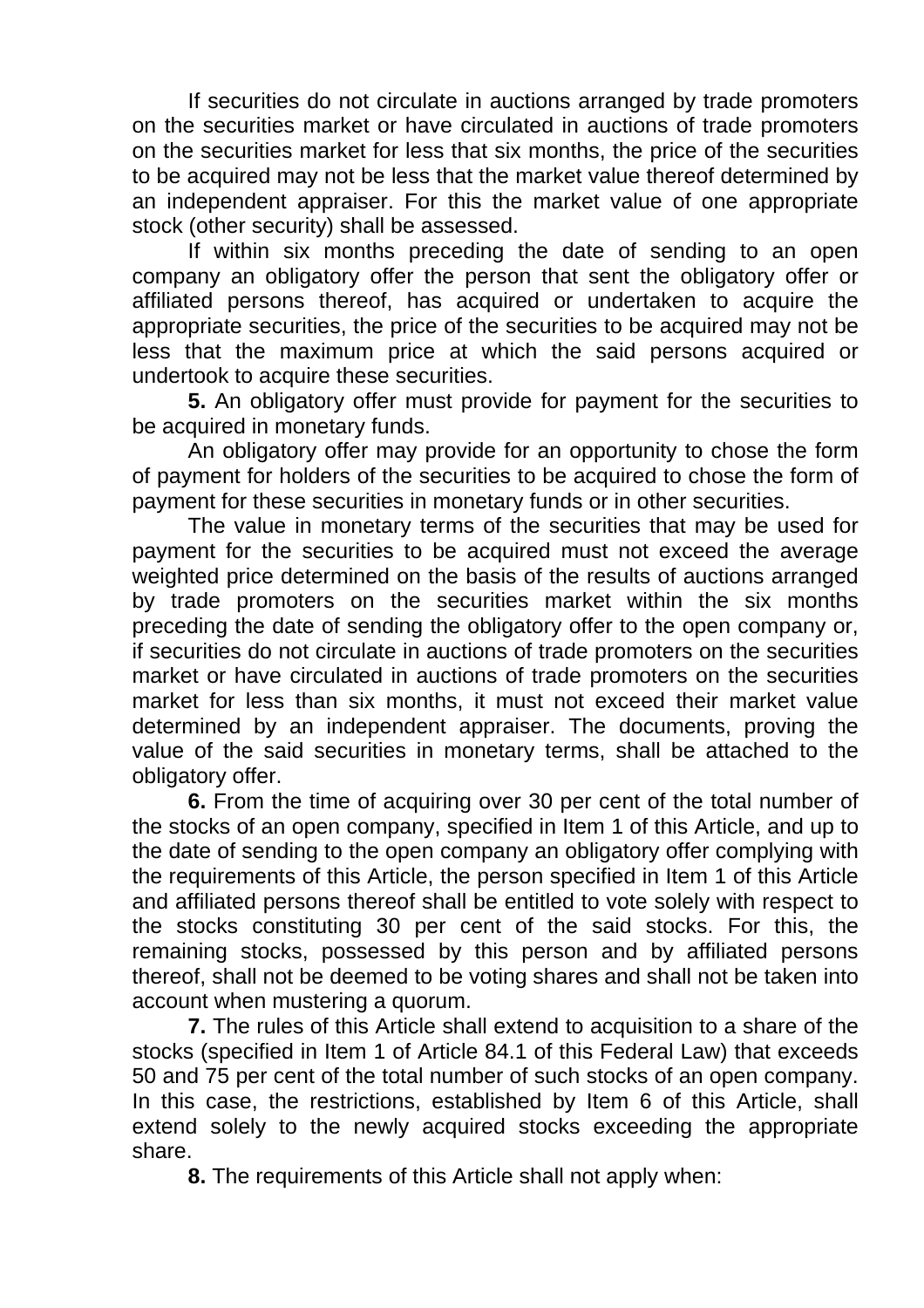If securities do not circulate in auctions arranged by trade promoters on the securities market or have circulated in auctions of trade promoters on the securities market for less that six months, the price of the securities to be acquired may not be less that the market value thereof determined by an independent appraiser. For this the market value of one appropriate stock (other security) shall be assessed.

If within six months preceding the date of sending to an open company an obligatory offer the person that sent the obligatory offer or affiliated persons thereof, has acquired or undertaken to acquire the appropriate securities, the price of the securities to be acquired may not be less that the maximum price at which the said persons acquired or undertook to acquire these securities.

**5.** An obligatory offer must provide for payment for the securities to be acquired in monetary funds.

An obligatory offer may provide for an opportunity to chose the form of payment for holders of the securities to be acquired to chose the form of payment for these securities in monetary funds or in other securities.

The value in monetary terms of the securities that may be used for payment for the securities to be acquired must not exceed the average weighted price determined on the basis of the results of auctions arranged by trade promoters on the securities market within the six months preceding the date of sending the obligatory offer to the open company or, if securities do not circulate in auctions of trade promoters on the securities market or have circulated in auctions of trade promoters on the securities market for less than six months, it must not exceed their market value determined by an independent appraiser. The documents, proving the value of the said securities in monetary terms, shall be attached to the obligatory offer.

**6.** From the time of acquiring over 30 per cent of the total number of the stocks of an open company, specified in Item 1 of this Article, and up to the date of sending to the open company an obligatory offer complying with the requirements of this Article, the person specified in Item 1 of this Article and affiliated persons thereof shall be entitled to vote solely with respect to the stocks constituting 30 per cent of the said stocks. For this, the remaining stocks, possessed by this person and by affiliated persons thereof, shall not be deemed to be voting shares and shall not be taken into account when mustering a quorum.

**7.** The rules of this Article shall extend to acquisition to a share of the stocks (specified in Item 1 of Article 84.1 of this Federal Law) that exceeds 50 and 75 per cent of the total number of such stocks of an open company. In this case, the restrictions, established by Item 6 of this Article, shall extend solely to the newly acquired stocks exceeding the appropriate share.

**8.** The requirements of this Article shall not apply when: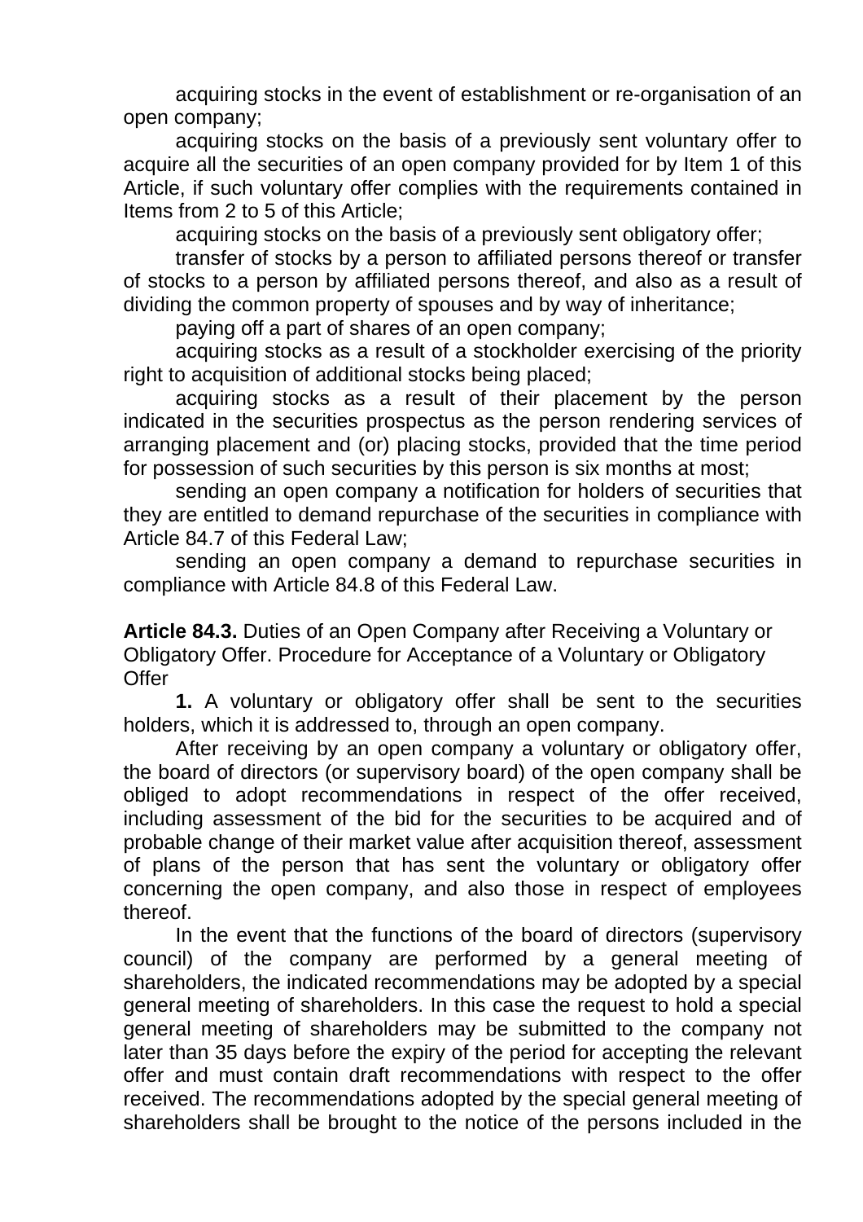acquiring stocks in the event of establishment or re-organisation of an open company;

acquiring stocks on the basis of a previously sent voluntary offer to acquire all the securities of an open company provided for by Item 1 of this Article, if such voluntary offer complies with the requirements contained in Items from 2 to 5 of this Article;

acquiring stocks on the basis of a previously sent obligatory offer;

transfer of stocks by a person to affiliated persons thereof or transfer of stocks to a person by affiliated persons thereof, and also as a result of dividing the common property of spouses and by way of inheritance;

paying off a part of shares of an open company;

acquiring stocks as a result of a stockholder exercising of the priority right to acquisition of additional stocks being placed;

acquiring stocks as a result of their placement by the person indicated in the securities prospectus as the person rendering services of arranging placement and (or) placing stocks, provided that the time period for possession of such securities by this person is six months at most;

sending an open company a notification for holders of securities that they are entitled to demand repurchase of the securities in compliance with Article 84.7 of this Federal Law;

sending an open company a demand to repurchase securities in compliance with Article 84.8 of this Federal Law.

**Article 84.3.** Duties of an Open Company after Receiving a Voluntary or Obligatory Offer. Procedure for Acceptance of a Voluntary or Obligatory Offer

**1.** A voluntary or obligatory offer shall be sent to the securities holders, which it is addressed to, through an open company.

After receiving by an open company a voluntary or obligatory offer, the board of directors (or supervisory board) of the open company shall be obliged to adopt recommendations in respect of the offer received, including assessment of the bid for the securities to be acquired and of probable change of their market value after acquisition thereof, assessment of plans of the person that has sent the voluntary or obligatory offer concerning the open company, and also those in respect of employees thereof.

In the event that the functions of the board of directors (supervisory council) of the company are performed by a general meeting of shareholders, the indicated recommendations may be adopted by a special general meeting of shareholders. In this case the request to hold a special general meeting of shareholders may be submitted to the company not later than 35 days before the expiry of the period for accepting the relevant offer and must contain draft recommendations with respect to the offer received. The recommendations adopted by the special general meeting of shareholders shall be brought to the notice of the persons included in the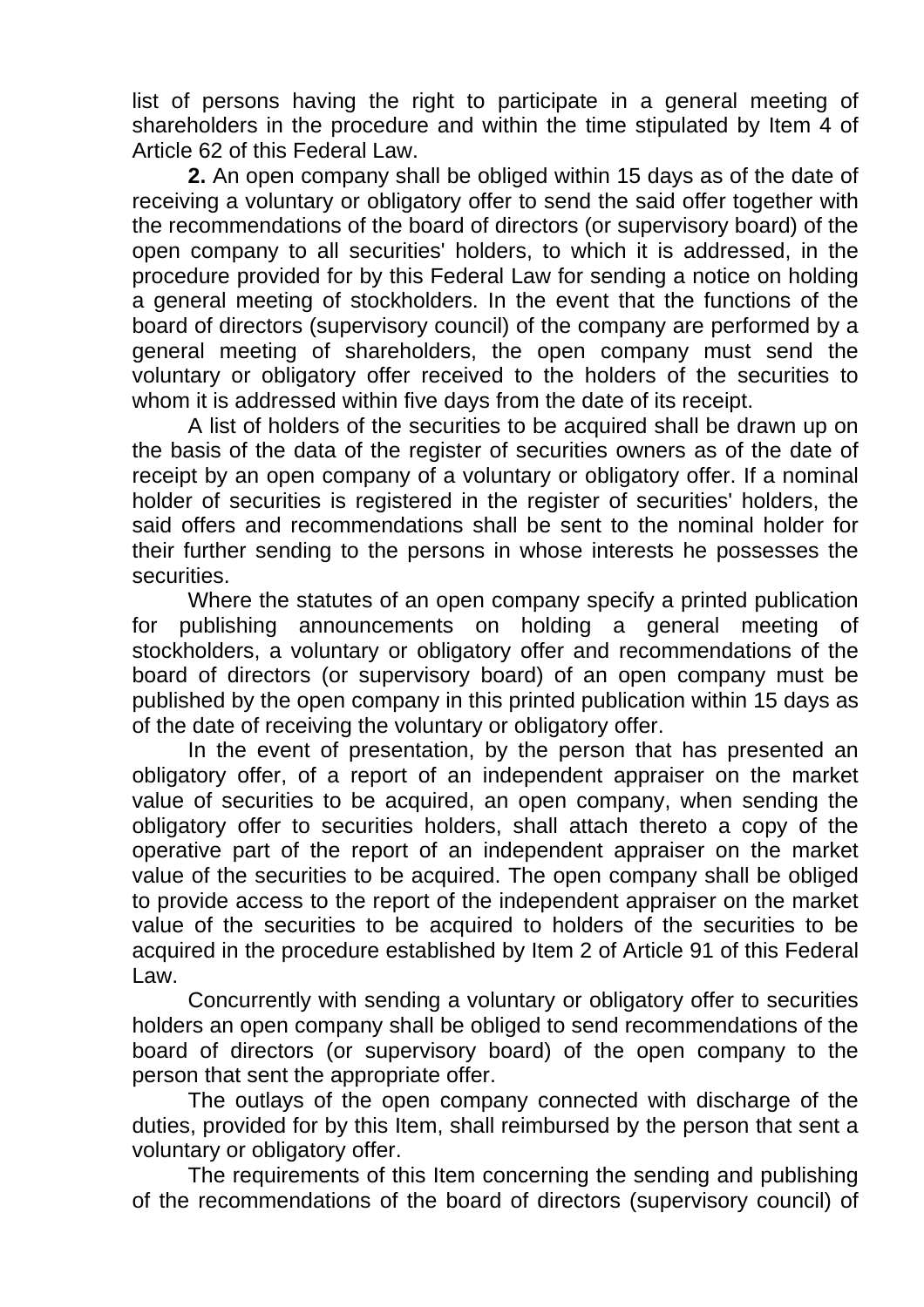list of persons having the right to participate in a general meeting of shareholders in the procedure and within the time stipulated by Item 4 of Article 62 of this Federal Law.

**2.** An open company shall be obliged within 15 days as of the date of receiving a voluntary or obligatory offer to send the said offer together with the recommendations of the board of directors (or supervisory board) of the open company to all securities' holders, to which it is addressed, in the procedure provided for by this Federal Law for sending a notice on holding a general meeting of stockholders. In the event that the functions of the board of directors (supervisory council) of the company are performed by a general meeting of shareholders, the open company must send the voluntary or obligatory offer received to the holders of the securities to whom it is addressed within five days from the date of its receipt.

A list of holders of the securities to be acquired shall be drawn up on the basis of the data of the register of securities owners as of the date of receipt by an open company of a voluntary or obligatory offer. If a nominal holder of securities is registered in the register of securities' holders, the said offers and recommendations shall be sent to the nominal holder for their further sending to the persons in whose interests he possesses the securities.

Where the statutes of an open company specify a printed publication for publishing announcements on holding a general meeting of stockholders, a voluntary or obligatory offer and recommendations of the board of directors (or supervisory board) of an open company must be published by the open company in this printed publication within 15 days as of the date of receiving the voluntary or obligatory offer.

In the event of presentation, by the person that has presented an obligatory offer, of a report of an independent appraiser on the market value of securities to be acquired, an open company, when sending the obligatory offer to securities holders, shall attach thereto a copy of the operative part of the report of an independent appraiser on the market value of the securities to be acquired. The open company shall be obliged to provide access to the report of the independent appraiser on the market value of the securities to be acquired to holders of the securities to be acquired in the procedure established by Item 2 of Article 91 of this Federal Law.

Concurrently with sending a voluntary or obligatory offer to securities holders an open company shall be obliged to send recommendations of the board of directors (or supervisory board) of the open company to the person that sent the appropriate offer.

The outlays of the open company connected with discharge of the duties, provided for by this Item, shall reimbursed by the person that sent a voluntary or obligatory offer.

The requirements of this Item concerning the sending and publishing of the recommendations of the board of directors (supervisory council) of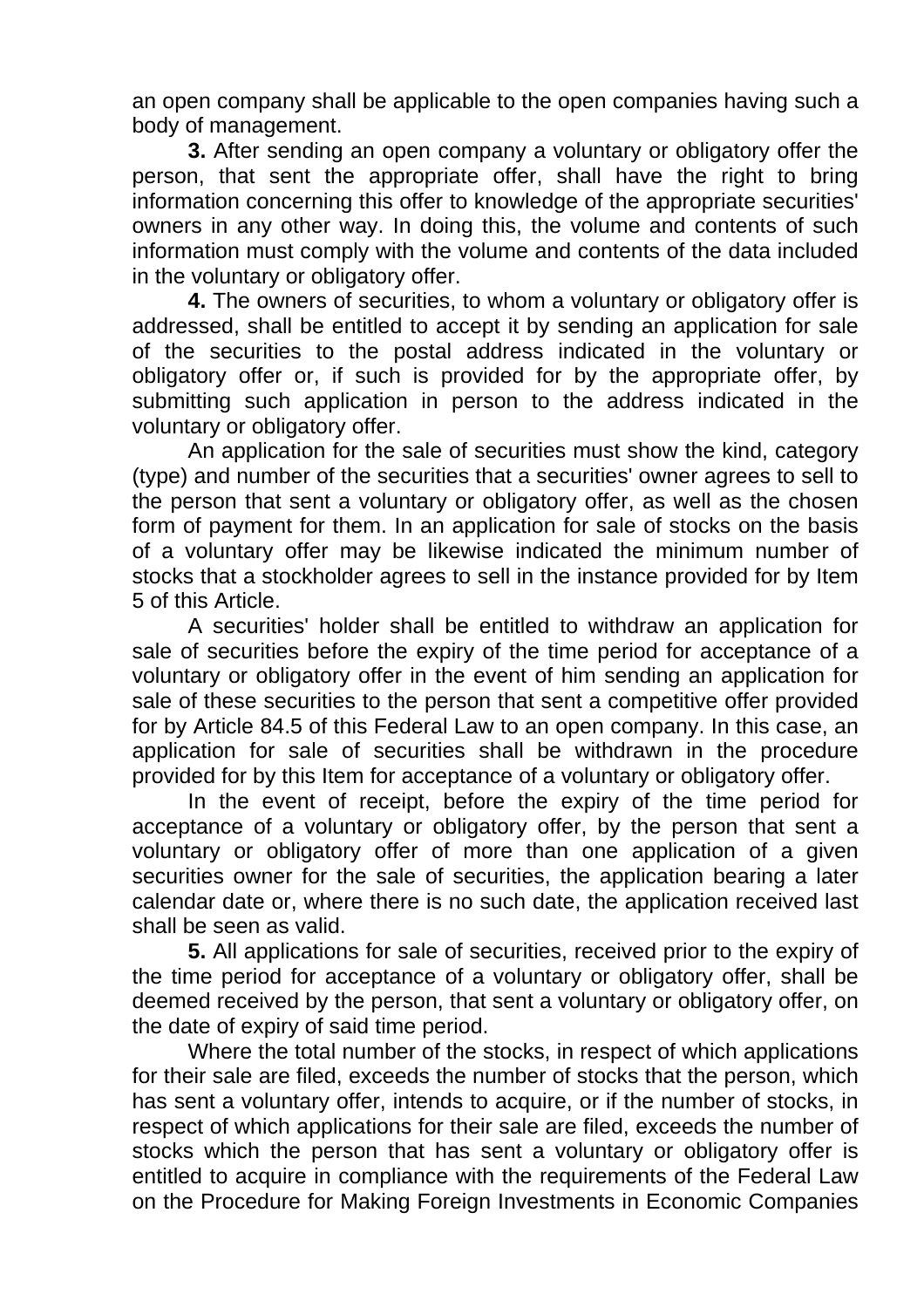an open company shall be applicable to the open companies having such a body of management.

**3.** After sending an open company a voluntary or obligatory offer the person, that sent the appropriate offer, shall have the right to bring information concerning this offer to knowledge of the appropriate securities' owners in any other way. In doing this, the volume and contents of such information must comply with the volume and contents of the data included in the voluntary or obligatory offer.

**4.** The owners of securities, to whom a voluntary or obligatory offer is addressed, shall be entitled to accept it by sending an application for sale of the securities to the postal address indicated in the voluntary or obligatory offer or, if such is provided for by the appropriate offer, by submitting such application in person to the address indicated in the voluntary or obligatory offer.

An application for the sale of securities must show the kind, category (type) and number of the securities that a securities' owner agrees to sell to the person that sent a voluntary or obligatory offer, as well as the chosen form of payment for them. In an application for sale of stocks on the basis of a voluntary offer may be likewise indicated the minimum number of stocks that a stockholder agrees to sell in the instance provided for by Item 5 of this Article.

A securities' holder shall be entitled to withdraw an application for sale of securities before the expiry of the time period for acceptance of a voluntary or obligatory offer in the event of him sending an application for sale of these securities to the person that sent a competitive offer provided for by Article 84.5 of this Federal Law to an open company. In this case, an application for sale of securities shall be withdrawn in the procedure provided for by this Item for acceptance of a voluntary or obligatory offer.

In the event of receipt, before the expiry of the time period for acceptance of a voluntary or obligatory offer, by the person that sent a voluntary or obligatory offer of more than one application of a given securities owner for the sale of securities, the application bearing a later calendar date or, where there is no such date, the application received last shall be seen as valid.

**5.** All applications for sale of securities, received prior to the expiry of the time period for acceptance of a voluntary or obligatory offer, shall be deemed received by the person, that sent a voluntary or obligatory offer, on the date of expiry of said time period.

Where the total number of the stocks, in respect of which applications for their sale are filed, exceeds the number of stocks that the person, which has sent a voluntary offer, intends to acquire, or if the number of stocks, in respect of which applications for their sale are filed, exceeds the number of stocks which the person that has sent a voluntary or obligatory offer is entitled to acquire in compliance with the requirements of the Federal Law on the Procedure for Making Foreign Investments in Economic Companies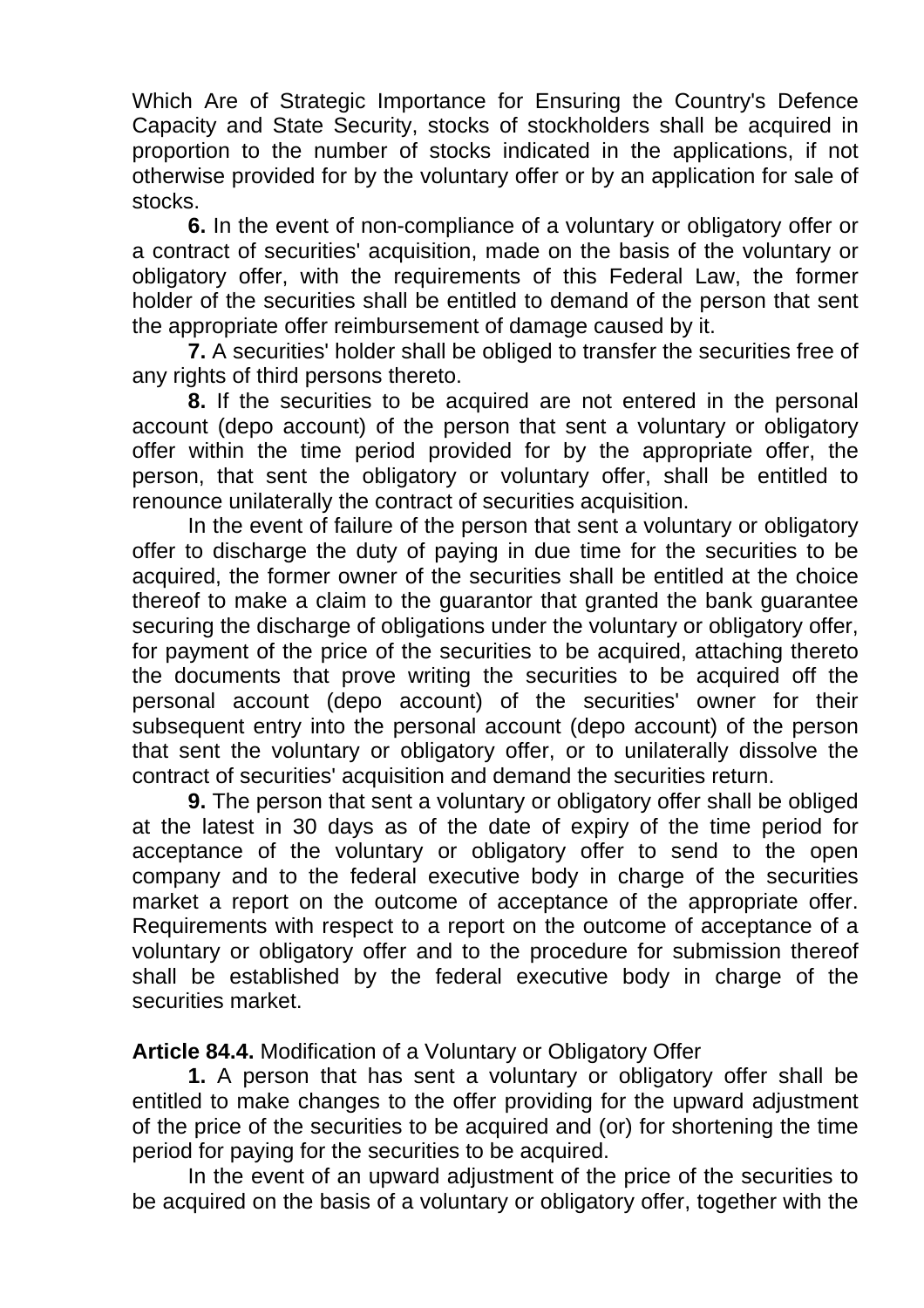Which Are of Strategic Importance for Ensuring the Country's Defence Capacity and State Security, stocks of stockholders shall be acquired in proportion to the number of stocks indicated in the applications, if not otherwise provided for by the voluntary offer or by an application for sale of stocks.

**6.** In the event of non-compliance of a voluntary or obligatory offer or a contract of securities' acquisition, made on the basis of the voluntary or obligatory offer, with the requirements of this Federal Law, the former holder of the securities shall be entitled to demand of the person that sent the appropriate offer reimbursement of damage caused by it.

**7.** A securities' holder shall be obliged to transfer the securities free of any rights of third persons thereto.

**8.** If the securities to be acquired are not entered in the personal account (depo account) of the person that sent a voluntary or obligatory offer within the time period provided for by the appropriate offer, the person, that sent the obligatory or voluntary offer, shall be entitled to renounce unilaterally the contract of securities acquisition.

In the event of failure of the person that sent a voluntary or obligatory offer to discharge the duty of paying in due time for the securities to be acquired, the former owner of the securities shall be entitled at the choice thereof to make a claim to the guarantor that granted the bank guarantee securing the discharge of obligations under the voluntary or obligatory offer, for payment of the price of the securities to be acquired, attaching thereto the documents that prove writing the securities to be acquired off the personal account (depo account) of the securities' owner for their subsequent entry into the personal account (depo account) of the person that sent the voluntary or obligatory offer, or to unilaterally dissolve the contract of securities' acquisition and demand the securities return.

**9.** The person that sent a voluntary or obligatory offer shall be obliged at the latest in 30 days as of the date of expiry of the time period for acceptance of the voluntary or obligatory offer to send to the open company and to the federal executive body in charge of the securities market a report on the outcome of acceptance of the appropriate offer. Requirements with respect to a report on the outcome of acceptance of a voluntary or obligatory offer and to the procedure for submission thereof shall be established by the federal executive body in charge of the securities market.

**Article 84.4.** Modification of a Voluntary or Obligatory Offer

**1.** A person that has sent a voluntary or obligatory offer shall be entitled to make changes to the offer providing for the upward adjustment of the price of the securities to be acquired and (or) for shortening the time period for paying for the securities to be acquired.

In the event of an upward adjustment of the price of the securities to be acquired on the basis of a voluntary or obligatory offer, together with the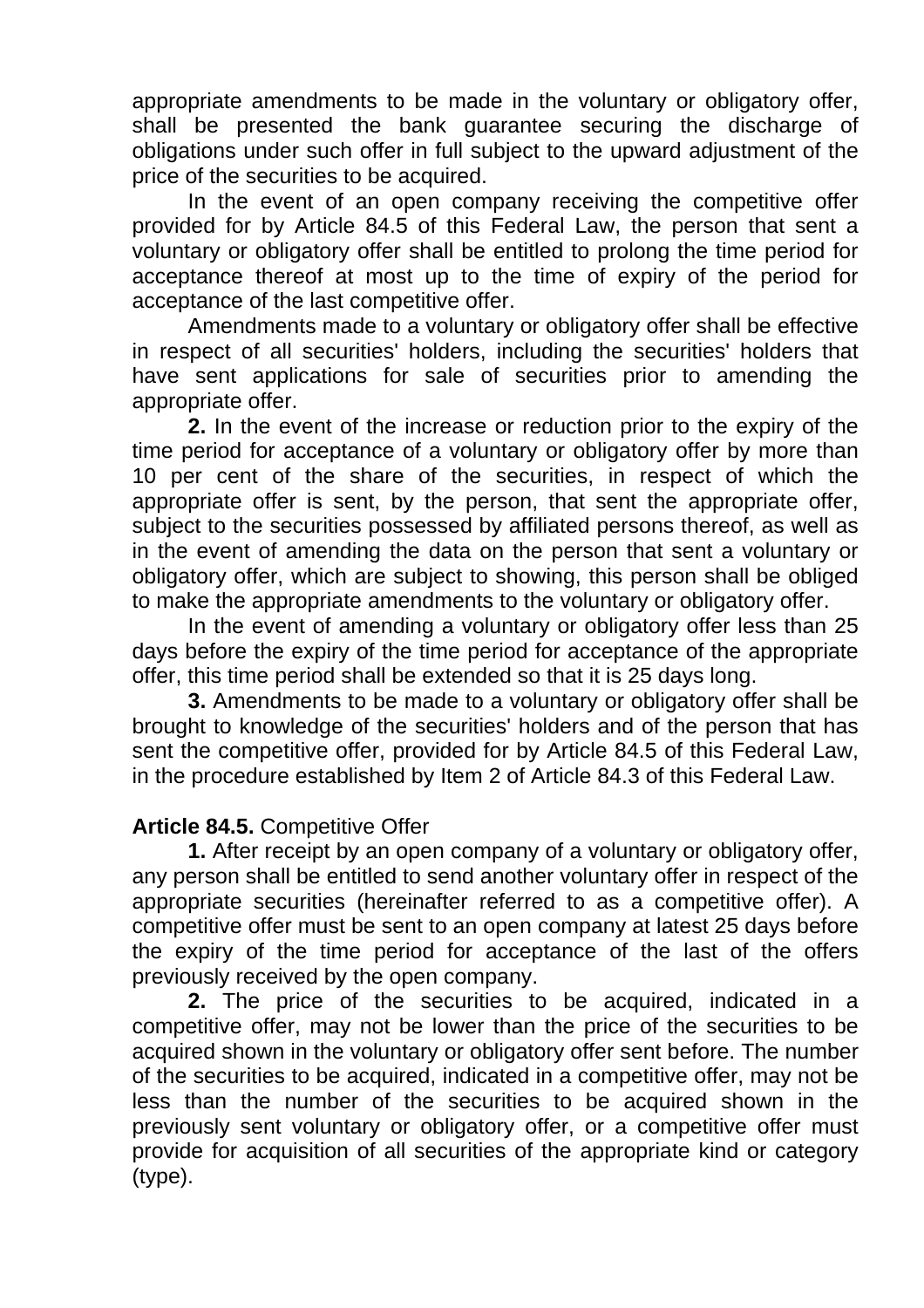appropriate amendments to be made in the voluntary or obligatory offer, shall be presented the bank guarantee securing the discharge of obligations under such offer in full subject to the upward adjustment of the price of the securities to be acquired.

In the event of an open company receiving the competitive offer provided for by Article 84.5 of this Federal Law, the person that sent a voluntary or obligatory offer shall be entitled to prolong the time period for acceptance thereof at most up to the time of expiry of the period for acceptance of the last competitive offer.

Amendments made to a voluntary or obligatory offer shall be effective in respect of all securities' holders, including the securities' holders that have sent applications for sale of securities prior to amending the appropriate offer.

**2.** In the event of the increase or reduction prior to the expiry of the time period for acceptance of a voluntary or obligatory offer by more than 10 per cent of the share of the securities, in respect of which the appropriate offer is sent, by the person, that sent the appropriate offer, subject to the securities possessed by affiliated persons thereof, as well as in the event of amending the data on the person that sent a voluntary or obligatory offer, which are subject to showing, this person shall be obliged to make the appropriate amendments to the voluntary or obligatory offer.

In the event of amending a voluntary or obligatory offer less than 25 days before the expiry of the time period for acceptance of the appropriate offer, this time period shall be extended so that it is 25 days long.

**3.** Amendments to be made to a voluntary or obligatory offer shall be brought to knowledge of the securities' holders and of the person that has sent the competitive offer, provided for by Article 84.5 of this Federal Law, in the procedure established by Item 2 of Article 84.3 of this Federal Law.

**Article 84.5.** Competitive Offer

**1.** After receipt by an open company of a voluntary or obligatory offer, any person shall be entitled to send another voluntary offer in respect of the appropriate securities (hereinafter referred to as a competitive offer). A competitive offer must be sent to an open company at latest 25 days before the expiry of the time period for acceptance of the last of the offers previously received by the open company.

**2.** The price of the securities to be acquired, indicated in a competitive offer, may not be lower than the price of the securities to be acquired shown in the voluntary or obligatory offer sent before. The number of the securities to be acquired, indicated in a competitive offer, may not be less than the number of the securities to be acquired shown in the previously sent voluntary or obligatory offer, or a competitive offer must provide for acquisition of all securities of the appropriate kind or category (type).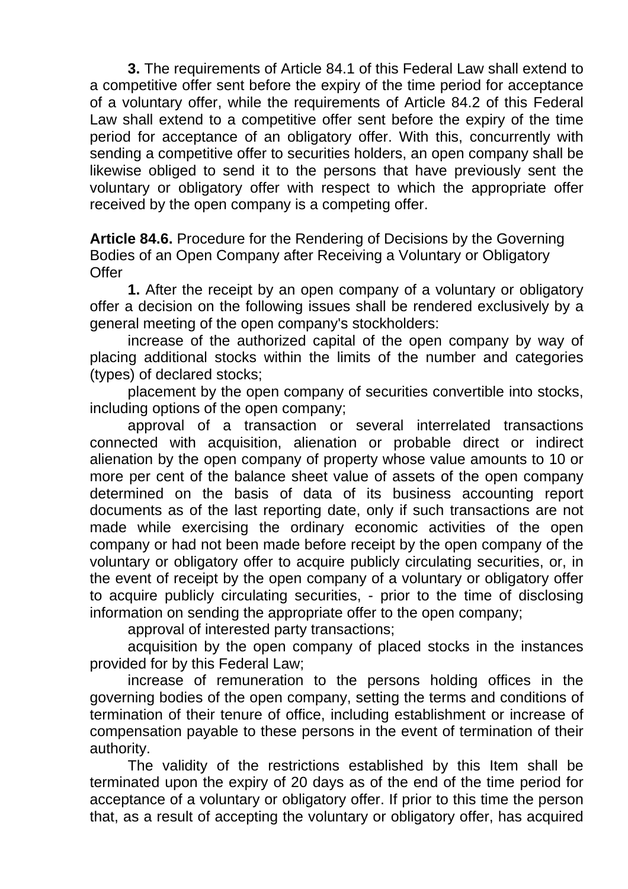**3.** The requirements of Article 84.1 of this Federal Law shall extend to a competitive offer sent before the expiry of the time period for acceptance of a voluntary offer, while the requirements of Article 84.2 of this Federal Law shall extend to a competitive offer sent before the expiry of the time period for acceptance of an obligatory offer. With this, concurrently with sending a competitive offer to securities holders, an open company shall be likewise obliged to send it to the persons that have previously sent the voluntary or obligatory offer with respect to which the appropriate offer received by the open company is a competing offer.

**Article 84.6.** Procedure for the Rendering of Decisions by the Governing Bodies of an Open Company after Receiving a Voluntary or Obligatory Offer

**1.** After the receipt by an open company of a voluntary or obligatory offer a decision on the following issues shall be rendered exclusively by a general meeting of the open company's stockholders:

increase of the authorized capital of the open company by way of placing additional stocks within the limits of the number and categories (types) of declared stocks;

placement by the open company of securities convertible into stocks, including options of the open company;

approval of a transaction or several interrelated transactions connected with acquisition, alienation or probable direct or indirect alienation by the open company of property whose value amounts to 10 or more per cent of the balance sheet value of assets of the open company determined on the basis of data of its business accounting report documents as of the last reporting date, only if such transactions are not made while exercising the ordinary economic activities of the open company or had not been made before receipt by the open company of the voluntary or obligatory offer to acquire publicly circulating securities, or, in the event of receipt by the open company of a voluntary or obligatory offer to acquire publicly circulating securities, - prior to the time of disclosing information on sending the appropriate offer to the open company;

approval of interested party transactions;

acquisition by the open company of placed stocks in the instances provided for by this Federal Law;

increase of remuneration to the persons holding offices in the governing bodies of the open company, setting the terms and conditions of termination of their tenure of office, including establishment or increase of compensation payable to these persons in the event of termination of their authority.

The validity of the restrictions established by this Item shall be terminated upon the expiry of 20 days as of the end of the time period for acceptance of a voluntary or obligatory offer. If prior to this time the person that, as a result of accepting the voluntary or obligatory offer, has acquired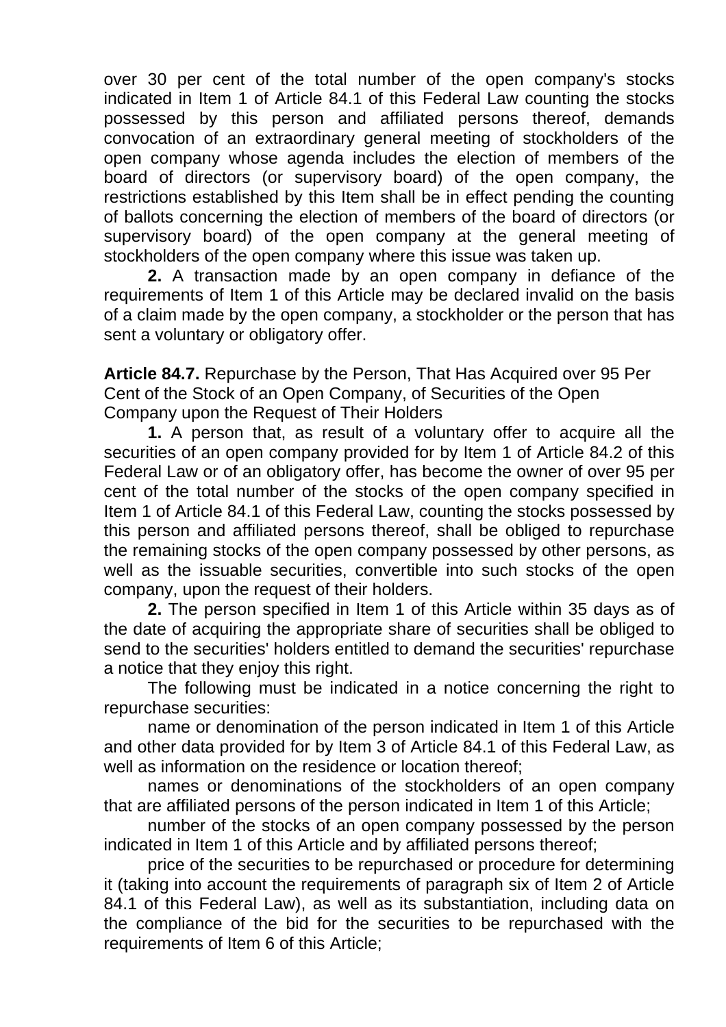over 30 per cent of the total number of the open company's stocks indicated in Item 1 of Article 84.1 of this Federal Law counting the stocks possessed by this person and affiliated persons thereof, demands convocation of an extraordinary general meeting of stockholders of the open company whose agenda includes the election of members of the board of directors (or supervisory board) of the open company, the restrictions established by this Item shall be in effect pending the counting of ballots concerning the election of members of the board of directors (or supervisory board) of the open company at the general meeting of stockholders of the open company where this issue was taken up.

**2.** A transaction made by an open company in defiance of the requirements of Item 1 of this Article may be declared invalid on the basis of a claim made by the open company, a stockholder or the person that has sent a voluntary or obligatory offer.

**Article 84.7.** Repurchase by the Person, That Has Acquired over 95 Per Cent of the Stock of an Open Company, of Securities of the Open Company upon the Request of Their Holders

**1.** A person that, as result of a voluntary offer to acquire all the securities of an open company provided for by Item 1 of Article 84.2 of this Federal Law or of an obligatory offer, has become the owner of over 95 per cent of the total number of the stocks of the open company specified in Item 1 of Article 84.1 of this Federal Law, counting the stocks possessed by this person and affiliated persons thereof, shall be obliged to repurchase the remaining stocks of the open company possessed by other persons, as well as the issuable securities, convertible into such stocks of the open company, upon the request of their holders.

**2.** The person specified in Item 1 of this Article within 35 days as of the date of acquiring the appropriate share of securities shall be obliged to send to the securities' holders entitled to demand the securities' repurchase a notice that they enjoy this right.

The following must be indicated in a notice concerning the right to repurchase securities:

name or denomination of the person indicated in Item 1 of this Article and other data provided for by Item 3 of Article 84.1 of this Federal Law, as well as information on the residence or location thereof;

names or denominations of the stockholders of an open company that are affiliated persons of the person indicated in Item 1 of this Article;

number of the stocks of an open company possessed by the person indicated in Item 1 of this Article and by affiliated persons thereof;

price of the securities to be repurchased or procedure for determining it (taking into account the requirements of paragraph six of Item 2 of Article 84.1 of this Federal Law), as well as its substantiation, including data on the compliance of the bid for the securities to be repurchased with the requirements of Item 6 of this Article;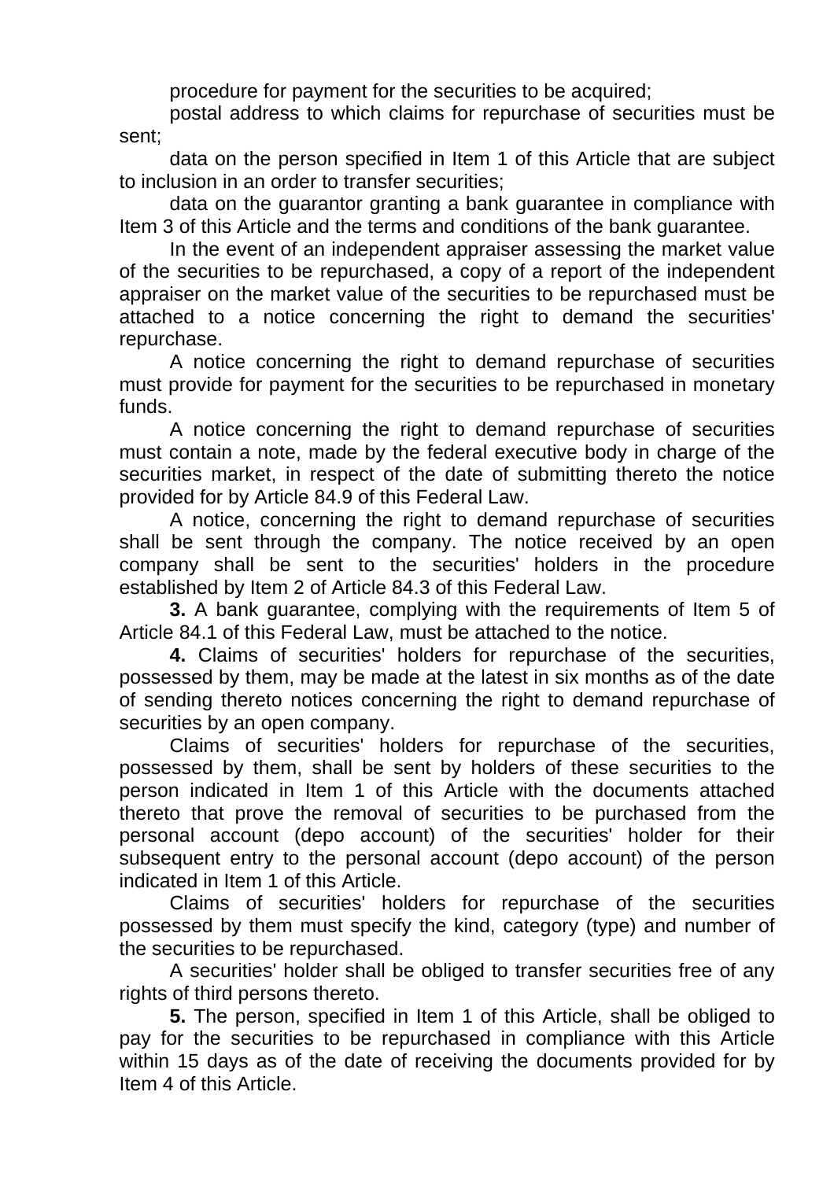procedure for payment for the securities to be acquired;

postal address to which claims for repurchase of securities must be sent;

data on the person specified in Item 1 of this Article that are subject to inclusion in an order to transfer securities;

data on the guarantor granting a bank guarantee in compliance with Item 3 of this Article and the terms and conditions of the bank guarantee.

In the event of an independent appraiser assessing the market value of the securities to be repurchased, a copy of a report of the independent appraiser on the market value of the securities to be repurchased must be attached to a notice concerning the right to demand the securities' repurchase.

A notice concerning the right to demand repurchase of securities must provide for payment for the securities to be repurchased in monetary funds.

A notice concerning the right to demand repurchase of securities must contain a note, made by the federal executive body in charge of the securities market, in respect of the date of submitting thereto the notice provided for by Article 84.9 of this Federal Law.

A notice, concerning the right to demand repurchase of securities shall be sent through the company. The notice received by an open company shall be sent to the securities' holders in the procedure established by Item 2 of Article 84.3 of this Federal Law.

**3.** A bank guarantee, complying with the requirements of Item 5 of Article 84.1 of this Federal Law, must be attached to the notice.

**4.** Claims of securities' holders for repurchase of the securities, possessed by them, may be made at the latest in six months as of the date of sending thereto notices concerning the right to demand repurchase of securities by an open company.

Claims of securities' holders for repurchase of the securities, possessed by them, shall be sent by holders of these securities to the person indicated in Item 1 of this Article with the documents attached thereto that prove the removal of securities to be purchased from the personal account (depo account) of the securities' holder for their subsequent entry to the personal account (depo account) of the person indicated in Item 1 of this Article.

Claims of securities' holders for repurchase of the securities possessed by them must specify the kind, category (type) and number of the securities to be repurchased.

A securities' holder shall be obliged to transfer securities free of any rights of third persons thereto.

**5.** The person, specified in Item 1 of this Article, shall be obliged to pay for the securities to be repurchased in compliance with this Article within 15 days as of the date of receiving the documents provided for by Item 4 of this Article.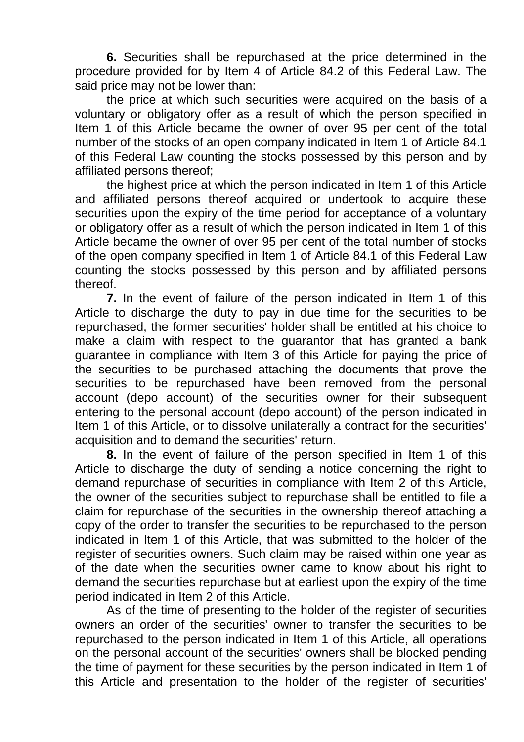**6.** Securities shall be repurchased at the price determined in the procedure provided for by Item 4 of Article 84.2 of this Federal Law. The said price may not be lower than:

the price at which such securities were acquired on the basis of a voluntary or obligatory offer as a result of which the person specified in Item 1 of this Article became the owner of over 95 per cent of the total number of the stocks of an open company indicated in Item 1 of Article 84.1 of this Federal Law counting the stocks possessed by this person and by affiliated persons thereof;

the highest price at which the person indicated in Item 1 of this Article and affiliated persons thereof acquired or undertook to acquire these securities upon the expiry of the time period for acceptance of a voluntary or obligatory offer as a result of which the person indicated in Item 1 of this Article became the owner of over 95 per cent of the total number of stocks of the open company specified in Item 1 of Article 84.1 of this Federal Law counting the stocks possessed by this person and by affiliated persons thereof.

**7.** In the event of failure of the person indicated in Item 1 of this Article to discharge the duty to pay in due time for the securities to be repurchased, the former securities' holder shall be entitled at his choice to make a claim with respect to the guarantor that has granted a bank guarantee in compliance with Item 3 of this Article for paying the price of the securities to be purchased attaching the documents that prove the securities to be repurchased have been removed from the personal account (depo account) of the securities owner for their subsequent entering to the personal account (depo account) of the person indicated in Item 1 of this Article, or to dissolve unilaterally a contract for the securities' acquisition and to demand the securities' return.

**8.** In the event of failure of the person specified in Item 1 of this Article to discharge the duty of sending a notice concerning the right to demand repurchase of securities in compliance with Item 2 of this Article, the owner of the securities subject to repurchase shall be entitled to file a claim for repurchase of the securities in the ownership thereof attaching a copy of the order to transfer the securities to be repurchased to the person indicated in Item 1 of this Article, that was submitted to the holder of the register of securities owners. Such claim may be raised within one year as of the date when the securities owner came to know about his right to demand the securities repurchase but at earliest upon the expiry of the time period indicated in Item 2 of this Article.

As of the time of presenting to the holder of the register of securities owners an order of the securities' owner to transfer the securities to be repurchased to the person indicated in Item 1 of this Article, all operations on the personal account of the securities' owners shall be blocked pending the time of payment for these securities by the person indicated in Item 1 of this Article and presentation to the holder of the register of securities'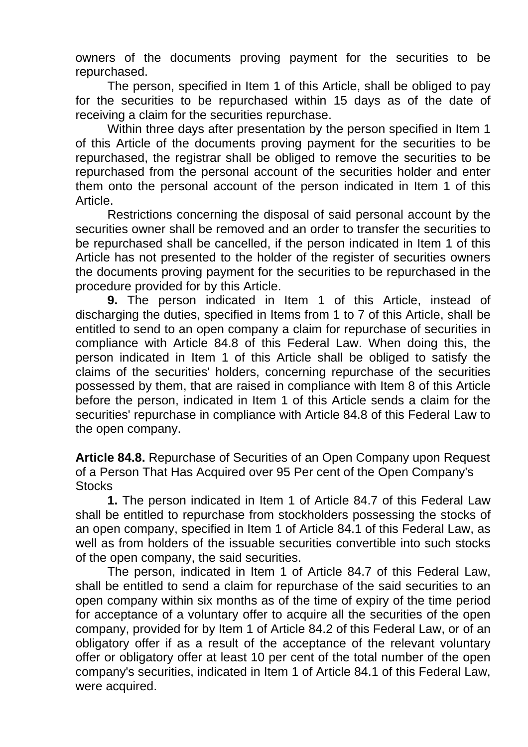owners of the documents proving payment for the securities to be repurchased.

The person, specified in Item 1 of this Article, shall be obliged to pay for the securities to be repurchased within 15 days as of the date of receiving a claim for the securities repurchase.

Within three days after presentation by the person specified in Item 1 of this Article of the documents proving payment for the securities to be repurchased, the registrar shall be obliged to remove the securities to be repurchased from the personal account of the securities holder and enter them onto the personal account of the person indicated in Item 1 of this Article.

Restrictions concerning the disposal of said personal account by the securities owner shall be removed and an order to transfer the securities to be repurchased shall be cancelled, if the person indicated in Item 1 of this Article has not presented to the holder of the register of securities owners the documents proving payment for the securities to be repurchased in the procedure provided for by this Article.

**9.** The person indicated in Item 1 of this Article, instead of discharging the duties, specified in Items from 1 to 7 of this Article, shall be entitled to send to an open company a claim for repurchase of securities in compliance with Article 84.8 of this Federal Law. When doing this, the person indicated in Item 1 of this Article shall be obliged to satisfy the claims of the securities' holders, concerning repurchase of the securities possessed by them, that are raised in compliance with Item 8 of this Article before the person, indicated in Item 1 of this Article sends a claim for the securities' repurchase in compliance with Article 84.8 of this Federal Law to the open company.

**Article 84.8.** Repurchase of Securities of an Open Company upon Request of a Person That Has Acquired over 95 Per cent of the Open Company's Stocks

**1.** The person indicated in Item 1 of Article 84.7 of this Federal Law shall be entitled to repurchase from stockholders possessing the stocks of an open company, specified in Item 1 of Article 84.1 of this Federal Law, as well as from holders of the issuable securities convertible into such stocks of the open company, the said securities.

The person, indicated in Item 1 of Article 84.7 of this Federal Law, shall be entitled to send a claim for repurchase of the said securities to an open company within six months as of the time of expiry of the time period for acceptance of a voluntary offer to acquire all the securities of the open company, provided for by Item 1 of Article 84.2 of this Federal Law, or of an obligatory offer if as a result of the acceptance of the relevant voluntary offer or obligatory offer at least 10 per cent of the total number of the open company's securities, indicated in Item 1 of Article 84.1 of this Federal Law, were acquired.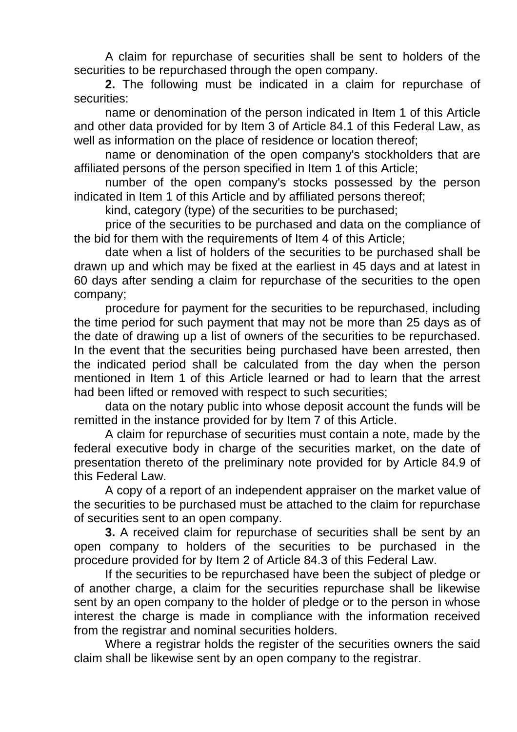A claim for repurchase of securities shall be sent to holders of the securities to be repurchased through the open company.

**2.** The following must be indicated in a claim for repurchase of securities:

name or denomination of the person indicated in Item 1 of this Article and other data provided for by Item 3 of Article 84.1 of this Federal Law, as well as information on the place of residence or location thereof;

name or denomination of the open company's stockholders that are affiliated persons of the person specified in Item 1 of this Article;

number of the open company's stocks possessed by the person indicated in Item 1 of this Article and by affiliated persons thereof;

kind, category (type) of the securities to be purchased;

price of the securities to be purchased and data on the compliance of the bid for them with the requirements of Item 4 of this Article;

date when a list of holders of the securities to be purchased shall be drawn up and which may be fixed at the earliest in 45 days and at latest in 60 days after sending a claim for repurchase of the securities to the open company;

procedure for payment for the securities to be repurchased, including the time period for such payment that may not be more than 25 days as of the date of drawing up a list of owners of the securities to be repurchased. In the event that the securities being purchased have been arrested, then the indicated period shall be calculated from the day when the person mentioned in Item 1 of this Article learned or had to learn that the arrest had been lifted or removed with respect to such securities;

data on the notary public into whose deposit account the funds will be remitted in the instance provided for by Item 7 of this Article.

A claim for repurchase of securities must contain a note, made by the federal executive body in charge of the securities market, on the date of presentation thereto of the preliminary note provided for by Article 84.9 of this Federal Law.

A copy of a report of an independent appraiser on the market value of the securities to be purchased must be attached to the claim for repurchase of securities sent to an open company.

**3.** A received claim for repurchase of securities shall be sent by an open company to holders of the securities to be purchased in the procedure provided for by Item 2 of Article 84.3 of this Federal Law.

If the securities to be repurchased have been the subject of pledge or of another charge, a claim for the securities repurchase shall be likewise sent by an open company to the holder of pledge or to the person in whose interest the charge is made in compliance with the information received from the registrar and nominal securities holders.

Where a registrar holds the register of the securities owners the said claim shall be likewise sent by an open company to the registrar.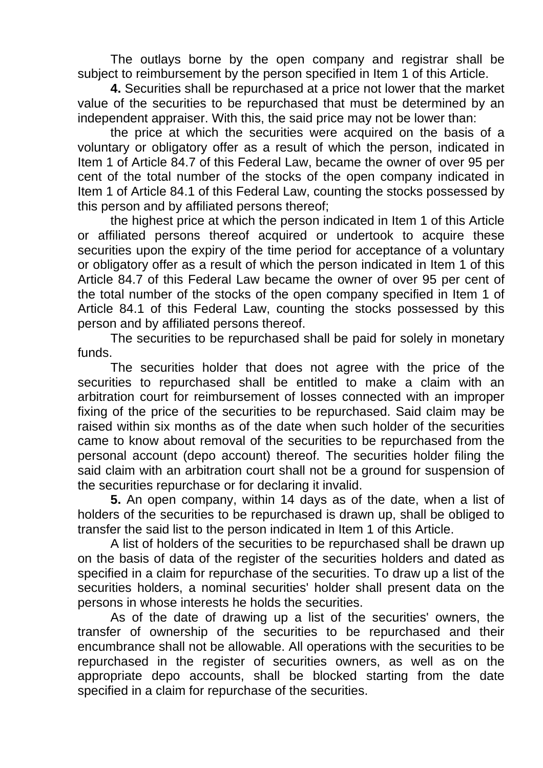The outlays borne by the open company and registrar shall be subject to reimbursement by the person specified in Item 1 of this Article.

**4.** Securities shall be repurchased at a price not lower that the market value of the securities to be repurchased that must be determined by an independent appraiser. With this, the said price may not be lower than:

the price at which the securities were acquired on the basis of a voluntary or obligatory offer as a result of which the person, indicated in Item 1 of Article 84.7 of this Federal Law, became the owner of over 95 per cent of the total number of the stocks of the open company indicated in Item 1 of Article 84.1 of this Federal Law, counting the stocks possessed by this person and by affiliated persons thereof;

the highest price at which the person indicated in Item 1 of this Article or affiliated persons thereof acquired or undertook to acquire these securities upon the expiry of the time period for acceptance of a voluntary or obligatory offer as a result of which the person indicated in Item 1 of this Article 84.7 of this Federal Law became the owner of over 95 per cent of the total number of the stocks of the open company specified in Item 1 of Article 84.1 of this Federal Law, counting the stocks possessed by this person and by affiliated persons thereof.

The securities to be repurchased shall be paid for solely in monetary funds.

The securities holder that does not agree with the price of the securities to repurchased shall be entitled to make a claim with an arbitration court for reimbursement of losses connected with an improper fixing of the price of the securities to be repurchased. Said claim may be raised within six months as of the date when such holder of the securities came to know about removal of the securities to be repurchased from the personal account (depo account) thereof. The securities holder filing the said claim with an arbitration court shall not be a ground for suspension of the securities repurchase or for declaring it invalid.

**5.** An open company, within 14 days as of the date, when a list of holders of the securities to be repurchased is drawn up, shall be obliged to transfer the said list to the person indicated in Item 1 of this Article.

A list of holders of the securities to be repurchased shall be drawn up on the basis of data of the register of the securities holders and dated as specified in a claim for repurchase of the securities. To draw up a list of the securities holders, a nominal securities' holder shall present data on the persons in whose interests he holds the securities.

As of the date of drawing up a list of the securities' owners, the transfer of ownership of the securities to be repurchased and their encumbrance shall not be allowable. All operations with the securities to be repurchased in the register of securities owners, as well as on the appropriate depo accounts, shall be blocked starting from the date specified in a claim for repurchase of the securities.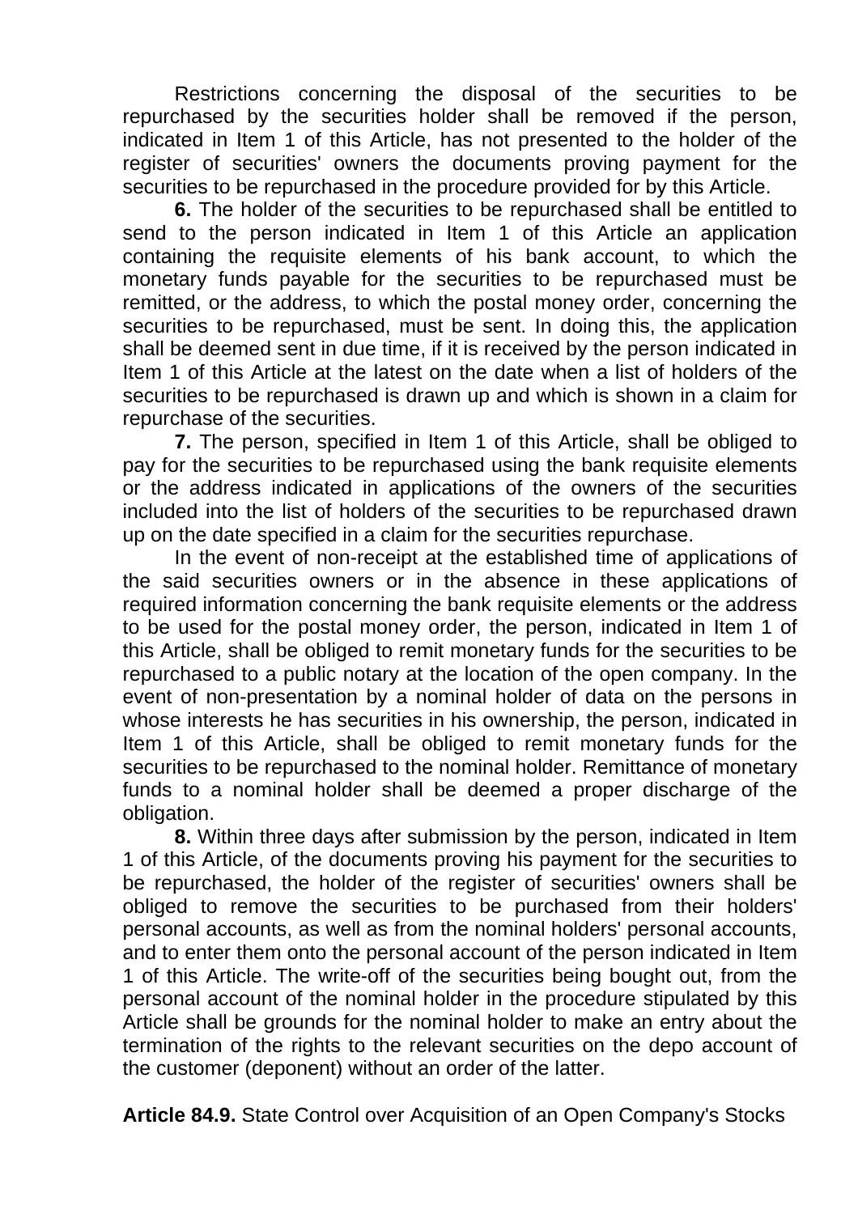Restrictions concerning the disposal of the securities to be repurchased by the securities holder shall be removed if the person, indicated in Item 1 of this Article, has not presented to the holder of the register of securities' owners the documents proving payment for the securities to be repurchased in the procedure provided for by this Article.

**6.** The holder of the securities to be repurchased shall be entitled to send to the person indicated in Item 1 of this Article an application containing the requisite elements of his bank account, to which the monetary funds payable for the securities to be repurchased must be remitted, or the address, to which the postal money order, concerning the securities to be repurchased, must be sent. In doing this, the application shall be deemed sent in due time, if it is received by the person indicated in Item 1 of this Article at the latest on the date when a list of holders of the securities to be repurchased is drawn up and which is shown in a claim for repurchase of the securities.

**7.** The person, specified in Item 1 of this Article, shall be obliged to pay for the securities to be repurchased using the bank requisite elements or the address indicated in applications of the owners of the securities included into the list of holders of the securities to be repurchased drawn up on the date specified in a claim for the securities repurchase.

In the event of non-receipt at the established time of applications of the said securities owners or in the absence in these applications of required information concerning the bank requisite elements or the address to be used for the postal money order, the person, indicated in Item 1 of this Article, shall be obliged to remit monetary funds for the securities to be repurchased to a public notary at the location of the open company. In the event of non-presentation by a nominal holder of data on the persons in whose interests he has securities in his ownership, the person, indicated in Item 1 of this Article, shall be obliged to remit monetary funds for the securities to be repurchased to the nominal holder. Remittance of monetary funds to a nominal holder shall be deemed a proper discharge of the obligation.

**8.** Within three days after submission by the person, indicated in Item 1 of this Article, of the documents proving his payment for the securities to be repurchased, the holder of the register of securities' owners shall be obliged to remove the securities to be purchased from their holders' personal accounts, as well as from the nominal holders' personal accounts, and to enter them onto the personal account of the person indicated in Item 1 of this Article. The write-off of the securities being bought out, from the personal account of the nominal holder in the procedure stipulated by this Article shall be grounds for the nominal holder to make an entry about the termination of the rights to the relevant securities on the depo account of the customer (deponent) without an order of the latter.

**Article 84.9.** State Control over Acquisition of an Open Company's Stocks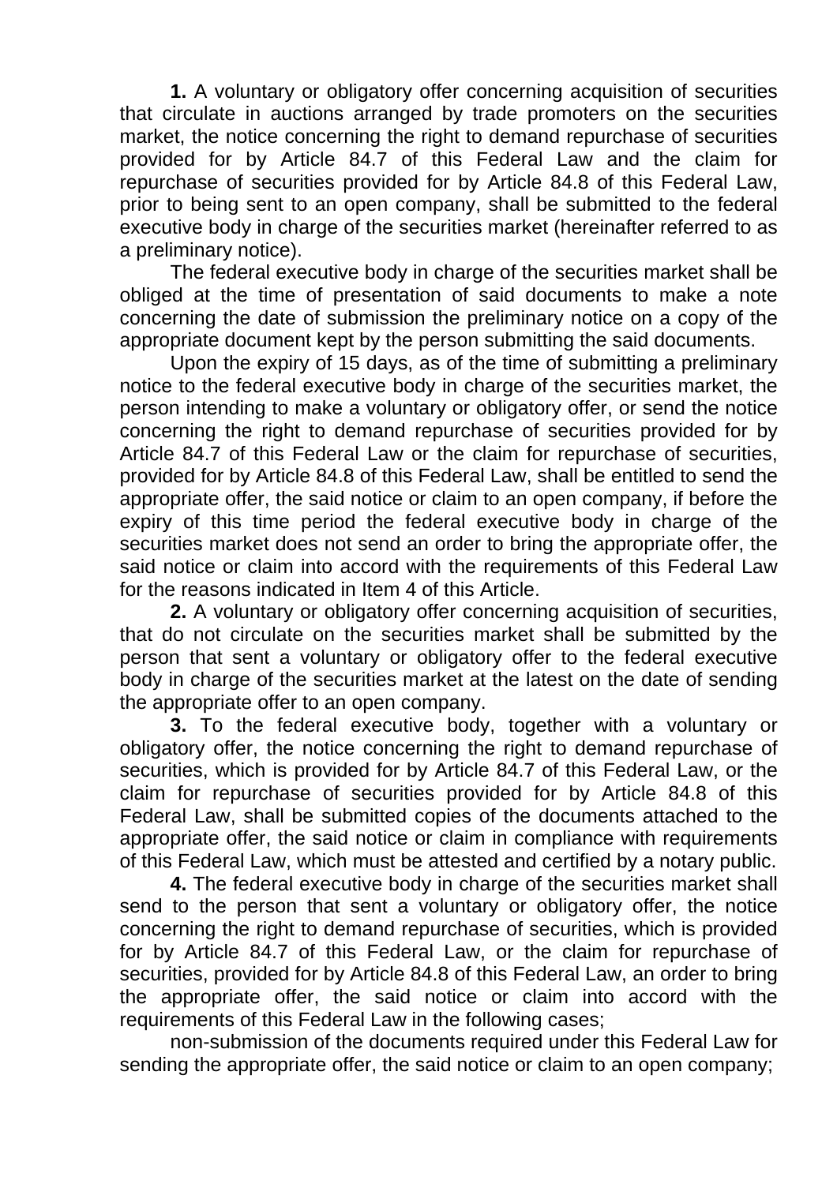**1.** A voluntary or obligatory offer concerning acquisition of securities that circulate in auctions arranged by trade promoters on the securities market, the notice concerning the right to demand repurchase of securities provided for by Article 84.7 of this Federal Law and the claim for repurchase of securities provided for by Article 84.8 of this Federal Law, prior to being sent to an open company, shall be submitted to the federal executive body in charge of the securities market (hereinafter referred to as a preliminary notice).

The federal executive body in charge of the securities market shall be obliged at the time of presentation of said documents to make a note concerning the date of submission the preliminary notice on a copy of the appropriate document kept by the person submitting the said documents.

Upon the expiry of 15 days, as of the time of submitting a preliminary notice to the federal executive body in charge of the securities market, the person intending to make a voluntary or obligatory offer, or send the notice concerning the right to demand repurchase of securities provided for by Article 84.7 of this Federal Law or the claim for repurchase of securities, provided for by Article 84.8 of this Federal Law, shall be entitled to send the appropriate offer, the said notice or claim to an open company, if before the expiry of this time period the federal executive body in charge of the securities market does not send an order to bring the appropriate offer, the said notice or claim into accord with the requirements of this Federal Law for the reasons indicated in Item 4 of this Article.

**2.** A voluntary or obligatory offer concerning acquisition of securities, that do not circulate on the securities market shall be submitted by the person that sent a voluntary or obligatory offer to the federal executive body in charge of the securities market at the latest on the date of sending the appropriate offer to an open company.

**3.** To the federal executive body, together with a voluntary or obligatory offer, the notice concerning the right to demand repurchase of securities, which is provided for by Article 84.7 of this Federal Law, or the claim for repurchase of securities provided for by Article 84.8 of this Federal Law, shall be submitted copies of the documents attached to the appropriate offer, the said notice or claim in compliance with requirements of this Federal Law, which must be attested and certified by a notary public.

**4.** The federal executive body in charge of the securities market shall send to the person that sent a voluntary or obligatory offer, the notice concerning the right to demand repurchase of securities, which is provided for by Article 84.7 of this Federal Law, or the claim for repurchase of securities, provided for by Article 84.8 of this Federal Law, an order to bring the appropriate offer, the said notice or claim into accord with the requirements of this Federal Law in the following cases;

non-submission of the documents required under this Federal Law for sending the appropriate offer, the said notice or claim to an open company;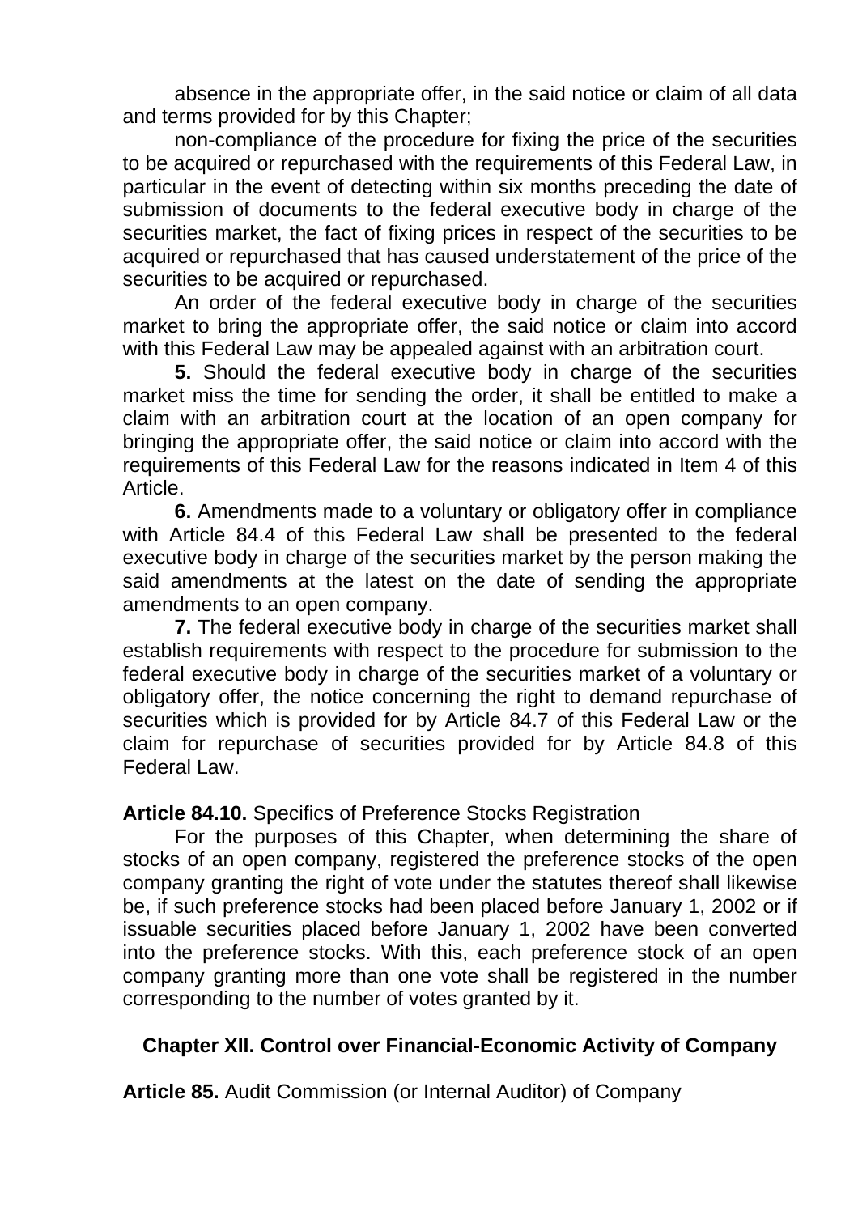absence in the appropriate offer, in the said notice or claim of all data and terms provided for by this Chapter;

non-compliance of the procedure for fixing the price of the securities to be acquired or repurchased with the requirements of this Federal Law, in particular in the event of detecting within six months preceding the date of submission of documents to the federal executive body in charge of the securities market, the fact of fixing prices in respect of the securities to be acquired or repurchased that has caused understatement of the price of the securities to be acquired or repurchased.

An order of the federal executive body in charge of the securities market to bring the appropriate offer, the said notice or claim into accord with this Federal Law may be appealed against with an arbitration court.

**5.** Should the federal executive body in charge of the securities market miss the time for sending the order, it shall be entitled to make a claim with an arbitration court at the location of an open company for bringing the appropriate offer, the said notice or claim into accord with the requirements of this Federal Law for the reasons indicated in Item 4 of this Article.

**6.** Amendments made to a voluntary or obligatory offer in compliance with Article 84.4 of this Federal Law shall be presented to the federal executive body in charge of the securities market by the person making the said amendments at the latest on the date of sending the appropriate amendments to an open company.

**7.** The federal executive body in charge of the securities market shall establish requirements with respect to the procedure for submission to the federal executive body in charge of the securities market of a voluntary or obligatory offer, the notice concerning the right to demand repurchase of securities which is provided for by Article 84.7 of this Federal Law or the claim for repurchase of securities provided for by Article 84.8 of this Federal Law.

**Article 84.10.** Specifics of Preference Stocks Registration

For the purposes of this Chapter, when determining the share of stocks of an open company, registered the preference stocks of the open company granting the right of vote under the statutes thereof shall likewise be, if such preference stocks had been placed before January 1, 2002 or if issuable securities placed before January 1, 2002 have been converted into the preference stocks. With this, each preference stock of an open company granting more than one vote shall be registered in the number corresponding to the number of votes granted by it.

## Chapter XII. Control over Financial-Economic Activity of Company

**Article 85.** Audit Commission (or Internal Auditor) of Company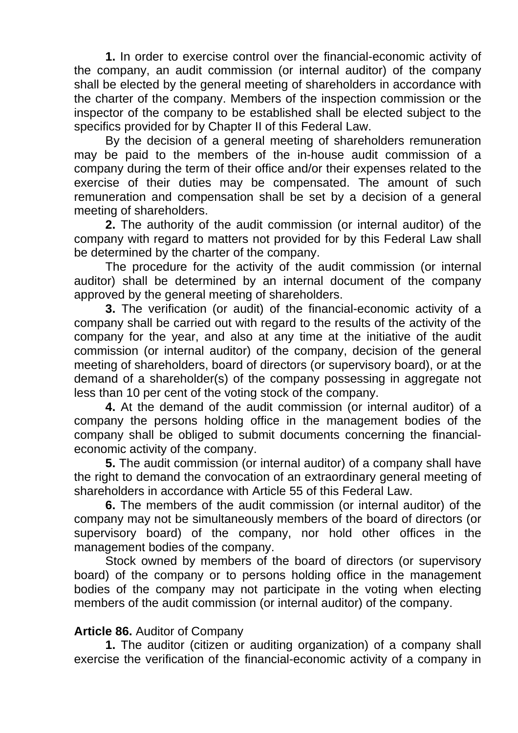**1.** In order to exercise control over the financial-economic activity of the company, an audit commission (or internal auditor) of the company shall be elected by the general meeting of shareholders in accordance with the charter of the company. Members of the inspection commission or the inspector of the company to be established shall be elected subject to the specifics provided for by Chapter II of this Federal Law.

By the decision of a general meeting of shareholders remuneration may be paid to the members of the in-house audit commission of a company during the term of their office and/or their expenses related to the exercise of their duties may be compensated. The amount of such remuneration and compensation shall be set by a decision of a general meeting of shareholders.

**2.** The authority of the audit commission (or internal auditor) of the company with regard to matters not provided for by this Federal Law shall be determined by the charter of the company.

The procedure for the activity of the audit commission (or internal auditor) shall be determined by an internal document of the company approved by the general meeting of shareholders.

**3.** The verification (or audit) of the financial-economic activity of a company shall be carried out with regard to the results of the activity of the company for the year, and also at any time at the initiative of the audit commission (or internal auditor) of the company, decision of the general meeting of shareholders, board of directors (or supervisory board), or at the demand of a shareholder(s) of the company possessing in aggregate not less than 10 per cent of the voting stock of the company.

**4.** At the demand of the audit commission (or internal auditor) of a company the persons holding office in the management bodies of the company shall be obliged to submit documents concerning the financial-economic activity of the company.

**5.** The audit commission (or internal auditor) of a company shall have the right to demand the convocation of an extraordinary general meeting of shareholders in accordance with Article 55 of this Federal Law.

**6.** The members of the audit commission (or internal auditor) of the company may not be simultaneously members of the board of directors (or supervisory board) of the company, nor hold other offices in the management bodies of the company.

Stock owned by members of the board of directors (or supervisory board) of the company or to persons holding office in the management bodies of the company may not participate in the voting when electing members of the audit commission (or internal auditor) of the company.

**Article 86.** Auditor of Company

**1.** The auditor (citizen or auditing organization) of a company shall exercise the verification of the financial-economic activity of a company in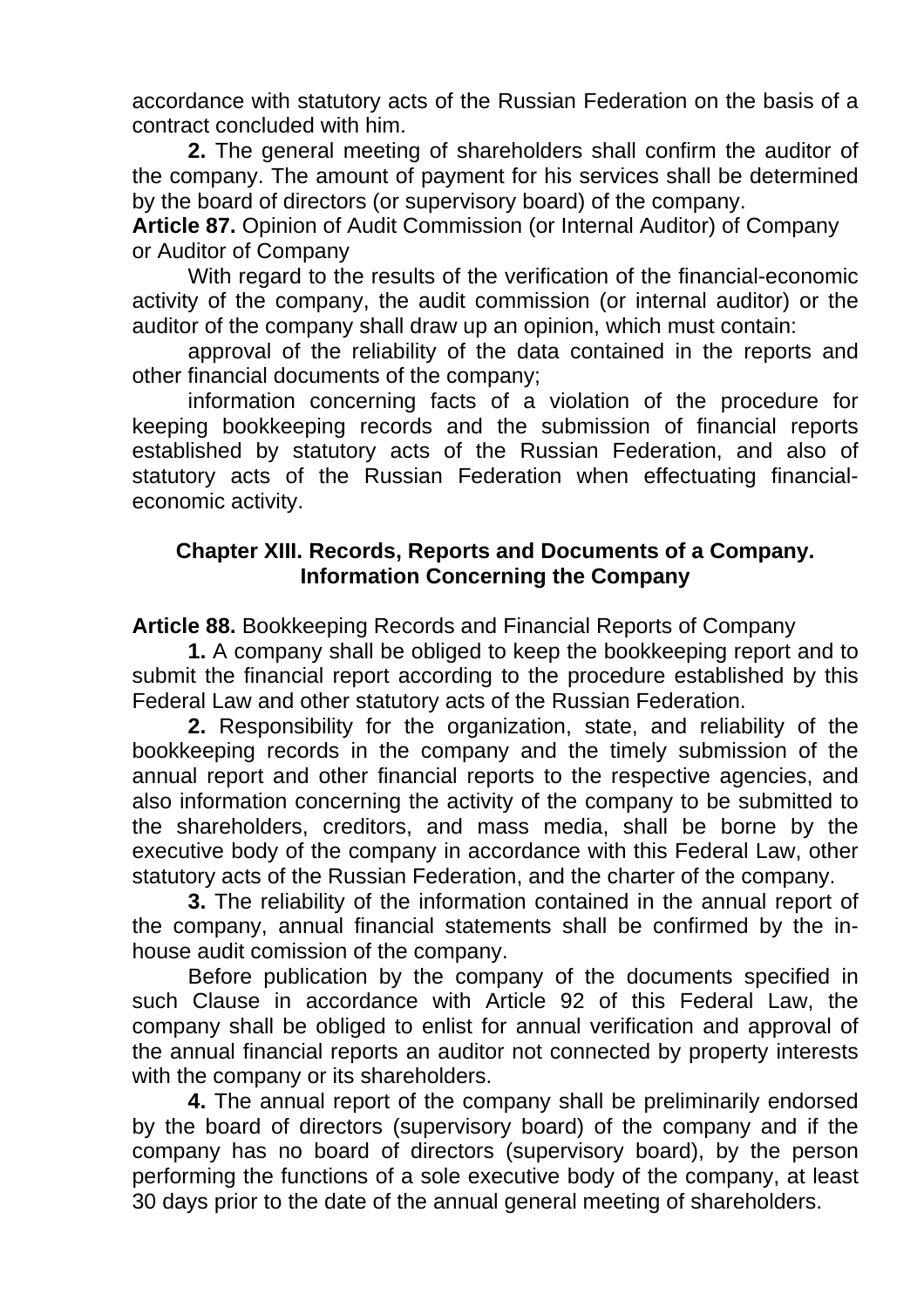accordance with statutory acts of the Russian Federation on the basis of a contract concluded with him.

**2.** The general meeting of shareholders shall confirm the auditor of the company. The amount of payment for his services shall be determined by the board of directors (or supervisory board) of the company.

**Article 87.** Opinion of Audit Commission (or Internal Auditor) of Company or Auditor of Company

With regard to the results of the verification of the financial-economic activity of the company, the audit commission (or internal auditor) or the auditor of the company shall draw up an opinion, which must contain:

approval of the reliability of the data contained in the reports and other financial documents of the company;

information concerning facts of a violation of the procedure for keeping bookkeeping records and the submission of financial reports established by statutory acts of the Russian Federation, and also of statutory acts of the Russian Federation when effectuating financial-economic activity.

## Chapter XIII. Records, Reports and Documents of a Company. Information Concerning the Company

**Article 88.** Bookkeeping Records and Financial Reports of Company

**1.** A company shall be obliged to keep the bookkeeping report and to submit the financial report according to the procedure established by this Federal Law and other statutory acts of the Russian Federation.

**2.** Responsibility for the organization, state, and reliability of the bookkeeping records in the company and the timely submission of the annual report and other financial reports to the respective agencies, and also information concerning the activity of the company to be submitted to the shareholders, creditors, and mass media, shall be borne by the executive body of the company in accordance with this Federal Law, other statutory acts of the Russian Federation, and the charter of the company.

**3.** The reliability of the information contained in the annual report of the company, annual financial statements shall be confirmed by the in-house audit comission of the company.

Before publication by the company of the documents specified in such Clause in accordance with Article 92 of this Federal Law, the company shall be obliged to enlist for annual verification and approval of the annual financial reports an auditor not connected by property interests with the company or its shareholders.

**4.** The annual report of the company shall be preliminarily endorsed by the board of directors (supervisory board) of the company and if the company has no board of directors (supervisory board), by the person performing the functions of a sole executive body of the company, at least 30 days prior to the date of the annual general meeting of shareholders.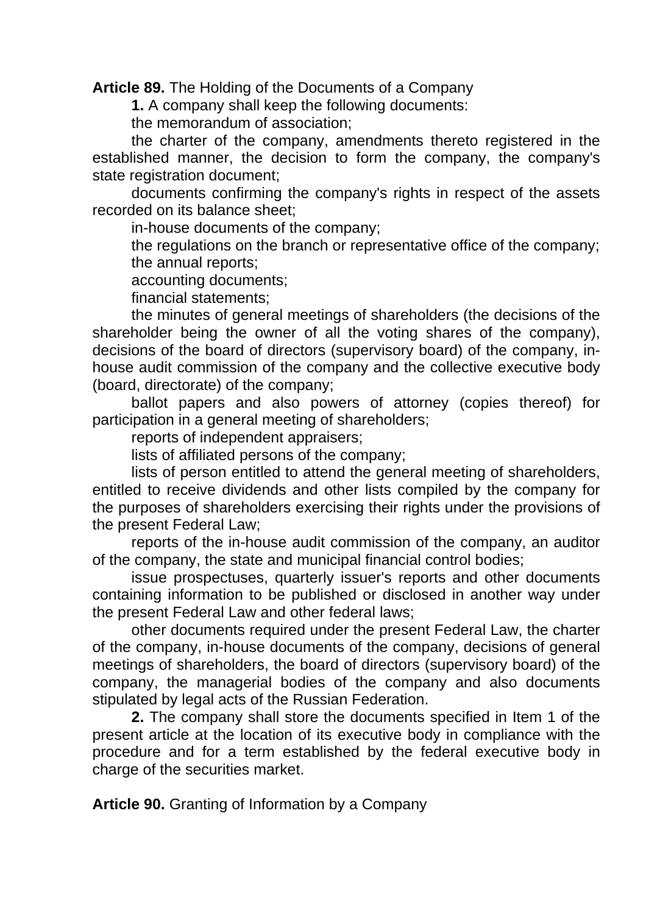**Article 89.** The Holding of the Documents of a Company

**1.** A company shall keep the following documents:

the memorandum of association;

the charter of the company, amendments thereto registered in the established manner, the decision to form the company, the company's state registration document;

documents confirming the company's rights in respect of the assets recorded on its balance sheet;

in-house documents of the company;

the regulations on the branch or representative office of the company;

the annual reports;

accounting documents;

financial statements;

the minutes of general meetings of shareholders (the decisions of the shareholder being the owner of all the voting shares of the company), decisions of the board of directors (supervisory board) of the company, in-house audit commission of the company and the collective executive body (board, directorate) of the company;

ballot papers and also powers of attorney (copies thereof) for participation in a general meeting of shareholders;

reports of independent appraisers;

lists of affiliated persons of the company;

lists of person entitled to attend the general meeting of shareholders, entitled to receive dividends and other lists compiled by the company for the purposes of shareholders exercising their rights under the provisions of the present Federal Law;

reports of the in-house audit commission of the company, an auditor of the company, the state and municipal financial control bodies;

issue prospectuses, quarterly issuer's reports and other documents containing information to be published or disclosed in another way under the present Federal Law and other federal laws;

other documents required under the present Federal Law, the charter of the company, in-house documents of the company, decisions of general meetings of shareholders, the board of directors (supervisory board) of the company, the managerial bodies of the company and also documents stipulated by legal acts of the Russian Federation.

**2.** The company shall store the documents specified in Item 1 of the present article at the location of its executive body in compliance with the procedure and for a term established by the federal executive body in charge of the securities market.

**Article 90.** Granting of Information by a Company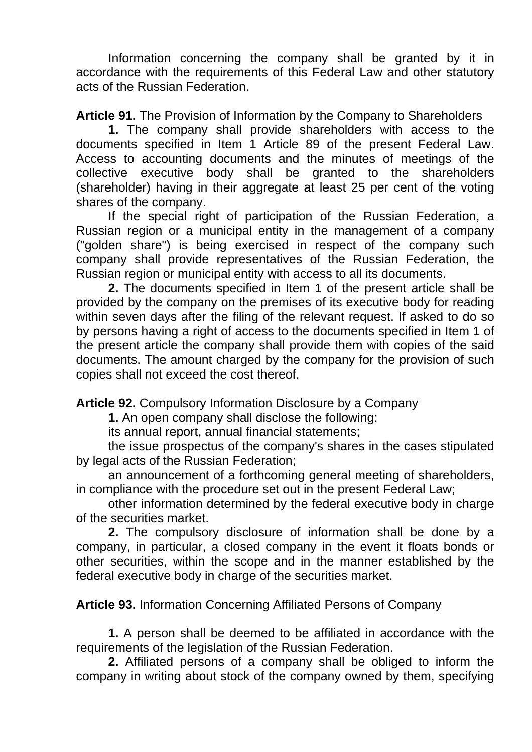Information concerning the company shall be granted by it in accordance with the requirements of this Federal Law and other statutory acts of the Russian Federation.

**Article 91.** The Provision of Information by the Company to Shareholders

**1.** The company shall provide shareholders with access to the documents specified in Item 1 Article 89 of the present Federal Law. Access to accounting documents and the minutes of meetings of the collective executive body shall be granted to the shareholders (shareholder) having in their aggregate at least 25 per cent of the voting shares of the company.

If the special right of participation of the Russian Federation, a Russian region or a municipal entity in the management of a company ("golden share") is being exercised in respect of the company such company shall provide representatives of the Russian Federation, the Russian region or municipal entity with access to all its documents.

**2.** The documents specified in Item 1 of the present article shall be provided by the company on the premises of its executive body for reading within seven days after the filing of the relevant request. If asked to do so by persons having a right of access to the documents specified in Item 1 of the present article the company shall provide them with copies of the said documents. The amount charged by the company for the provision of such copies shall not exceed the cost thereof.

**Article 92.** Compulsory Information Disclosure by a Company

**1.** An open company shall disclose the following:

its annual report, annual financial statements;

the issue prospectus of the company's shares in the cases stipulated by legal acts of the Russian Federation;

an announcement of a forthcoming general meeting of shareholders, in compliance with the procedure set out in the present Federal Law;

other information determined by the federal executive body in charge of the securities market.

**2.** The compulsory disclosure of information shall be done by a company, in particular, a closed company in the event it floats bonds or other securities, within the scope and in the manner established by the federal executive body in charge of the securities market.

**Article 93.** Information Concerning Affiliated Persons of Company

**1.** A person shall be deemed to be affiliated in accordance with the requirements of the legislation of the Russian Federation.

**2.** Affiliated persons of a company shall be obliged to inform the company in writing about stock of the company owned by them, specifying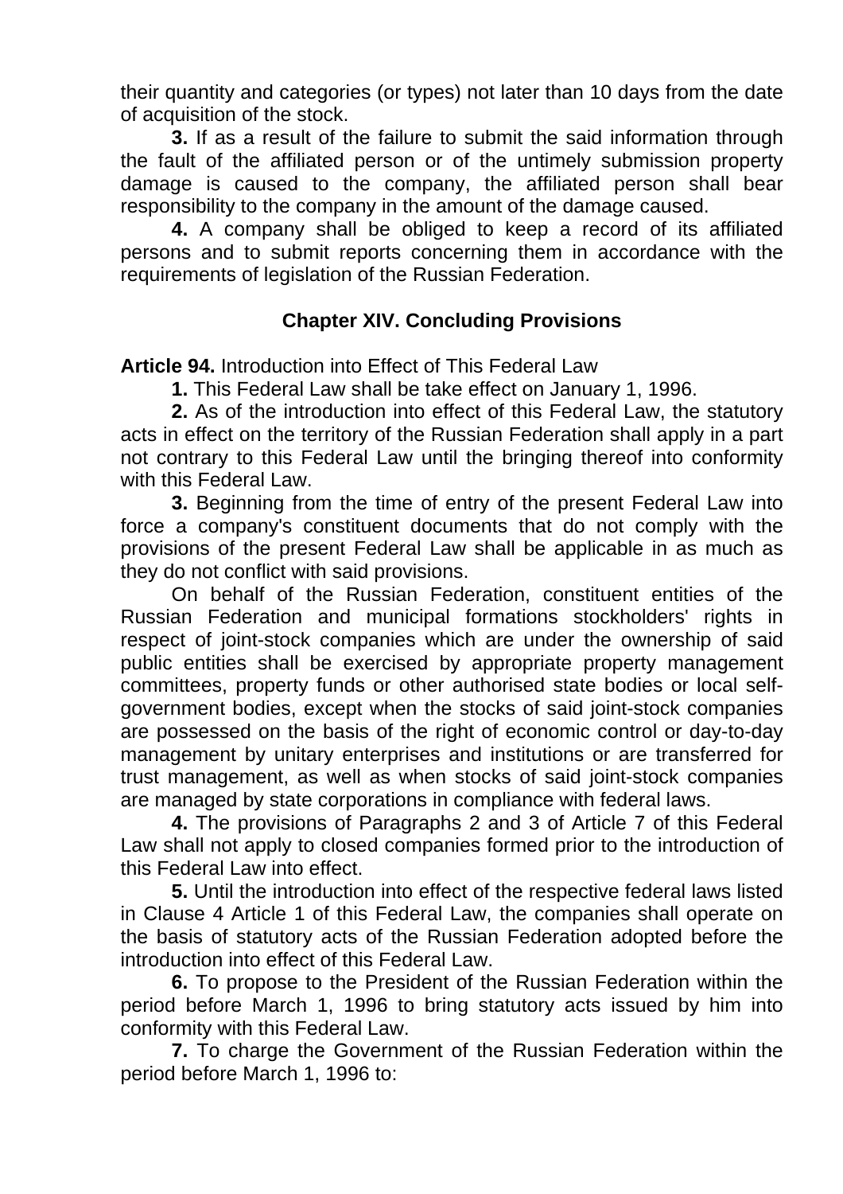their quantity and categories (or types) not later than 10 days from the date of acquisition of the stock.

**3.** If as a result of the failure to submit the said information through the fault of the affiliated person or of the untimely submission property damage is caused to the company, the affiliated person shall bear responsibility to the company in the amount of the damage caused.

**4.** A company shall be obliged to keep a record of its affiliated persons and to submit reports concerning them in accordance with the requirements of legislation of the Russian Federation.

## Chapter XIV. Concluding Provisions

**Article 94.** Introduction into Effect of This Federal Law

**1.** This Federal Law shall be take effect on January 1, 1996.

**2.** As of the introduction into effect of this Federal Law, the statutory acts in effect on the territory of the Russian Federation shall apply in a part not contrary to this Federal Law until the bringing thereof into conformity with this Federal Law.

**3.** Beginning from the time of entry of the present Federal Law into force a company's constituent documents that do not comply with the provisions of the present Federal Law shall be applicable in as much as they do not conflict with said provisions.

On behalf of the Russian Federation, constituent entities of the Russian Federation and municipal formations stockholders' rights in respect of joint-stock companies which are under the ownership of said public entities shall be exercised by appropriate property management committees, property funds or other authorised state bodies or local self-government bodies, except when the stocks of said joint-stock companies are possessed on the basis of the right of economic control or day-to-day management by unitary enterprises and institutions or are transferred for trust management, as well as when stocks of said joint-stock companies are managed by state corporations in compliance with federal laws.

**4.** The provisions of Paragraphs 2 and 3 of Article 7 of this Federal Law shall not apply to closed companies formed prior to the introduction of this Federal Law into effect.

**5.** Until the introduction into effect of the respective federal laws listed in Clause 4 Article 1 of this Federal Law, the companies shall operate on the basis of statutory acts of the Russian Federation adopted before the introduction into effect of this Federal Law.

**6.** To propose to the President of the Russian Federation within the period before March 1, 1996 to bring statutory acts issued by him into conformity with this Federal Law.

**7.** To charge the Government of the Russian Federation within the period before March 1, 1996 to: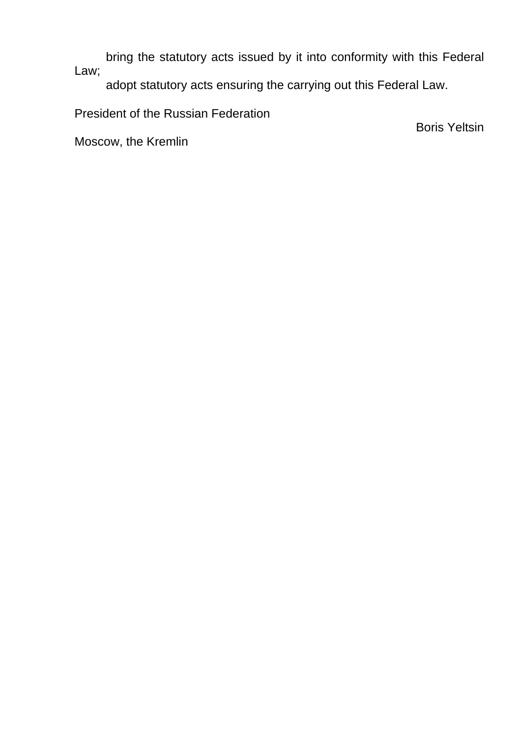bring the statutory acts issued by it into conformity with this Federal Law;

adopt statutory acts ensuring the carrying out this Federal Law.

President of the Russian Federation

Boris Yeltsin

Moscow, the Kremlin